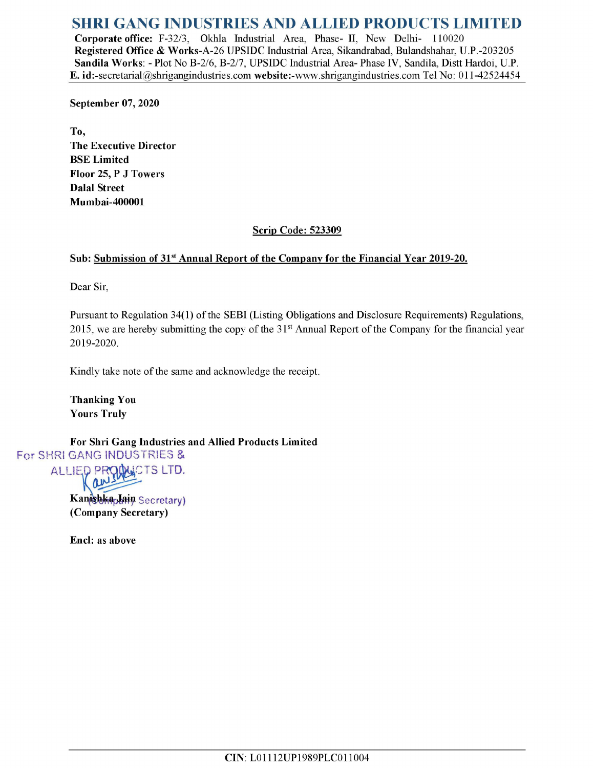# SHRI GANG INDUSTRIES AND ALLIED PRODUCTS LIMITED

**Corporate office:** F-32/3, Okhla Industrial Area, Phase- II, New Delhi- 110020
**Registered Office & Works**-A-26 UPSIDC Industrial Area, Sikandrabad, Bulandshahar, U.P.-203205
**Sandila Works**: - Plot No B-2/6, B-2/7, UPSIDC Industrial Area- Phase IV, Sandila, Distt Hardoi, U.P.
**E. id**:-secretarial@shrigangindustries.com **website**:-www.shrigangindustries.com Tel No: 011-42524454

**September 07, 2020**

**To,**
**The Executive Director**
**BSE Limited**
**Floor 25, P J Towers**
**Dalal Street**
**Mumbai-400001**

**Scrip Code: 523309**

**Sub: Submission of 31st Annual Report of the Company for the Financial Year 2019-20.**

Dear Sir,

Pursuant to Regulation 34(1) of the SEBI (Listing Obligations and Disclosure Requirements) Regulations, 2015, we are hereby submitting the copy of the 31st Annual Report of the Company for the financial year 2019-2020.

Kindly take note of the same and acknowledge the receipt.

**Thanking You**
**Yours Truly**

**For Shri Gang Industries and Allied Products Limited**

For SHRI GANG INDUSTRIES & ALLIED PRODUCTS LTD.
(Company Secretary)

**Kanishka Jain**
**(Company Secretary)**

**Encl: as above**

**CIN**: L01112UP1989PLC011004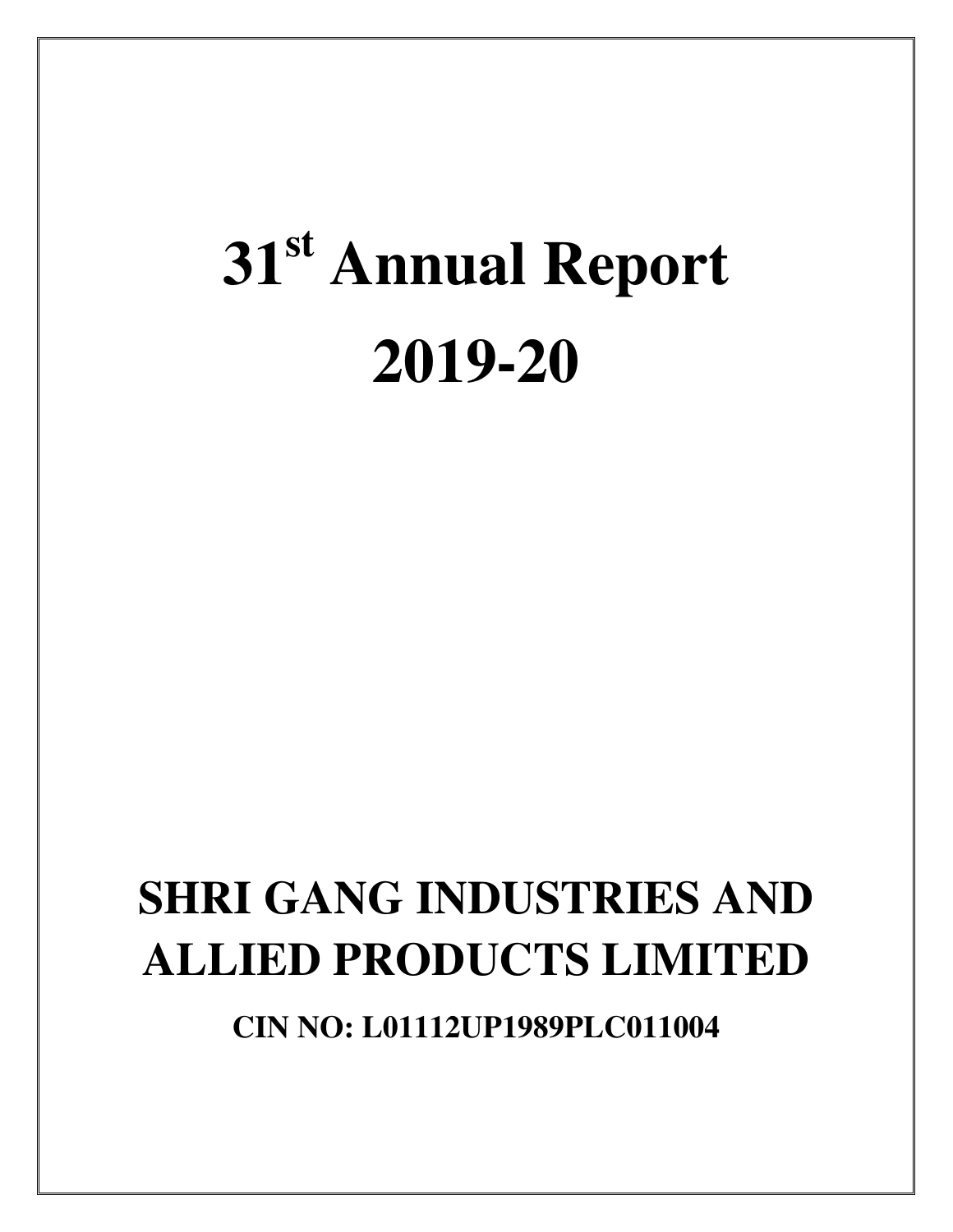# 31st Annual Report

# 2019-20

# SHRI GANG INDUSTRIES AND ALLIED PRODUCTS LIMITED

**CIN NO: L01112UP1989PLC011004**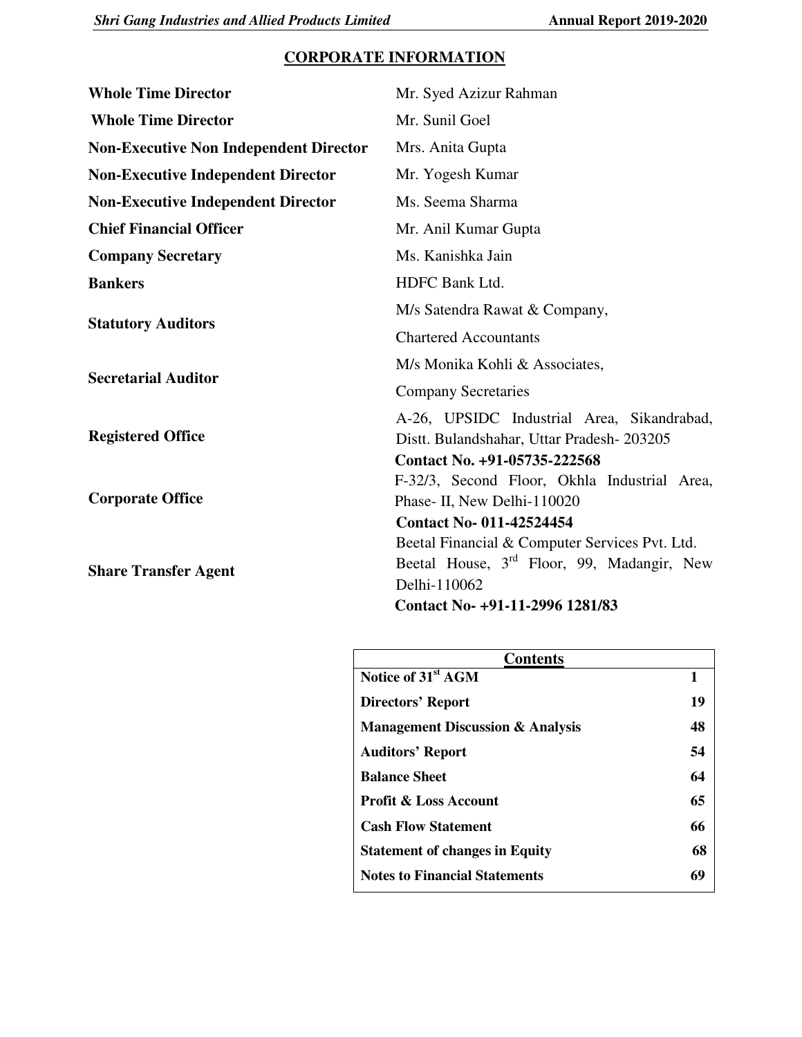## CORPORATE INFORMATION

| | |
|---|---|
| **Whole Time Director** | Mr. Syed Azizur Rahman |
| **Whole Time Director** | Mr. Sunil Goel |
| **Non-Executive Non Independent Director** | Mrs. Anita Gupta |
| **Non-Executive Independent Director** | Mr. Yogesh Kumar |
| **Non-Executive Independent Director** | Ms. Seema Sharma |
| **Chief Financial Officer** | Mr. Anil Kumar Gupta |
| **Company Secretary** | Ms. Kanishka Jain |
| **Bankers** | HDFC Bank Ltd. |
| **Statutory Auditors** | M/s Satendra Rawat & Company, Chartered Accountants |
| **Secretarial Auditor** | M/s Monika Kohli & Associates, Company Secretaries |
| **Registered Office** | A-26, UPSIDC Industrial Area, Sikandrabad, Distt. Bulandshahar, Uttar Pradesh- 203205 **Contact No. +91-05735-222568** |
| **Corporate Office** | F-32/3, Second Floor, Okhla Industrial Area, Phase- II, New Delhi-110020 **Contact No- 011-42524454** |
| **Share Transfer Agent** | Beetal Financial & Computer Services Pvt. Ltd. Beetal House, 3rd Floor, 99, Madangir, New Delhi-110062 **Contact No- +91-11-2996 1281/83** |

| **Contents** | |
|---|---|
| **Notice of 31st AGM** | **1** |
| **Directors' Report** | **19** |
| **Management Discussion & Analysis** | **48** |
| **Auditors' Report** | **54** |
| **Balance Sheet** | **64** |
| **Profit & Loss Account** | **65** |
| **Cash Flow Statement** | **66** |
| **Statement of changes in Equity** | **68** |
| **Notes to Financial Statements** | **69** |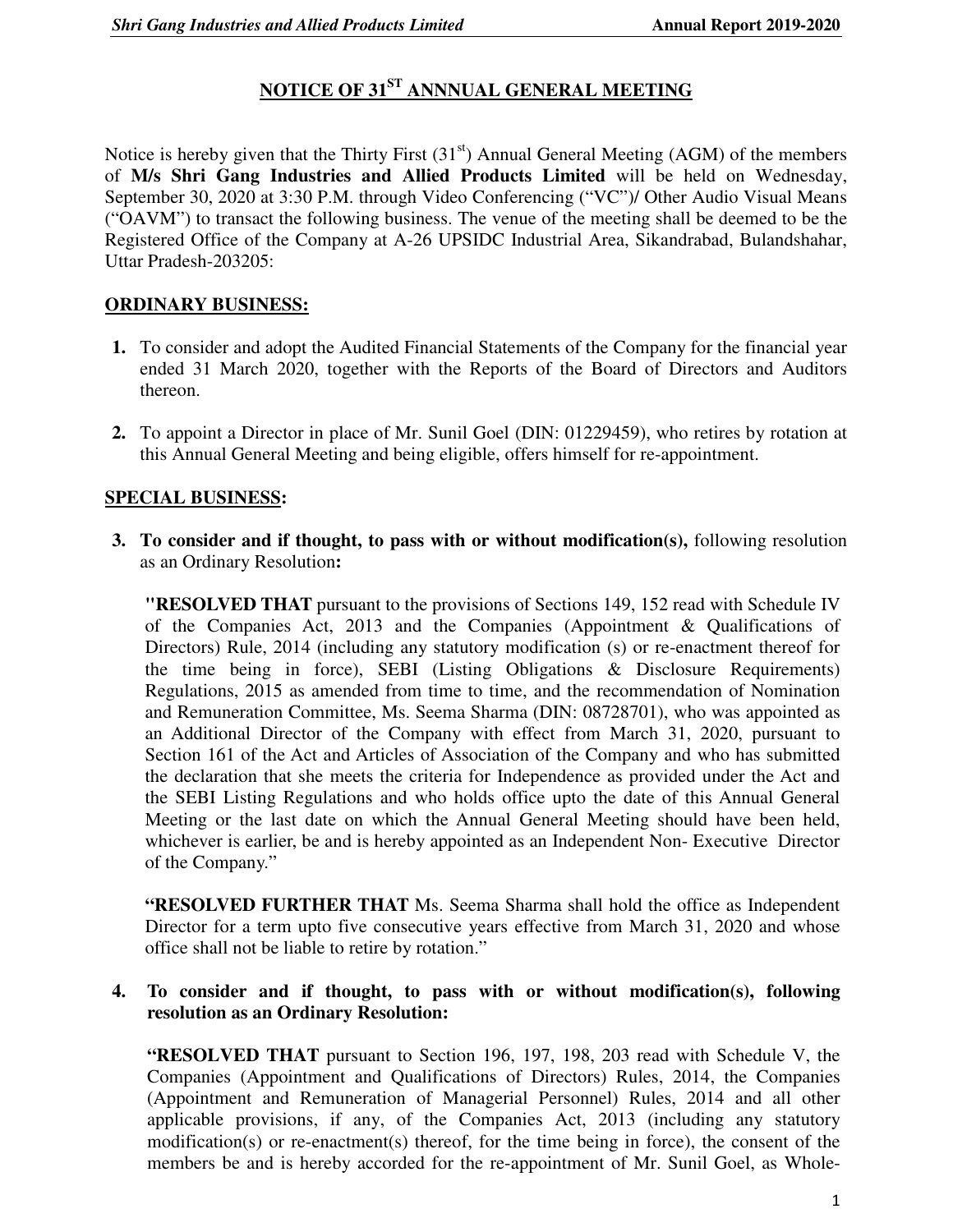# NOTICE OF 31ST ANNNUAL GENERAL MEETING

Notice is hereby given that the Thirty First (31st) Annual General Meeting (AGM) of the members of **M/s Shri Gang Industries and Allied Products Limited** will be held on Wednesday, September 30, 2020 at 3:30 P.M. through Video Conferencing ("VC")/ Other Audio Visual Means ("OAVM") to transact the following business. The venue of the meeting shall be deemed to be the Registered Office of the Company at A-26 UPSIDC Industrial Area, Sikandrabad, Bulandshahar, Uttar Pradesh-203205:

## ORDINARY BUSINESS:

1. To consider and adopt the Audited Financial Statements of the Company for the financial year ended 31 March 2020, together with the Reports of the Board of Directors and Auditors thereon.

2. To appoint a Director in place of Mr. Sunil Goel (DIN: 01229459), who retires by rotation at this Annual General Meeting and being eligible, offers himself for re-appointment.

## SPECIAL BUSINESS:

3. **To consider and if thought, to pass with or without modification(s),** following resolution as an Ordinary Resolution**:**

   **"RESOLVED THAT** pursuant to the provisions of Sections 149, 152 read with Schedule IV of the Companies Act, 2013 and the Companies (Appointment & Qualifications of Directors) Rule, 2014 (including any statutory modification (s) or re-enactment thereof for the time being in force), SEBI (Listing Obligations & Disclosure Requirements) Regulations, 2015 as amended from time to time, and the recommendation of Nomination and Remuneration Committee, Ms. Seema Sharma (DIN: 08728701), who was appointed as an Additional Director of the Company with effect from March 31, 2020, pursuant to Section 161 of the Act and Articles of Association of the Company and who has submitted the declaration that she meets the criteria for Independence as provided under the Act and the SEBI Listing Regulations and who holds office upto the date of this Annual General Meeting or the last date on which the Annual General Meeting should have been held, whichever is earlier, be and is hereby appointed as an Independent Non- Executive Director of the Company."

   **"RESOLVED FURTHER THAT** Ms. Seema Sharma shall hold the office as Independent Director for a term upto five consecutive years effective from March 31, 2020 and whose office shall not be liable to retire by rotation."

4. **To consider and if thought, to pass with or without modification(s), following resolution as an Ordinary Resolution:**

   **"RESOLVED THAT** pursuant to Section 196, 197, 198, 203 read with Schedule V, the Companies (Appointment and Qualifications of Directors) Rules, 2014, the Companies (Appointment and Remuneration of Managerial Personnel) Rules, 2014 and all other applicable provisions, if any, of the Companies Act, 2013 (including any statutory modification(s) or re-enactment(s) thereof, for the time being in force), the consent of the members be and is hereby accorded for the re-appointment of Mr. Sunil Goel, as Whole-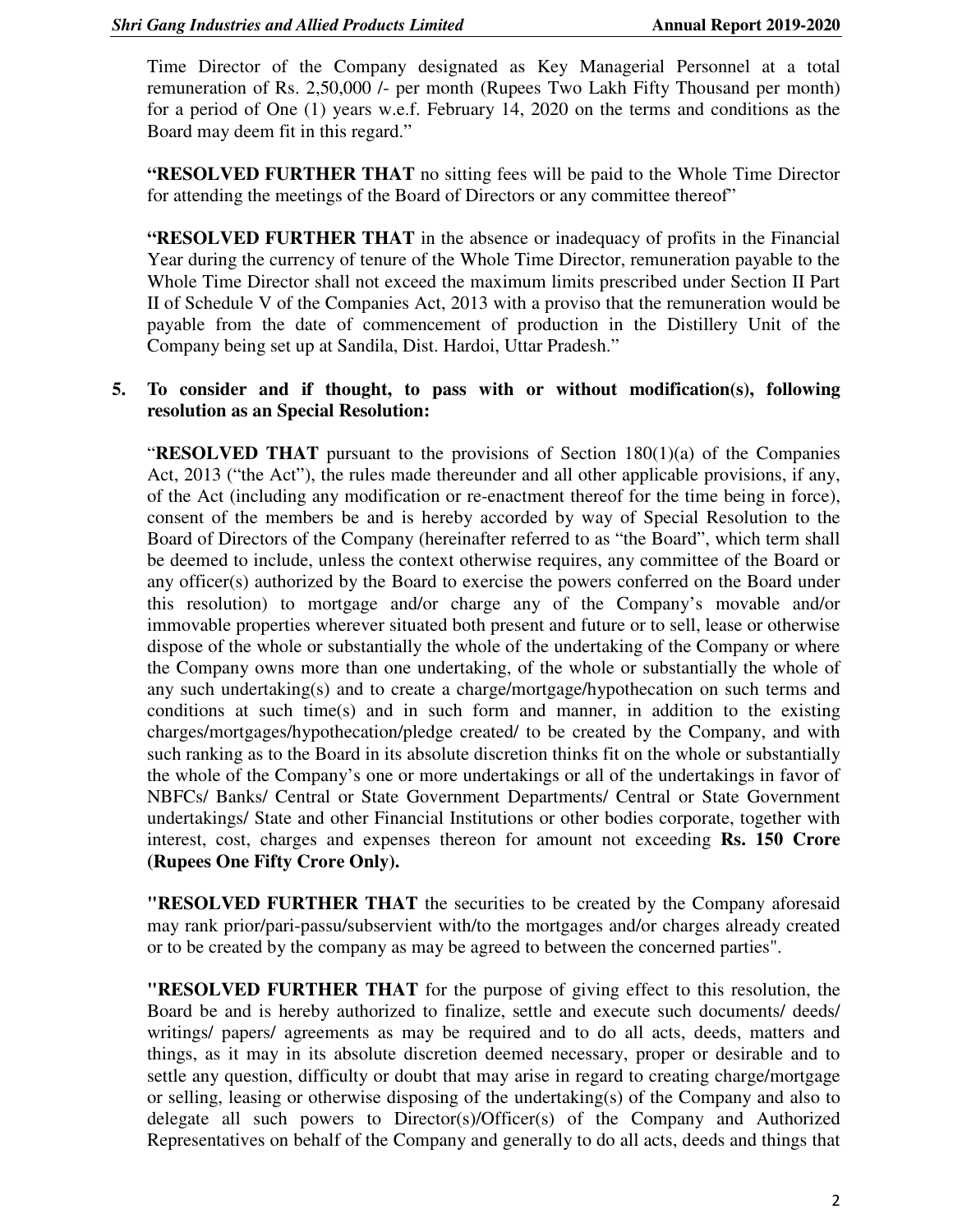Time Director of the Company designated as Key Managerial Personnel at a total remuneration of Rs. 2,50,000 /- per month (Rupees Two Lakh Fifty Thousand per month) for a period of One (1) years w.e.f. February 14, 2020 on the terms and conditions as the Board may deem fit in this regard."

**"RESOLVED FURTHER THAT** no sitting fees will be paid to the Whole Time Director for attending the meetings of the Board of Directors or any committee thereof"

**"RESOLVED FURTHER THAT** in the absence or inadequacy of profits in the Financial Year during the currency of tenure of the Whole Time Director, remuneration payable to the Whole Time Director shall not exceed the maximum limits prescribed under Section II Part II of Schedule V of the Companies Act, 2013 with a proviso that the remuneration would be payable from the date of commencement of production in the Distillery Unit of the Company being set up at Sandila, Dist. Hardoi, Uttar Pradesh."

**5. To consider and if thought, to pass with or without modification(s), following resolution as an Special Resolution:**

"**RESOLVED THAT** pursuant to the provisions of Section 180(1)(a) of the Companies Act, 2013 ("the Act"), the rules made thereunder and all other applicable provisions, if any, of the Act (including any modification or re-enactment thereof for the time being in force), consent of the members be and is hereby accorded by way of Special Resolution to the Board of Directors of the Company (hereinafter referred to as "the Board", which term shall be deemed to include, unless the context otherwise requires, any committee of the Board or any officer(s) authorized by the Board to exercise the powers conferred on the Board under this resolution) to mortgage and/or charge any of the Company's movable and/or immovable properties wherever situated both present and future or to sell, lease or otherwise dispose of the whole or substantially the whole of the undertaking of the Company or where the Company owns more than one undertaking, of the whole or substantially the whole of any such undertaking(s) and to create a charge/mortgage/hypothecation on such terms and conditions at such time(s) and in such form and manner, in addition to the existing charges/mortgages/hypothecation/pledge created/ to be created by the Company, and with such ranking as to the Board in its absolute discretion thinks fit on the whole or substantially the whole of the Company's one or more undertakings or all of the undertakings in favor of NBFCs/ Banks/ Central or State Government Departments/ Central or State Government undertakings/ State and other Financial Institutions or other bodies corporate, together with interest, cost, charges and expenses thereon for amount not exceeding **Rs. 150 Crore (Rupees One Fifty Crore Only).**

**"RESOLVED FURTHER THAT** the securities to be created by the Company aforesaid may rank prior/pari-passu/subservient with/to the mortgages and/or charges already created or to be created by the company as may be agreed to between the concerned parties".

**"RESOLVED FURTHER THAT** for the purpose of giving effect to this resolution, the Board be and is hereby authorized to finalize, settle and execute such documents/ deeds/ writings/ papers/ agreements as may be required and to do all acts, deeds, matters and things, as it may in its absolute discretion deemed necessary, proper or desirable and to settle any question, difficulty or doubt that may arise in regard to creating charge/mortgage or selling, leasing or otherwise disposing of the undertaking(s) of the Company and also to delegate all such powers to Director(s)/Officer(s) of the Company and Authorized Representatives on behalf of the Company and generally to do all acts, deeds and things that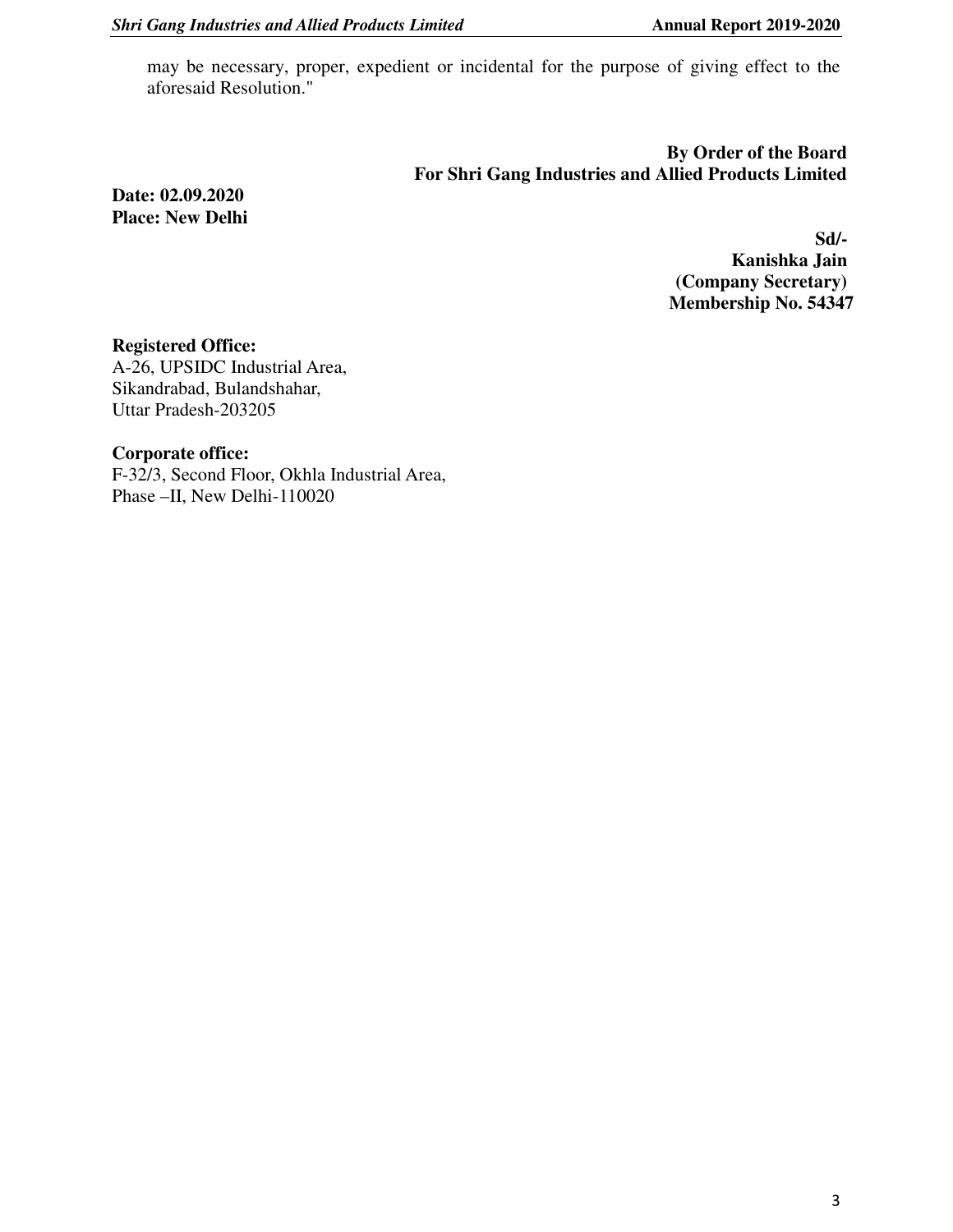may be necessary, proper, expedient or incidental for the purpose of giving effect to the aforesaid Resolution."

**By Order of the Board**
**For Shri Gang Industries and Allied Products Limited**

**Date: 02.09.2020**
**Place: New Delhi**

**Sd/-**
**Kanishka Jain**
**(Company Secretary)**
**Membership No. 54347**

**Registered Office:**
A-26, UPSIDC Industrial Area,
Sikandrabad, Bulandshahar,
Uttar Pradesh-203205

**Corporate office:**
F-32/3, Second Floor, Okhla Industrial Area,
Phase –II, New Delhi-110020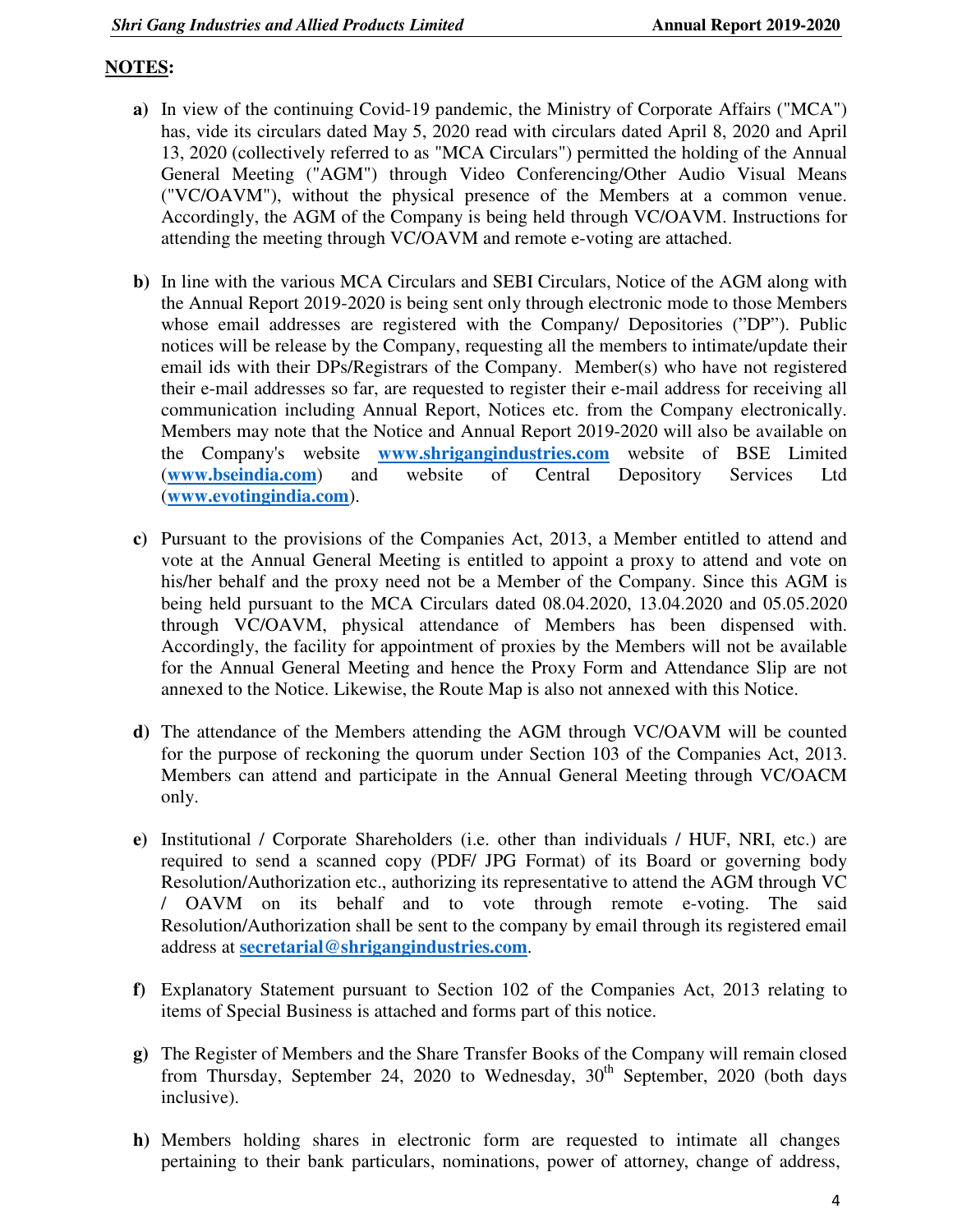**NOTES:**

**a)** In view of the continuing Covid-19 pandemic, the Ministry of Corporate Affairs ("MCA") has, vide its circulars dated May 5, 2020 read with circulars dated April 8, 2020 and April 13, 2020 (collectively referred to as "MCA Circulars") permitted the holding of the Annual General Meeting ("AGM") through Video Conferencing/Other Audio Visual Means ("VC/OAVM"), without the physical presence of the Members at a common venue. Accordingly, the AGM of the Company is being held through VC/OAVM. Instructions for attending the meeting through VC/OAVM and remote e-voting are attached.

**b)** In line with the various MCA Circulars and SEBI Circulars, Notice of the AGM along with the Annual Report 2019-2020 is being sent only through electronic mode to those Members whose email addresses are registered with the Company/ Depositories ("DP"). Public notices will be release by the Company, requesting all the members to intimate/update their email ids with their DPs/Registrars of the Company. Member(s) who have not registered their e-mail addresses so far, are requested to register their e-mail address for receiving all communication including Annual Report, Notices etc. from the Company electronically. Members may note that the Notice and Annual Report 2019-2020 will also be available on the Company's website **www.shrigangindustries.com** website of BSE Limited (**www.bseindia.com**) and website of Central Depository Services Ltd (**www.evotingindia.com**).

**c)** Pursuant to the provisions of the Companies Act, 2013, a Member entitled to attend and vote at the Annual General Meeting is entitled to appoint a proxy to attend and vote on his/her behalf and the proxy need not be a Member of the Company. Since this AGM is being held pursuant to the MCA Circulars dated 08.04.2020, 13.04.2020 and 05.05.2020 through VC/OAVM, physical attendance of Members has been dispensed with. Accordingly, the facility for appointment of proxies by the Members will not be available for the Annual General Meeting and hence the Proxy Form and Attendance Slip are not annexed to the Notice. Likewise, the Route Map is also not annexed with this Notice.

**d)** The attendance of the Members attending the AGM through VC/OAVM will be counted for the purpose of reckoning the quorum under Section 103 of the Companies Act, 2013. Members can attend and participate in the Annual General Meeting through VC/OACM only.

**e)** Institutional / Corporate Shareholders (i.e. other than individuals / HUF, NRI, etc.) are required to send a scanned copy (PDF/ JPG Format) of its Board or governing body Resolution/Authorization etc., authorizing its representative to attend the AGM through VC / OAVM on its behalf and to vote through remote e-voting. The said Resolution/Authorization shall be sent to the company by email through its registered email address at **secretarial@shrigangindustries.com**.

**f)** Explanatory Statement pursuant to Section 102 of the Companies Act, 2013 relating to items of Special Business is attached and forms part of this notice.

**g)** The Register of Members and the Share Transfer Books of the Company will remain closed from Thursday, September 24, 2020 to Wednesday, 30th September, 2020 (both days inclusive).

**h)** Members holding shares in electronic form are requested to intimate all changes pertaining to their bank particulars, nominations, power of attorney, change of address,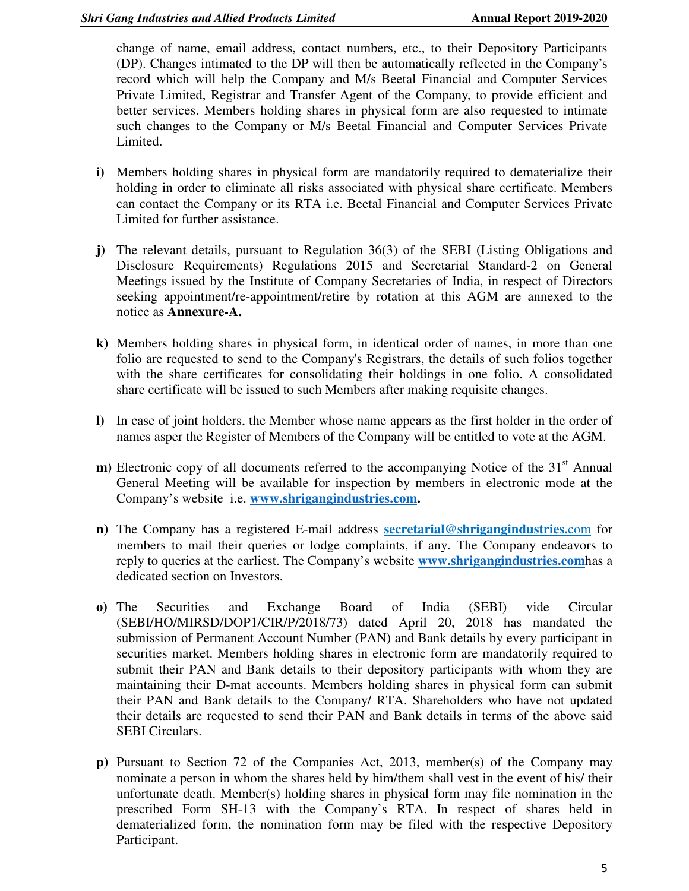change of name, email address, contact numbers, etc., to their Depository Participants (DP). Changes intimated to the DP will then be automatically reflected in the Company's record which will help the Company and M/s Beetal Financial and Computer Services Private Limited, Registrar and Transfer Agent of the Company, to provide efficient and better services. Members holding shares in physical form are also requested to intimate such changes to the Company or M/s Beetal Financial and Computer Services Private Limited.

**i)** Members holding shares in physical form are mandatorily required to dematerialize their holding in order to eliminate all risks associated with physical share certificate. Members can contact the Company or its RTA i.e. Beetal Financial and Computer Services Private Limited for further assistance.

**j)** The relevant details, pursuant to Regulation 36(3) of the SEBI (Listing Obligations and Disclosure Requirements) Regulations 2015 and Secretarial Standard-2 on General Meetings issued by the Institute of Company Secretaries of India, in respect of Directors seeking appointment/re-appointment/retire by rotation at this AGM are annexed to the notice as **Annexure-A.**

**k)** Members holding shares in physical form, in identical order of names, in more than one folio are requested to send to the Company's Registrars, the details of such folios together with the share certificates for consolidating their holdings in one folio. A consolidated share certificate will be issued to such Members after making requisite changes.

**l)** In case of joint holders, the Member whose name appears as the first holder in the order of names asper the Register of Members of the Company will be entitled to vote at the AGM.

**m)** Electronic copy of all documents referred to the accompanying Notice of the 31st Annual General Meeting will be available for inspection by members in electronic mode at the Company's website i.e. **www.shrigangindustries.com.**

**n)** The Company has a registered E-mail address **secretarial@shrigangindustries.**com for members to mail their queries or lodge complaints, if any. The Company endeavors to reply to queries at the earliest. The Company's website **www.shrigangindustries.com**has a dedicated section on Investors.

**o)** The Securities and Exchange Board of India (SEBI) vide Circular (SEBI/HO/MIRSD/DOP1/CIR/P/2018/73) dated April 20, 2018 has mandated the submission of Permanent Account Number (PAN) and Bank details by every participant in securities market. Members holding shares in electronic form are mandatorily required to submit their PAN and Bank details to their depository participants with whom they are maintaining their D-mat accounts. Members holding shares in physical form can submit their PAN and Bank details to the Company/ RTA. Shareholders who have not updated their details are requested to send their PAN and Bank details in terms of the above said SEBI Circulars.

**p)** Pursuant to Section 72 of the Companies Act, 2013, member(s) of the Company may nominate a person in whom the shares held by him/them shall vest in the event of his/ their unfortunate death. Member(s) holding shares in physical form may file nomination in the prescribed Form SH-13 with the Company's RTA. In respect of shares held in dematerialized form, the nomination form may be filed with the respective Depository Participant.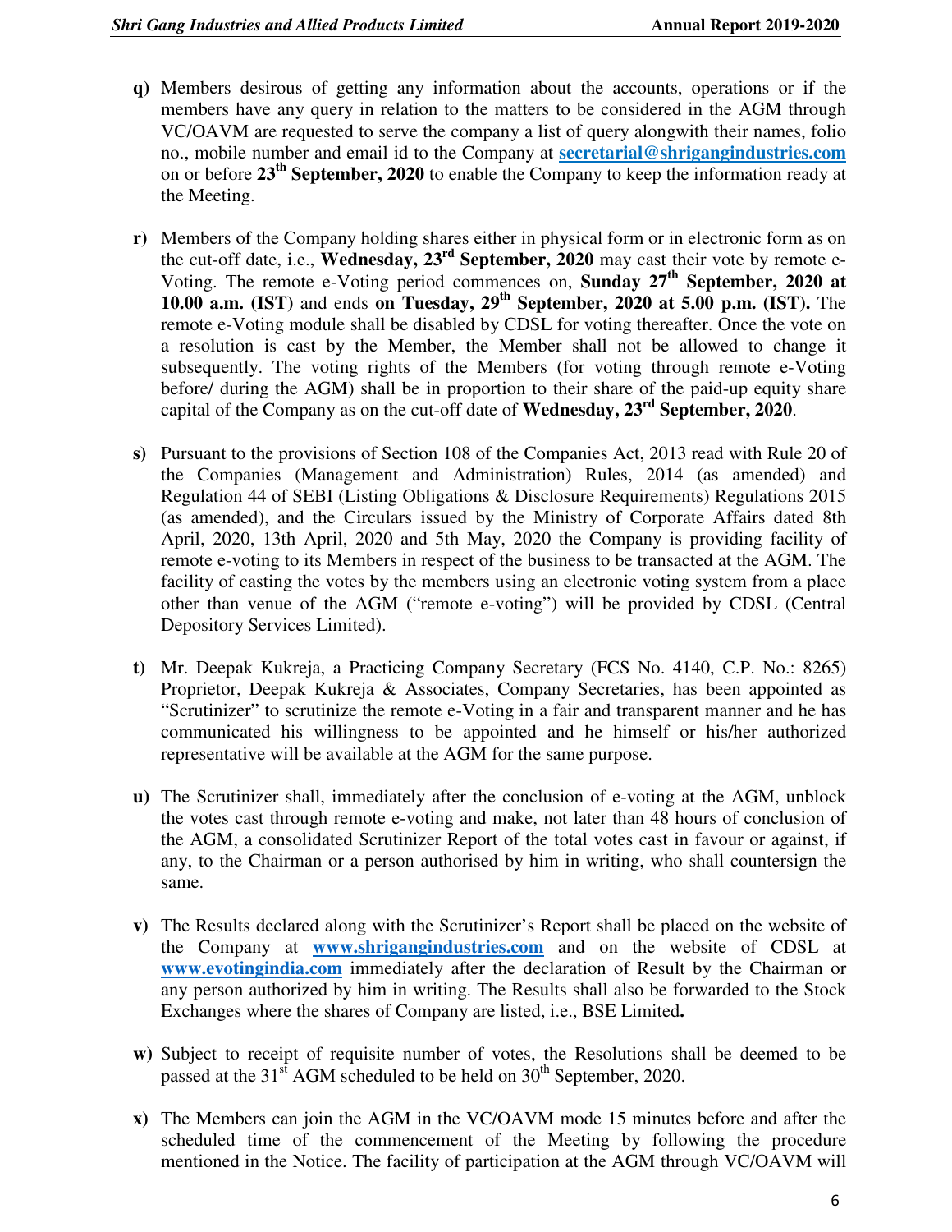**q)** Members desirous of getting any information about the accounts, operations or if the members have any query in relation to the matters to be considered in the AGM through VC/OAVM are requested to serve the company a list of query alongwith their names, folio no., mobile number and email id to the Company at **secretarial@shrigangindustries.com** on or before **23rd September, 2020** to enable the Company to keep the information ready at the Meeting.

**r)** Members of the Company holding shares either in physical form or in electronic form as on the cut-off date, i.e., **Wednesday, 23rd September, 2020** may cast their vote by remote e-Voting. The remote e-Voting period commences on, **Sunday 27th September, 2020 at 10.00 a.m. (IST)** and ends **on Tuesday, 29th September, 2020 at 5.00 p.m. (IST).** The remote e-Voting module shall be disabled by CDSL for voting thereafter. Once the vote on a resolution is cast by the Member, the Member shall not be allowed to change it subsequently. The voting rights of the Members (for voting through remote e-Voting before/ during the AGM) shall be in proportion to their share of the paid-up equity share capital of the Company as on the cut-off date of **Wednesday, 23rd September, 2020**.

**s)** Pursuant to the provisions of Section 108 of the Companies Act, 2013 read with Rule 20 of the Companies (Management and Administration) Rules, 2014 (as amended) and Regulation 44 of SEBI (Listing Obligations & Disclosure Requirements) Regulations 2015 (as amended), and the Circulars issued by the Ministry of Corporate Affairs dated 8th April, 2020, 13th April, 2020 and 5th May, 2020 the Company is providing facility of remote e-voting to its Members in respect of the business to be transacted at the AGM. The facility of casting the votes by the members using an electronic voting system from a place other than venue of the AGM ("remote e-voting") will be provided by CDSL (Central Depository Services Limited).

**t)** Mr. Deepak Kukreja, a Practicing Company Secretary (FCS No. 4140, C.P. No.: 8265) Proprietor, Deepak Kukreja & Associates, Company Secretaries, has been appointed as "Scrutinizer" to scrutinize the remote e-Voting in a fair and transparent manner and he has communicated his willingness to be appointed and he himself or his/her authorized representative will be available at the AGM for the same purpose.

**u)** The Scrutinizer shall, immediately after the conclusion of e-voting at the AGM, unblock the votes cast through remote e-voting and make, not later than 48 hours of conclusion of the AGM, a consolidated Scrutinizer Report of the total votes cast in favour or against, if any, to the Chairman or a person authorised by him in writing, who shall countersign the same.

**v)** The Results declared along with the Scrutinizer's Report shall be placed on the website of the Company at **www.shrigangindustries.com** and on the website of CDSL at **www.evotingindia.com** immediately after the declaration of Result by the Chairman or any person authorized by him in writing. The Results shall also be forwarded to the Stock Exchanges where the shares of Company are listed, i.e., BSE Limited**.**

**w)** Subject to receipt of requisite number of votes, the Resolutions shall be deemed to be passed at the 31st AGM scheduled to be held on 30th September, 2020.

**x)** The Members can join the AGM in the VC/OAVM mode 15 minutes before and after the scheduled time of the commencement of the Meeting by following the procedure mentioned in the Notice. The facility of participation at the AGM through VC/OAVM will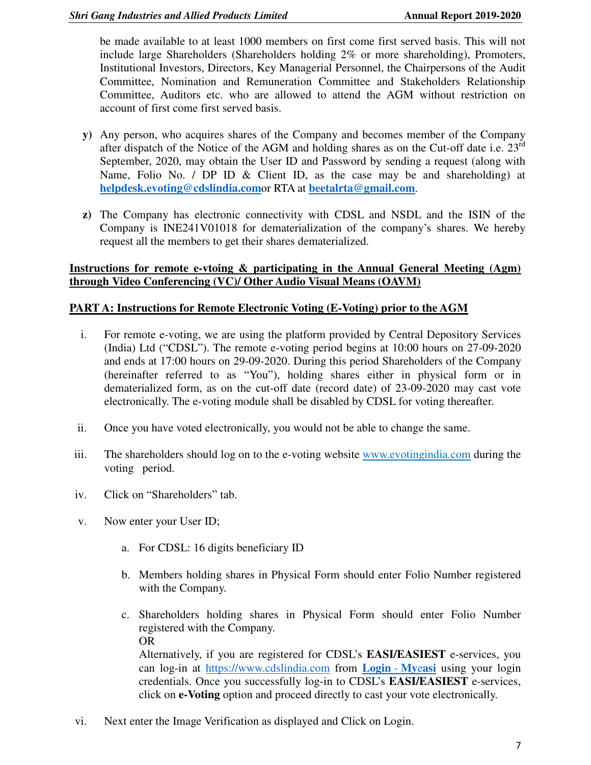be made available to at least 1000 members on first come first served basis. This will not include large Shareholders (Shareholders holding 2% or more shareholding), Promoters, Institutional Investors, Directors, Key Managerial Personnel, the Chairpersons of the Audit Committee, Nomination and Remuneration Committee and Stakeholders Relationship Committee, Auditors etc. who are allowed to attend the AGM without restriction on account of first come first served basis.

**y)** Any person, who acquires shares of the Company and becomes member of the Company after dispatch of the Notice of the AGM and holding shares as on the Cut-off date i.e. 23rd September, 2020, may obtain the User ID and Password by sending a request (along with Name, Folio No. / DP ID & Client ID, as the case may be and shareholding) at **helpdesk.evoting@cdslindia.com**or RTA at **beetalrta@gmail.com**.

**z)** The Company has electronic connectivity with CDSL and NSDL and the ISIN of the Company is INE241V01018 for dematerialization of the company's shares. We hereby request all the members to get their shares dematerialized.

**Instructions for remote e-vtoing & participating in the Annual General Meeting (Agm) through Video Conferencing (VC)/ Other Audio Visual Means (OAVM)**

**PART A: Instructions for Remote Electronic Voting (E-Voting) prior to the AGM**

i. For remote e-voting, we are using the platform provided by Central Depository Services (India) Ltd ("CDSL"). The remote e-voting period begins at 10:00 hours on 27-09-2020 and ends at 17:00 hours on 29-09-2020. During this period Shareholders of the Company (hereinafter referred to as "You"), holding shares either in physical form or in dematerialized form, as on the cut-off date (record date) of 23-09-2020 may cast vote electronically. The e-voting module shall be disabled by CDSL for voting thereafter.

ii. Once you have voted electronically, you would not be able to change the same.

iii. The shareholders should log on to the e-voting website www.evotingindia.com during the voting period.

iv. Click on "Shareholders" tab.

v. Now enter your User ID;

   a. For CDSL: 16 digits beneficiary ID

   b. Members holding shares in Physical Form should enter Folio Number registered with the Company.

   c. Shareholders holding shares in Physical Form should enter Folio Number registered with the Company.
   OR
   Alternatively, if you are registered for CDSL's **EASI/EASIEST** e-services, you can log-in at https://www.cdslindia.com from **Login - Myeasi** using your login credentials. Once you successfully log-in to CDSL's **EASI/EASIEST** e-services, click on **e-Voting** option and proceed directly to cast your vote electronically.

vi. Next enter the Image Verification as displayed and Click on Login.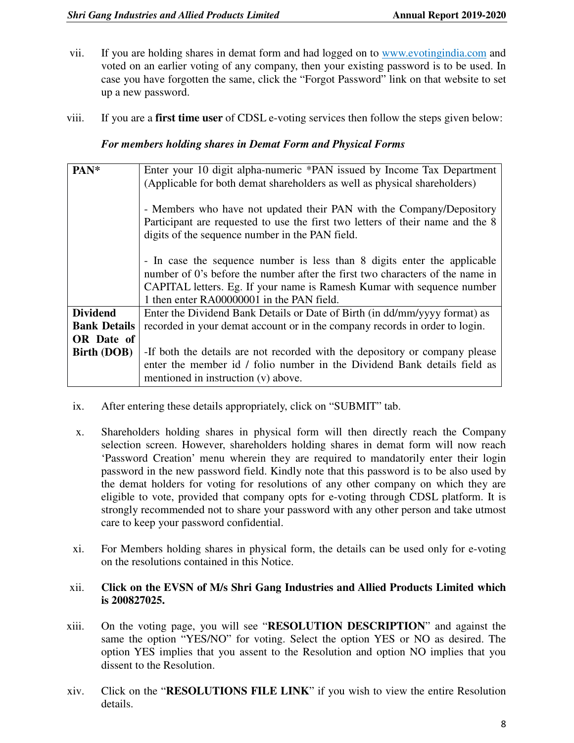vii. If you are holding shares in demat form and had logged on to www.evotingindia.com and voted on an earlier voting of any company, then your existing password is to be used. In case you have forgotten the same, click the "Forgot Password" link on that website to set up a new password.

viii. If you are a **first time user** of CDSL e-voting services then follow the steps given below:

***For members holding shares in Demat Form and Physical Forms***

| | |
|---|---|
| **PAN*** | Enter your 10 digit alpha-numeric *PAN issued by Income Tax Department (Applicable for both demat shareholders as well as physical shareholders)<br><br>- Members who have not updated their PAN with the Company/Depository Participant are requested to use the first two letters of their name and the 8 digits of the sequence number in the PAN field.<br><br>- In case the sequence number is less than 8 digits enter the applicable number of 0's before the number after the first two characters of the name in CAPITAL letters. Eg. If your name is Ramesh Kumar with sequence number 1 then enter RA00000001 in the PAN field. |
| **Dividend Bank Details OR Date of Birth (DOB)** | Enter the Dividend Bank Details or Date of Birth (in dd/mm/yyyy format) as recorded in your demat account or in the company records in order to login.<br><br>-If both the details are not recorded with the depository or company please enter the member id / folio number in the Dividend Bank details field as mentioned in instruction (v) above. |

ix. After entering these details appropriately, click on "SUBMIT" tab.

x. Shareholders holding shares in physical form will then directly reach the Company selection screen. However, shareholders holding shares in demat form will now reach 'Password Creation' menu wherein they are required to mandatorily enter their login password in the new password field. Kindly note that this password is to be also used by the demat holders for voting for resolutions of any other company on which they are eligible to vote, provided that company opts for e-voting through CDSL platform. It is strongly recommended not to share your password with any other person and take utmost care to keep your password confidential.

xi. For Members holding shares in physical form, the details can be used only for e-voting on the resolutions contained in this Notice.

xii. **Click on the EVSN of M/s Shri Gang Industries and Allied Products Limited which is 200827025.**

xiii. On the voting page, you will see "**RESOLUTION DESCRIPTION**" and against the same the option "YES/NO" for voting. Select the option YES or NO as desired. The option YES implies that you assent to the Resolution and option NO implies that you dissent to the Resolution.

xiv. Click on the "**RESOLUTIONS FILE LINK**" if you wish to view the entire Resolution details.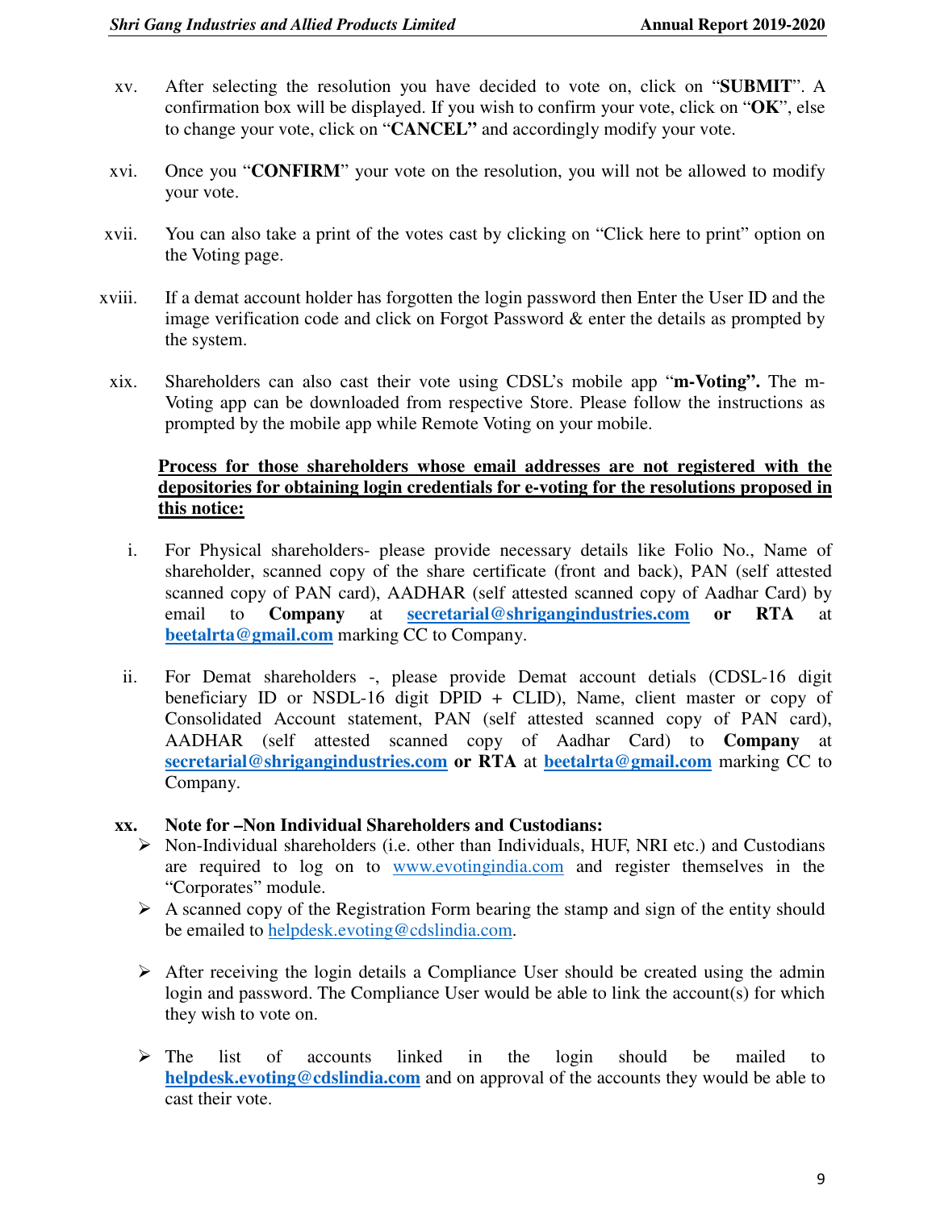xv. After selecting the resolution you have decided to vote on, click on "**SUBMIT**". A confirmation box will be displayed. If you wish to confirm your vote, click on "**OK**", else to change your vote, click on "**CANCEL"** and accordingly modify your vote.

xvi. Once you "**CONFIRM**" your vote on the resolution, you will not be allowed to modify your vote.

xvii. You can also take a print of the votes cast by clicking on "Click here to print" option on the Voting page.

xviii. If a demat account holder has forgotten the login password then Enter the User ID and the image verification code and click on Forgot Password & enter the details as prompted by the system.

xix. Shareholders can also cast their vote using CDSL's mobile app "**m-Voting".** The m-Voting app can be downloaded from respective Store. Please follow the instructions as prompted by the mobile app while Remote Voting on your mobile.

**<u>Process for those shareholders whose email addresses are not registered with the depositories for obtaining login credentials for e-voting for the resolutions proposed in this notice:</u>**

i. For Physical shareholders- please provide necessary details like Folio No., Name of shareholder, scanned copy of the share certificate (front and back), PAN (self attested scanned copy of PAN card), AADHAR (self attested scanned copy of Aadhar Card) by email to **Company** at **secretarial@shrigangindustries.com or RTA** at **beetalrta@gmail.com** marking CC to Company.

ii. For Demat shareholders -, please provide Demat account detials (CDSL-16 digit beneficiary ID or NSDL-16 digit DPID + CLID), Name, client master or copy of Consolidated Account statement, PAN (self attested scanned copy of PAN card), AADHAR (self attested scanned copy of Aadhar Card) to **Company** at **secretarial@shrigangindustries.com or RTA** at **beetalrta@gmail.com** marking CC to Company.

**xx. Note for –Non Individual Shareholders and Custodians:**

- Non-Individual shareholders (i.e. other than Individuals, HUF, NRI etc.) and Custodians are required to log on to www.evotingindia.com and register themselves in the "Corporates" module.
- A scanned copy of the Registration Form bearing the stamp and sign of the entity should be emailed to helpdesk.evoting@cdslindia.com.
- After receiving the login details a Compliance User should be created using the admin login and password. The Compliance User would be able to link the account(s) for which they wish to vote on.
- The list of accounts linked in the login should be mailed to **helpdesk.evoting@cdslindia.com** and on approval of the accounts they would be able to cast their vote.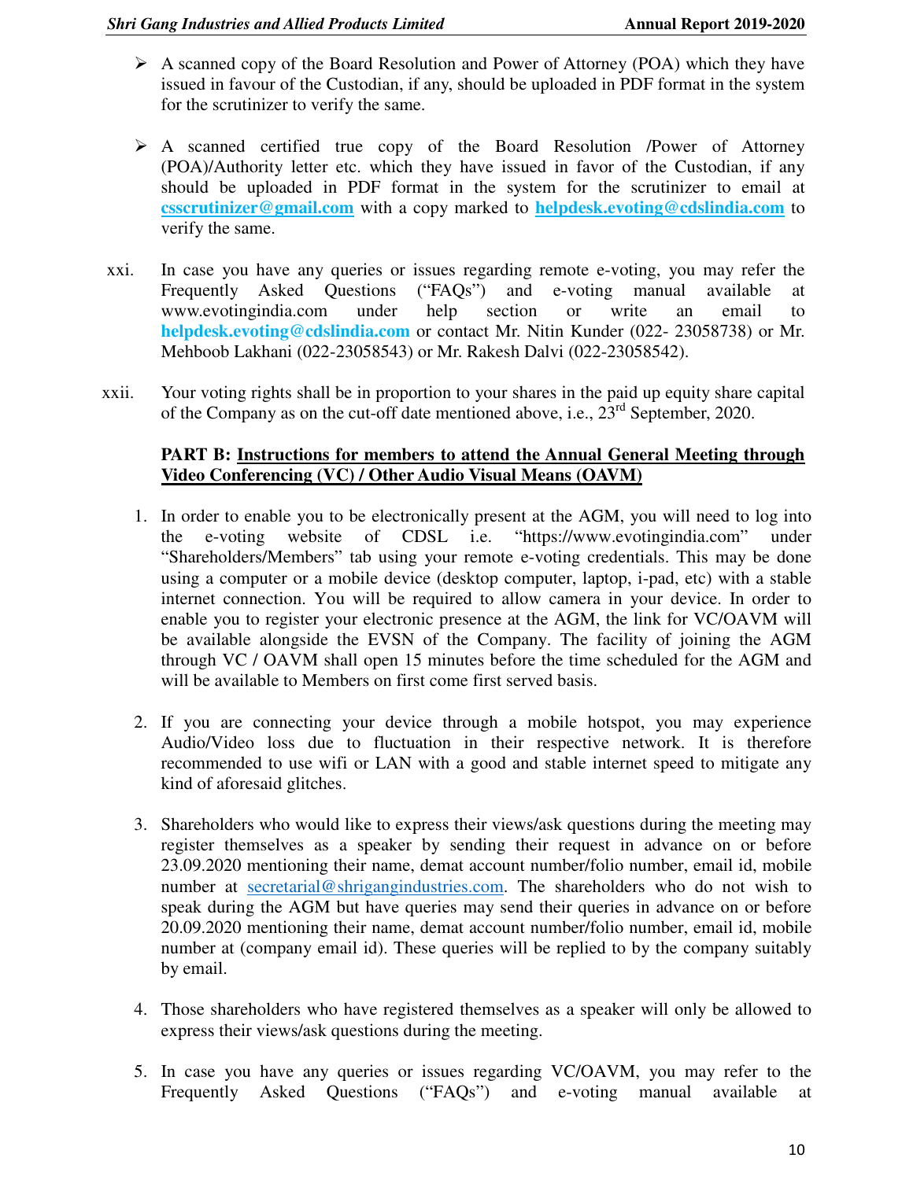- A scanned copy of the Board Resolution and Power of Attorney (POA) which they have issued in favour of the Custodian, if any, should be uploaded in PDF format in the system for the scrutinizer to verify the same.

- A scanned certified true copy of the Board Resolution /Power of Attorney (POA)/Authority letter etc. which they have issued in favor of the Custodian, if any should be uploaded in PDF format in the system for the scrutinizer to email at **csscrutinizer@gmail.com** with a copy marked to **helpdesk.evoting@cdslindia.com** to verify the same.

xxi. In case you have any queries or issues regarding remote e-voting, you may refer the Frequently Asked Questions ("FAQs") and e-voting manual available at www.evotingindia.com under help section or write an email to **helpdesk.evoting@cdslindia.com** or contact Mr. Nitin Kunder (022- 23058738) or Mr. Mehboob Lakhani (022-23058543) or Mr. Rakesh Dalvi (022-23058542).

xxii. Your voting rights shall be in proportion to your shares in the paid up equity share capital of the Company as on the cut-off date mentioned above, i.e., 23rd September, 2020.

**PART B: Instructions for members to attend the Annual General Meeting through Video Conferencing (VC) / Other Audio Visual Means (OAVM)**

1. In order to enable you to be electronically present at the AGM, you will need to log into the e-voting website of CDSL i.e. "https://www.evotingindia.com" under "Shareholders/Members" tab using your remote e-voting credentials. This may be done using a computer or a mobile device (desktop computer, laptop, i-pad, etc) with a stable internet connection. You will be required to allow camera in your device. In order to enable you to register your electronic presence at the AGM, the link for VC/OAVM will be available alongside the EVSN of the Company. The facility of joining the AGM through VC / OAVM shall open 15 minutes before the time scheduled for the AGM and will be available to Members on first come first served basis.

2. If you are connecting your device through a mobile hotspot, you may experience Audio/Video loss due to fluctuation in their respective network. It is therefore recommended to use wifi or LAN with a good and stable internet speed to mitigate any kind of aforesaid glitches.

3. Shareholders who would like to express their views/ask questions during the meeting may register themselves as a speaker by sending their request in advance on or before 23.09.2020 mentioning their name, demat account number/folio number, email id, mobile number at secretarial@shrigangindustries.com. The shareholders who do not wish to speak during the AGM but have queries may send their queries in advance on or before 20.09.2020 mentioning their name, demat account number/folio number, email id, mobile number at (company email id). These queries will be replied to by the company suitably by email.

4. Those shareholders who have registered themselves as a speaker will only be allowed to express their views/ask questions during the meeting.

5. In case you have any queries or issues regarding VC/OAVM, you may refer to the Frequently Asked Questions ("FAQs") and e-voting manual available at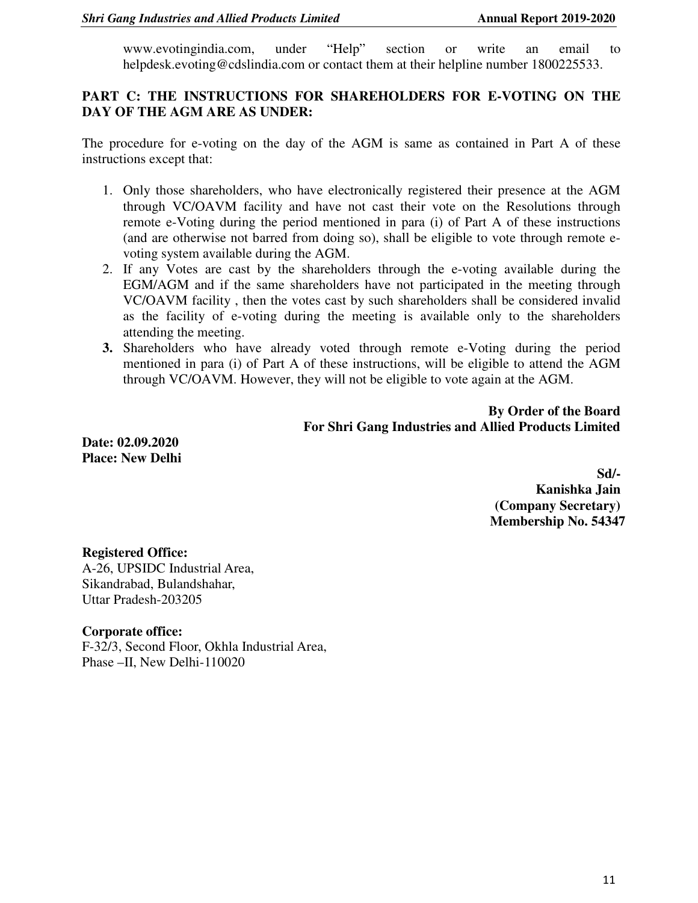www.evotingindia.com, under "Help" section or write an email to helpdesk.evoting@cdslindia.com or contact them at their helpline number 1800225533.

**PART C: THE INSTRUCTIONS FOR SHAREHOLDERS FOR E-VOTING ON THE DAY OF THE AGM ARE AS UNDER:**

The procedure for e-voting on the day of the AGM is same as contained in Part A of these instructions except that:

1. Only those shareholders, who have electronically registered their presence at the AGM through VC/OAVM facility and have not cast their vote on the Resolutions through remote e-Voting during the period mentioned in para (i) of Part A of these instructions (and are otherwise not barred from doing so), shall be eligible to vote through remote e-voting system available during the AGM.
2. If any Votes are cast by the shareholders through the e-voting available during the EGM/AGM and if the same shareholders have not participated in the meeting through VC/OAVM facility , then the votes cast by such shareholders shall be considered invalid as the facility of e-voting during the meeting is available only to the shareholders attending the meeting.
3. Shareholders who have already voted through remote e-Voting during the period mentioned in para (i) of Part A of these instructions, will be eligible to attend the AGM through VC/OAVM. However, they will not be eligible to vote again at the AGM.

**By Order of the Board**
**For Shri Gang Industries and Allied Products Limited**

**Date: 02.09.2020**
**Place: New Delhi**

**Sd/-**
**Kanishka Jain**
**(Company Secretary)**
**Membership No. 54347**

**Registered Office:**
A-26, UPSIDC Industrial Area,
Sikandrabad, Bulandshahar,
Uttar Pradesh-203205

**Corporate office:**
F-32/3, Second Floor, Okhla Industrial Area,
Phase –II, New Delhi-110020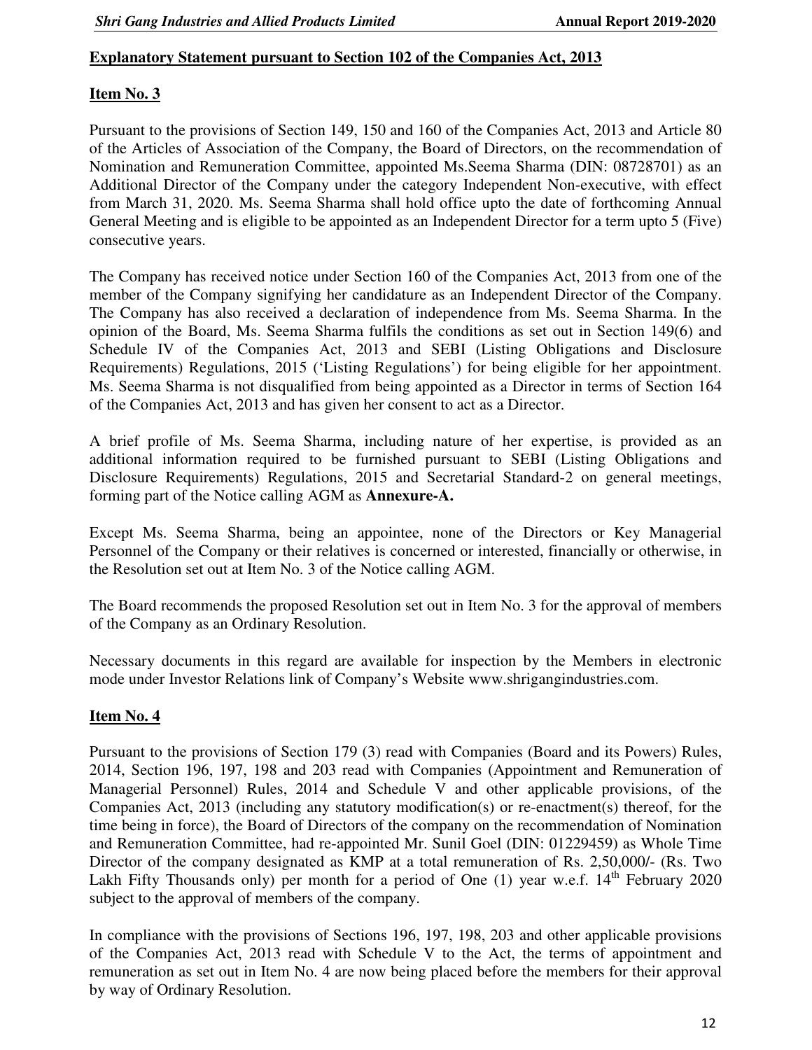## Explanatory Statement pursuant to Section 102 of the Companies Act, 2013

### Item No. 3

Pursuant to the provisions of Section 149, 150 and 160 of the Companies Act, 2013 and Article 80 of the Articles of Association of the Company, the Board of Directors, on the recommendation of Nomination and Remuneration Committee, appointed Ms.Seema Sharma (DIN: 08728701) as an Additional Director of the Company under the category Independent Non-executive, with effect from March 31, 2020. Ms. Seema Sharma shall hold office upto the date of forthcoming Annual General Meeting and is eligible to be appointed as an Independent Director for a term upto 5 (Five) consecutive years.

The Company has received notice under Section 160 of the Companies Act, 2013 from one of the member of the Company signifying her candidature as an Independent Director of the Company. The Company has also received a declaration of independence from Ms. Seema Sharma. In the opinion of the Board, Ms. Seema Sharma fulfils the conditions as set out in Section 149(6) and Schedule IV of the Companies Act, 2013 and SEBI (Listing Obligations and Disclosure Requirements) Regulations, 2015 ('Listing Regulations') for being eligible for her appointment. Ms. Seema Sharma is not disqualified from being appointed as a Director in terms of Section 164 of the Companies Act, 2013 and has given her consent to act as a Director.

A brief profile of Ms. Seema Sharma, including nature of her expertise, is provided as an additional information required to be furnished pursuant to SEBI (Listing Obligations and Disclosure Requirements) Regulations, 2015 and Secretarial Standard-2 on general meetings, forming part of the Notice calling AGM as **Annexure-A.**

Except Ms. Seema Sharma, being an appointee, none of the Directors or Key Managerial Personnel of the Company or their relatives is concerned or interested, financially or otherwise, in the Resolution set out at Item No. 3 of the Notice calling AGM.

The Board recommends the proposed Resolution set out in Item No. 3 for the approval of members of the Company as an Ordinary Resolution.

Necessary documents in this regard are available for inspection by the Members in electronic mode under Investor Relations link of Company's Website www.shrigangindustries.com.

### Item No. 4

Pursuant to the provisions of Section 179 (3) read with Companies (Board and its Powers) Rules, 2014, Section 196, 197, 198 and 203 read with Companies (Appointment and Remuneration of Managerial Personnel) Rules, 2014 and Schedule V and other applicable provisions, of the Companies Act, 2013 (including any statutory modification(s) or re-enactment(s) thereof, for the time being in force), the Board of Directors of the company on the recommendation of Nomination and Remuneration Committee, had re-appointed Mr. Sunil Goel (DIN: 01229459) as Whole Time Director of the company designated as KMP at a total remuneration of Rs. 2,50,000/- (Rs. Two Lakh Fifty Thousands only) per month for a period of One (1) year w.e.f. 14th February 2020 subject to the approval of members of the company.

In compliance with the provisions of Sections 196, 197, 198, 203 and other applicable provisions of the Companies Act, 2013 read with Schedule V to the Act, the terms of appointment and remuneration as set out in Item No. 4 are now being placed before the members for their approval by way of Ordinary Resolution.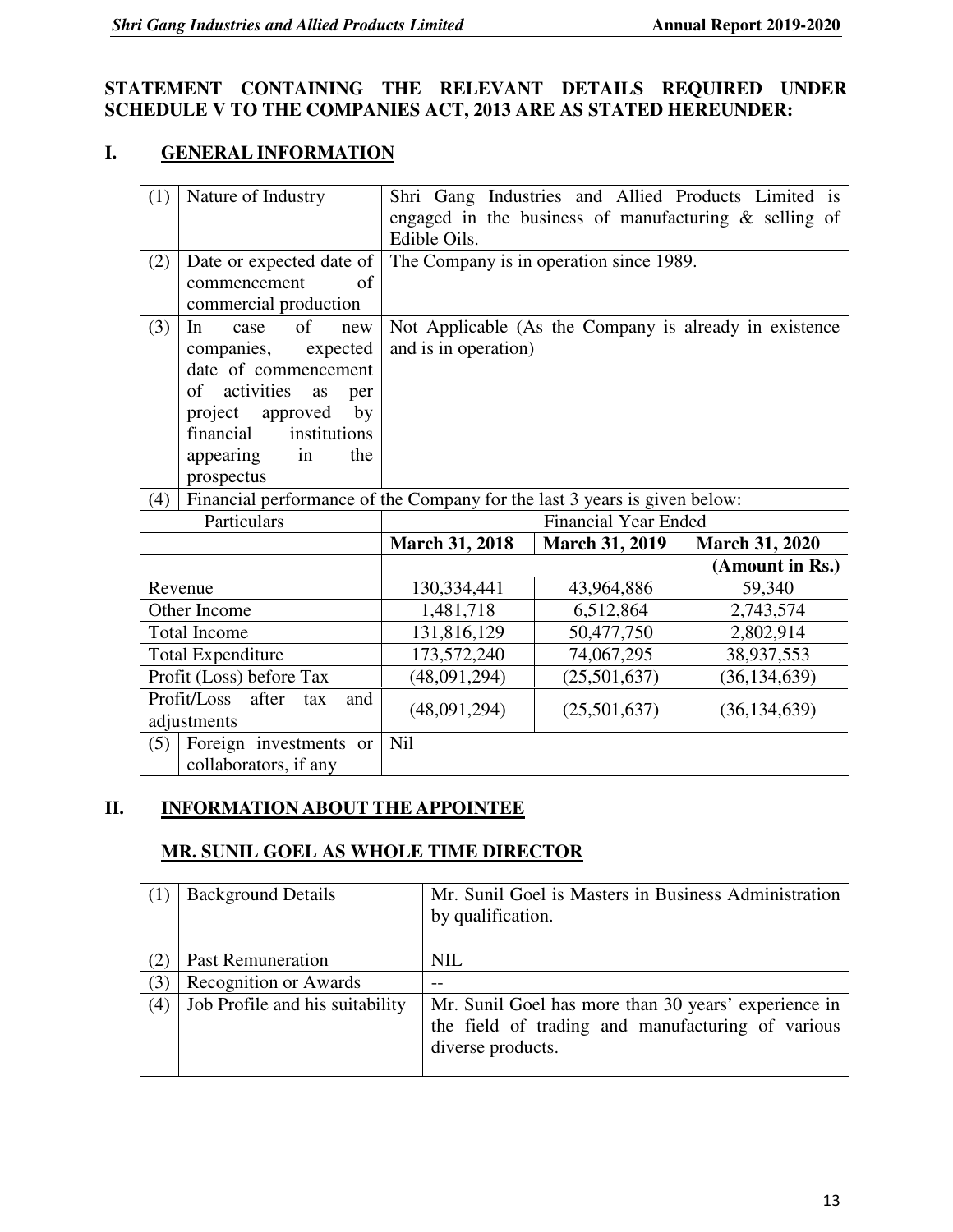**STATEMENT CONTAINING THE RELEVANT DETAILS REQUIRED UNDER SCHEDULE V TO THE COMPANIES ACT, 2013 ARE AS STATED HEREUNDER:**

## I. GENERAL INFORMATION

| (1) | Nature of Industry | Shri Gang Industries and Allied Products Limited is engaged in the business of manufacturing & selling of Edible Oils. | | |
|---|---|---|---|---|
| (2) | Date or expected date of commencement of commercial production | The Company is in operation since 1989. | | |
| (3) | In case of new companies, expected date of commencement of activities as per project approved by financial institutions appearing in the prospectus | Not Applicable (As the Company is already in existence and is in operation) | | |
| (4) | Financial performance of the Company for the last 3 years is given below: | | | |
| Particulars | | Financial Year Ended | | |
| | | **March 31, 2018** | **March 31, 2019** | **March 31, 2020** |
| | | | | **(Amount in Rs.)** |
| Revenue | | 130,334,441 | 43,964,886 | 59,340 |
| Other Income | | 1,481,718 | 6,512,864 | 2,743,574 |
| Total Income | | 131,816,129 | 50,477,750 | 2,802,914 |
| Total Expenditure | | 173,572,240 | 74,067,295 | 38,937,553 |
| Profit (Loss) before Tax | | (48,091,294) | (25,501,637) | (36,134,639) |
| Profit/Loss after tax and adjustments | | (48,091,294) | (25,501,637) | (36,134,639) |
| (5) | Foreign investments or collaborators, if any | Nil | | |

## II. INFORMATION ABOUT THE APPOINTEE

### MR. SUNIL GOEL AS WHOLE TIME DIRECTOR

| (1) | Background Details | Mr. Sunil Goel is Masters in Business Administration by qualification. |
|---|---|---|
| (2) | Past Remuneration | NIL |
| (3) | Recognition or Awards | -- |
| (4) | Job Profile and his suitability | Mr. Sunil Goel has more than 30 years' experience in the field of trading and manufacturing of various diverse products. |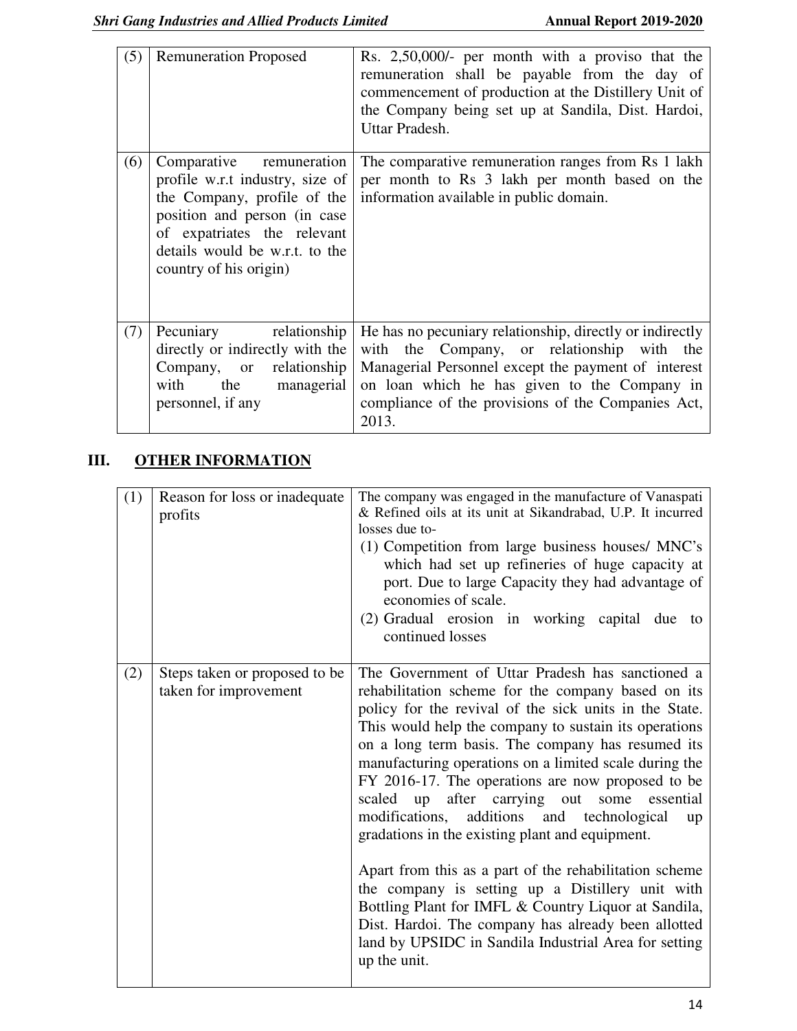| (5) | Remuneration Proposed | Rs. 2,50,000/- per month with a proviso that the remuneration shall be payable from the day of commencement of production at the Distillery Unit of the Company being set up at Sandila, Dist. Hardoi, Uttar Pradesh. |
|---|---|---|
| (6) | Comparative remuneration profile w.r.t industry, size of the Company, profile of the position and person (in case of expatriates the relevant details would be w.r.t. to the country of his origin) | The comparative remuneration ranges from Rs 1 lakh per month to Rs 3 lakh per month based on the information available in public domain. |
| (7) | Pecuniary relationship directly or indirectly with the Company, or relationship with the managerial personnel, if any | He has no pecuniary relationship, directly or indirectly with the Company, or relationship with the Managerial Personnel except the payment of interest on loan which he has given to the Company in compliance of the provisions of the Companies Act, 2013. |

## III. OTHER INFORMATION

| (1) | Reason for loss or inadequate profits | The company was engaged in the manufacture of Vanaspati & Refined oils at its unit at Sikandrabad, U.P. It incurred losses due to- (1) Competition from large business houses/ MNC's which had set up refineries of huge capacity at port. Due to large Capacity they had advantage of economies of scale. (2) Gradual erosion in working capital due to continued losses |
|---|---|---|
| (2) | Steps taken or proposed to be taken for improvement | The Government of Uttar Pradesh has sanctioned a rehabilitation scheme for the company based on its policy for the revival of the sick units in the State. This would help the company to sustain its operations on a long term basis. The company has resumed its manufacturing operations on a limited scale during the FY 2016-17. The operations are now proposed to be scaled up after carrying out some essential modifications, additions and technological up gradations in the existing plant and equipment. <br><br> Apart from this as a part of the rehabilitation scheme the company is setting up a Distillery unit with Bottling Plant for IMFL & Country Liquor at Sandila, Dist. Hardoi. The company has already been allotted land by UPSIDC in Sandila Industrial Area for setting up the unit. |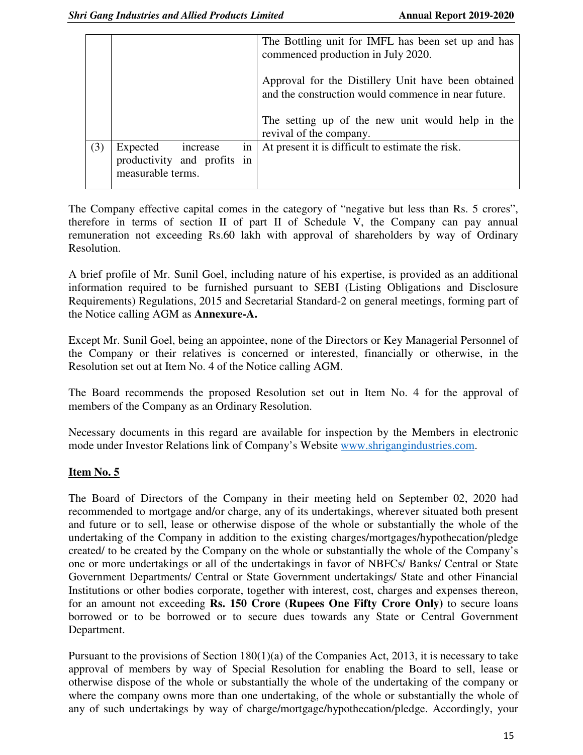| | | |
|---|---|---|
| | | The Bottling unit for IMFL has been set up and has commenced production in July 2020.<br><br>Approval for the Distillery Unit have been obtained and the construction would commence in near future.<br><br>The setting up of the new unit would help in the revival of the company. |
| (3) | Expected increase in productivity and profits in measurable terms. | At present it is difficult to estimate the risk. |

The Company effective capital comes in the category of "negative but less than Rs. 5 crores", therefore in terms of section II of part II of Schedule V, the Company can pay annual remuneration not exceeding Rs.60 lakh with approval of shareholders by way of Ordinary Resolution.

A brief profile of Mr. Sunil Goel, including nature of his expertise, is provided as an additional information required to be furnished pursuant to SEBI (Listing Obligations and Disclosure Requirements) Regulations, 2015 and Secretarial Standard-2 on general meetings, forming part of the Notice calling AGM as **Annexure-A.**

Except Mr. Sunil Goel, being an appointee, none of the Directors or Key Managerial Personnel of the Company or their relatives is concerned or interested, financially or otherwise, in the Resolution set out at Item No. 4 of the Notice calling AGM.

The Board recommends the proposed Resolution set out in Item No. 4 for the approval of members of the Company as an Ordinary Resolution.

Necessary documents in this regard are available for inspection by the Members in electronic mode under Investor Relations link of Company's Website www.shrigangindustries.com.

**Item No. 5**

The Board of Directors of the Company in their meeting held on September 02, 2020 had recommended to mortgage and/or charge, any of its undertakings, wherever situated both present and future or to sell, lease or otherwise dispose of the whole or substantially the whole of the undertaking of the Company in addition to the existing charges/mortgages/hypothecation/pledge created/ to be created by the Company on the whole or substantially the whole of the Company's one or more undertakings or all of the undertakings in favor of NBFCs/ Banks/ Central or State Government Departments/ Central or State Government undertakings/ State and other Financial Institutions or other bodies corporate, together with interest, cost, charges and expenses thereon, for an amount not exceeding **Rs. 150 Crore (Rupees One Fifty Crore Only)** to secure loans borrowed or to be borrowed or to secure dues towards any State or Central Government Department.

Pursuant to the provisions of Section 180(1)(a) of the Companies Act, 2013, it is necessary to take approval of members by way of Special Resolution for enabling the Board to sell, lease or otherwise dispose of the whole or substantially the whole of the undertaking of the company or where the company owns more than one undertaking, of the whole or substantially the whole of any of such undertakings by way of charge/mortgage/hypothecation/pledge. Accordingly, your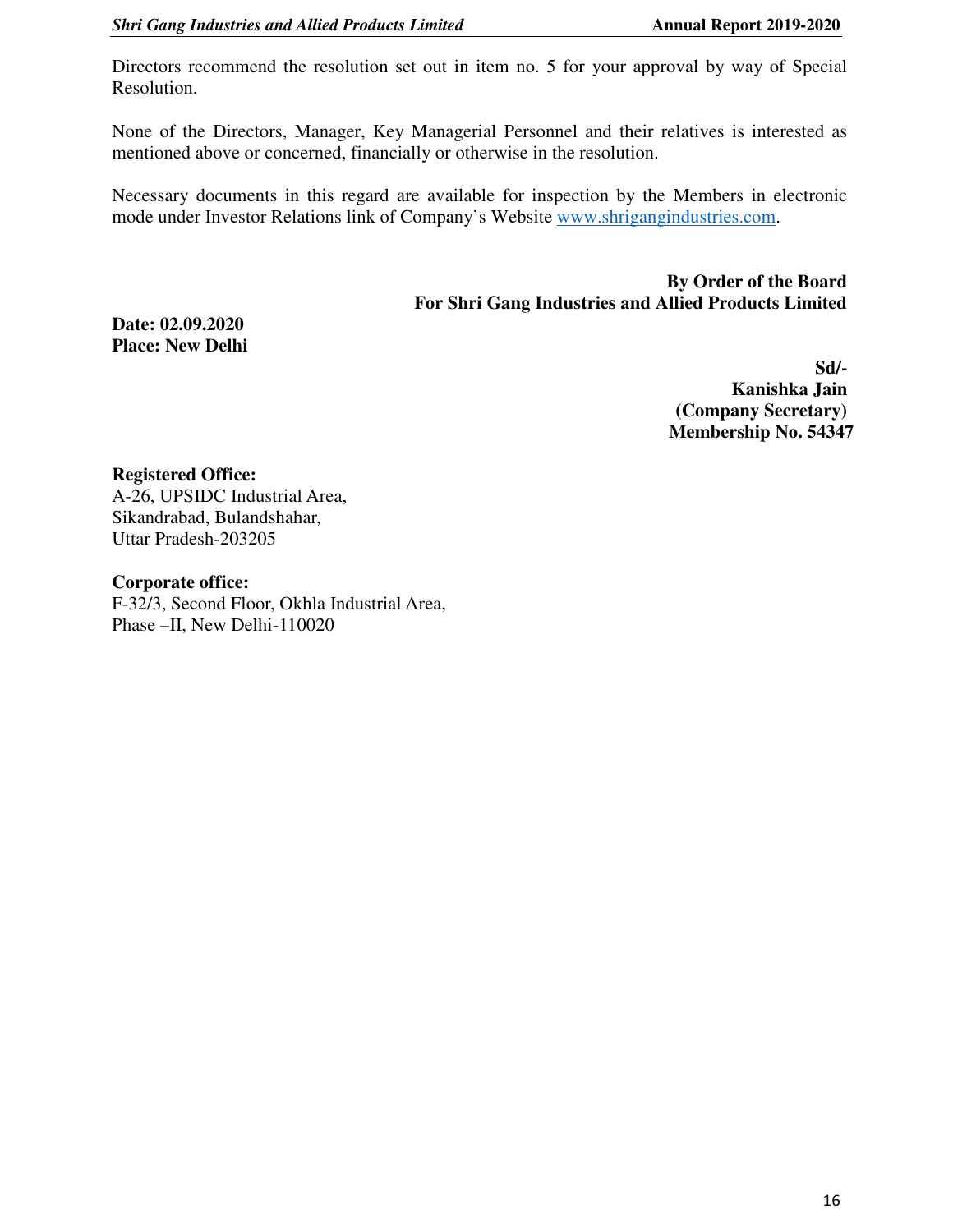Directors recommend the resolution set out in item no. 5 for your approval by way of Special Resolution.

None of the Directors, Manager, Key Managerial Personnel and their relatives is interested as mentioned above or concerned, financially or otherwise in the resolution.

Necessary documents in this regard are available for inspection by the Members in electronic mode under Investor Relations link of Company's Website www.shrigangindustries.com.

**By Order of the Board**
**For Shri Gang Industries and Allied Products Limited**

**Date: 02.09.2020**
**Place: New Delhi**

**Sd/-**
**Kanishka Jain**
**(Company Secretary)**
**Membership No. 54347**

**Registered Office:**
A-26, UPSIDC Industrial Area,
Sikandrabad, Bulandshahar,
Uttar Pradesh-203205

**Corporate office:**
F-32/3, Second Floor, Okhla Industrial Area,
Phase –II, New Delhi-110020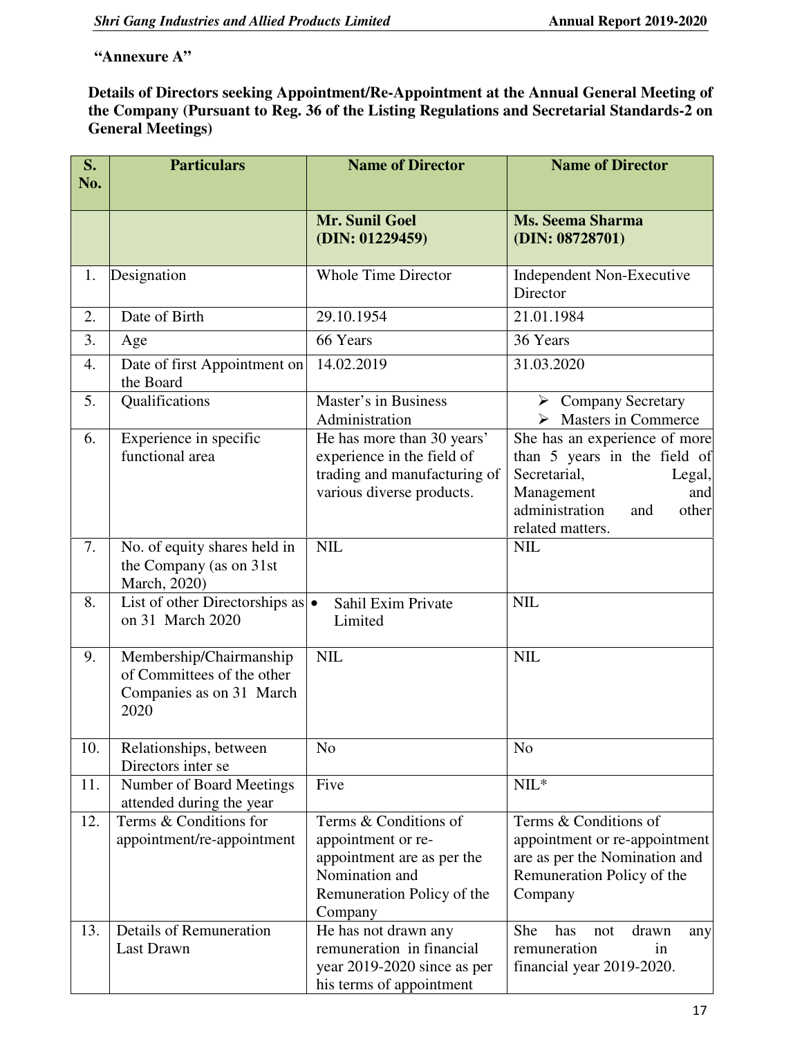**"Annexure A"**

**Details of Directors seeking Appointment/Re-Appointment at the Annual General Meeting of the Company (Pursuant to Reg. 36 of the Listing Regulations and Secretarial Standards-2 on General Meetings)**

| S. No. | Particulars | Name of Director | Name of Director |
|---|---|---|---|
| | | **Mr. Sunil Goel (DIN: 01229459)** | **Ms. Seema Sharma (DIN: 08728701)** |
| 1. | Designation | Whole Time Director | Independent Non-Executive Director |
| 2. | Date of Birth | 29.10.1954 | 21.01.1984 |
| 3. | Age | 66 Years | 36 Years |
| 4. | Date of first Appointment on the Board | 14.02.2019 | 31.03.2020 |
| 5. | Qualifications | Master's in Business Administration | ➢ Company Secretary<br>➢ Masters in Commerce |
| 6. | Experience in specific functional area | He has more than 30 years' experience in the field of trading and manufacturing of various diverse products. | She has an experience of more than 5 years in the field of Secretarial, Legal, Management and administration and other related matters. |
| 7. | No. of equity shares held in the Company (as on 31st March, 2020) | NIL | NIL |
| 8. | List of other Directorships as on 31 March 2020 | • Sahil Exim Private Limited | NIL |
| 9. | Membership/Chairmanship of Committees of the other Companies as on 31 March 2020 | NIL | NIL |
| 10. | Relationships, between Directors inter se | No | No |
| 11. | Number of Board Meetings attended during the year | Five | NIL* |
| 12. | Terms & Conditions for appointment/re-appointment | Terms & Conditions of appointment or re-appointment are as per the Nomination and Remuneration Policy of the Company | Terms & Conditions of appointment or re-appointment are as per the Nomination and Remuneration Policy of the Company |
| 13. | Details of Remuneration Last Drawn | He has not drawn any remuneration in financial year 2019-2020 since as per his terms of appointment | She has not drawn any remuneration in financial year 2019-2020. |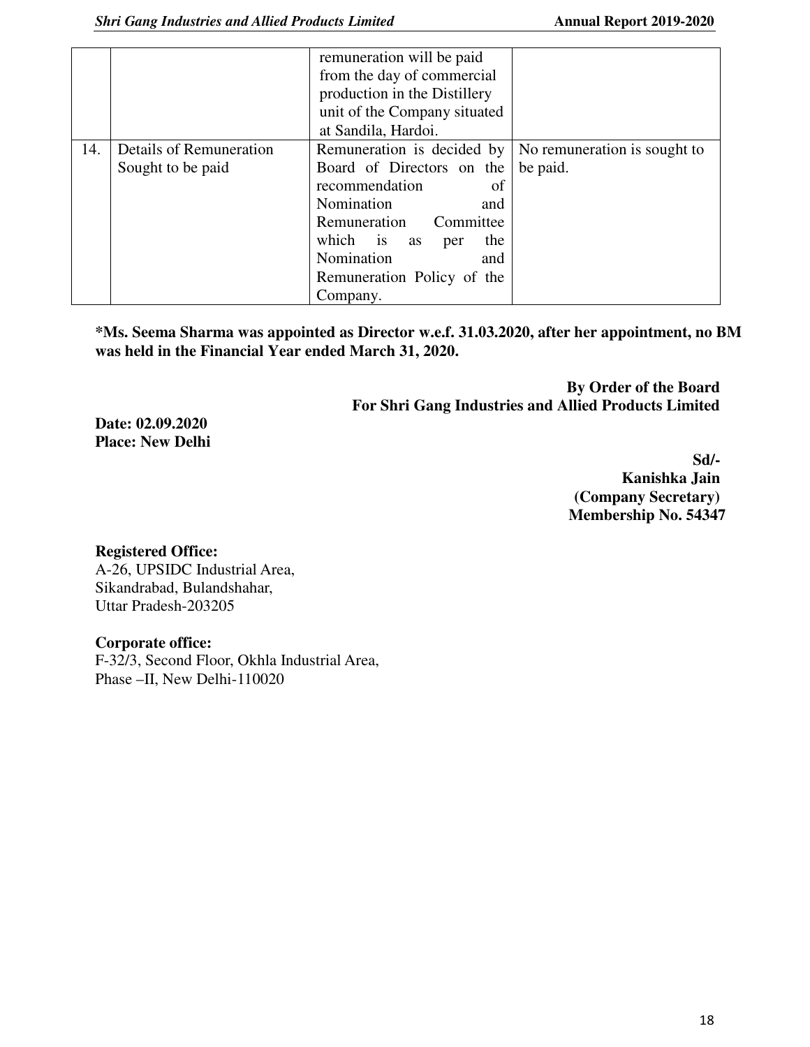|  |  |  |  |
|---|---|---|---|
|  |  | remuneration will be paid from the day of commercial production in the Distillery unit of the Company situated at Sandila, Hardoi. |  |
| 14. | Details of Remuneration Sought to be paid | Remuneration is decided by Board of Directors on the recommendation of Nomination and Remuneration Committee which is as per the Nomination and Remuneration Policy of the Company. | No remuneration is sought to be paid. |

**\*Ms. Seema Sharma was appointed as Director w.e.f. 31.03.2020, after her appointment, no BM was held in the Financial Year ended March 31, 2020.**

**By Order of the Board**
**For Shri Gang Industries and Allied Products Limited**

**Date: 02.09.2020**
**Place: New Delhi**

**Sd/-**
**Kanishka Jain**
**(Company Secretary)**
**Membership No. 54347**

**Registered Office:**
A-26, UPSIDC Industrial Area,
Sikandrabad, Bulandshahar,
Uttar Pradesh-203205

**Corporate office:**
F-32/3, Second Floor, Okhla Industrial Area,
Phase –II, New Delhi-110020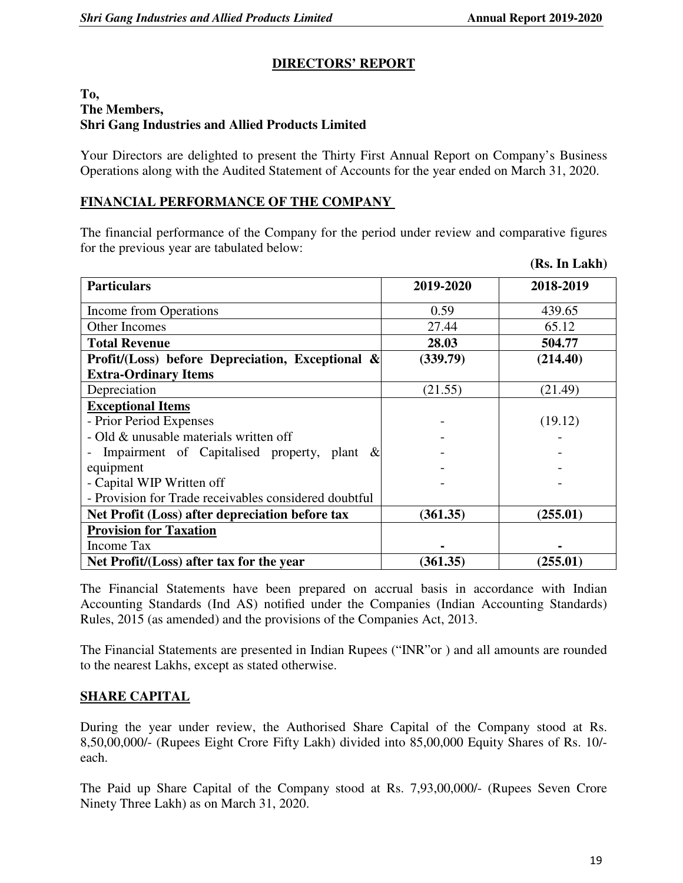# DIRECTORS' REPORT

**To,**
**The Members,**
**Shri Gang Industries and Allied Products Limited**

Your Directors are delighted to present the Thirty First Annual Report on Company's Business Operations along with the Audited Statement of Accounts for the year ended on March 31, 2020.

## FINANCIAL PERFORMANCE OF THE COMPANY

The financial performance of the Company for the period under review and comparative figures for the previous year are tabulated below:

**(Rs. In Lakh)**

| **Particulars** | **2019-2020** | **2018-2019** |
|---|---|---|
| Income from Operations | 0.59 | 439.65 |
| Other Incomes | 27.44 | 65.12 |
| **Total Revenue** | **28.03** | **504.77** |
| **Profit/(Loss) before Depreciation, Exceptional & Extra-Ordinary Items** | **(339.79)** | **(214.40)** |
| Depreciation | (21.55) | (21.49) |
| **Exceptional Items** | | |
| - Prior Period Expenses | - | (19.12) |
| - Old & unusable materials written off | - | - |
| - Impairment of Capitalised property, plant & equipment | - | - |
| - Capital WIP Written off | - | - |
| - Provision for Trade receivables considered doubtful | - | - |
| **Net Profit (Loss) after depreciation before tax** | **(361.35)** | **(255.01)** |
| **Provision for Taxation** | | |
| Income Tax | **-** | **-** |
| **Net Profit/(Loss) after tax for the year** | **(361.35)** | **(255.01)** |

The Financial Statements have been prepared on accrual basis in accordance with Indian Accounting Standards (Ind AS) notified under the Companies (Indian Accounting Standards) Rules, 2015 (as amended) and the provisions of the Companies Act, 2013.

The Financial Statements are presented in Indian Rupees ("INR"or ) and all amounts are rounded to the nearest Lakhs, except as stated otherwise.

## SHARE CAPITAL

During the year under review, the Authorised Share Capital of the Company stood at Rs. 8,50,00,000/- (Rupees Eight Crore Fifty Lakh) divided into 85,00,000 Equity Shares of Rs. 10/- each.

The Paid up Share Capital of the Company stood at Rs. 7,93,00,000/- (Rupees Seven Crore Ninety Three Lakh) as on March 31, 2020.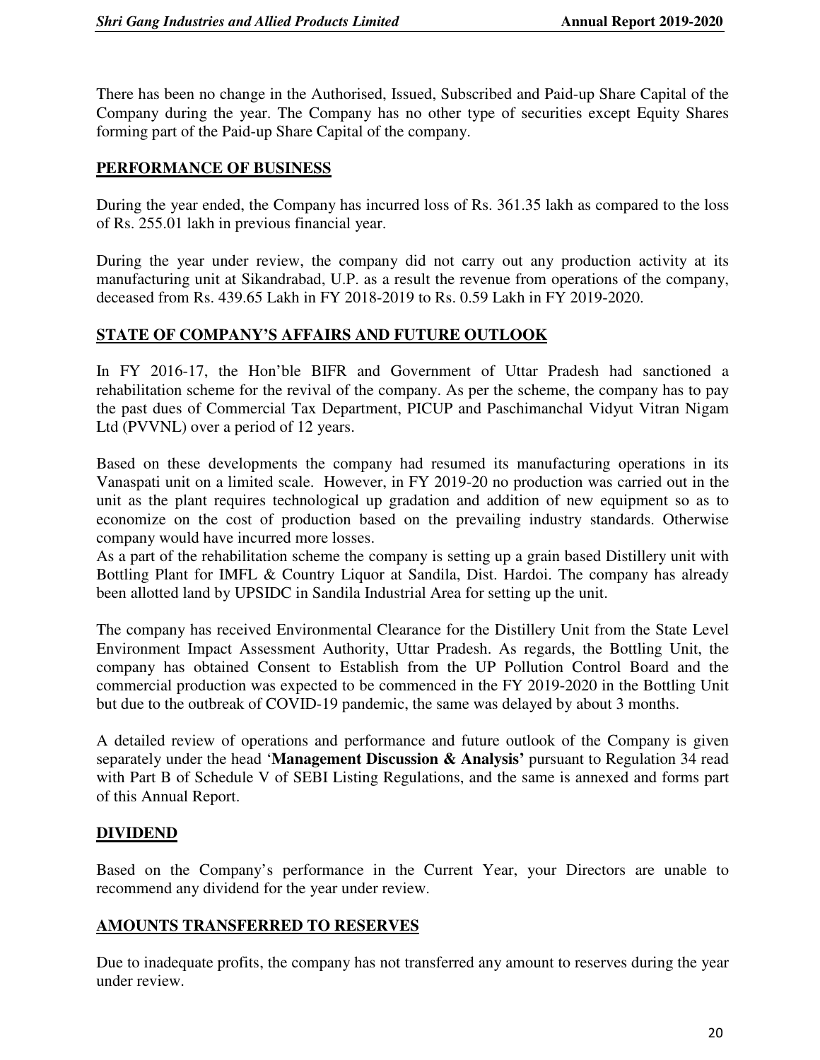There has been no change in the Authorised, Issued, Subscribed and Paid-up Share Capital of the Company during the year. The Company has no other type of securities except Equity Shares forming part of the Paid-up Share Capital of the company.

## PERFORMANCE OF BUSINESS

During the year ended, the Company has incurred loss of Rs. 361.35 lakh as compared to the loss of Rs. 255.01 lakh in previous financial year.

During the year under review, the company did not carry out any production activity at its manufacturing unit at Sikandrabad, U.P. as a result the revenue from operations of the company, deceased from Rs. 439.65 Lakh in FY 2018-2019 to Rs. 0.59 Lakh in FY 2019-2020.

## STATE OF COMPANY'S AFFAIRS AND FUTURE OUTLOOK

In FY 2016-17, the Hon'ble BIFR and Government of Uttar Pradesh had sanctioned a rehabilitation scheme for the revival of the company. As per the scheme, the company has to pay the past dues of Commercial Tax Department, PICUP and Paschimanchal Vidyut Vitran Nigam Ltd (PVVNL) over a period of 12 years.

Based on these developments the company had resumed its manufacturing operations in its Vanaspati unit on a limited scale. However, in FY 2019-20 no production was carried out in the unit as the plant requires technological up gradation and addition of new equipment so as to economize on the cost of production based on the prevailing industry standards. Otherwise company would have incurred more losses.

As a part of the rehabilitation scheme the company is setting up a grain based Distillery unit with Bottling Plant for IMFL & Country Liquor at Sandila, Dist. Hardoi. The company has already been allotted land by UPSIDC in Sandila Industrial Area for setting up the unit.

The company has received Environmental Clearance for the Distillery Unit from the State Level Environment Impact Assessment Authority, Uttar Pradesh. As regards, the Bottling Unit, the company has obtained Consent to Establish from the UP Pollution Control Board and the commercial production was expected to be commenced in the FY 2019-2020 in the Bottling Unit but due to the outbreak of COVID-19 pandemic, the same was delayed by about 3 months.

A detailed review of operations and performance and future outlook of the Company is given separately under the head '**Management Discussion & Analysis'** pursuant to Regulation 34 read with Part B of Schedule V of SEBI Listing Regulations, and the same is annexed and forms part of this Annual Report.

## DIVIDEND

Based on the Company's performance in the Current Year, your Directors are unable to recommend any dividend for the year under review.

## AMOUNTS TRANSFERRED TO RESERVES

Due to inadequate profits, the company has not transferred any amount to reserves during the year under review.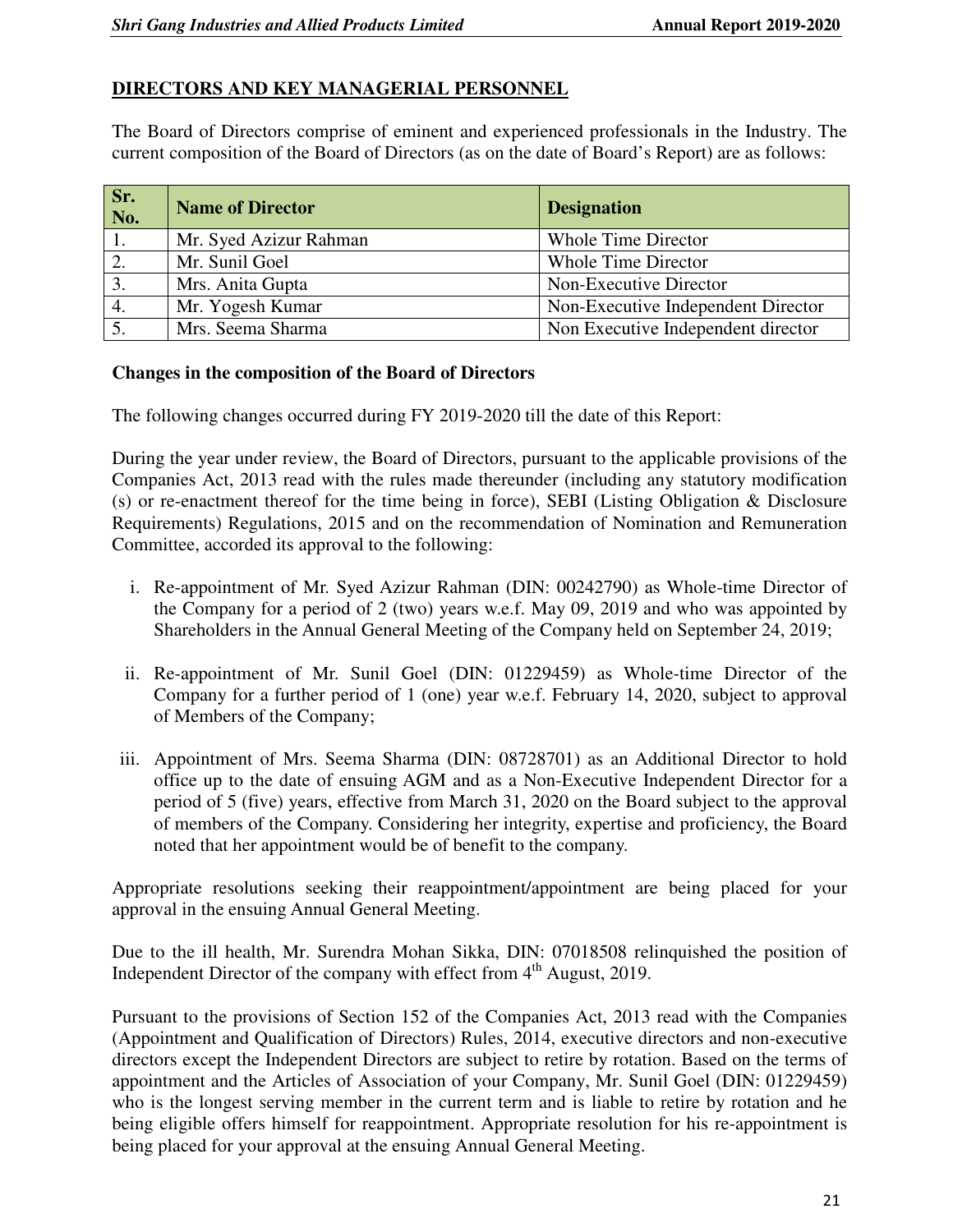## DIRECTORS AND KEY MANAGERIAL PERSONNEL

The Board of Directors comprise of eminent and experienced professionals in the Industry. The current composition of the Board of Directors (as on the date of Board's Report) are as follows:

| Sr. No. | Name of Director | Designation |
|---|---|---|
| 1. | Mr. Syed Azizur Rahman | Whole Time Director |
| 2. | Mr. Sunil Goel | Whole Time Director |
| 3. | Mrs. Anita Gupta | Non-Executive Director |
| 4. | Mr. Yogesh Kumar | Non-Executive Independent Director |
| 5. | Mrs. Seema Sharma | Non Executive Independent director |

**Changes in the composition of the Board of Directors**

The following changes occurred during FY 2019-2020 till the date of this Report:

During the year under review, the Board of Directors, pursuant to the applicable provisions of the Companies Act, 2013 read with the rules made thereunder (including any statutory modification (s) or re-enactment thereof for the time being in force), SEBI (Listing Obligation & Disclosure Requirements) Regulations, 2015 and on the recommendation of Nomination and Remuneration Committee, accorded its approval to the following:

i. Re-appointment of Mr. Syed Azizur Rahman (DIN: 00242790) as Whole-time Director of the Company for a period of 2 (two) years w.e.f. May 09, 2019 and who was appointed by Shareholders in the Annual General Meeting of the Company held on September 24, 2019;

ii. Re-appointment of Mr. Sunil Goel (DIN: 01229459) as Whole-time Director of the Company for a further period of 1 (one) year w.e.f. February 14, 2020, subject to approval of Members of the Company;

iii. Appointment of Mrs. Seema Sharma (DIN: 08728701) as an Additional Director to hold office up to the date of ensuing AGM and as a Non-Executive Independent Director for a period of 5 (five) years, effective from March 31, 2020 on the Board subject to the approval of members of the Company. Considering her integrity, expertise and proficiency, the Board noted that her appointment would be of benefit to the company.

Appropriate resolutions seeking their reappointment/appointment are being placed for your approval in the ensuing Annual General Meeting.

Due to the ill health, Mr. Surendra Mohan Sikka, DIN: 07018508 relinquished the position of Independent Director of the company with effect from 4th August, 2019.

Pursuant to the provisions of Section 152 of the Companies Act, 2013 read with the Companies (Appointment and Qualification of Directors) Rules, 2014, executive directors and non-executive directors except the Independent Directors are subject to retire by rotation. Based on the terms of appointment and the Articles of Association of your Company, Mr. Sunil Goel (DIN: 01229459) who is the longest serving member in the current term and is liable to retire by rotation and he being eligible offers himself for reappointment. Appropriate resolution for his re-appointment is being placed for your approval at the ensuing Annual General Meeting.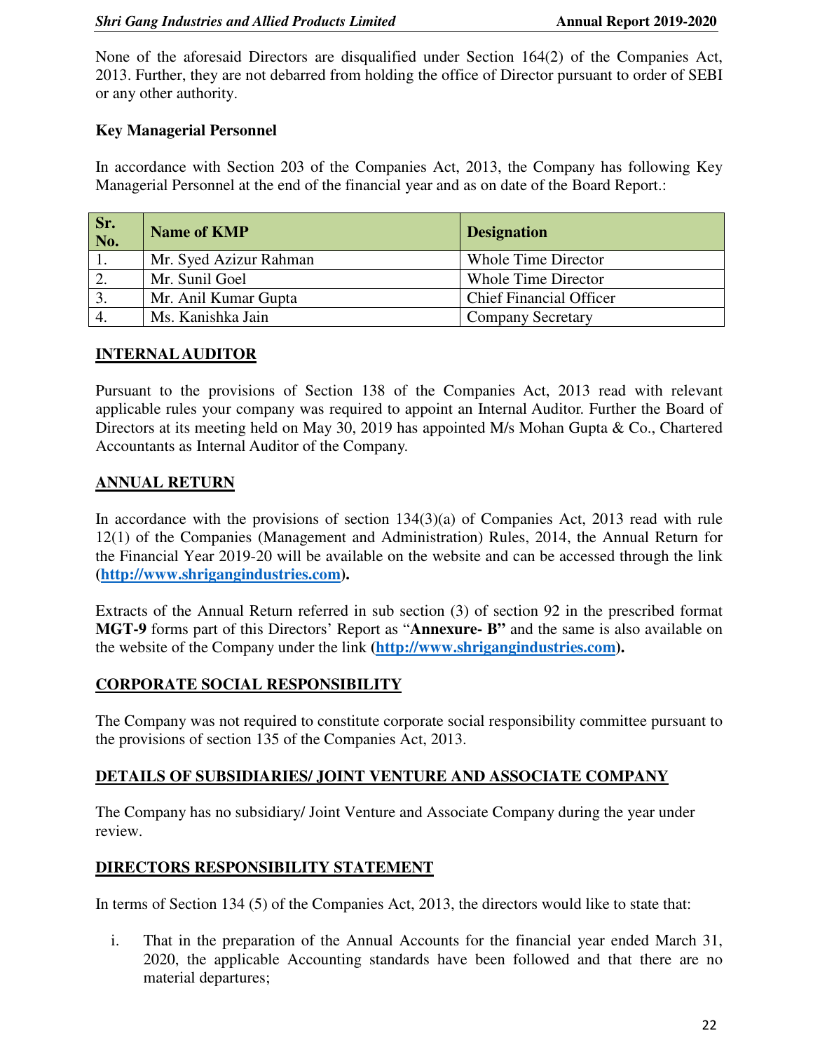None of the aforesaid Directors are disqualified under Section 164(2) of the Companies Act, 2013. Further, they are not debarred from holding the office of Director pursuant to order of SEBI or any other authority.

**Key Managerial Personnel**

In accordance with Section 203 of the Companies Act, 2013, the Company has following Key Managerial Personnel at the end of the financial year and as on date of the Board Report.:

| Sr. No. | Name of KMP | Designation |
|---|---|---|
| 1. | Mr. Syed Azizur Rahman | Whole Time Director |
| 2. | Mr. Sunil Goel | Whole Time Director |
| 3. | Mr. Anil Kumar Gupta | Chief Financial Officer |
| 4. | Ms. Kanishka Jain | Company Secretary |

## INTERNAL AUDITOR

Pursuant to the provisions of Section 138 of the Companies Act, 2013 read with relevant applicable rules your company was required to appoint an Internal Auditor. Further the Board of Directors at its meeting held on May 30, 2019 has appointed M/s Mohan Gupta & Co., Chartered Accountants as Internal Auditor of the Company.

## ANNUAL RETURN

In accordance with the provisions of section 134(3)(a) of Companies Act, 2013 read with rule 12(1) of the Companies (Management and Administration) Rules, 2014, the Annual Return for the Financial Year 2019-20 will be available on the website and can be accessed through the link **([http://www.shrigangindustries.com](http://www.shrigangindustries.com)).**

Extracts of the Annual Return referred in sub section (3) of section 92 in the prescribed format **MGT-9** forms part of this Directors' Report as "**Annexure- B"** and the same is also available on the website of the Company under the link **([http://www.shrigangindustries.com](http://www.shrigangindustries.com)).**

## CORPORATE SOCIAL RESPONSIBILITY

The Company was not required to constitute corporate social responsibility committee pursuant to the provisions of section 135 of the Companies Act, 2013.

## DETAILS OF SUBSIDIARIES/ JOINT VENTURE AND ASSOCIATE COMPANY

The Company has no subsidiary/ Joint Venture and Associate Company during the year under review.

## DIRECTORS RESPONSIBILITY STATEMENT

In terms of Section 134 (5) of the Companies Act, 2013, the directors would like to state that:

i. That in the preparation of the Annual Accounts for the financial year ended March 31, 2020, the applicable Accounting standards have been followed and that there are no material departures;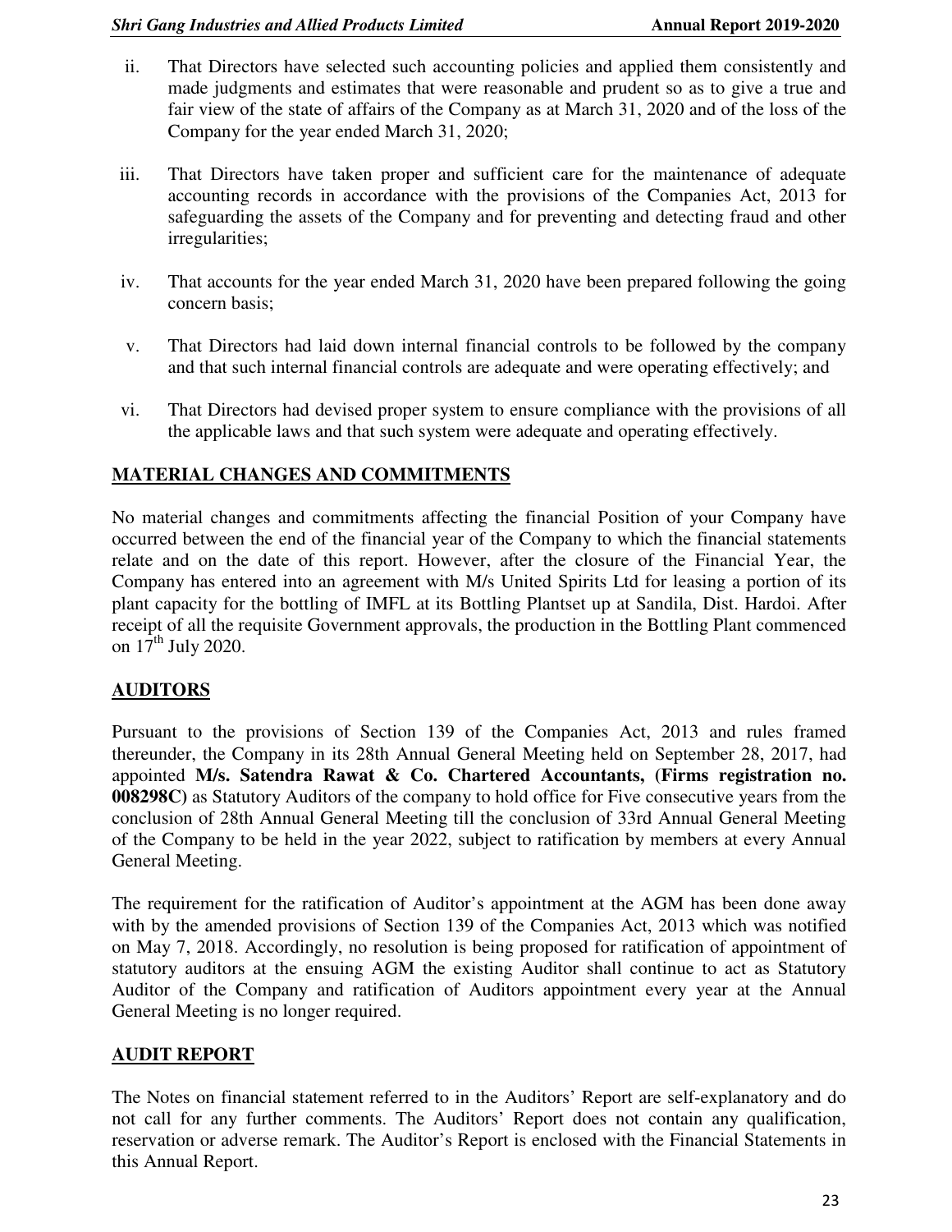ii. That Directors have selected such accounting policies and applied them consistently and made judgments and estimates that were reasonable and prudent so as to give a true and fair view of the state of affairs of the Company as at March 31, 2020 and of the loss of the Company for the year ended March 31, 2020;

iii. That Directors have taken proper and sufficient care for the maintenance of adequate accounting records in accordance with the provisions of the Companies Act, 2013 for safeguarding the assets of the Company and for preventing and detecting fraud and other irregularities;

iv. That accounts for the year ended March 31, 2020 have been prepared following the going concern basis;

v. That Directors had laid down internal financial controls to be followed by the company and that such internal financial controls are adequate and were operating effectively; and

vi. That Directors had devised proper system to ensure compliance with the provisions of all the applicable laws and that such system were adequate and operating effectively.

## MATERIAL CHANGES AND COMMITMENTS

No material changes and commitments affecting the financial Position of your Company have occurred between the end of the financial year of the Company to which the financial statements relate and on the date of this report. However, after the closure of the Financial Year, the Company has entered into an agreement with M/s United Spirits Ltd for leasing a portion of its plant capacity for the bottling of IMFL at its Bottling Plantset up at Sandila, Dist. Hardoi. After receipt of all the requisite Government approvals, the production in the Bottling Plant commenced on 17th July 2020.

## AUDITORS

Pursuant to the provisions of Section 139 of the Companies Act, 2013 and rules framed thereunder, the Company in its 28th Annual General Meeting held on September 28, 2017, had appointed **M/s. Satendra Rawat & Co. Chartered Accountants, (Firms registration no. 008298C)** as Statutory Auditors of the company to hold office for Five consecutive years from the conclusion of 28th Annual General Meeting till the conclusion of 33rd Annual General Meeting of the Company to be held in the year 2022, subject to ratification by members at every Annual General Meeting.

The requirement for the ratification of Auditor's appointment at the AGM has been done away with by the amended provisions of Section 139 of the Companies Act, 2013 which was notified on May 7, 2018. Accordingly, no resolution is being proposed for ratification of appointment of statutory auditors at the ensuing AGM the existing Auditor shall continue to act as Statutory Auditor of the Company and ratification of Auditors appointment every year at the Annual General Meeting is no longer required.

## AUDIT REPORT

The Notes on financial statement referred to in the Auditors' Report are self-explanatory and do not call for any further comments. The Auditors' Report does not contain any qualification, reservation or adverse remark. The Auditor's Report is enclosed with the Financial Statements in this Annual Report.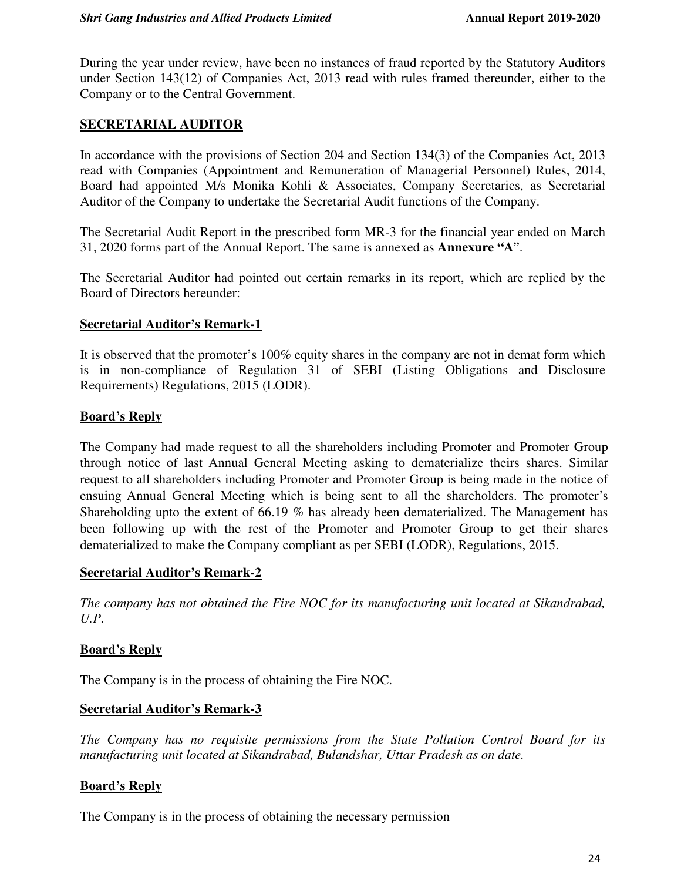During the year under review, have been no instances of fraud reported by the Statutory Auditors under Section 143(12) of Companies Act, 2013 read with rules framed thereunder, either to the Company or to the Central Government.

## SECRETARIAL AUDITOR

In accordance with the provisions of Section 204 and Section 134(3) of the Companies Act, 2013 read with Companies (Appointment and Remuneration of Managerial Personnel) Rules, 2014, Board had appointed M/s Monika Kohli & Associates, Company Secretaries, as Secretarial Auditor of the Company to undertake the Secretarial Audit functions of the Company.

The Secretarial Audit Report in the prescribed form MR-3 for the financial year ended on March 31, 2020 forms part of the Annual Report. The same is annexed as **Annexure "A**".

The Secretarial Auditor had pointed out certain remarks in its report, which are replied by the Board of Directors hereunder:

### Secretarial Auditor's Remark-1

It is observed that the promoter's 100% equity shares in the company are not in demat form which is in non-compliance of Regulation 31 of SEBI (Listing Obligations and Disclosure Requirements) Regulations, 2015 (LODR).

### Board's Reply

The Company had made request to all the shareholders including Promoter and Promoter Group through notice of last Annual General Meeting asking to dematerialize theirs shares. Similar request to all shareholders including Promoter and Promoter Group is being made in the notice of ensuing Annual General Meeting which is being sent to all the shareholders. The promoter's Shareholding upto the extent of 66.19 % has already been dematerialized. The Management has been following up with the rest of the Promoter and Promoter Group to get their shares dematerialized to make the Company compliant as per SEBI (LODR), Regulations, 2015.

### Secretarial Auditor's Remark-2

*The company has not obtained the Fire NOC for its manufacturing unit located at Sikandrabad, U.P.*

### Board's Reply

The Company is in the process of obtaining the Fire NOC.

### Secretarial Auditor's Remark-3

*The Company has no requisite permissions from the State Pollution Control Board for its manufacturing unit located at Sikandrabad, Bulandshar, Uttar Pradesh as on date.*

### Board's Reply

The Company is in the process of obtaining the necessary permission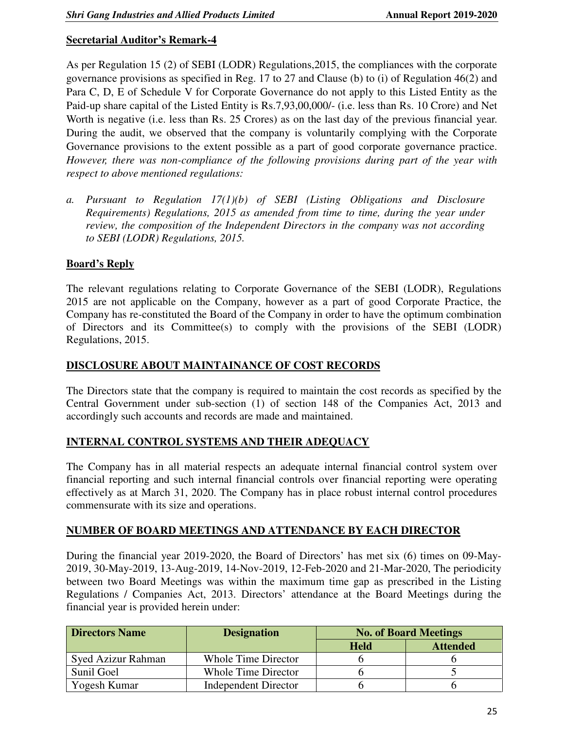**Secretarial Auditor's Remark-4**

As per Regulation 15 (2) of SEBI (LODR) Regulations,2015, the compliances with the corporate governance provisions as specified in Reg. 17 to 27 and Clause (b) to (i) of Regulation 46(2) and Para C, D, E of Schedule V for Corporate Governance do not apply to this Listed Entity as the Paid-up share capital of the Listed Entity is Rs.7,93,00,000/- (i.e. less than Rs. 10 Crore) and Net Worth is negative (i.e. less than Rs. 25 Crores) as on the last day of the previous financial year. During the audit, we observed that the company is voluntarily complying with the Corporate Governance provisions to the extent possible as a part of good corporate governance practice. *However, there was non-compliance of the following provisions during part of the year with respect to above mentioned regulations:*

*a. Pursuant to Regulation 17(1)(b) of SEBI (Listing Obligations and Disclosure Requirements) Regulations, 2015 as amended from time to time, during the year under review, the composition of the Independent Directors in the company was not according to SEBI (LODR) Regulations, 2015.*

**Board's Reply**

The relevant regulations relating to Corporate Governance of the SEBI (LODR), Regulations 2015 are not applicable on the Company, however as a part of good Corporate Practice, the Company has re-constituted the Board of the Company in order to have the optimum combination of Directors and its Committee(s) to comply with the provisions of the SEBI (LODR) Regulations, 2015.

## DISCLOSURE ABOUT MAINTAINANCE OF COST RECORDS

The Directors state that the company is required to maintain the cost records as specified by the Central Government under sub-section (1) of section 148 of the Companies Act, 2013 and accordingly such accounts and records are made and maintained.

## INTERNAL CONTROL SYSTEMS AND THEIR ADEQUACY

The Company has in all material respects an adequate internal financial control system over financial reporting and such internal financial controls over financial reporting were operating effectively as at March 31, 2020. The Company has in place robust internal control procedures commensurate with its size and operations.

## NUMBER OF BOARD MEETINGS AND ATTENDANCE BY EACH DIRECTOR

During the financial year 2019-2020, the Board of Directors' has met six (6) times on 09-May-2019, 30-May-2019, 13-Aug-2019, 14-Nov-2019, 12-Feb-2020 and 21-Mar-2020, The periodicity between two Board Meetings was within the maximum time gap as prescribed in the Listing Regulations / Companies Act, 2013. Directors' attendance at the Board Meetings during the financial year is provided herein under:

| Directors Name | Designation | No. of Board Meetings | |
|---|---|---|---|
| | | Held | Attended |
| Syed Azizur Rahman | Whole Time Director | 6 | 6 |
| Sunil Goel | Whole Time Director | 6 | 5 |
| Yogesh Kumar | Independent Director | 6 | 6 |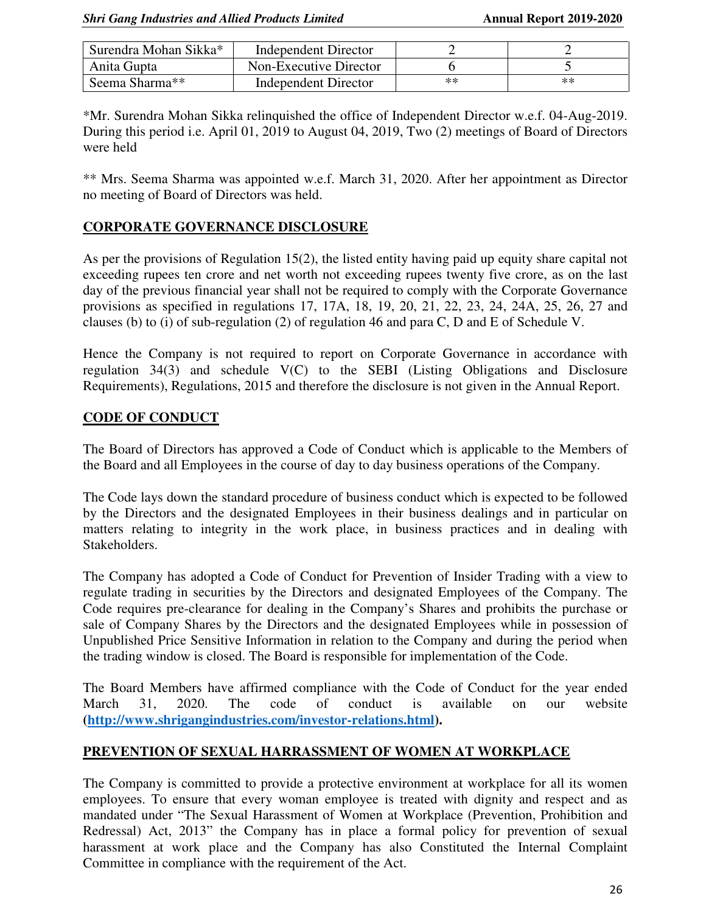| Surendra Mohan Sikka* | Independent Director | 2 | 2 |
|---|---|---|---|
| Anita Gupta | Non-Executive Director | 6 | 5 |
| Seema Sharma** | Independent Director | ** | ** |

*Mr. Surendra Mohan Sikka relinquished the office of Independent Director w.e.f. 04-Aug-2019. During this period i.e. April 01, 2019 to August 04, 2019, Two (2) meetings of Board of Directors were held

** Mrs. Seema Sharma was appointed w.e.f. March 31, 2020. After her appointment as Director no meeting of Board of Directors was held.

## CORPORATE GOVERNANCE DISCLOSURE

As per the provisions of Regulation 15(2), the listed entity having paid up equity share capital not exceeding rupees ten crore and net worth not exceeding rupees twenty five crore, as on the last day of the previous financial year shall not be required to comply with the Corporate Governance provisions as specified in regulations 17, 17A, 18, 19, 20, 21, 22, 23, 24, 24A, 25, 26, 27 and clauses (b) to (i) of sub-regulation (2) of regulation 46 and para C, D and E of Schedule V.

Hence the Company is not required to report on Corporate Governance in accordance with regulation 34(3) and schedule V(C) to the SEBI (Listing Obligations and Disclosure Requirements), Regulations, 2015 and therefore the disclosure is not given in the Annual Report.

## CODE OF CONDUCT

The Board of Directors has approved a Code of Conduct which is applicable to the Members of the Board and all Employees in the course of day to day business operations of the Company.

The Code lays down the standard procedure of business conduct which is expected to be followed by the Directors and the designated Employees in their business dealings and in particular on matters relating to integrity in the work place, in business practices and in dealing with Stakeholders.

The Company has adopted a Code of Conduct for Prevention of Insider Trading with a view to regulate trading in securities by the Directors and designated Employees of the Company. The Code requires pre-clearance for dealing in the Company's Shares and prohibits the purchase or sale of Company Shares by the Directors and the designated Employees while in possession of Unpublished Price Sensitive Information in relation to the Company and during the period when the trading window is closed. The Board is responsible for implementation of the Code.

The Board Members have affirmed compliance with the Code of Conduct for the year ended March 31, 2020. The code of conduct is available on our website **(http://www.shrigangindustries.com/investor-relations.html).**

## PREVENTION OF SEXUAL HARRASSMENT OF WOMEN AT WORKPLACE

The Company is committed to provide a protective environment at workplace for all its women employees. To ensure that every woman employee is treated with dignity and respect and as mandated under "The Sexual Harassment of Women at Workplace (Prevention, Prohibition and Redressal) Act, 2013" the Company has in place a formal policy for prevention of sexual harassment at work place and the Company has also Constituted the Internal Complaint Committee in compliance with the requirement of the Act.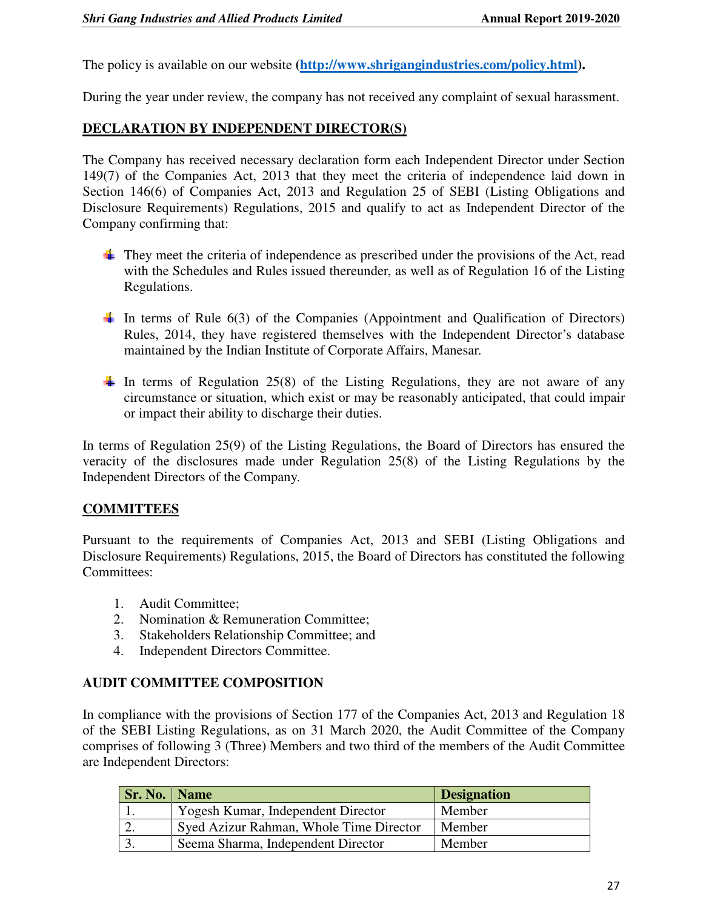The policy is available on our website (**[http://www.shrigangindustries.com/policy.html](http://www.shrigangindustries.com/policy.html)**).

During the year under review, the company has not received any complaint of sexual harassment.

## DECLARATION BY INDEPENDENT DIRECTOR(S)

The Company has received necessary declaration form each Independent Director under Section 149(7) of the Companies Act, 2013 that they meet the criteria of independence laid down in Section 146(6) of Companies Act, 2013 and Regulation 25 of SEBI (Listing Obligations and Disclosure Requirements) Regulations, 2015 and qualify to act as Independent Director of the Company confirming that:

- They meet the criteria of independence as prescribed under the provisions of the Act, read with the Schedules and Rules issued thereunder, as well as of Regulation 16 of the Listing Regulations.
- In terms of Rule 6(3) of the Companies (Appointment and Qualification of Directors) Rules, 2014, they have registered themselves with the Independent Director's database maintained by the Indian Institute of Corporate Affairs, Manesar.
- In terms of Regulation 25(8) of the Listing Regulations, they are not aware of any circumstance or situation, which exist or may be reasonably anticipated, that could impair or impact their ability to discharge their duties.

In terms of Regulation 25(9) of the Listing Regulations, the Board of Directors has ensured the veracity of the disclosures made under Regulation 25(8) of the Listing Regulations by the Independent Directors of the Company.

## COMMITTEES

Pursuant to the requirements of Companies Act, 2013 and SEBI (Listing Obligations and Disclosure Requirements) Regulations, 2015, the Board of Directors has constituted the following Committees:

1. Audit Committee;
2. Nomination & Remuneration Committee;
3. Stakeholders Relationship Committee; and
4. Independent Directors Committee.

## AUDIT COMMITTEE COMPOSITION

In compliance with the provisions of Section 177 of the Companies Act, 2013 and Regulation 18 of the SEBI Listing Regulations, as on 31 March 2020, the Audit Committee of the Company comprises of following 3 (Three) Members and two third of the members of the Audit Committee are Independent Directors:

| Sr. No. | Name | Designation |
|---|---|---|
| 1. | Yogesh Kumar, Independent Director | Member |
| 2. | Syed Azizur Rahman, Whole Time Director | Member |
| 3. | Seema Sharma, Independent Director | Member |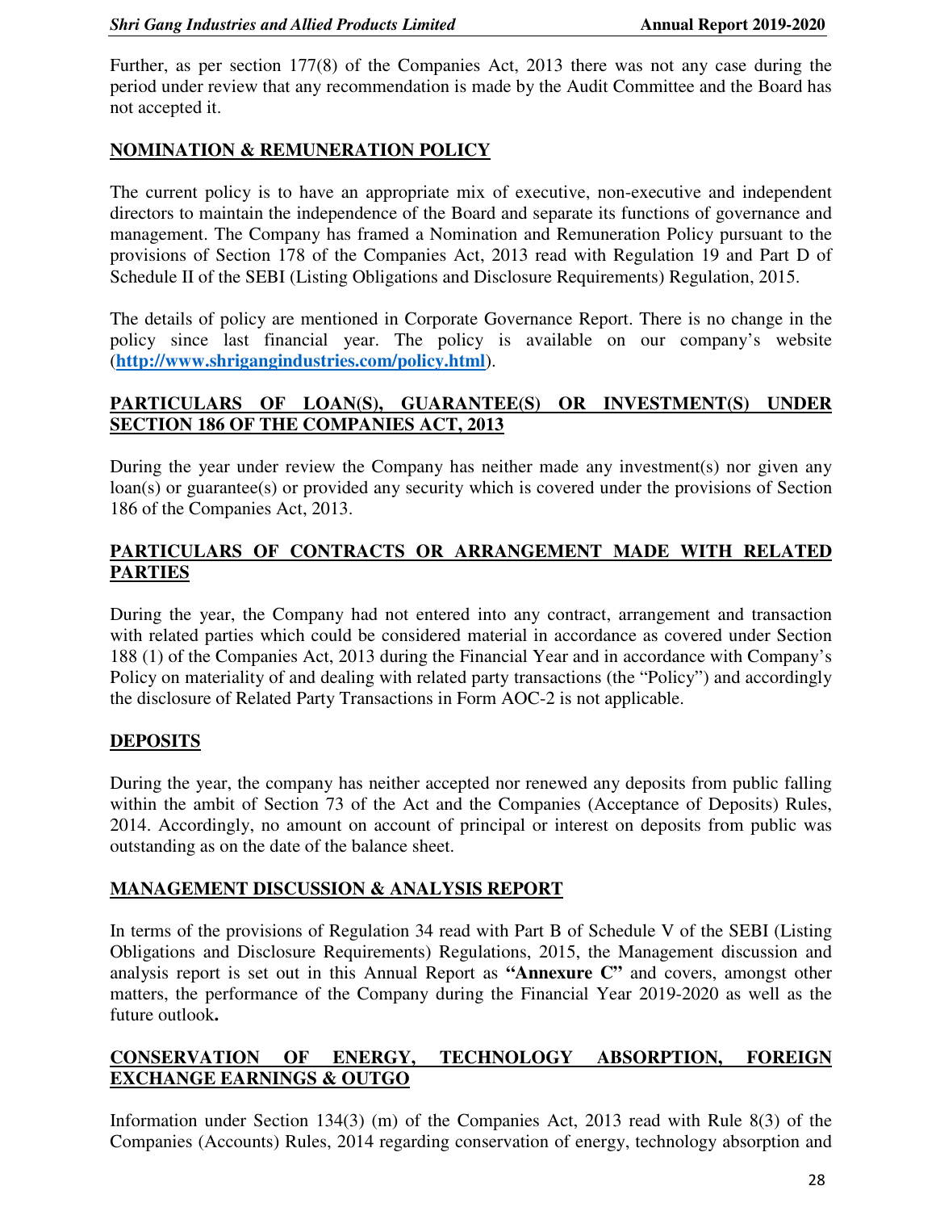Further, as per section 177(8) of the Companies Act, 2013 there was not any case during the period under review that any recommendation is made by the Audit Committee and the Board has not accepted it.

## NOMINATION & REMUNERATION POLICY

The current policy is to have an appropriate mix of executive, non-executive and independent directors to maintain the independence of the Board and separate its functions of governance and management. The Company has framed a Nomination and Remuneration Policy pursuant to the provisions of Section 178 of the Companies Act, 2013 read with Regulation 19 and Part D of Schedule II of the SEBI (Listing Obligations and Disclosure Requirements) Regulation, 2015.

The details of policy are mentioned in Corporate Governance Report. There is no change in the policy since last financial year. The policy is available on our company's website (**http://www.shrigangindustries.com/policy.html**).

## PARTICULARS OF LOAN(S), GUARANTEE(S) OR INVESTMENT(S) UNDER SECTION 186 OF THE COMPANIES ACT, 2013

During the year under review the Company has neither made any investment(s) nor given any loan(s) or guarantee(s) or provided any security which is covered under the provisions of Section 186 of the Companies Act, 2013.

## PARTICULARS OF CONTRACTS OR ARRANGEMENT MADE WITH RELATED PARTIES

During the year, the Company had not entered into any contract, arrangement and transaction with related parties which could be considered material in accordance as covered under Section 188 (1) of the Companies Act, 2013 during the Financial Year and in accordance with Company's Policy on materiality of and dealing with related party transactions (the "Policy") and accordingly the disclosure of Related Party Transactions in Form AOC-2 is not applicable.

## DEPOSITS

During the year, the company has neither accepted nor renewed any deposits from public falling within the ambit of Section 73 of the Act and the Companies (Acceptance of Deposits) Rules, 2014. Accordingly, no amount on account of principal or interest on deposits from public was outstanding as on the date of the balance sheet.

## MANAGEMENT DISCUSSION & ANALYSIS REPORT

In terms of the provisions of Regulation 34 read with Part B of Schedule V of the SEBI (Listing Obligations and Disclosure Requirements) Regulations, 2015, the Management discussion and analysis report is set out in this Annual Report as **"Annexure C"** and covers, amongst other matters, the performance of the Company during the Financial Year 2019-2020 as well as the future outlook**.**

## CONSERVATION OF ENERGY, TECHNOLOGY ABSORPTION, FOREIGN EXCHANGE EARNINGS & OUTGO

Information under Section 134(3) (m) of the Companies Act, 2013 read with Rule 8(3) of the Companies (Accounts) Rules, 2014 regarding conservation of energy, technology absorption and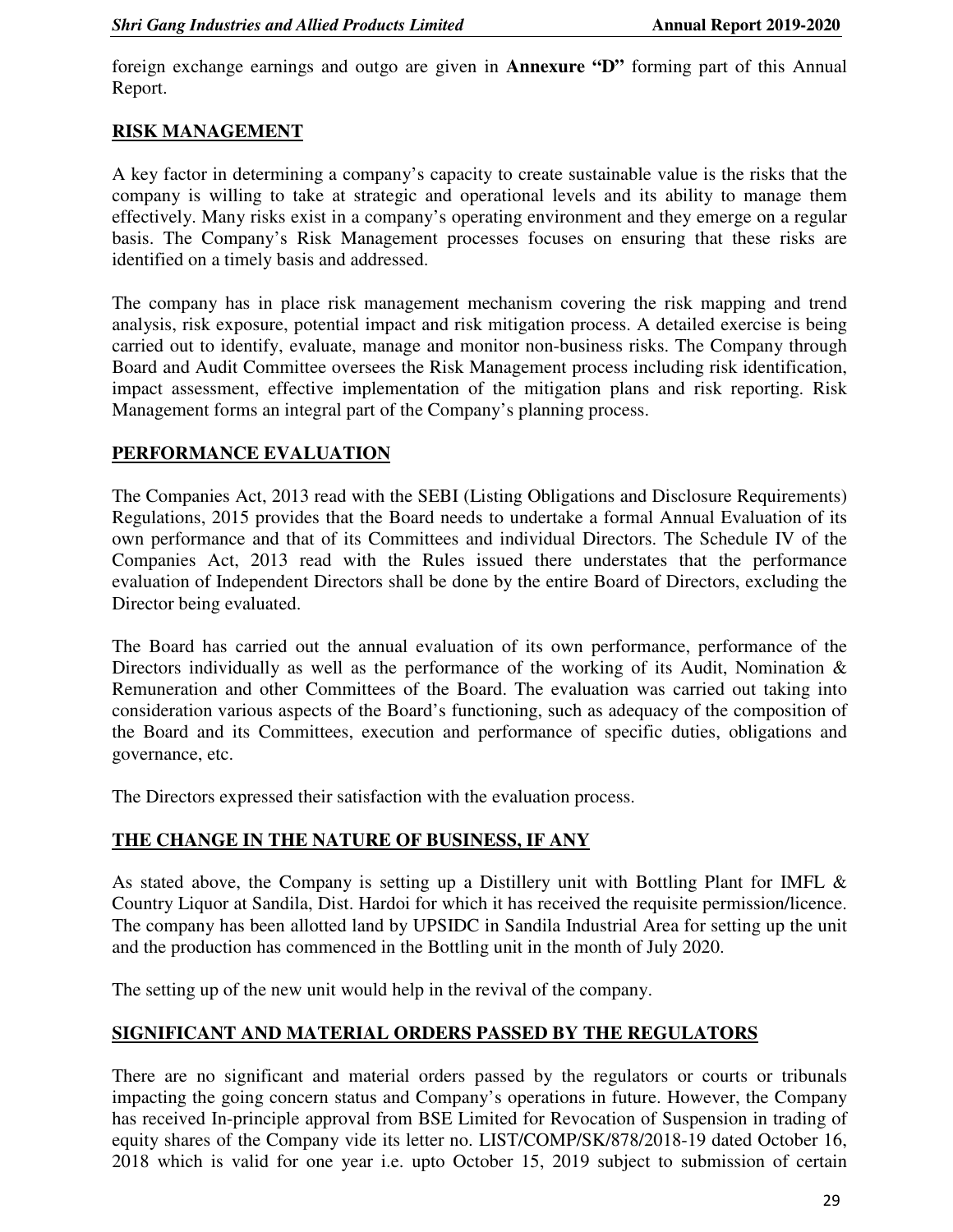foreign exchange earnings and outgo are given in **Annexure "D"** forming part of this Annual Report.

## RISK MANAGEMENT

A key factor in determining a company's capacity to create sustainable value is the risks that the company is willing to take at strategic and operational levels and its ability to manage them effectively. Many risks exist in a company's operating environment and they emerge on a regular basis. The Company's Risk Management processes focuses on ensuring that these risks are identified on a timely basis and addressed.

The company has in place risk management mechanism covering the risk mapping and trend analysis, risk exposure, potential impact and risk mitigation process. A detailed exercise is being carried out to identify, evaluate, manage and monitor non-business risks. The Company through Board and Audit Committee oversees the Risk Management process including risk identification, impact assessment, effective implementation of the mitigation plans and risk reporting. Risk Management forms an integral part of the Company's planning process.

## PERFORMANCE EVALUATION

The Companies Act, 2013 read with the SEBI (Listing Obligations and Disclosure Requirements) Regulations, 2015 provides that the Board needs to undertake a formal Annual Evaluation of its own performance and that of its Committees and individual Directors. The Schedule IV of the Companies Act, 2013 read with the Rules issued there understates that the performance evaluation of Independent Directors shall be done by the entire Board of Directors, excluding the Director being evaluated.

The Board has carried out the annual evaluation of its own performance, performance of the Directors individually as well as the performance of the working of its Audit, Nomination & Remuneration and other Committees of the Board. The evaluation was carried out taking into consideration various aspects of the Board's functioning, such as adequacy of the composition of the Board and its Committees, execution and performance of specific duties, obligations and governance, etc.

The Directors expressed their satisfaction with the evaluation process.

## THE CHANGE IN THE NATURE OF BUSINESS, IF ANY

As stated above, the Company is setting up a Distillery unit with Bottling Plant for IMFL & Country Liquor at Sandila, Dist. Hardoi for which it has received the requisite permission/licence. The company has been allotted land by UPSIDC in Sandila Industrial Area for setting up the unit and the production has commenced in the Bottling unit in the month of July 2020.

The setting up of the new unit would help in the revival of the company.

## SIGNIFICANT AND MATERIAL ORDERS PASSED BY THE REGULATORS

There are no significant and material orders passed by the regulators or courts or tribunals impacting the going concern status and Company's operations in future. However, the Company has received In-principle approval from BSE Limited for Revocation of Suspension in trading of equity shares of the Company vide its letter no. LIST/COMP/SK/878/2018-19 dated October 16, 2018 which is valid for one year i.e. upto October 15, 2019 subject to submission of certain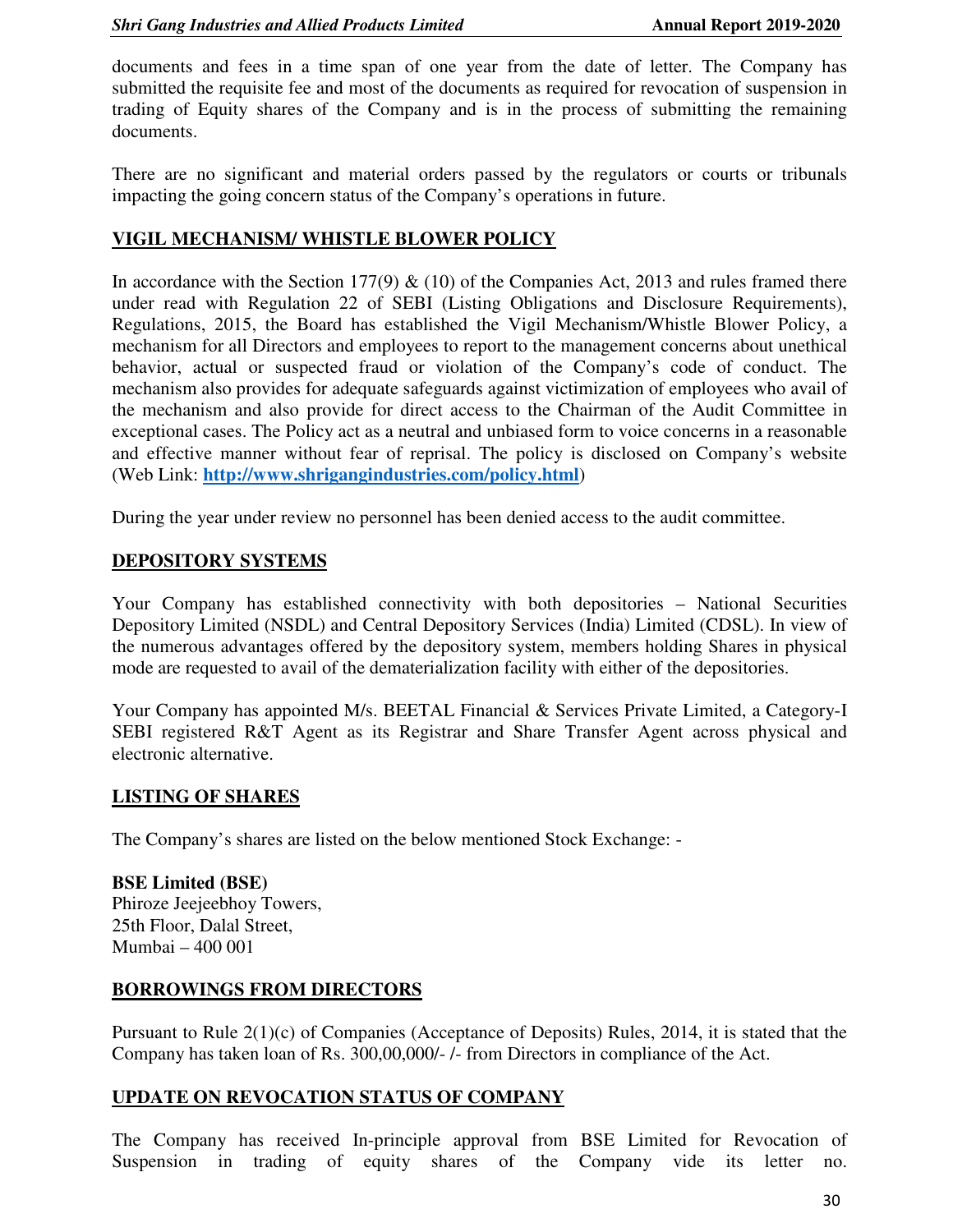documents and fees in a time span of one year from the date of letter. The Company has submitted the requisite fee and most of the documents as required for revocation of suspension in trading of Equity shares of the Company and is in the process of submitting the remaining documents.

There are no significant and material orders passed by the regulators or courts or tribunals impacting the going concern status of the Company's operations in future.

## VIGIL MECHANISM/ WHISTLE BLOWER POLICY

In accordance with the Section 177(9) & (10) of the Companies Act, 2013 and rules framed there under read with Regulation 22 of SEBI (Listing Obligations and Disclosure Requirements), Regulations, 2015, the Board has established the Vigil Mechanism/Whistle Blower Policy, a mechanism for all Directors and employees to report to the management concerns about unethical behavior, actual or suspected fraud or violation of the Company's code of conduct. The mechanism also provides for adequate safeguards against victimization of employees who avail of the mechanism and also provide for direct access to the Chairman of the Audit Committee in exceptional cases. The Policy act as a neutral and unbiased form to voice concerns in a reasonable and effective manner without fear of reprisal. The policy is disclosed on Company's website (Web Link: **http://www.shrigangindustries.com/policy.html**)

During the year under review no personnel has been denied access to the audit committee.

## DEPOSITORY SYSTEMS

Your Company has established connectivity with both depositories – National Securities Depository Limited (NSDL) and Central Depository Services (India) Limited (CDSL). In view of the numerous advantages offered by the depository system, members holding Shares in physical mode are requested to avail of the dematerialization facility with either of the depositories.

Your Company has appointed M/s. BEETAL Financial & Services Private Limited, a Category-I SEBI registered R&T Agent as its Registrar and Share Transfer Agent across physical and electronic alternative.

## LISTING OF SHARES

The Company's shares are listed on the below mentioned Stock Exchange: -

**BSE Limited (BSE)**
Phiroze Jeejeebhoy Towers,
25th Floor, Dalal Street,
Mumbai – 400 001

## BORROWINGS FROM DIRECTORS

Pursuant to Rule 2(1)(c) of Companies (Acceptance of Deposits) Rules, 2014, it is stated that the Company has taken loan of Rs. 300,00,000/- /- from Directors in compliance of the Act.

## UPDATE ON REVOCATION STATUS OF COMPANY

The Company has received In-principle approval from BSE Limited for Revocation of Suspension in trading of equity shares of the Company vide its letter no.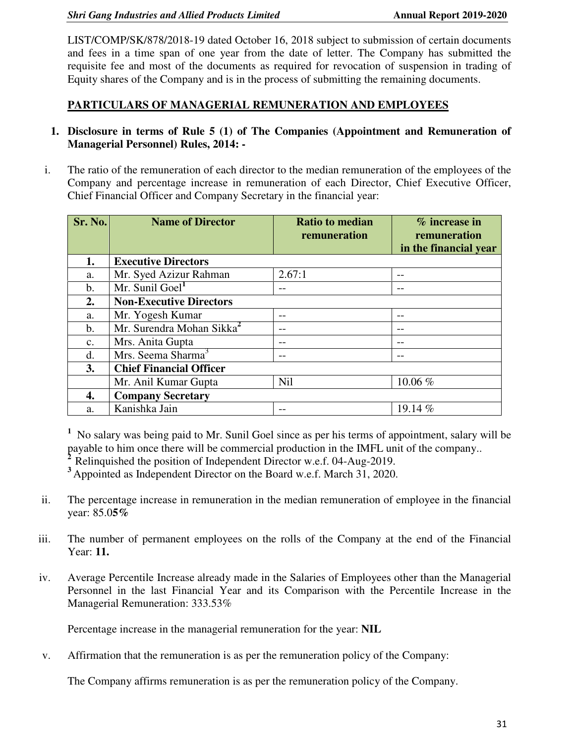LIST/COMP/SK/878/2018-19 dated October 16, 2018 subject to submission of certain documents and fees in a time span of one year from the date of letter. The Company has submitted the requisite fee and most of the documents as required for revocation of suspension in trading of Equity shares of the Company and is in the process of submitting the remaining documents.

## PARTICULARS OF MANAGERIAL REMUNERATION AND EMPLOYEES

**1. Disclosure in terms of Rule 5 (1) of The Companies (Appointment and Remuneration of Managerial Personnel) Rules, 2014: -**

i. The ratio of the remuneration of each director to the median remuneration of the employees of the Company and percentage increase in remuneration of each Director, Chief Executive Officer, Chief Financial Officer and Company Secretary in the financial year:

| Sr. No. | Name of Director | Ratio to median remuneration | % increase in remuneration in the financial year |
|---|---|---|---|
| **1.** | **Executive Directors** | | |
| a. | Mr. Syed Azizur Rahman | 2.67:1 | -- |
| b. | Mr. Sunil Goel[1] | -- | -- |
| **2.** | **Non-Executive Directors** | | |
| a. | Mr. Yogesh Kumar | -- | -- |
| b. | Mr. Surendra Mohan Sikka[2] | -- | -- |
| c. | Mrs. Anita Gupta | -- | -- |
| d. | Mrs. Seema Sharma[3] | -- | -- |
| **3.** | **Chief Financial Officer** | | |
| | Mr. Anil Kumar Gupta | Nil | 10.06 % |
| **4.** | **Company Secretary** | | |
| a. | Kanishka Jain | -- | 19.14 % |

[1] No salary was being paid to Mr. Sunil Goel since as per his terms of appointment, salary will be payable to him once there will be commercial production in the IMFL unit of the company..

[2] Relinquished the position of Independent Director w.e.f. 04-Aug-2019.

[3] Appointed as Independent Director on the Board w.e.f. March 31, 2020.

ii. The percentage increase in remuneration in the median remuneration of employee in the financial year: 85.0**5%**

iii. The number of permanent employees on the rolls of the Company at the end of the Financial Year: **11.**

iv. Average Percentile Increase already made in the Salaries of Employees other than the Managerial Personnel in the last Financial Year and its Comparison with the Percentile Increase in the Managerial Remuneration: 333.53%

Percentage increase in the managerial remuneration for the year: **NIL**

v. Affirmation that the remuneration is as per the remuneration policy of the Company:

The Company affirms remuneration is as per the remuneration policy of the Company.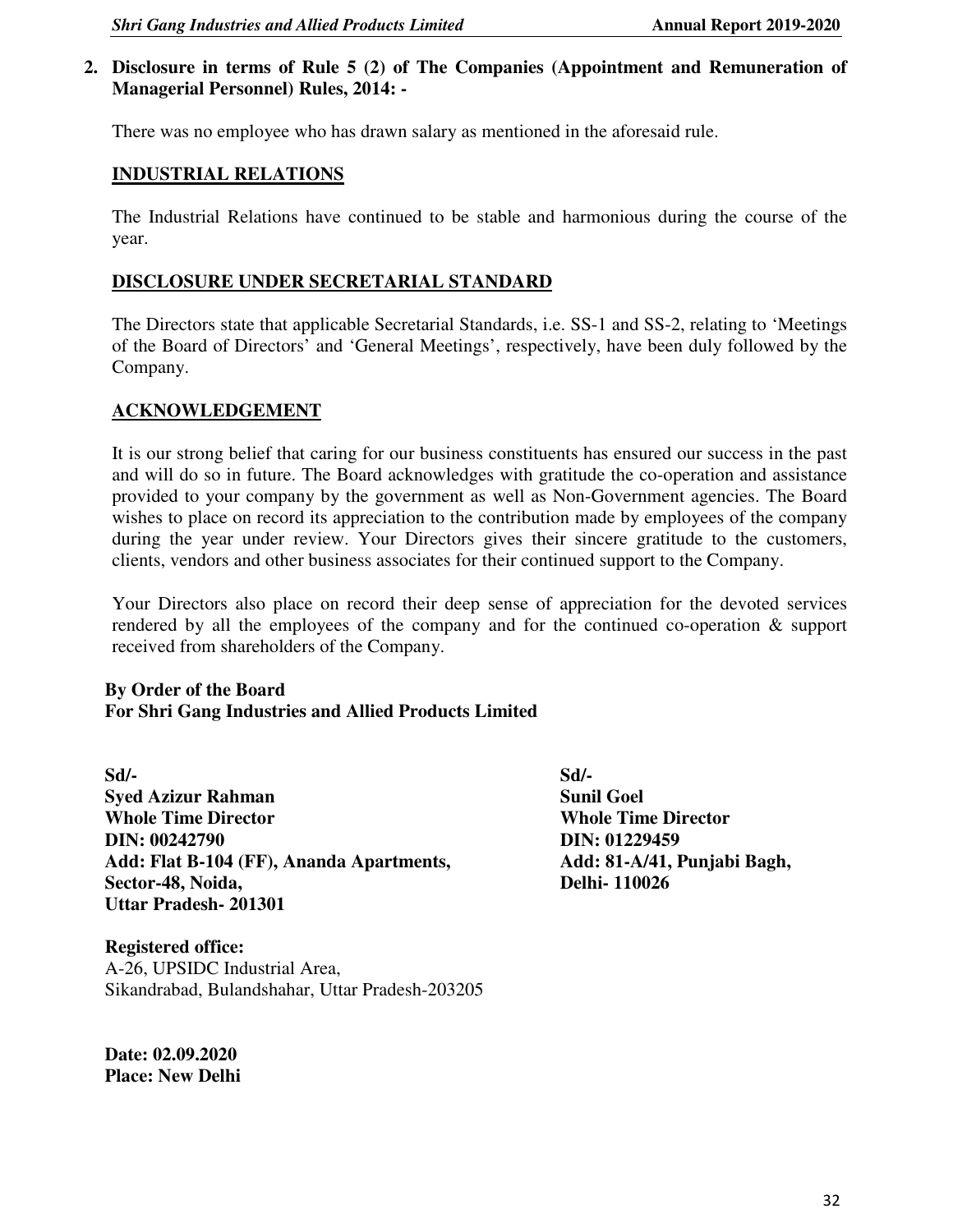**2. Disclosure in terms of Rule 5 (2) of The Companies (Appointment and Remuneration of Managerial Personnel) Rules, 2014: -**

There was no employee who has drawn salary as mentioned in the aforesaid rule.

## INDUSTRIAL RELATIONS

The Industrial Relations have continued to be stable and harmonious during the course of the year.

## DISCLOSURE UNDER SECRETARIAL STANDARD

The Directors state that applicable Secretarial Standards, i.e. SS-1 and SS-2, relating to 'Meetings of the Board of Directors' and 'General Meetings', respectively, have been duly followed by the Company.

## ACKNOWLEDGEMENT

It is our strong belief that caring for our business constituents has ensured our success in the past and will do so in future. The Board acknowledges with gratitude the co-operation and assistance provided to your company by the government as well as Non-Government agencies. The Board wishes to place on record its appreciation to the contribution made by employees of the company during the year under review. Your Directors gives their sincere gratitude to the customers, clients, vendors and other business associates for their continued support to the Company.

Your Directors also place on record their deep sense of appreciation for the devoted services rendered by all the employees of the company and for the continued co-operation & support received from shareholders of the Company.

**By Order of the Board**
**For Shri Gang Industries and Allied Products Limited**

**Sd/-**
**Syed Azizur Rahman**
**Whole Time Director**
**DIN: 00242790**
**Add: Flat B-104 (FF), Ananda Apartments,**
**Sector-48, Noida,**
**Uttar Pradesh- 201301**

**Sd/-**
**Sunil Goel**
**Whole Time Director**
**DIN: 01229459**
**Add: 81-A/41, Punjabi Bagh,**
**Delhi- 110026**

**Registered office:**
A-26, UPSIDC Industrial Area,
Sikandrabad, Bulandshahar, Uttar Pradesh-203205

**Date: 02.09.2020**
**Place: New Delhi**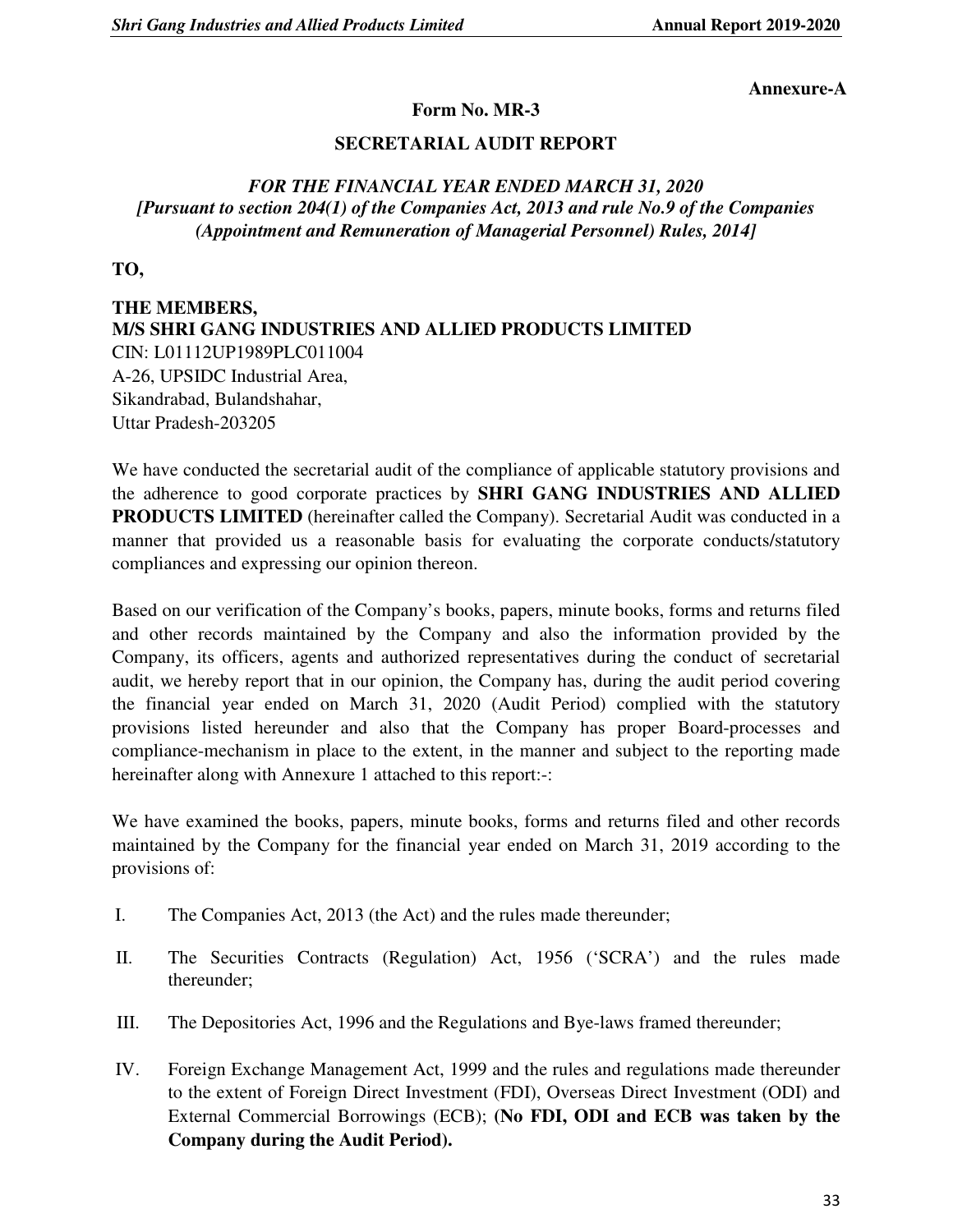**Annexure-A**

**Form No. MR-3**

**SECRETARIAL AUDIT REPORT**

***FOR THE FINANCIAL YEAR ENDED MARCH 31, 2020***
***[Pursuant to section 204(1) of the Companies Act, 2013 and rule No.9 of the Companies (Appointment and Remuneration of Managerial Personnel) Rules, 2014]***

**TO,**

**THE MEMBERS,**
**M/S SHRI GANG INDUSTRIES AND ALLIED PRODUCTS LIMITED**
CIN: L01112UP1989PLC011004
A-26, UPSIDC Industrial Area,
Sikandrabad, Bulandshahar,
Uttar Pradesh-203205

We have conducted the secretarial audit of the compliance of applicable statutory provisions and the adherence to good corporate practices by **SHRI GANG INDUSTRIES AND ALLIED PRODUCTS LIMITED** (hereinafter called the Company). Secretarial Audit was conducted in a manner that provided us a reasonable basis for evaluating the corporate conducts/statutory compliances and expressing our opinion thereon.

Based on our verification of the Company's books, papers, minute books, forms and returns filed and other records maintained by the Company and also the information provided by the Company, its officers, agents and authorized representatives during the conduct of secretarial audit, we hereby report that in our opinion, the Company has, during the audit period covering the financial year ended on March 31, 2020 (Audit Period) complied with the statutory provisions listed hereunder and also that the Company has proper Board-processes and compliance-mechanism in place to the extent, in the manner and subject to the reporting made hereinafter along with Annexure 1 attached to this report:-:

We have examined the books, papers, minute books, forms and returns filed and other records maintained by the Company for the financial year ended on March 31, 2019 according to the provisions of:

I. The Companies Act, 2013 (the Act) and the rules made thereunder;

II. The Securities Contracts (Regulation) Act, 1956 ('SCRA') and the rules made thereunder;

III. The Depositories Act, 1996 and the Regulations and Bye-laws framed thereunder;

IV. Foreign Exchange Management Act, 1999 and the rules and regulations made thereunder to the extent of Foreign Direct Investment (FDI), Overseas Direct Investment (ODI) and External Commercial Borrowings (ECB); **(No FDI, ODI and ECB was taken by the Company during the Audit Period).**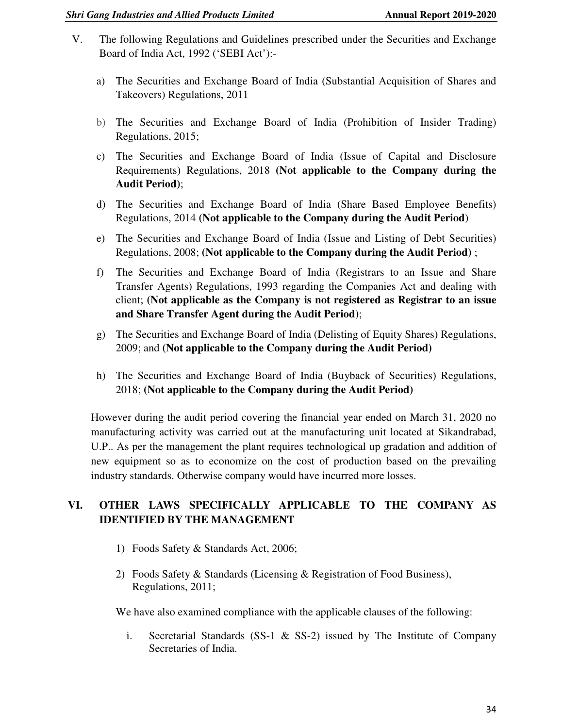V. The following Regulations and Guidelines prescribed under the Securities and Exchange Board of India Act, 1992 ('SEBI Act'):-

a) The Securities and Exchange Board of India (Substantial Acquisition of Shares and Takeovers) Regulations, 2011

b) The Securities and Exchange Board of India (Prohibition of Insider Trading) Regulations, 2015;

c) The Securities and Exchange Board of India (Issue of Capital and Disclosure Requirements) Regulations, 2018 **(Not applicable to the Company during the Audit Period)**;

d) The Securities and Exchange Board of India (Share Based Employee Benefits) Regulations, 2014 **(Not applicable to the Company during the Audit Period**)

e) The Securities and Exchange Board of India (Issue and Listing of Debt Securities) Regulations, 2008; **(Not applicable to the Company during the Audit Period)** ;

f) The Securities and Exchange Board of India (Registrars to an Issue and Share Transfer Agents) Regulations, 1993 regarding the Companies Act and dealing with client; **(Not applicable as the Company is not registered as Registrar to an issue and Share Transfer Agent during the Audit Period)**;

g) The Securities and Exchange Board of India (Delisting of Equity Shares) Regulations, 2009; and **(Not applicable to the Company during the Audit Period)**

h) The Securities and Exchange Board of India (Buyback of Securities) Regulations, 2018; **(Not applicable to the Company during the Audit Period)**

However during the audit period covering the financial year ended on March 31, 2020 no manufacturing activity was carried out at the manufacturing unit located at Sikandrabad, U.P.. As per the management the plant requires technological up gradation and addition of new equipment so as to economize on the cost of production based on the prevailing industry standards. Otherwise company would have incurred more losses.

## VI. OTHER LAWS SPECIFICALLY APPLICABLE TO THE COMPANY AS IDENTIFIED BY THE MANAGEMENT

1) Foods Safety & Standards Act, 2006;

2) Foods Safety & Standards (Licensing & Registration of Food Business), Regulations, 2011;

We have also examined compliance with the applicable clauses of the following:

i. Secretarial Standards (SS-1 & SS-2) issued by The Institute of Company Secretaries of India.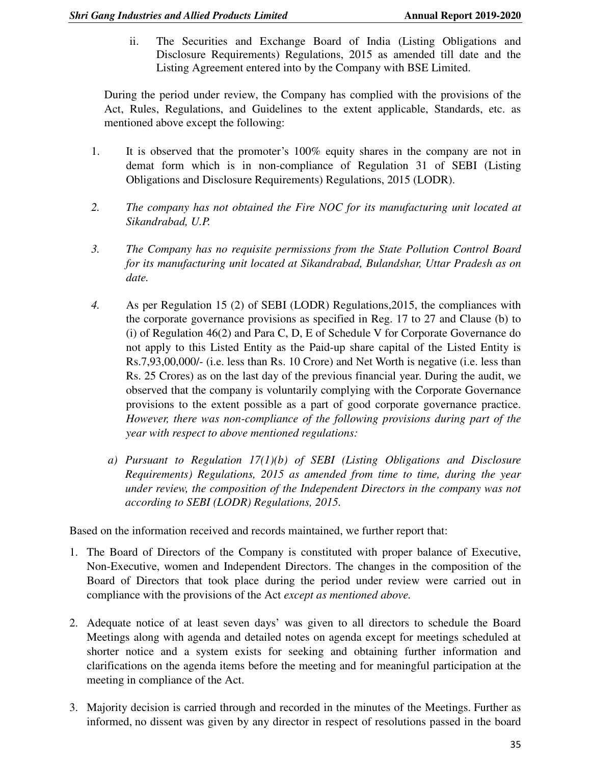ii. The Securities and Exchange Board of India (Listing Obligations and Disclosure Requirements) Regulations, 2015 as amended till date and the Listing Agreement entered into by the Company with BSE Limited.

During the period under review, the Company has complied with the provisions of the Act, Rules, Regulations, and Guidelines to the extent applicable, Standards, etc. as mentioned above except the following:

1. It is observed that the promoter's 100% equity shares in the company are not in demat form which is in non-compliance of Regulation 31 of SEBI (Listing Obligations and Disclosure Requirements) Regulations, 2015 (LODR).

2. *The company has not obtained the Fire NOC for its manufacturing unit located at Sikandrabad, U.P.*

3. *The Company has no requisite permissions from the State Pollution Control Board for its manufacturing unit located at Sikandrabad, Bulandshar, Uttar Pradesh as on date.*

4. As per Regulation 15 (2) of SEBI (LODR) Regulations,2015, the compliances with the corporate governance provisions as specified in Reg. 17 to 27 and Clause (b) to (i) of Regulation 46(2) and Para C, D, E of Schedule V for Corporate Governance do not apply to this Listed Entity as the Paid-up share capital of the Listed Entity is Rs.7,93,00,000/- (i.e. less than Rs. 10 Crore) and Net Worth is negative (i.e. less than Rs. 25 Crores) as on the last day of the previous financial year. During the audit, we observed that the company is voluntarily complying with the Corporate Governance provisions to the extent possible as a part of good corporate governance practice. *However, there was non-compliance of the following provisions during part of the year with respect to above mentioned regulations:*

   a) *Pursuant to Regulation 17(1)(b) of SEBI (Listing Obligations and Disclosure Requirements) Regulations, 2015 as amended from time to time, during the year under review, the composition of the Independent Directors in the company was not according to SEBI (LODR) Regulations, 2015.*

Based on the information received and records maintained, we further report that:

1. The Board of Directors of the Company is constituted with proper balance of Executive, Non-Executive, women and Independent Directors. The changes in the composition of the Board of Directors that took place during the period under review were carried out in compliance with the provisions of the Act *except as mentioned above.*

2. Adequate notice of at least seven days' was given to all directors to schedule the Board Meetings along with agenda and detailed notes on agenda except for meetings scheduled at shorter notice and a system exists for seeking and obtaining further information and clarifications on the agenda items before the meeting and for meaningful participation at the meeting in compliance of the Act.

3. Majority decision is carried through and recorded in the minutes of the Meetings. Further as informed, no dissent was given by any director in respect of resolutions passed in the board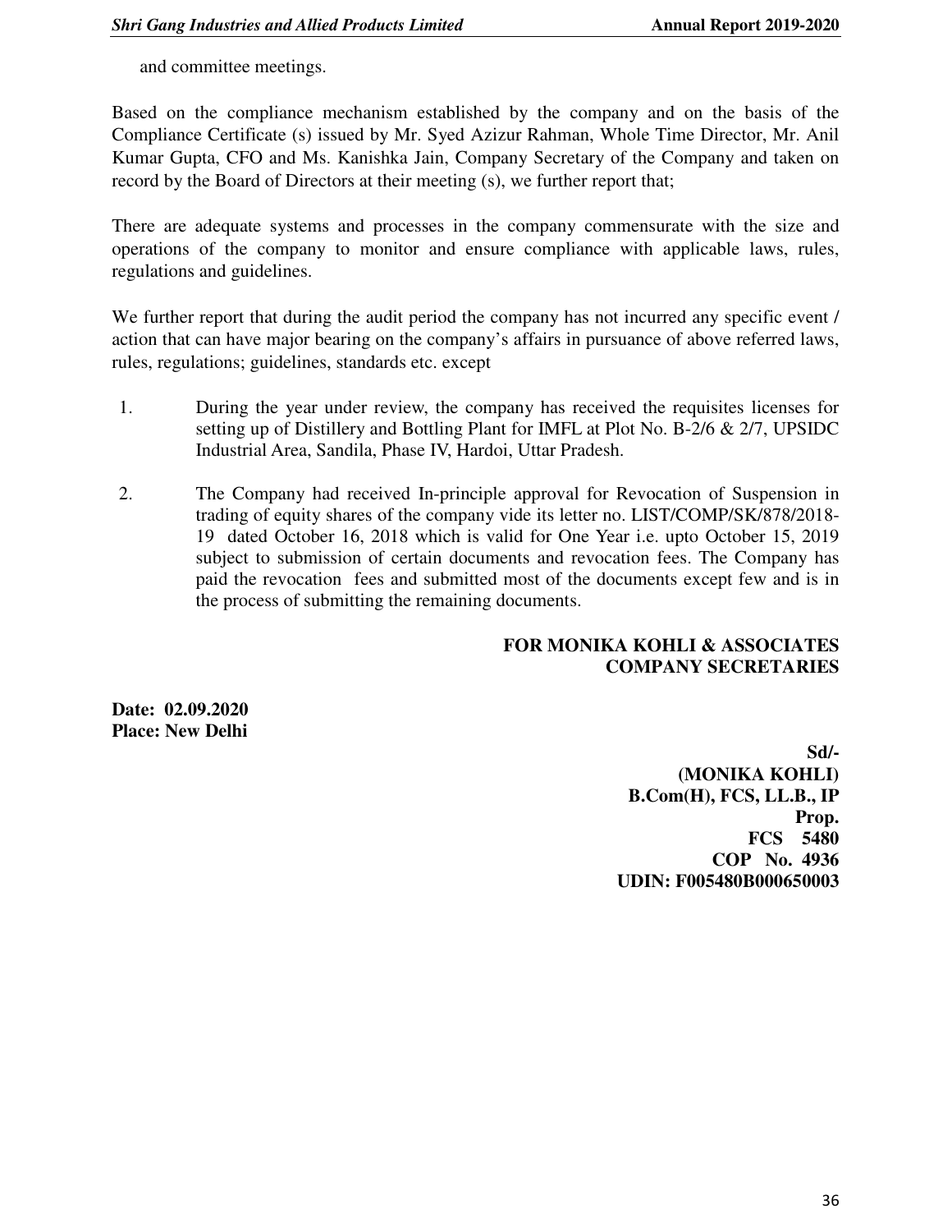and committee meetings.

Based on the compliance mechanism established by the company and on the basis of the Compliance Certificate (s) issued by Mr. Syed Azizur Rahman, Whole Time Director, Mr. Anil Kumar Gupta, CFO and Ms. Kanishka Jain, Company Secretary of the Company and taken on record by the Board of Directors at their meeting (s), we further report that;

There are adequate systems and processes in the company commensurate with the size and operations of the company to monitor and ensure compliance with applicable laws, rules, regulations and guidelines.

We further report that during the audit period the company has not incurred any specific event / action that can have major bearing on the company's affairs in pursuance of above referred laws, rules, regulations; guidelines, standards etc. except

1. During the year under review, the company has received the requisites licenses for setting up of Distillery and Bottling Plant for IMFL at Plot No. B-2/6 & 2/7, UPSIDC Industrial Area, Sandila, Phase IV, Hardoi, Uttar Pradesh.

2. The Company had received In-principle approval for Revocation of Suspension in trading of equity shares of the company vide its letter no. LIST/COMP/SK/878/2018-19 dated October 16, 2018 which is valid for One Year i.e. upto October 15, 2019 subject to submission of certain documents and revocation fees. The Company has paid the revocation fees and submitted most of the documents except few and is in the process of submitting the remaining documents.

**FOR MONIKA KOHLI & ASSOCIATES**
**COMPANY SECRETARIES**

**Date: 02.09.2020**
**Place: New Delhi**

**Sd/-**
**(MONIKA KOHLI)**
**B.Com(H), FCS, LL.B., IP**
**Prop.**
**FCS 5480**
**COP No. 4936**
**UDIN: F005480B000650003**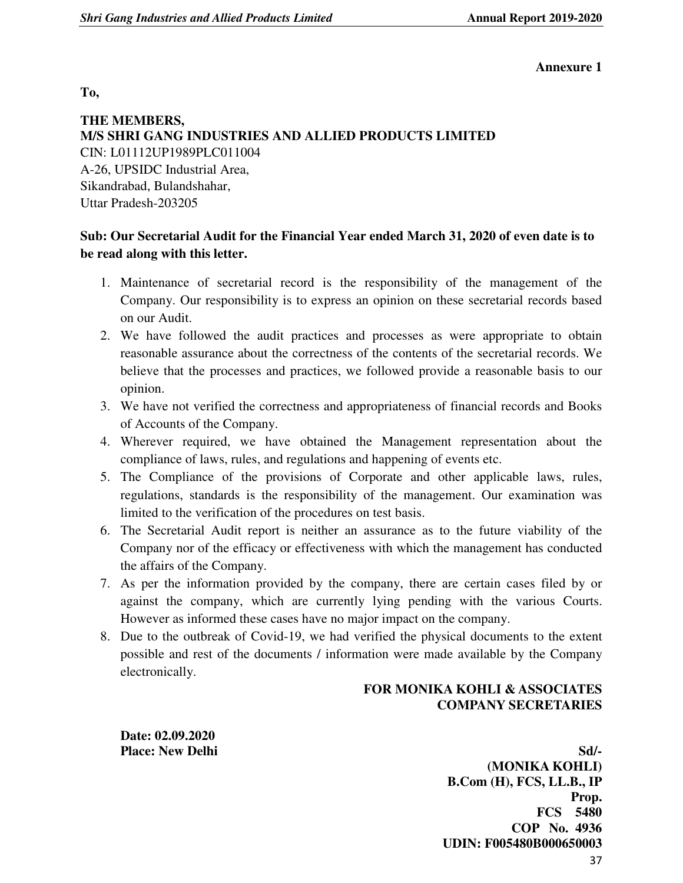**Annexure 1**

**To,**

**THE MEMBERS,**
**M/S SHRI GANG INDUSTRIES AND ALLIED PRODUCTS LIMITED**
CIN: L01112UP1989PLC011004
A-26, UPSIDC Industrial Area,
Sikandrabad, Bulandshahar,
Uttar Pradesh-203205

**Sub: Our Secretarial Audit for the Financial Year ended March 31, 2020 of even date is to be read along with this letter.**

1. Maintenance of secretarial record is the responsibility of the management of the Company. Our responsibility is to express an opinion on these secretarial records based on our Audit.
2. We have followed the audit practices and processes as were appropriate to obtain reasonable assurance about the correctness of the contents of the secretarial records. We believe that the processes and practices, we followed provide a reasonable basis to our opinion.
3. We have not verified the correctness and appropriateness of financial records and Books of Accounts of the Company.
4. Wherever required, we have obtained the Management representation about the compliance of laws, rules, and regulations and happening of events etc.
5. The Compliance of the provisions of Corporate and other applicable laws, rules, regulations, standards is the responsibility of the management. Our examination was limited to the verification of the procedures on test basis.
6. The Secretarial Audit report is neither an assurance as to the future viability of the Company nor of the efficacy or effectiveness with which the management has conducted the affairs of the Company.
7. As per the information provided by the company, there are certain cases filed by or against the company, which are currently lying pending with the various Courts. However as informed these cases have no major impact on the company.
8. Due to the outbreak of Covid-19, we had verified the physical documents to the extent possible and rest of the documents / information were made available by the Company electronically.

**FOR MONIKA KOHLI & ASSOCIATES**
**COMPANY SECRETARIES**

**Date: 02.09.2020**
**Place: New Delhi**

**Sd/-**
**(MONIKA KOHLI)**
**B.Com (H), FCS, LL.B., IP**
**Prop.**
**FCS 5480**
**COP No. 4936**
**UDIN: F005480B000650003**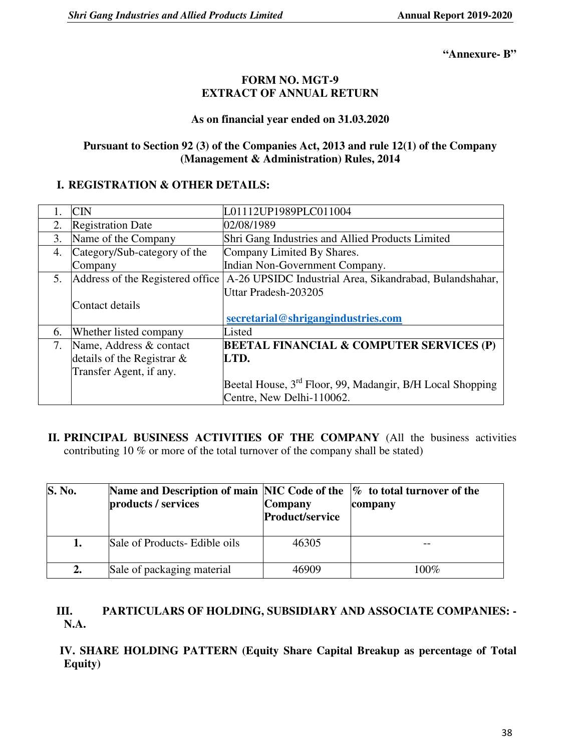**"Annexure- B"**

# FORM NO. MGT-9
# EXTRACT OF ANNUAL RETURN

**As on financial year ended on 31.03.2020**

**Pursuant to Section 92 (3) of the Companies Act, 2013 and rule 12(1) of the Company (Management & Administration) Rules, 2014**

## I. REGISTRATION & OTHER DETAILS:

| | | |
|---|---|---|
| 1. | CIN | L01112UP1989PLC011004 |
| 2. | Registration Date | 02/08/1989 |
| 3. | Name of the Company | Shri Gang Industries and Allied Products Limited |
| 4. | Category/Sub-category of the Company | Company Limited By Shares.<br>Indian Non-Government Company. |
| 5. | Address of the Registered office<br><br>Contact details | A-26 UPSIDC Industrial Area, Sikandrabad, Bulandshahar, Uttar Pradesh-203205<br><br>**secretarial@shrigangindustries.com** |
| 6. | Whether listed company | Listed |
| 7. | Name, Address & contact details of the Registrar & Transfer Agent, if any. | **BEETAL FINANCIAL & COMPUTER SERVICES (P) LTD.**<br><br>Beetal House, 3rd Floor, 99, Madangir, B/H Local Shopping Centre, New Delhi-110062. |

## II. PRINCIPAL BUSINESS ACTIVITIES OF THE COMPANY (All the business activities contributing 10 % or more of the total turnover of the company shall be stated)

| S. No. | Name and Description of main products / services | NIC Code of the Company Product/service | % to total turnover of the company |
|---|---|---|---|
| **1.** | Sale of Products- Edible oils | 46305 | -- |
| **2.** | Sale of packaging material | 46909 | 100% |

## III. PARTICULARS OF HOLDING, SUBSIDIARY AND ASSOCIATE COMPANIES: - N.A.

## IV. SHARE HOLDING PATTERN (Equity Share Capital Breakup as percentage of Total Equity)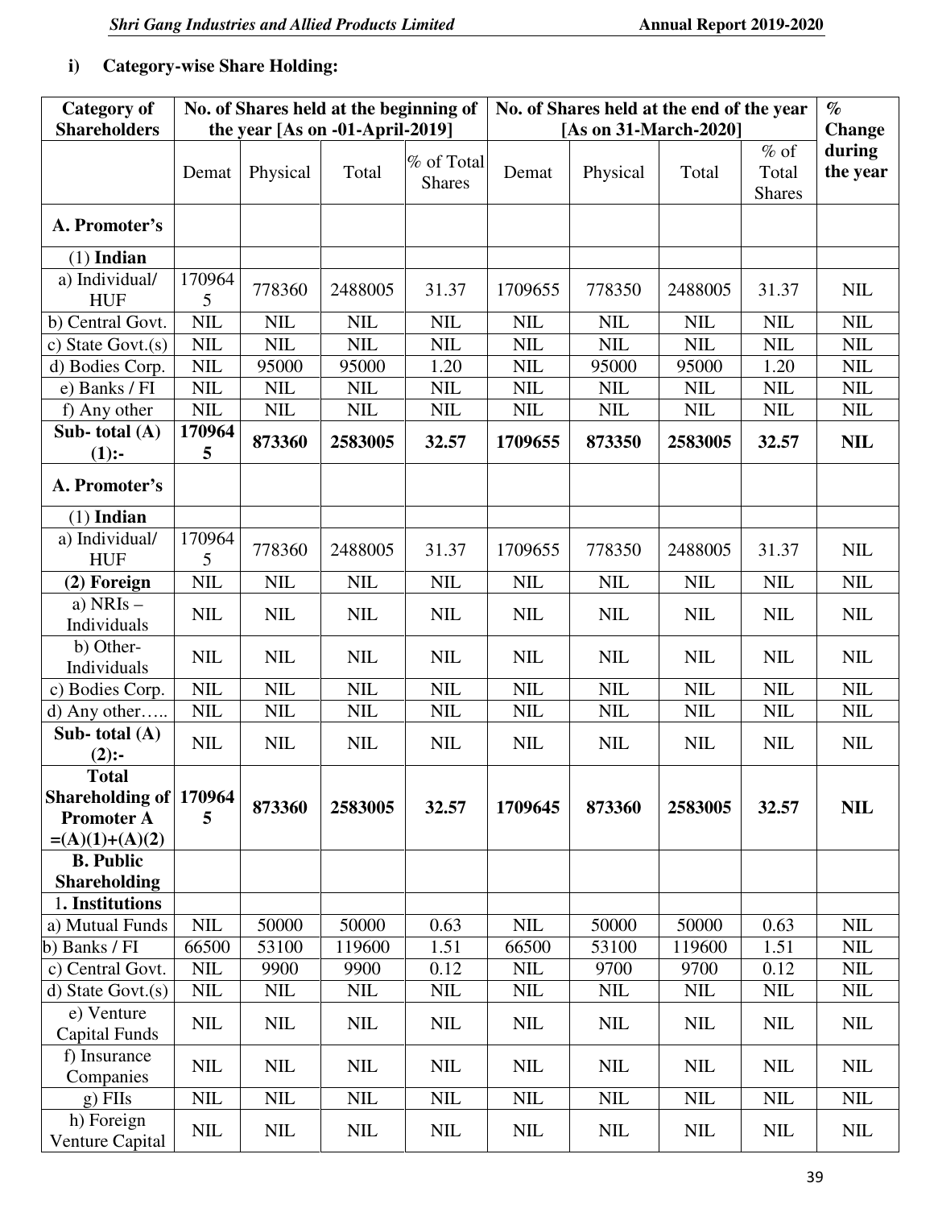**i) Category-wise Share Holding:**

| Category of Shareholders | No. of Shares held at the beginning of the year [As on -01-April-2019] | | | | No. of Shares held at the end of the year [As on 31-March-2020] | | | | % Change during the year |
|---|---|---|---|---|---|---|---|---|---|
| | Demat | Physical | Total | % of Total Shares | Demat | Physical | Total | % of Total Shares | |
| **A. Promoter's** | | | | | | | | | |
| (1) **Indian** | | | | | | | | | |
| a) Individual/ HUF | 1709645 | 778360 | 2488005 | 31.37 | 1709655 | 778350 | 2488005 | 31.37 | NIL |
| b) Central Govt. | NIL | NIL | NIL | NIL | NIL | NIL | NIL | NIL | NIL |
| c) State Govt.(s) | NIL | NIL | NIL | NIL | NIL | NIL | NIL | NIL | NIL |
| d) Bodies Corp. | NIL | 95000 | 95000 | 1.20 | NIL | 95000 | 95000 | 1.20 | NIL |
| e) Banks / FI | NIL | NIL | NIL | NIL | NIL | NIL | NIL | NIL | NIL |
| f) Any other | NIL | NIL | NIL | NIL | NIL | NIL | NIL | NIL | NIL |
| **Sub- total (A) (1):-** | **1709645** | **873360** | **2583005** | **32.57** | **1709655** | **873350** | **2583005** | **32.57** | **NIL** |
| **A. Promoter's** | | | | | | | | | |
| (1) **Indian** | | | | | | | | | |
| a) Individual/ HUF | 1709645 | 778360 | 2488005 | 31.37 | 1709655 | 778350 | 2488005 | 31.37 | NIL |
| **(2) Foreign** | NIL | NIL | NIL | NIL | NIL | NIL | NIL | NIL | NIL |
| a) NRIs – Individuals | NIL | NIL | NIL | NIL | NIL | NIL | NIL | NIL | NIL |
| b) Other-Individuals | NIL | NIL | NIL | NIL | NIL | NIL | NIL | NIL | NIL |
| c) Bodies Corp. | NIL | NIL | NIL | NIL | NIL | NIL | NIL | NIL | NIL |
| d) Any other….. | NIL | NIL | NIL | NIL | NIL | NIL | NIL | NIL | NIL |
| **Sub- total (A) (2):-** | NIL | NIL | NIL | NIL | NIL | NIL | NIL | NIL | NIL |
| **Total Shareholding of Promoter A =(A)(1)+(A)(2)** | **1709645** | **873360** | **2583005** | **32.57** | **1709645** | **873360** | **2583005** | **32.57** | **NIL** |
| **B. Public Shareholding** | | | | | | | | | |
| 1**. Institutions** | | | | | | | | | |
| a) Mutual Funds | NIL | 50000 | 50000 | 0.63 | NIL | 50000 | 50000 | 0.63 | NIL |
| b) Banks / FI | 66500 | 53100 | 119600 | 1.51 | 66500 | 53100 | 119600 | 1.51 | NIL |
| c) Central Govt. | NIL | 9900 | 9900 | 0.12 | NIL | 9700 | 9700 | 0.12 | NIL |
| d) State Govt.(s) | NIL | NIL | NIL | NIL | NIL | NIL | NIL | NIL | NIL |
| e) Venture Capital Funds | NIL | NIL | NIL | NIL | NIL | NIL | NIL | NIL | NIL |
| f) Insurance Companies | NIL | NIL | NIL | NIL | NIL | NIL | NIL | NIL | NIL |
| g) FIIs | NIL | NIL | NIL | NIL | NIL | NIL | NIL | NIL | NIL |
| h) Foreign Venture Capital | NIL | NIL | NIL | NIL | NIL | NIL | NIL | NIL | NIL |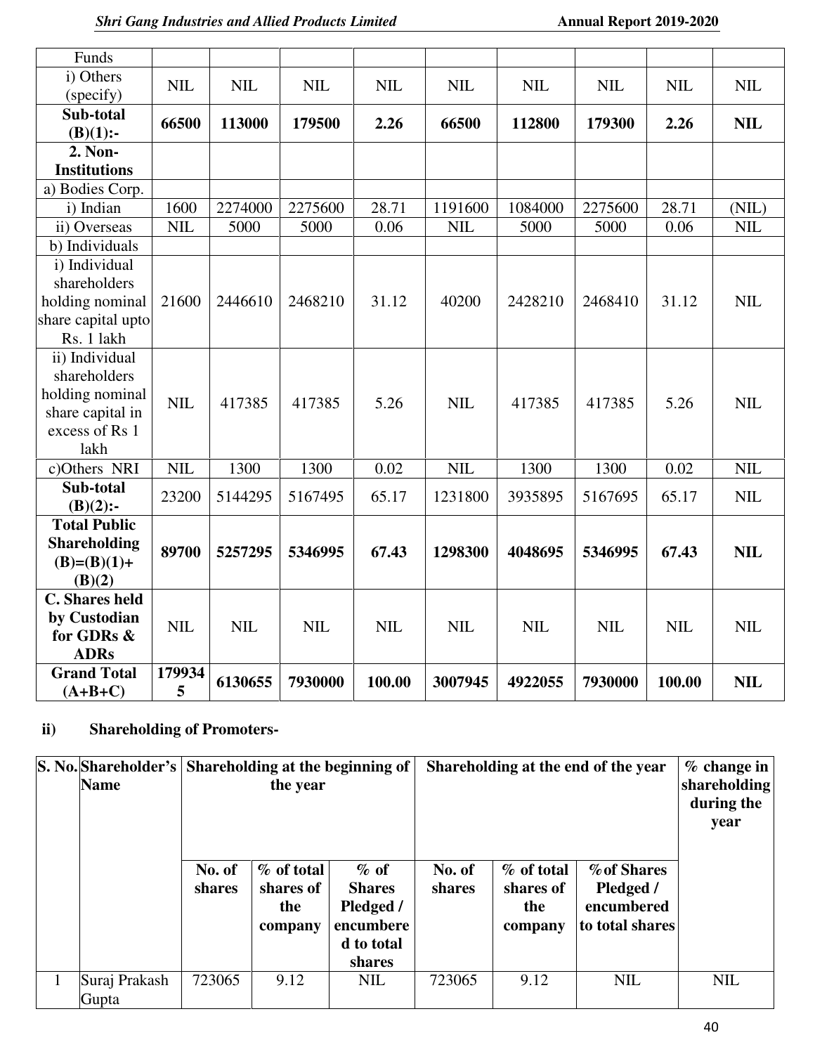| Funds | | | | | | | | | |
|---|---|---|---|---|---|---|---|---|---|
| i) Others (specify) | NIL | NIL | NIL | NIL | NIL | NIL | NIL | NIL | NIL |
| **Sub-total (B)(1):-** | **66500** | **113000** | **179500** | **2.26** | **66500** | **112800** | **179300** | **2.26** | **NIL** |
| **2. Non-Institutions** | | | | | | | | | |
| a) Bodies Corp. | | | | | | | | | |
| i) Indian | 1600 | 2274000 | 2275600 | 28.71 | 1191600 | 1084000 | 2275600 | 28.71 | (NIL) |
| ii) Overseas | NIL | 5000 | 5000 | 0.06 | NIL | 5000 | 5000 | 0.06 | NIL |
| b) Individuals | | | | | | | | | |
| i) Individual shareholders holding nominal share capital upto Rs. 1 lakh | 21600 | 2446610 | 2468210 | 31.12 | 40200 | 2428210 | 2468410 | 31.12 | NIL |
| ii) Individual shareholders holding nominal share capital in excess of Rs 1 lakh | NIL | 417385 | 417385 | 5.26 | NIL | 417385 | 417385 | 5.26 | NIL |
| c)Others NRI | NIL | 1300 | 1300 | 0.02 | NIL | 1300 | 1300 | 0.02 | NIL |
| **Sub-total (B)(2):-** | 23200 | 5144295 | 5167495 | 65.17 | 1231800 | 3935895 | 5167695 | 65.17 | NIL |
| **Total Public Shareholding (B)=(B)(1)+ (B)(2)** | **89700** | **5257295** | **5346995** | **67.43** | **1298300** | **4048695** | **5346995** | **67.43** | **NIL** |
| **C. Shares held by Custodian for GDRs & ADRs** | NIL | NIL | NIL | NIL | NIL | NIL | NIL | NIL | NIL |
| **Grand Total (A+B+C)** | **1799345** | **6130655** | **7930000** | **100.00** | **3007945** | **4922055** | **7930000** | **100.00** | **NIL** |

**ii) Shareholding of Promoters-**

| S. No. | Shareholder's Name | Shareholding at the beginning of the year | | | Shareholding at the end of the year | | | % change in shareholding during the year |
|---|---|---|---|---|---|---|---|---|
| | | No. of shares | % of total shares of the company | % of Shares Pledged / encumbered to total shares | No. of shares | % of total shares of the company | %of Shares Pledged / encumbered to total shares | |
| 1 | Suraj Prakash Gupta | 723065 | 9.12 | NIL | 723065 | 9.12 | NIL | NIL |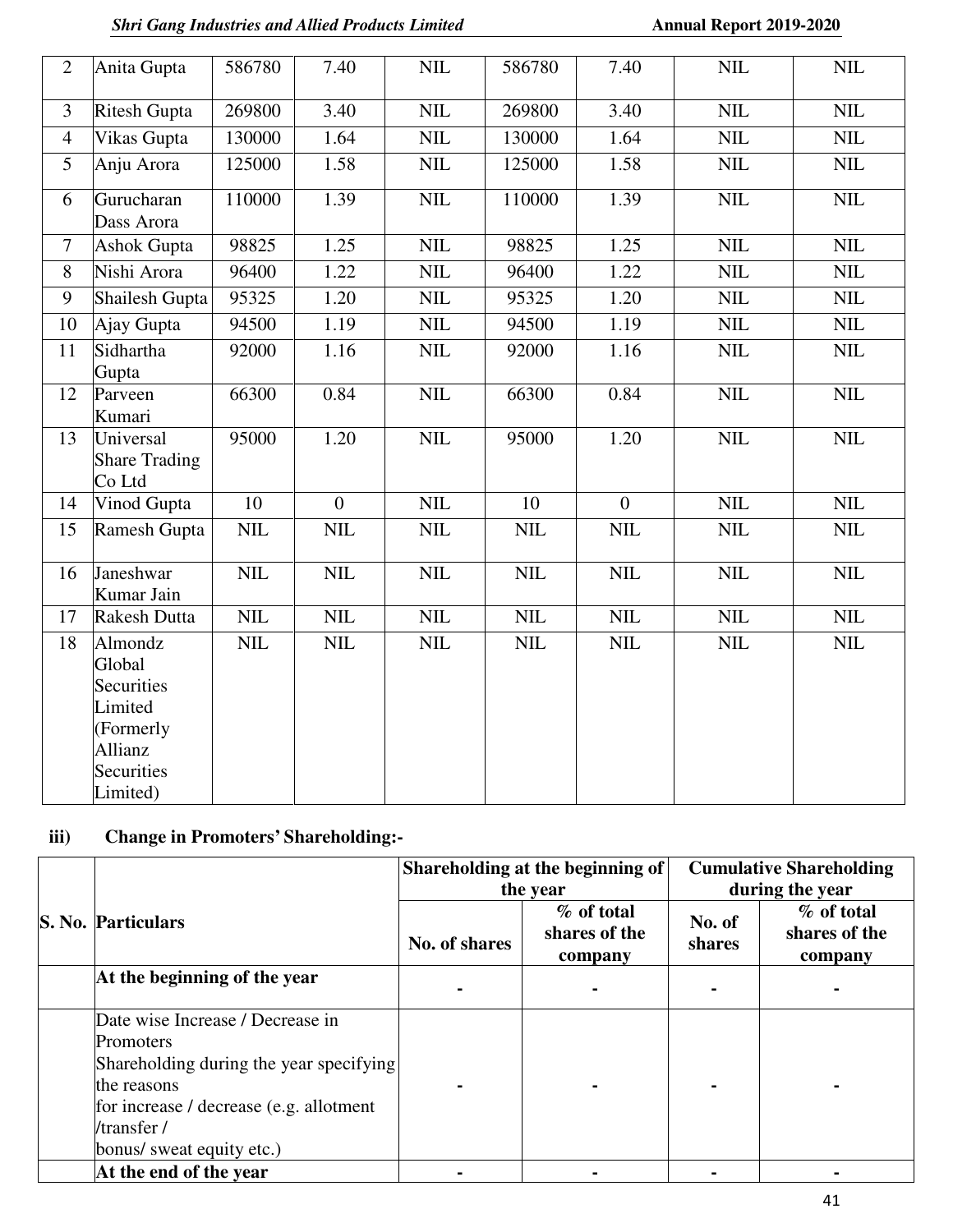| 2 | Anita Gupta | 586780 | 7.40 | NIL | 586780 | 7.40 | NIL | NIL |
|---|---|---|---|---|---|---|---|---|
| 3 | Ritesh Gupta | 269800 | 3.40 | NIL | 269800 | 3.40 | NIL | NIL |
| 4 | Vikas Gupta | 130000 | 1.64 | NIL | 130000 | 1.64 | NIL | NIL |
| 5 | Anju Arora | 125000 | 1.58 | NIL | 125000 | 1.58 | NIL | NIL |
| 6 | Gurucharan Dass Arora | 110000 | 1.39 | NIL | 110000 | 1.39 | NIL | NIL |
| 7 | Ashok Gupta | 98825 | 1.25 | NIL | 98825 | 1.25 | NIL | NIL |
| 8 | Nishi Arora | 96400 | 1.22 | NIL | 96400 | 1.22 | NIL | NIL |
| 9 | Shailesh Gupta | 95325 | 1.20 | NIL | 95325 | 1.20 | NIL | NIL |
| 10 | Ajay Gupta | 94500 | 1.19 | NIL | 94500 | 1.19 | NIL | NIL |
| 11 | Sidhartha Gupta | 92000 | 1.16 | NIL | 92000 | 1.16 | NIL | NIL |
| 12 | Parveen Kumari | 66300 | 0.84 | NIL | 66300 | 0.84 | NIL | NIL |
| 13 | Universal Share Trading Co Ltd | 95000 | 1.20 | NIL | 95000 | 1.20 | NIL | NIL |
| 14 | Vinod Gupta | 10 | 0 | NIL | 10 | 0 | NIL | NIL |
| 15 | Ramesh Gupta | NIL | NIL | NIL | NIL | NIL | NIL | NIL |
| 16 | Janeshwar Kumar Jain | NIL | NIL | NIL | NIL | NIL | NIL | NIL |
| 17 | Rakesh Dutta | NIL | NIL | NIL | NIL | NIL | NIL | NIL |
| 18 | Almondz Global Securities Limited (Formerly Allianz Securities Limited) | NIL | NIL | NIL | NIL | NIL | NIL | NIL |

**iii) Change in Promoters' Shareholding:-**

| S. No. | Particulars | Shareholding at the beginning of the year | | Cumulative Shareholding during the year | |
|---|---|---|---|---|---|
| | | No. of shares | % of total shares of the company | No. of shares | % of total shares of the company |
| | **At the beginning of the year** | - | - | - | - |
| | Date wise Increase / Decrease in Promoters Shareholding during the year specifying the reasons for increase / decrease (e.g. allotment /transfer / bonus/ sweat equity etc.) | - | - | - | - |
| | **At the end of the year** | - | - | - | - |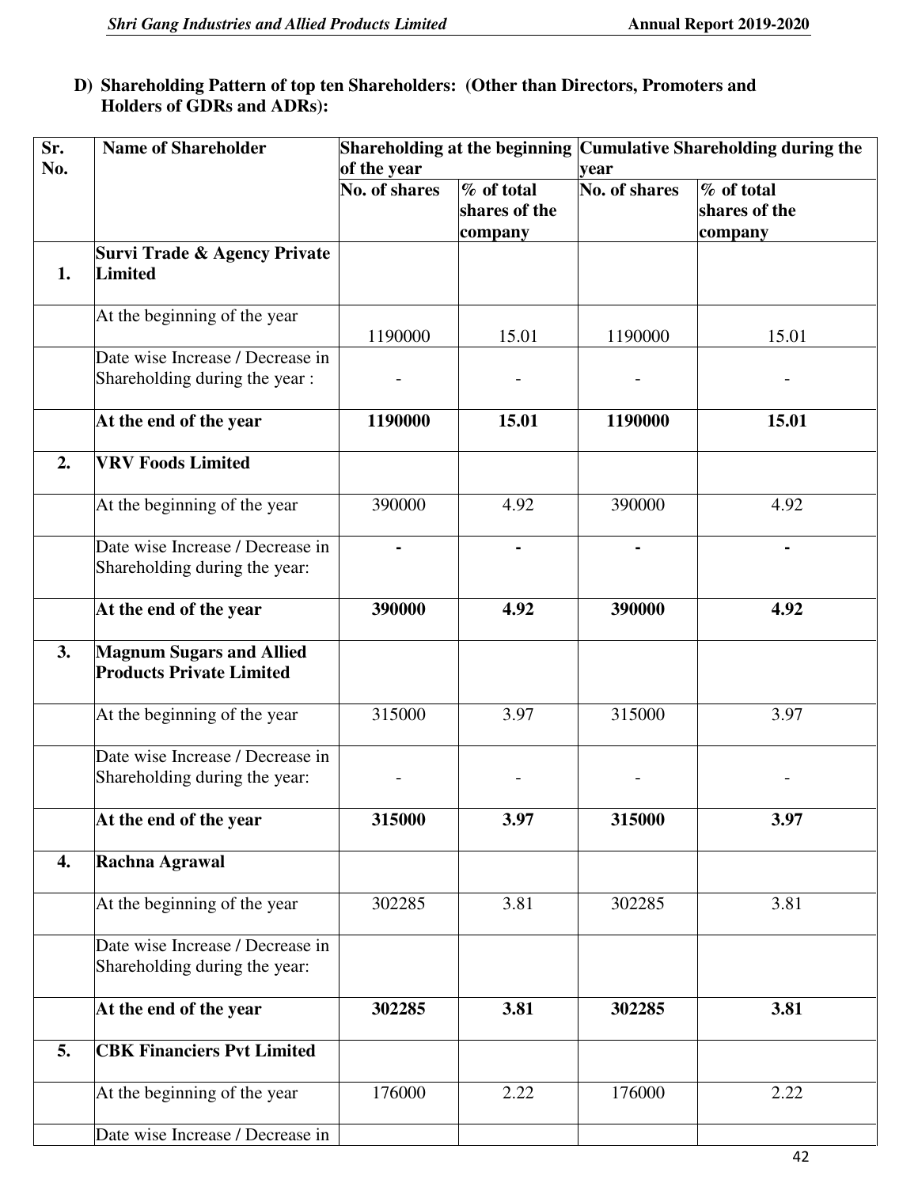### D) Shareholding Pattern of top ten Shareholders: (Other than Directors, Promoters and Holders of GDRs and ADRs):

| Sr. No. | Name of Shareholder | Shareholding at the beginning of the year | | Cumulative Shareholding during the year | |
|---|---|---|---|---|---|
| | | No. of shares | % of total shares of the company | No. of shares | % of total shares of the company |
| **1.** | **Survi Trade & Agency Private Limited** | | | | |
| | At the beginning of the year | 1190000 | 15.01 | 1190000 | 15.01 |
| | Date wise Increase / Decrease in Shareholding during the year : | - | - | - | - |
| | **At the end of the year** | **1190000** | **15.01** | **1190000** | **15.01** |
| **2.** | **VRV Foods Limited** | | | | |
| | At the beginning of the year | 390000 | 4.92 | 390000 | 4.92 |
| | Date wise Increase / Decrease in Shareholding during the year: | **-** | **-** | **-** | **-** |
| | **At the end of the year** | **390000** | **4.92** | **390000** | **4.92** |
| **3.** | **Magnum Sugars and Allied Products Private Limited** | | | | |
| | At the beginning of the year | 315000 | 3.97 | 315000 | 3.97 |
| | Date wise Increase / Decrease in Shareholding during the year: | - | - | - | - |
| | **At the end of the year** | **315000** | **3.97** | **315000** | **3.97** |
| **4.** | **Rachna Agrawal** | | | | |
| | At the beginning of the year | 302285 | 3.81 | 302285 | 3.81 |
| | Date wise Increase / Decrease in Shareholding during the year: | | | | |
| | **At the end of the year** | **302285** | **3.81** | **302285** | **3.81** |
| **5.** | **CBK Financiers Pvt Limited** | | | | |
| | At the beginning of the year | 176000 | 2.22 | 176000 | 2.22 |
| | Date wise Increase / Decrease in | | | | |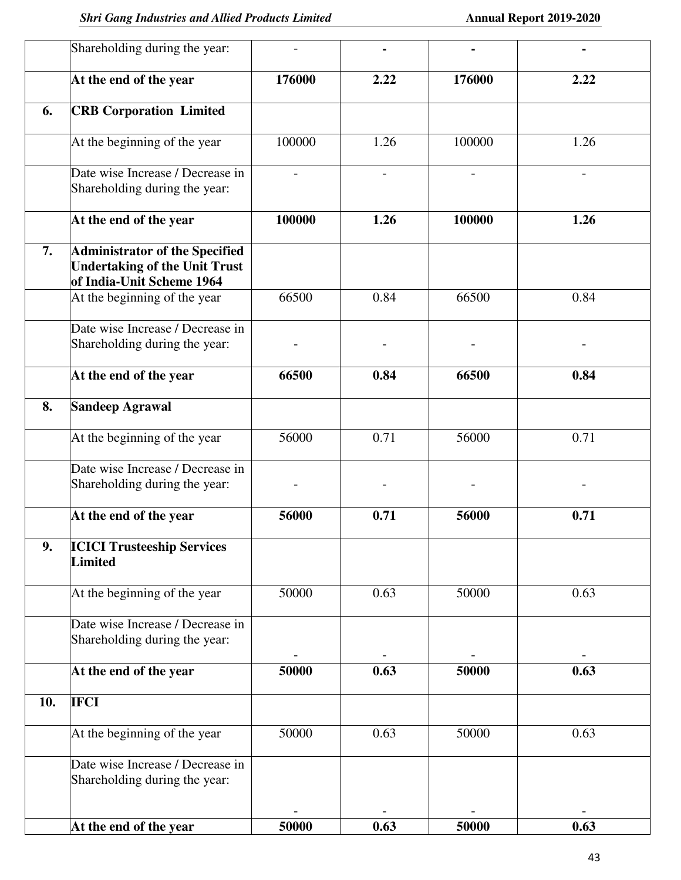|  |  |  |  |  |  |
|---|---|---|---|---|---|
|  | Shareholding during the year: | - | - | - | - |
|  | **At the end of the year** | **176000** | **2.22** | **176000** | **2.22** |
| **6.** | **CRB Corporation Limited** |  |  |  |  |
|  | At the beginning of the year | 100000 | 1.26 | 100000 | 1.26 |
|  | Date wise Increase / Decrease in Shareholding during the year: | - | - | - | - |
|  | **At the end of the year** | **100000** | **1.26** | **100000** | **1.26** |
| **7.** | **Administrator of the Specified Undertaking of the Unit Trust of India-Unit Scheme 1964** |  |  |  |  |
|  | At the beginning of the year | 66500 | 0.84 | 66500 | 0.84 |
|  | Date wise Increase / Decrease in Shareholding during the year: | - | - | - | - |
|  | **At the end of the year** | **66500** | **0.84** | **66500** | **0.84** |
| **8.** | **Sandeep Agrawal** |  |  |  |  |
|  | At the beginning of the year | 56000 | 0.71 | 56000 | 0.71 |
|  | Date wise Increase / Decrease in Shareholding during the year: | - | - | - | - |
|  | **At the end of the year** | **56000** | **0.71** | **56000** | **0.71** |
| **9.** | **ICICI Trusteeship Services Limited** |  |  |  |  |
|  | At the beginning of the year | 50000 | 0.63 | 50000 | 0.63 |
|  | Date wise Increase / Decrease in Shareholding during the year: | - | - | - | - |
|  | **At the end of the year** | **50000** | **0.63** | **50000** | **0.63** |
| **10.** | **IFCI** |  |  |  |  |
|  | At the beginning of the year | 50000 | 0.63 | 50000 | 0.63 |
|  | Date wise Increase / Decrease in Shareholding during the year: | - | - | - | - |
|  | **At the end of the year** | **50000** | **0.63** | **50000** | **0.63** |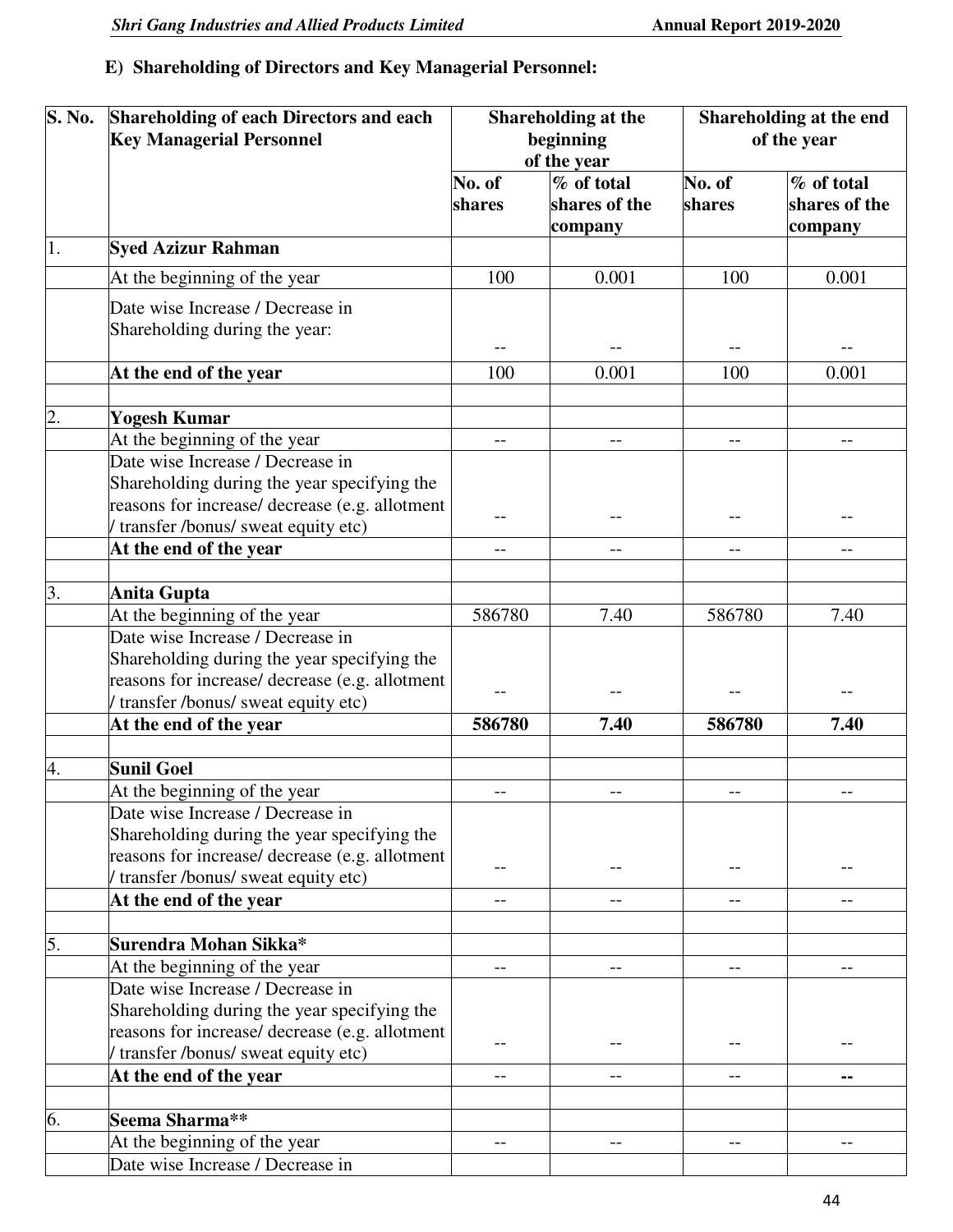### E) Shareholding of Directors and Key Managerial Personnel:

| S. No. | Shareholding of each Directors and each Key Managerial Personnel | Shareholding at the beginning of the year | | Shareholding at the end of the year | |
|---|---|---|---|---|---|
| | | No. of shares | % of total shares of the company | No. of shares | % of total shares of the company |
| 1. | **Syed Azizur Rahman** | | | | |
| | At the beginning of the year | 100 | 0.001 | 100 | 0.001 |
| | Date wise Increase / Decrease in Shareholding during the year: | -- | -- | -- | -- |
| | **At the end of the year** | 100 | 0.001 | 100 | 0.001 |
| | | | | | |
| 2. | **Yogesh Kumar** | | | | |
| | At the beginning of the year | -- | -- | -- | -- |
| | Date wise Increase / Decrease in Shareholding during the year specifying the reasons for increase/ decrease (e.g. allotment / transfer /bonus/ sweat equity etc) | -- | -- | -- | -- |
| | **At the end of the year** | -- | -- | -- | -- |
| | | | | | |
| 3. | **Anita Gupta** | | | | |
| | At the beginning of the year | 586780 | 7.40 | 586780 | 7.40 |
| | Date wise Increase / Decrease in Shareholding during the year specifying the reasons for increase/ decrease (e.g. allotment / transfer /bonus/ sweat equity etc) | -- | -- | -- | -- |
| | **At the end of the year** | **586780** | **7.40** | **586780** | **7.40** |
| | | | | | |
| 4. | **Sunil Goel** | | | | |
| | At the beginning of the year | -- | -- | -- | -- |
| | Date wise Increase / Decrease in Shareholding during the year specifying the reasons for increase/ decrease (e.g. allotment / transfer /bonus/ sweat equity etc) | -- | -- | -- | -- |
| | **At the end of the year** | -- | -- | -- | -- |
| | | | | | |
| 5. | **Surendra Mohan Sikka*** | | | | |
| | At the beginning of the year | -- | -- | -- | -- |
| | Date wise Increase / Decrease in Shareholding during the year specifying the reasons for increase/ decrease (e.g. allotment / transfer /bonus/ sweat equity etc) | -- | -- | -- | -- |
| | **At the end of the year** | -- | -- | -- | **--** |
| | | | | | |
| 6. | **Seema Sharma**** | | | | |
| | At the beginning of the year | -- | -- | -- | -- |
| | Date wise Increase / Decrease in | | | | |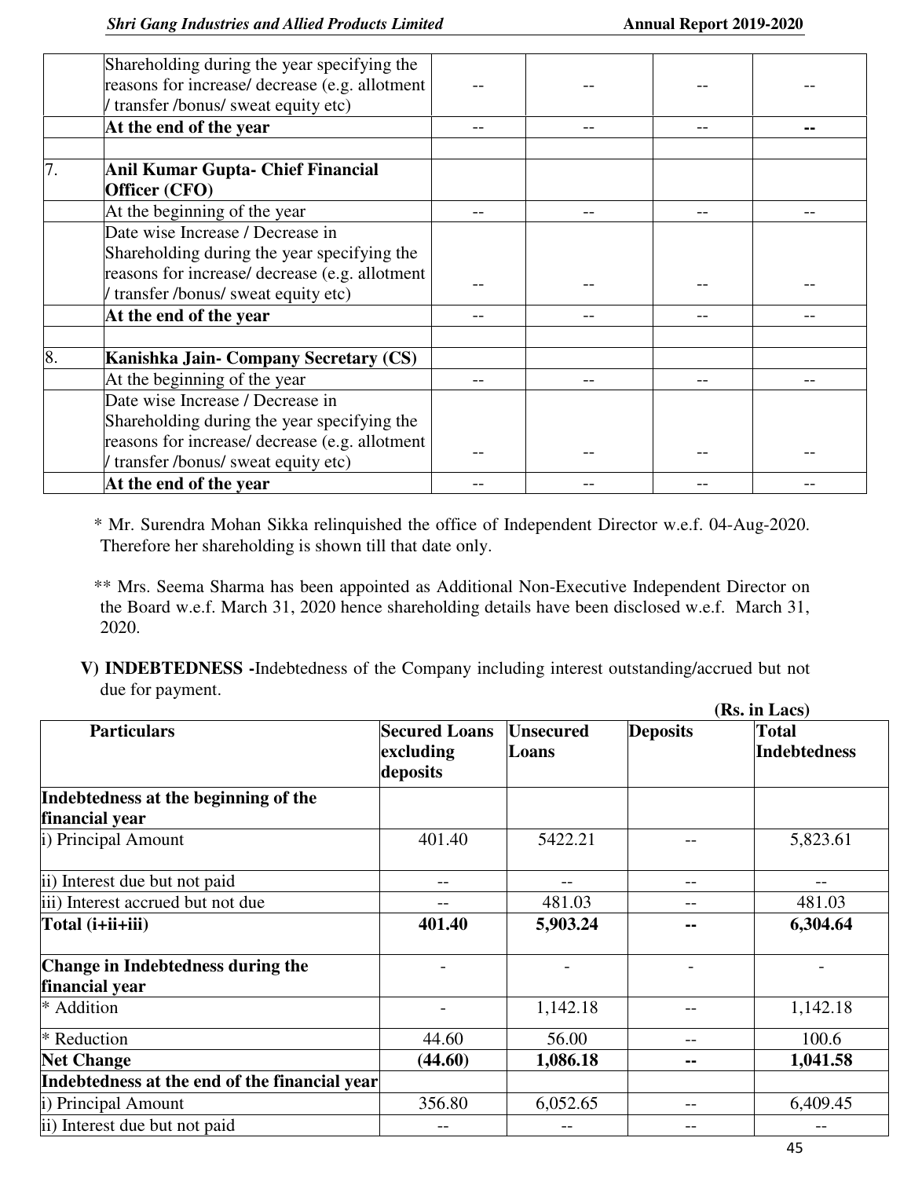| | | | | | |
|---|---|---|---|---|---|
| | Shareholding during the year specifying the reasons for increase/ decrease (e.g. allotment / transfer /bonus/ sweat equity etc) | -- | -- | -- | -- |
| | **At the end of the year** | -- | -- | -- | **--** |
| | | | | | |
| 7. | **Anil Kumar Gupta- Chief Financial Officer (CFO)** | | | | |
| | At the beginning of the year | -- | -- | -- | -- |
| | Date wise Increase / Decrease in Shareholding during the year specifying the reasons for increase/ decrease (e.g. allotment / transfer /bonus/ sweat equity etc) | -- | -- | -- | -- |
| | **At the end of the year** | -- | -- | -- | -- |
| | | | | | |
| 8. | **Kanishka Jain- Company Secretary (CS)** | | | | |
| | At the beginning of the year | -- | -- | -- | -- |
| | Date wise Increase / Decrease in Shareholding during the year specifying the reasons for increase/ decrease (e.g. allotment / transfer /bonus/ sweat equity etc) | -- | -- | -- | -- |
| | **At the end of the year** | -- | -- | -- | -- |

* Mr. Surendra Mohan Sikka relinquished the office of Independent Director w.e.f. 04-Aug-2020. Therefore her shareholding is shown till that date only.

** Mrs. Seema Sharma has been appointed as Additional Non-Executive Independent Director on the Board w.e.f. March 31, 2020 hence shareholding details have been disclosed w.e.f. March 31, 2020.

**V) INDEBTEDNESS -**Indebtedness of the Company including interest outstanding/accrued but not due for payment.

**(Rs. in Lacs)**

| **Particulars** | **Secured Loans excluding deposits** | **Unsecured Loans** | **Deposits** | **Total Indebtedness** |
|---|---|---|---|---|
| **Indebtedness at the beginning of the financial year** | | | | |
| i) Principal Amount | 401.40 | 5422.21 | -- | 5,823.61 |
| ii) Interest due but not paid | -- | -- | -- | -- |
| iii) Interest accrued but not due | -- | 481.03 | -- | 481.03 |
| **Total (i+ii+iii)** | **401.40** | **5,903.24** | **--** | **6,304.64** |
| **Change in Indebtedness during the financial year** | - | - | - | - |
| * Addition | - | 1,142.18 | -- | 1,142.18 |
| * Reduction | 44.60 | 56.00 | -- | 100.6 |
| **Net Change** | **(44.60)** | **1,086.18** | **--** | **1,041.58** |
| **Indebtedness at the end of the financial year** | | | | |
| i) Principal Amount | 356.80 | 6,052.65 | -- | 6,409.45 |
| ii) Interest due but not paid | -- | -- | -- | -- |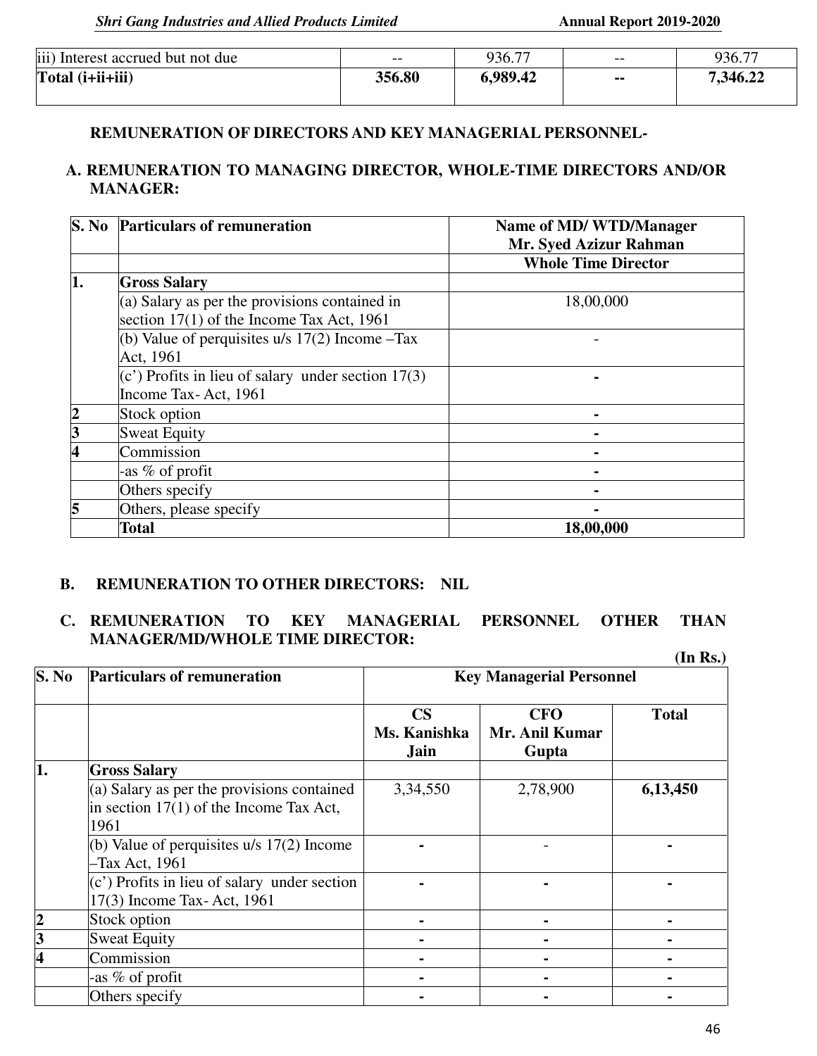| iii) Interest accrued but not due | -- | 936.77 | -- | 936.77 |
|---|---|---|---|---|
| **Total (i+ii+iii)** | **356.80** | **6,989.42** | **--** | **7,346.22** |

**REMUNERATION OF DIRECTORS AND KEY MANAGERIAL PERSONNEL-**

**A. REMUNERATION TO MANAGING DIRECTOR, WHOLE-TIME DIRECTORS AND/OR MANAGER:**

| S. No | Particulars of remuneration | Name of MD/ WTD/Manager Mr. Syed Azizur Rahman |
|---|---|---|
| | | **Whole Time Director** |
| **1.** | **Gross Salary** | |
| | (a) Salary as per the provisions contained in section 17(1) of the Income Tax Act, 1961 | 18,00,000 |
| | (b) Value of perquisites u/s 17(2) Income –Tax Act, 1961 | - |
| | (c') Profits in lieu of salary under section 17(3) Income Tax- Act, 1961 | - |
| **2** | Stock option | - |
| **3** | Sweat Equity | - |
| **4** | Commission | - |
| | -as % of profit | - |
| | Others specify | - |
| **5** | Others, please specify | - |
| | **Total** | **18,00,000** |

**B. REMUNERATION TO OTHER DIRECTORS: NIL**

**C. REMUNERATION TO KEY MANAGERIAL PERSONNEL OTHER THAN MANAGER/MD/WHOLE TIME DIRECTOR:**

**(In Rs.)**

| S. No | Particulars of remuneration | Key Managerial Personnel | | |
|---|---|---|---|---|
| | | **CS Ms. Kanishka Jain** | **CFO Mr. Anil Kumar Gupta** | **Total** |
| **1.** | **Gross Salary** | | | |
| | (a) Salary as per the provisions contained in section 17(1) of the Income Tax Act, 1961 | 3,34,550 | 2,78,900 | **6,13,450** |
| | (b) Value of perquisites u/s 17(2) Income –Tax Act, 1961 | - | - | - |
| | (c') Profits in lieu of salary under section 17(3) Income Tax- Act, 1961 | - | - | - |
| **2** | Stock option | - | - | - |
| **3** | Sweat Equity | - | - | - |
| **4** | Commission | - | - | - |
| | -as % of profit | - | - | - |
| | Others specify | - | - | - |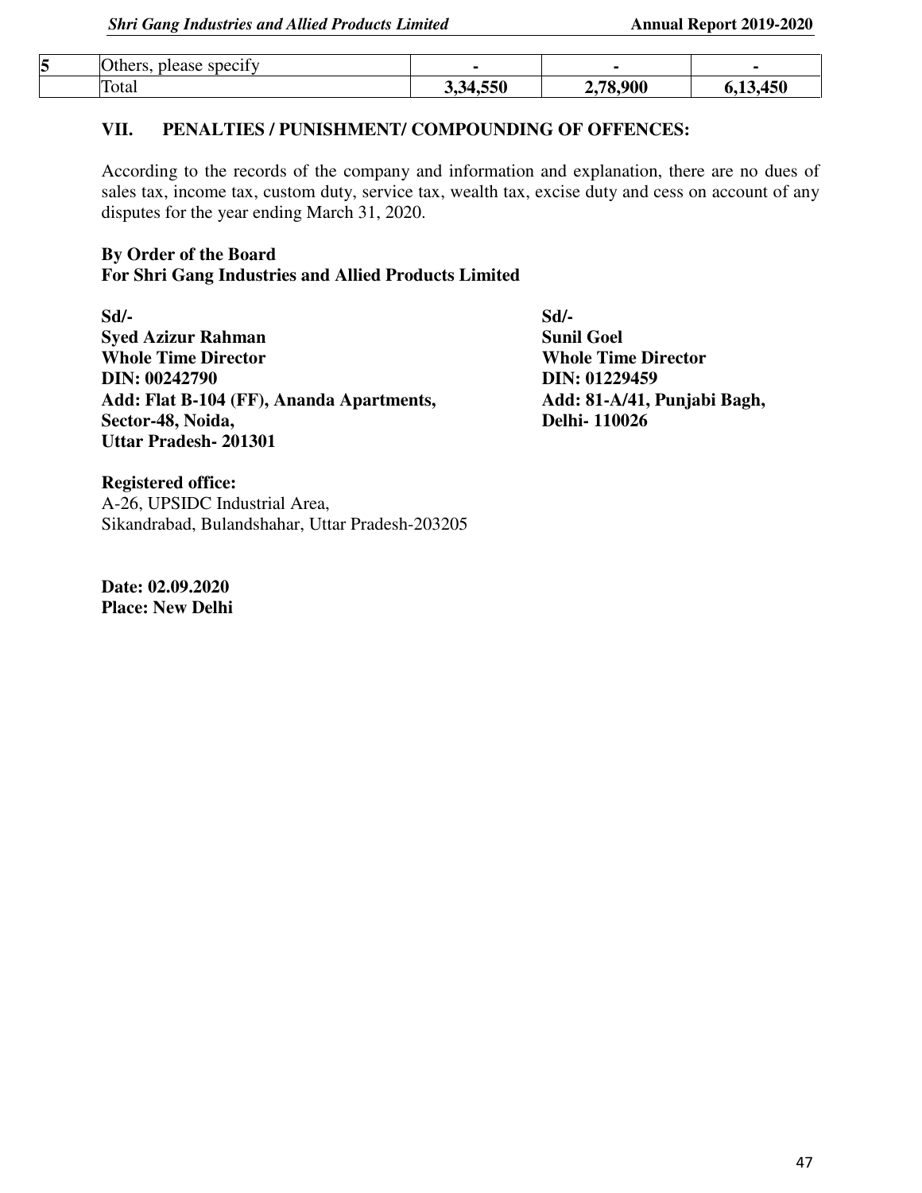| 5 | Others, please specify | - | - | - |
|---|---|---|---|---|
| | Total | **3,34,550** | **2,78,900** | **6,13,450** |

## VII. PENALTIES / PUNISHMENT/ COMPOUNDING OF OFFENCES:

According to the records of the company and information and explanation, there are no dues of sales tax, income tax, custom duty, service tax, wealth tax, excise duty and cess on account of any disputes for the year ending March 31, 2020.

**By Order of the Board**
**For Shri Gang Industries and Allied Products Limited**

**Sd/-**
**Syed Azizur Rahman**
**Whole Time Director**
**DIN: 00242790**
**Add: Flat B-104 (FF), Ananda Apartments,**
**Sector-48, Noida,**
**Uttar Pradesh- 201301**

**Sd/-**
**Sunil Goel**
**Whole Time Director**
**DIN: 01229459**
**Add: 81-A/41, Punjabi Bagh,**
**Delhi- 110026**

**Registered office:**
A-26, UPSIDC Industrial Area,
Sikandrabad, Bulandshahar, Uttar Pradesh-203205

**Date: 02.09.2020**
**Place: New Delhi**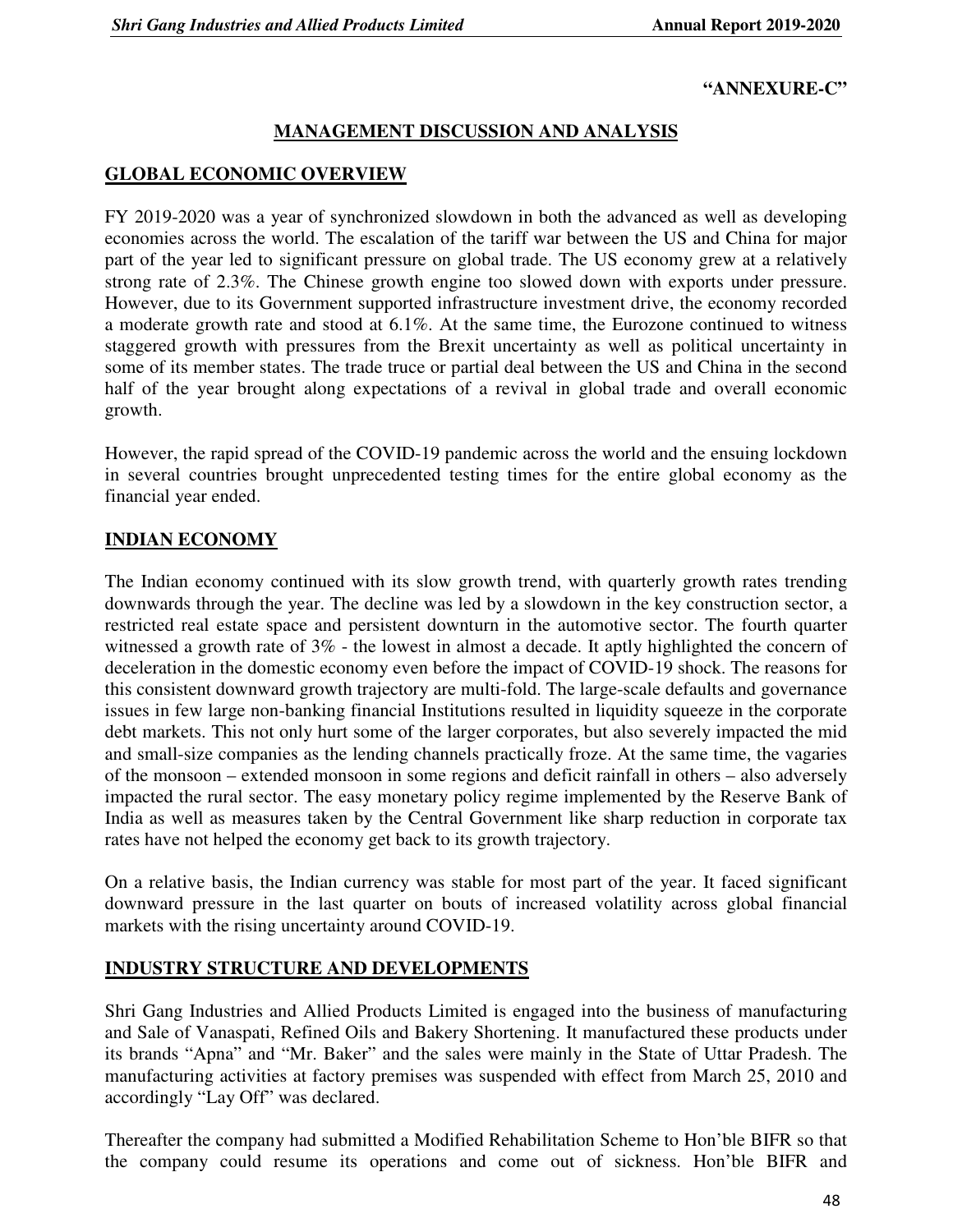**“ANNEXURE-C”**

## MANAGEMENT DISCUSSION AND ANALYSIS

### GLOBAL ECONOMIC OVERVIEW

FY 2019-2020 was a year of synchronized slowdown in both the advanced as well as developing economies across the world. The escalation of the tariff war between the US and China for major part of the year led to significant pressure on global trade. The US economy grew at a relatively strong rate of 2.3%. The Chinese growth engine too slowed down with exports under pressure. However, due to its Government supported infrastructure investment drive, the economy recorded a moderate growth rate and stood at 6.1%. At the same time, the Eurozone continued to witness staggered growth with pressures from the Brexit uncertainty as well as political uncertainty in some of its member states. The trade truce or partial deal between the US and China in the second half of the year brought along expectations of a revival in global trade and overall economic growth.

However, the rapid spread of the COVID-19 pandemic across the world and the ensuing lockdown in several countries brought unprecedented testing times for the entire global economy as the financial year ended.

### INDIAN ECONOMY

The Indian economy continued with its slow growth trend, with quarterly growth rates trending downwards through the year. The decline was led by a slowdown in the key construction sector, a restricted real estate space and persistent downturn in the automotive sector. The fourth quarter witnessed a growth rate of 3% - the lowest in almost a decade. It aptly highlighted the concern of deceleration in the domestic economy even before the impact of COVID-19 shock. The reasons for this consistent downward growth trajectory are multi-fold. The large-scale defaults and governance issues in few large non-banking financial Institutions resulted in liquidity squeeze in the corporate debt markets. This not only hurt some of the larger corporates, but also severely impacted the mid and small-size companies as the lending channels practically froze. At the same time, the vagaries of the monsoon – extended monsoon in some regions and deficit rainfall in others – also adversely impacted the rural sector. The easy monetary policy regime implemented by the Reserve Bank of India as well as measures taken by the Central Government like sharp reduction in corporate tax rates have not helped the economy get back to its growth trajectory.

On a relative basis, the Indian currency was stable for most part of the year. It faced significant downward pressure in the last quarter on bouts of increased volatility across global financial markets with the rising uncertainty around COVID-19.

### INDUSTRY STRUCTURE AND DEVELOPMENTS

Shri Gang Industries and Allied Products Limited is engaged into the business of manufacturing and Sale of Vanaspati, Refined Oils and Bakery Shortening. It manufactured these products under its brands “Apna” and “Mr. Baker” and the sales were mainly in the State of Uttar Pradesh. The manufacturing activities at factory premises was suspended with effect from March 25, 2010 and accordingly “Lay Off” was declared.

Thereafter the company had submitted a Modified Rehabilitation Scheme to Hon’ble BIFR so that the company could resume its operations and come out of sickness. Hon’ble BIFR and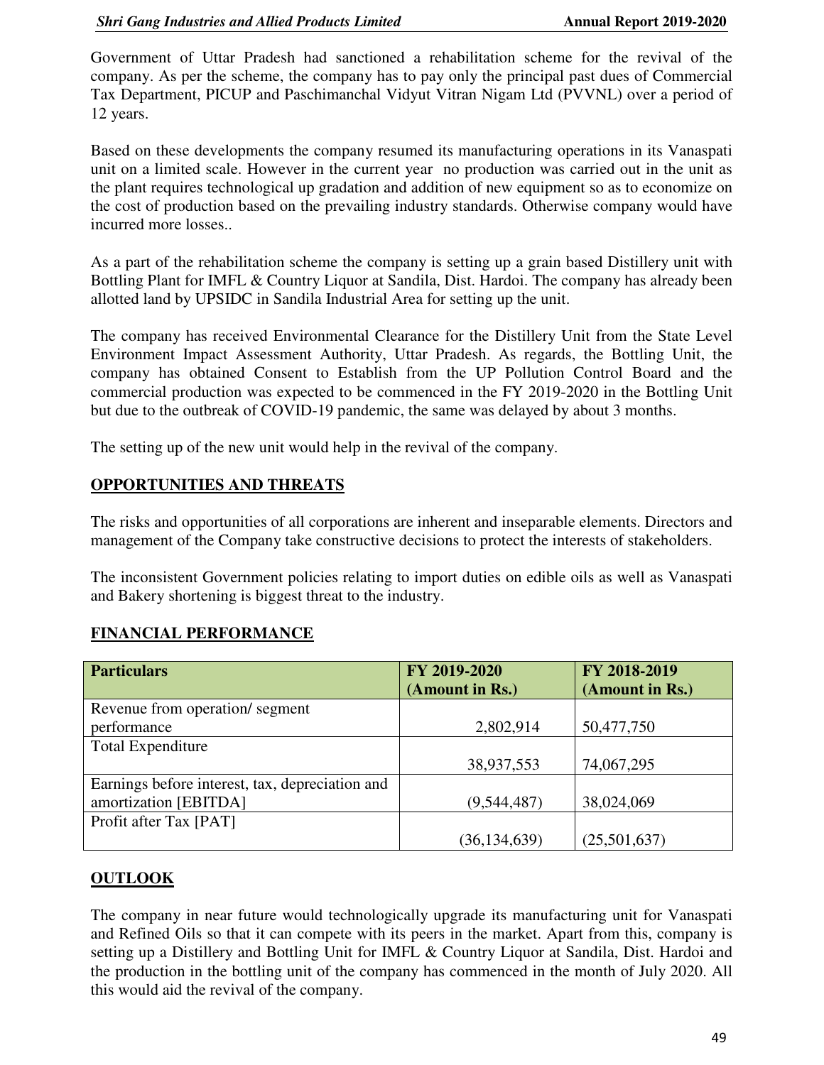Government of Uttar Pradesh had sanctioned a rehabilitation scheme for the revival of the company. As per the scheme, the company has to pay only the principal past dues of Commercial Tax Department, PICUP and Paschimanchal Vidyut Vitran Nigam Ltd (PVVNL) over a period of 12 years.

Based on these developments the company resumed its manufacturing operations in its Vanaspati unit on a limited scale. However in the current year no production was carried out in the unit as the plant requires technological up gradation and addition of new equipment so as to economize on the cost of production based on the prevailing industry standards. Otherwise company would have incurred more losses..

As a part of the rehabilitation scheme the company is setting up a grain based Distillery unit with Bottling Plant for IMFL & Country Liquor at Sandila, Dist. Hardoi. The company has already been allotted land by UPSIDC in Sandila Industrial Area for setting up the unit.

The company has received Environmental Clearance for the Distillery Unit from the State Level Environment Impact Assessment Authority, Uttar Pradesh. As regards, the Bottling Unit, the company has obtained Consent to Establish from the UP Pollution Control Board and the commercial production was expected to be commenced in the FY 2019-2020 in the Bottling Unit but due to the outbreak of COVID-19 pandemic, the same was delayed by about 3 months.

The setting up of the new unit would help in the revival of the company.

## OPPORTUNITIES AND THREATS

The risks and opportunities of all corporations are inherent and inseparable elements. Directors and management of the Company take constructive decisions to protect the interests of stakeholders.

The inconsistent Government policies relating to import duties on edible oils as well as Vanaspati and Bakery shortening is biggest threat to the industry.

## FINANCIAL PERFORMANCE

| Particulars | FY 2019-2020 (Amount in Rs.) | FY 2018-2019 (Amount in Rs.) |
|---|---|---|
| Revenue from operation/ segment performance | 2,802,914 | 50,477,750 |
| Total Expenditure | 38,937,553 | 74,067,295 |
| Earnings before interest, tax, depreciation and amortization [EBITDA] | (9,544,487) | 38,024,069 |
| Profit after Tax [PAT] | (36,134,639) | (25,501,637) |

## OUTLOOK

The company in near future would technologically upgrade its manufacturing unit for Vanaspati and Refined Oils so that it can compete with its peers in the market. Apart from this, company is setting up a Distillery and Bottling Unit for IMFL & Country Liquor at Sandila, Dist. Hardoi and the production in the bottling unit of the company has commenced in the month of July 2020. All this would aid the revival of the company.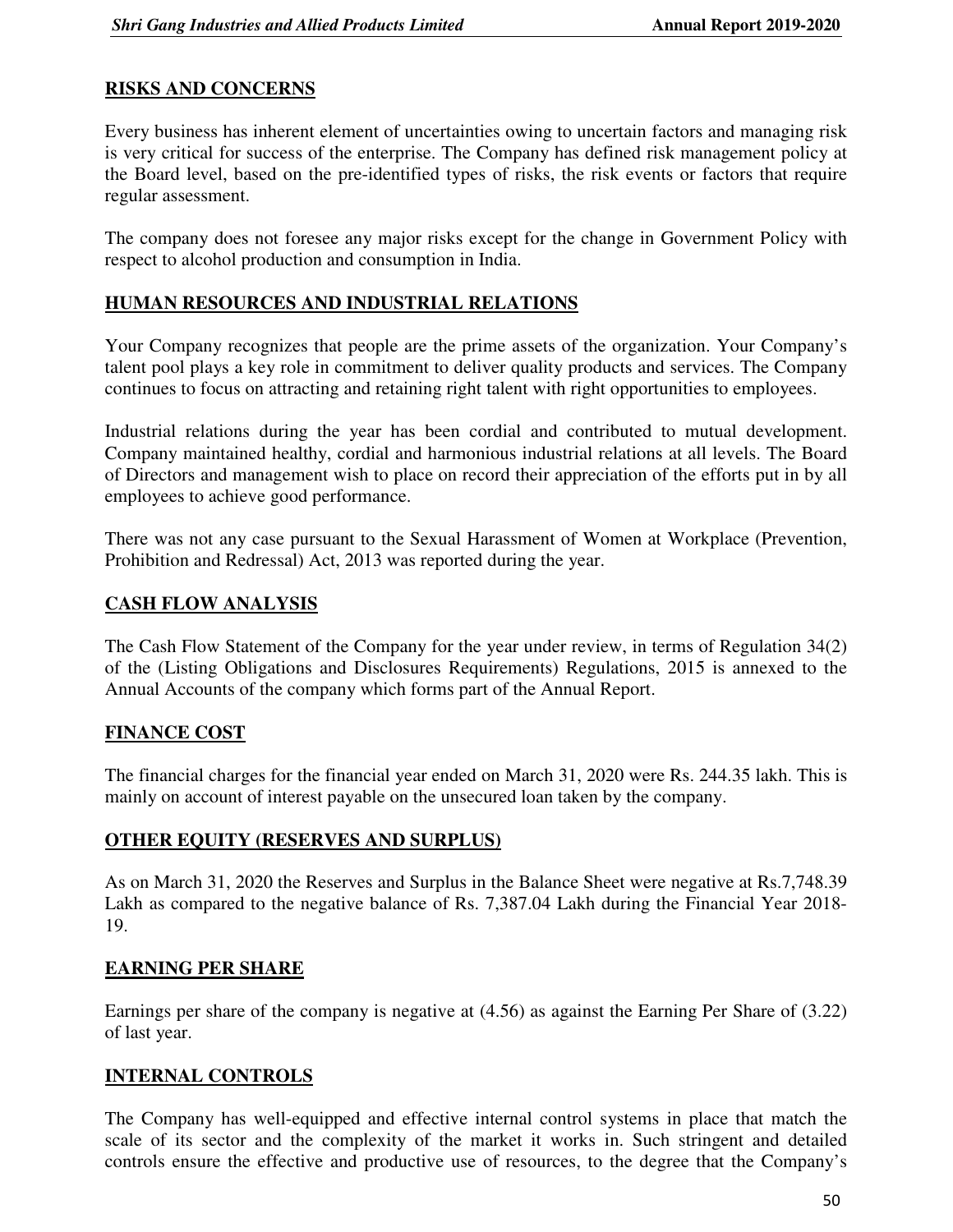## RISKS AND CONCERNS

Every business has inherent element of uncertainties owing to uncertain factors and managing risk is very critical for success of the enterprise. The Company has defined risk management policy at the Board level, based on the pre-identified types of risks, the risk events or factors that require regular assessment.

The company does not foresee any major risks except for the change in Government Policy with respect to alcohol production and consumption in India.

## HUMAN RESOURCES AND INDUSTRIAL RELATIONS

Your Company recognizes that people are the prime assets of the organization. Your Company's talent pool plays a key role in commitment to deliver quality products and services. The Company continues to focus on attracting and retaining right talent with right opportunities to employees.

Industrial relations during the year has been cordial and contributed to mutual development. Company maintained healthy, cordial and harmonious industrial relations at all levels. The Board of Directors and management wish to place on record their appreciation of the efforts put in by all employees to achieve good performance.

There was not any case pursuant to the Sexual Harassment of Women at Workplace (Prevention, Prohibition and Redressal) Act, 2013 was reported during the year.

## CASH FLOW ANALYSIS

The Cash Flow Statement of the Company for the year under review, in terms of Regulation 34(2) of the (Listing Obligations and Disclosures Requirements) Regulations, 2015 is annexed to the Annual Accounts of the company which forms part of the Annual Report.

## FINANCE COST

The financial charges for the financial year ended on March 31, 2020 were Rs. 244.35 lakh. This is mainly on account of interest payable on the unsecured loan taken by the company.

## OTHER EQUITY (RESERVES AND SURPLUS)

As on March 31, 2020 the Reserves and Surplus in the Balance Sheet were negative at Rs.7,748.39 Lakh as compared to the negative balance of Rs. 7,387.04 Lakh during the Financial Year 2018-19.

## EARNING PER SHARE

Earnings per share of the company is negative at (4.56) as against the Earning Per Share of (3.22) of last year.

## INTERNAL CONTROLS

The Company has well-equipped and effective internal control systems in place that match the scale of its sector and the complexity of the market it works in. Such stringent and detailed controls ensure the effective and productive use of resources, to the degree that the Company's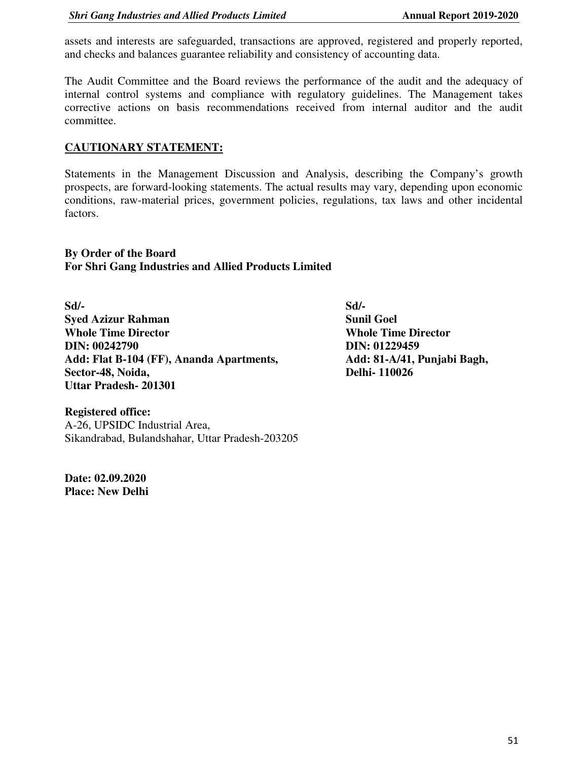assets and interests are safeguarded, transactions are approved, registered and properly reported, and checks and balances guarantee reliability and consistency of accounting data.

The Audit Committee and the Board reviews the performance of the audit and the adequacy of internal control systems and compliance with regulatory guidelines. The Management takes corrective actions on basis recommendations received from internal auditor and the audit committee.

## CAUTIONARY STATEMENT:

Statements in the Management Discussion and Analysis, describing the Company's growth prospects, are forward-looking statements. The actual results may vary, depending upon economic conditions, raw-material prices, government policies, regulations, tax laws and other incidental factors.

**By Order of the Board**
**For Shri Gang Industries and Allied Products Limited**

**Sd/-**
**Syed Azizur Rahman**
**Whole Time Director**
**DIN: 00242790**
**Add: Flat B-104 (FF), Ananda Apartments,**
**Sector-48, Noida,**
**Uttar Pradesh- 201301**

**Sd/-**
**Sunil Goel**
**Whole Time Director**
**DIN: 01229459**
**Add: 81-A/41, Punjabi Bagh,**
**Delhi- 110026**

**Registered office:**
A-26, UPSIDC Industrial Area,
Sikandrabad, Bulandshahar, Uttar Pradesh-203205

**Date: 02.09.2020**
**Place: New Delhi**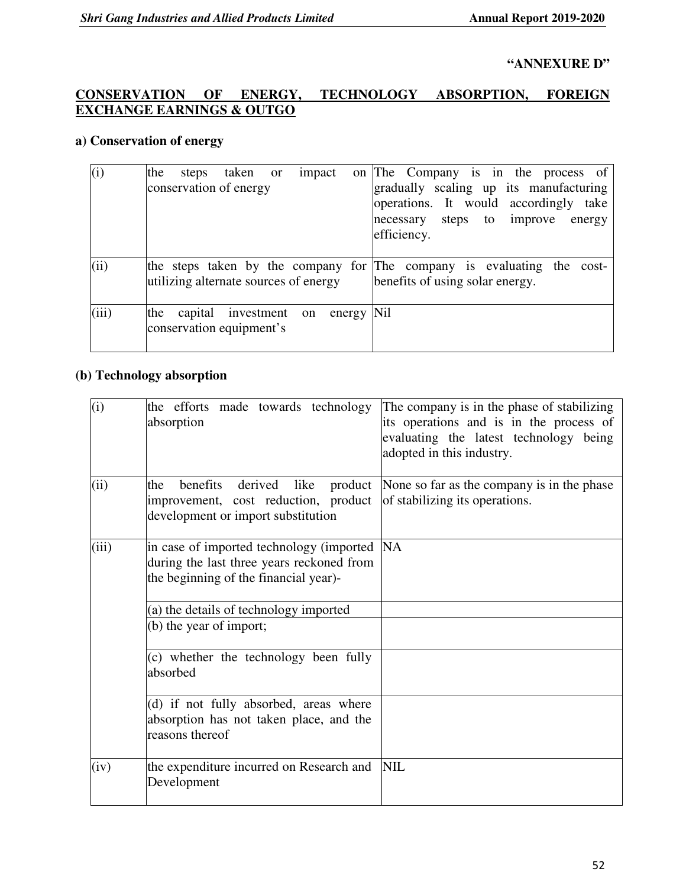**"ANNEXURE D"**

## CONSERVATION OF ENERGY, TECHNOLOGY ABSORPTION, FOREIGN EXCHANGE EARNINGS & OUTGO

### a) Conservation of energy

| | | |
|---|---|---|
| (i) | the steps taken or impact on conservation of energy | The Company is in the process of gradually scaling up its manufacturing operations. It would accordingly take necessary steps to improve energy efficiency. |
| (ii) | the steps taken by the company for utilizing alternate sources of energy | The company is evaluating the cost-benefits of using solar energy. |
| (iii) | the capital investment on energy conservation equipment's | Nil |

### (b) Technology absorption

| | | |
|---|---|---|
| (i) | the efforts made towards technology absorption | The company is in the phase of stabilizing its operations and is in the process of evaluating the latest technology being adopted in this industry. |
| (ii) | the benefits derived like product improvement, cost reduction, product development or import substitution | None so far as the company is in the phase of stabilizing its operations. |
| (iii) | in case of imported technology (imported during the last three years reckoned from the beginning of the financial year)- | NA |
| | (a) the details of technology imported | |
| | (b) the year of import; | |
| | (c) whether the technology been fully absorbed | |
| | (d) if not fully absorbed, areas where absorption has not taken place, and the reasons thereof | |
| (iv) | the expenditure incurred on Research and Development | NIL |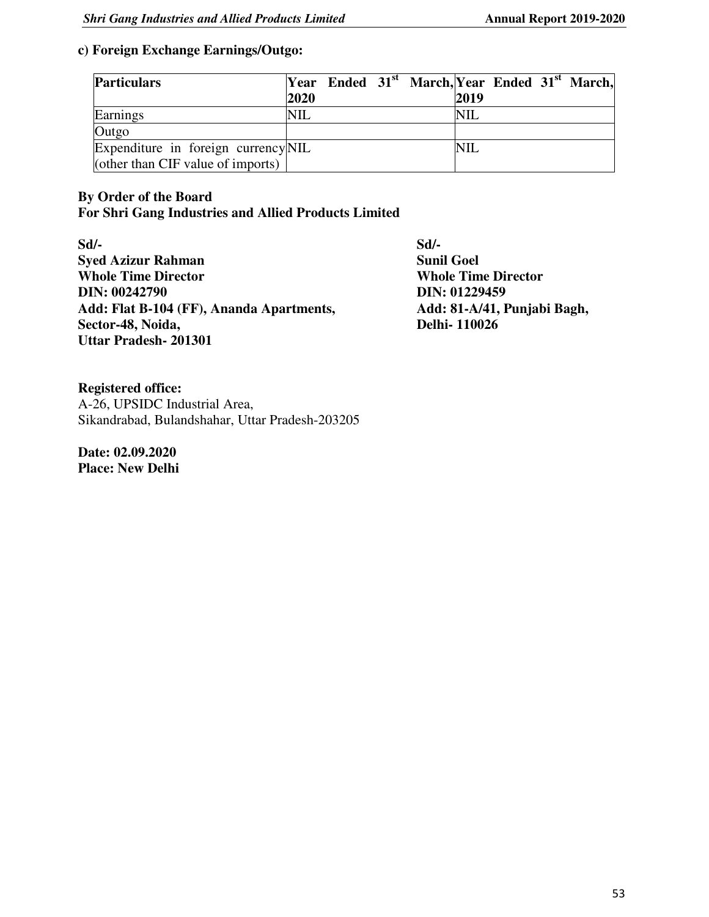**c) Foreign Exchange Earnings/Outgo:**

| Particulars | Year Ended 31st March, 2020 | Year Ended 31st March, 2019 |
|---|---|---|
| Earnings | NIL | NIL |
| Outgo | | |
| Expenditure in foreign currency (other than CIF value of imports) | NIL | NIL |

**By Order of the Board**
**For Shri Gang Industries and Allied Products Limited**

**Sd/-**
**Syed Azizur Rahman**
**Whole Time Director**
**DIN: 00242790**
**Add: Flat B-104 (FF), Ananda Apartments,**
**Sector-48, Noida,**
**Uttar Pradesh- 201301**

**Sd/-**
**Sunil Goel**
**Whole Time Director**
**DIN: 01229459**
**Add: 81-A/41, Punjabi Bagh,**
**Delhi- 110026**

**Registered office:**
A-26, UPSIDC Industrial Area,
Sikandrabad, Bulandshahar, Uttar Pradesh-203205

**Date: 02.09.2020**
**Place: New Delhi**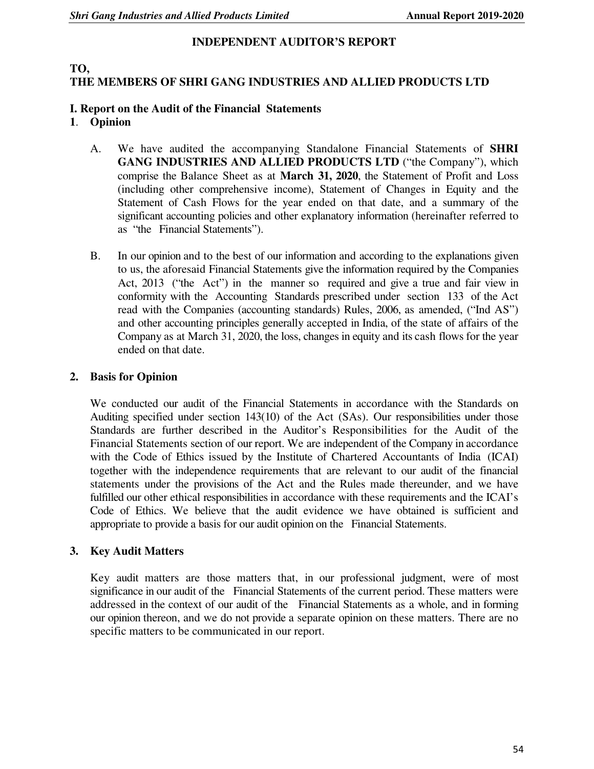# INDEPENDENT AUDITOR'S REPORT

**TO,**
**THE MEMBERS OF SHRI GANG INDUSTRIES AND ALLIED PRODUCTS LTD**

## I. Report on the Audit of the Financial Statements

### 1. Opinion

A. We have audited the accompanying Standalone Financial Statements of **SHRI GANG INDUSTRIES AND ALLIED PRODUCTS LTD** ("the Company"), which comprise the Balance Sheet as at **March 31, 2020**, the Statement of Profit and Loss (including other comprehensive income), Statement of Changes in Equity and the Statement of Cash Flows for the year ended on that date, and a summary of the significant accounting policies and other explanatory information (hereinafter referred to as "the Financial Statements").

B. In our opinion and to the best of our information and according to the explanations given to us, the aforesaid Financial Statements give the information required by the Companies Act, 2013 ("the Act") in the manner so required and give a true and fair view in conformity with the Accounting Standards prescribed under section 133 of the Act read with the Companies (accounting standards) Rules, 2006, as amended, ("Ind AS") and other accounting principles generally accepted in India, of the state of affairs of the Company as at March 31, 2020, the loss, changes in equity and its cash flows for the year ended on that date.

### 2. Basis for Opinion

We conducted our audit of the Financial Statements in accordance with the Standards on Auditing specified under section 143(10) of the Act (SAs). Our responsibilities under those Standards are further described in the Auditor's Responsibilities for the Audit of the Financial Statements section of our report. We are independent of the Company in accordance with the Code of Ethics issued by the Institute of Chartered Accountants of India (ICAI) together with the independence requirements that are relevant to our audit of the financial statements under the provisions of the Act and the Rules made thereunder, and we have fulfilled our other ethical responsibilities in accordance with these requirements and the ICAI's Code of Ethics. We believe that the audit evidence we have obtained is sufficient and appropriate to provide a basis for our audit opinion on the Financial Statements.

### 3. Key Audit Matters

Key audit matters are those matters that, in our professional judgment, were of most significance in our audit of the Financial Statements of the current period. These matters were addressed in the context of our audit of the Financial Statements as a whole, and in forming our opinion thereon, and we do not provide a separate opinion on these matters. There are no specific matters to be communicated in our report.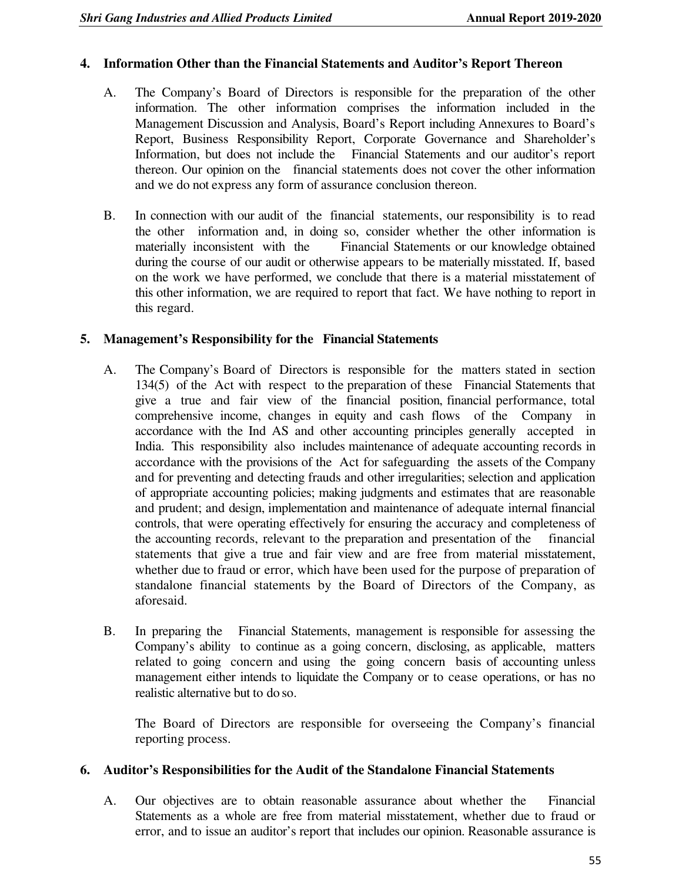## 4. Information Other than the Financial Statements and Auditor's Report Thereon

A. The Company's Board of Directors is responsible for the preparation of the other information. The other information comprises the information included in the Management Discussion and Analysis, Board's Report including Annexures to Board's Report, Business Responsibility Report, Corporate Governance and Shareholder's Information, but does not include the Financial Statements and our auditor's report thereon. Our opinion on the financial statements does not cover the other information and we do not express any form of assurance conclusion thereon.

B. In connection with our audit of the financial statements, our responsibility is to read the other information and, in doing so, consider whether the other information is materially inconsistent with the Financial Statements or our knowledge obtained during the course of our audit or otherwise appears to be materially misstated. If, based on the work we have performed, we conclude that there is a material misstatement of this other information, we are required to report that fact. We have nothing to report in this regard.

## 5. Management's Responsibility for the Financial Statements

A. The Company's Board of Directors is responsible for the matters stated in section 134(5) of the Act with respect to the preparation of these Financial Statements that give a true and fair view of the financial position, financial performance, total comprehensive income, changes in equity and cash flows of the Company in accordance with the Ind AS and other accounting principles generally accepted in India. This responsibility also includes maintenance of adequate accounting records in accordance with the provisions of the Act for safeguarding the assets of the Company and for preventing and detecting frauds and other irregularities; selection and application of appropriate accounting policies; making judgments and estimates that are reasonable and prudent; and design, implementation and maintenance of adequate internal financial controls, that were operating effectively for ensuring the accuracy and completeness of the accounting records, relevant to the preparation and presentation of the financial statements that give a true and fair view and are free from material misstatement, whether due to fraud or error, which have been used for the purpose of preparation of standalone financial statements by the Board of Directors of the Company, as aforesaid.

B. In preparing the Financial Statements, management is responsible for assessing the Company's ability to continue as a going concern, disclosing, as applicable, matters related to going concern and using the going concern basis of accounting unless management either intends to liquidate the Company or to cease operations, or has no realistic alternative but to do so.

The Board of Directors are responsible for overseeing the Company's financial reporting process.

## 6. Auditor's Responsibilities for the Audit of the Standalone Financial Statements

A. Our objectives are to obtain reasonable assurance about whether the Financial Statements as a whole are free from material misstatement, whether due to fraud or error, and to issue an auditor's report that includes our opinion. Reasonable assurance is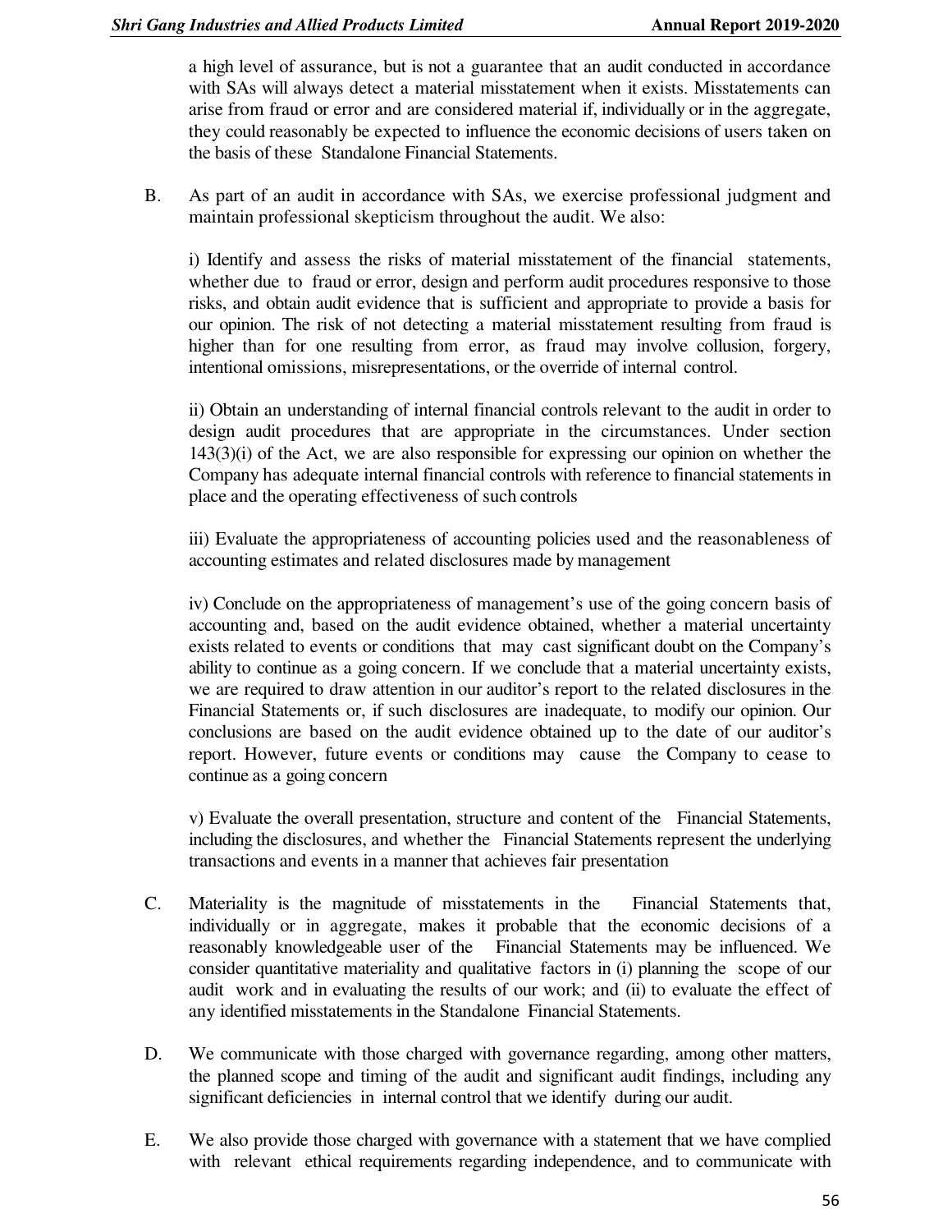a high level of assurance, but is not a guarantee that an audit conducted in accordance with SAs will always detect a material misstatement when it exists. Misstatements can arise from fraud or error and are considered material if, individually or in the aggregate, they could reasonably be expected to influence the economic decisions of users taken on the basis of these Standalone Financial Statements.

B. As part of an audit in accordance with SAs, we exercise professional judgment and maintain professional skepticism throughout the audit. We also:

i) Identify and assess the risks of material misstatement of the financial statements, whether due to fraud or error, design and perform audit procedures responsive to those risks, and obtain audit evidence that is sufficient and appropriate to provide a basis for our opinion. The risk of not detecting a material misstatement resulting from fraud is higher than for one resulting from error, as fraud may involve collusion, forgery, intentional omissions, misrepresentations, or the override of internal control.

ii) Obtain an understanding of internal financial controls relevant to the audit in order to design audit procedures that are appropriate in the circumstances. Under section 143(3)(i) of the Act, we are also responsible for expressing our opinion on whether the Company has adequate internal financial controls with reference to financial statements in place and the operating effectiveness of such controls

iii) Evaluate the appropriateness of accounting policies used and the reasonableness of accounting estimates and related disclosures made by management

iv) Conclude on the appropriateness of management's use of the going concern basis of accounting and, based on the audit evidence obtained, whether a material uncertainty exists related to events or conditions that may cast significant doubt on the Company's ability to continue as a going concern. If we conclude that a material uncertainty exists, we are required to draw attention in our auditor's report to the related disclosures in the Financial Statements or, if such disclosures are inadequate, to modify our opinion. Our conclusions are based on the audit evidence obtained up to the date of our auditor's report. However, future events or conditions may cause the Company to cease to continue as a going concern

v) Evaluate the overall presentation, structure and content of the Financial Statements, including the disclosures, and whether the Financial Statements represent the underlying transactions and events in a manner that achieves fair presentation

C. Materiality is the magnitude of misstatements in the Financial Statements that, individually or in aggregate, makes it probable that the economic decisions of a reasonably knowledgeable user of the Financial Statements may be influenced. We consider quantitative materiality and qualitative factors in (i) planning the scope of our audit work and in evaluating the results of our work; and (ii) to evaluate the effect of any identified misstatements in the Standalone Financial Statements.

D. We communicate with those charged with governance regarding, among other matters, the planned scope and timing of the audit and significant audit findings, including any significant deficiencies in internal control that we identify during our audit.

E. We also provide those charged with governance with a statement that we have complied with relevant ethical requirements regarding independence, and to communicate with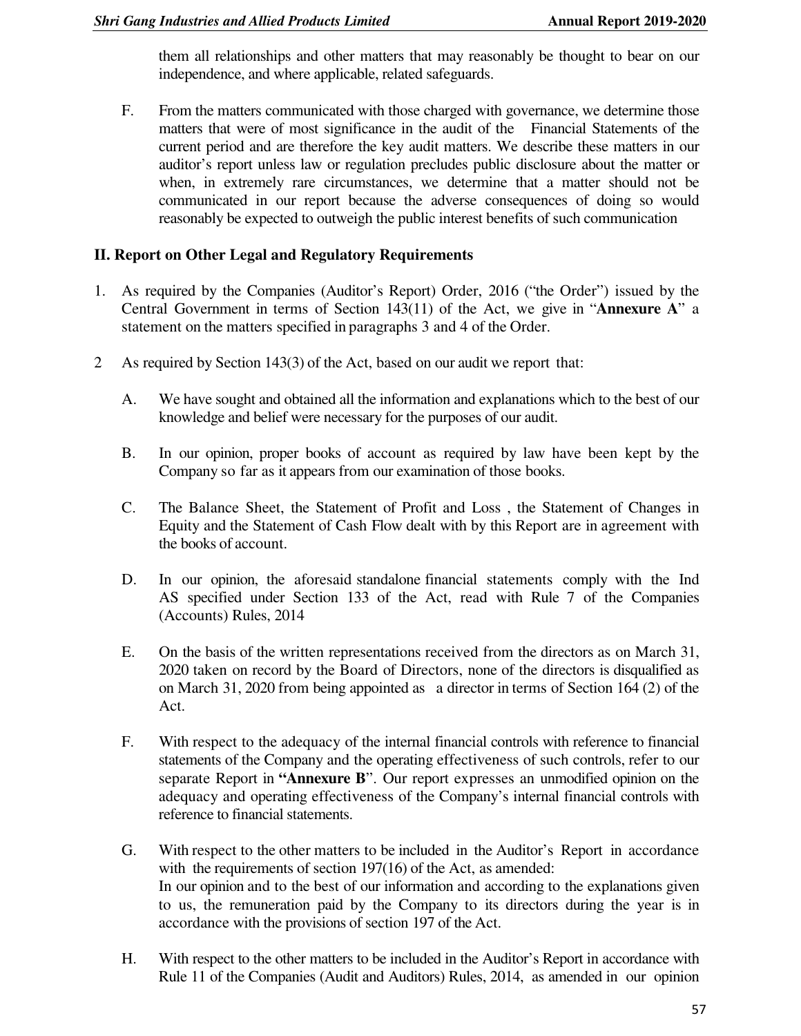them all relationships and other matters that may reasonably be thought to bear on our independence, and where applicable, related safeguards.

F. From the matters communicated with those charged with governance, we determine those matters that were of most significance in the audit of the Financial Statements of the current period and are therefore the key audit matters. We describe these matters in our auditor's report unless law or regulation precludes public disclosure about the matter or when, in extremely rare circumstances, we determine that a matter should not be communicated in our report because the adverse consequences of doing so would reasonably be expected to outweigh the public interest benefits of such communication

## II. Report on Other Legal and Regulatory Requirements

1. As required by the Companies (Auditor's Report) Order, 2016 ("the Order") issued by the Central Government in terms of Section 143(11) of the Act, we give in "**Annexure A**" a statement on the matters specified in paragraphs 3 and 4 of the Order.

2 As required by Section 143(3) of the Act, based on our audit we report that:

A. We have sought and obtained all the information and explanations which to the best of our knowledge and belief were necessary for the purposes of our audit.

B. In our opinion, proper books of account as required by law have been kept by the Company so far as it appears from our examination of those books.

C. The Balance Sheet, the Statement of Profit and Loss , the Statement of Changes in Equity and the Statement of Cash Flow dealt with by this Report are in agreement with the books of account.

D. In our opinion, the aforesaid standalone financial statements comply with the Ind AS specified under Section 133 of the Act, read with Rule 7 of the Companies (Accounts) Rules, 2014

E. On the basis of the written representations received from the directors as on March 31, 2020 taken on record by the Board of Directors, none of the directors is disqualified as on March 31, 2020 from being appointed as a director in terms of Section 164 (2) of the Act.

F. With respect to the adequacy of the internal financial controls with reference to financial statements of the Company and the operating effectiveness of such controls, refer to our separate Report in **"Annexure B"**. Our report expresses an unmodified opinion on the adequacy and operating effectiveness of the Company's internal financial controls with reference to financial statements.

G. With respect to the other matters to be included in the Auditor's Report in accordance with the requirements of section 197(16) of the Act, as amended:
In our opinion and to the best of our information and according to the explanations given to us, the remuneration paid by the Company to its directors during the year is in accordance with the provisions of section 197 of the Act.

H. With respect to the other matters to be included in the Auditor's Report in accordance with Rule 11 of the Companies (Audit and Auditors) Rules, 2014, as amended in our opinion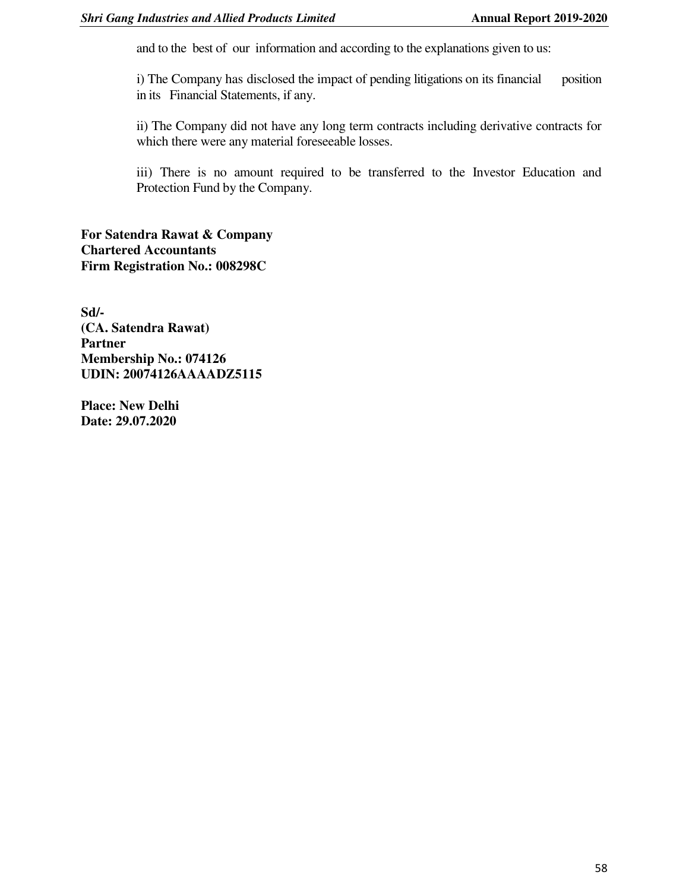and to the best of our information and according to the explanations given to us:

i) The Company has disclosed the impact of pending litigations on its financial position in its Financial Statements, if any.

ii) The Company did not have any long term contracts including derivative contracts for which there were any material foreseeable losses.

iii) There is no amount required to be transferred to the Investor Education and Protection Fund by the Company.

**For Satendra Rawat & Company**
**Chartered Accountants**
**Firm Registration No.: 008298C**

**Sd/-**
**(CA. Satendra Rawat)**
**Partner**
**Membership No.: 074126**
**UDIN: 20074126AAAADZ5115**

**Place: New Delhi**
**Date: 29.07.2020**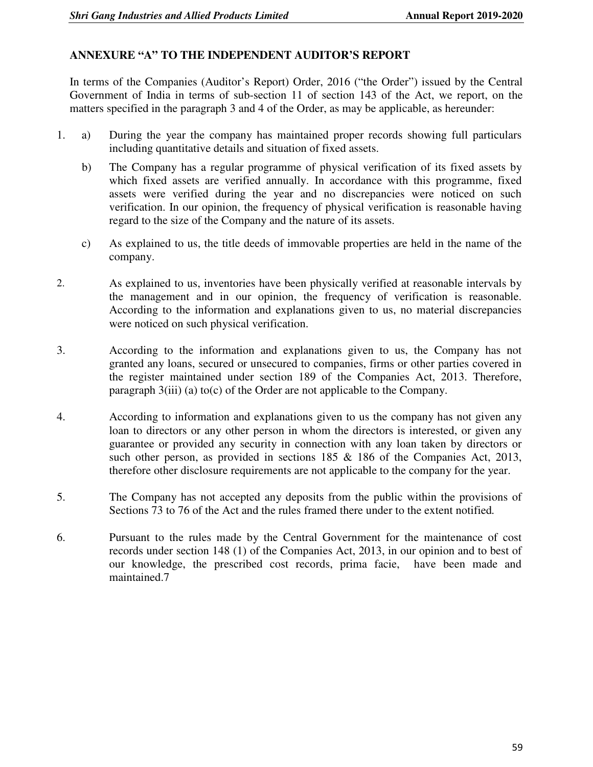## ANNEXURE "A" TO THE INDEPENDENT AUDITOR'S REPORT

In terms of the Companies (Auditor's Report) Order, 2016 ("the Order") issued by the Central Government of India in terms of sub-section 11 of section 143 of the Act, we report, on the matters specified in the paragraph 3 and 4 of the Order, as may be applicable, as hereunder:

1. a) During the year the company has maintained proper records showing full particulars including quantitative details and situation of fixed assets.

   b) The Company has a regular programme of physical verification of its fixed assets by which fixed assets are verified annually. In accordance with this programme, fixed assets were verified during the year and no discrepancies were noticed on such verification. In our opinion, the frequency of physical verification is reasonable having regard to the size of the Company and the nature of its assets.

   c) As explained to us, the title deeds of immovable properties are held in the name of the company.

2. As explained to us, inventories have been physically verified at reasonable intervals by the management and in our opinion, the frequency of verification is reasonable. According to the information and explanations given to us, no material discrepancies were noticed on such physical verification.

3. According to the information and explanations given to us, the Company has not granted any loans, secured or unsecured to companies, firms or other parties covered in the register maintained under section 189 of the Companies Act, 2013. Therefore, paragraph 3(iii) (a) to(c) of the Order are not applicable to the Company.

4. According to information and explanations given to us the company has not given any loan to directors or any other person in whom the directors is interested, or given any guarantee or provided any security in connection with any loan taken by directors or such other person, as provided in sections 185 & 186 of the Companies Act, 2013, therefore other disclosure requirements are not applicable to the company for the year.

5. The Company has not accepted any deposits from the public within the provisions of Sections 73 to 76 of the Act and the rules framed there under to the extent notified.

6. Pursuant to the rules made by the Central Government for the maintenance of cost records under section 148 (1) of the Companies Act, 2013, in our opinion and to best of our knowledge, the prescribed cost records, prima facie, have been made and maintained.7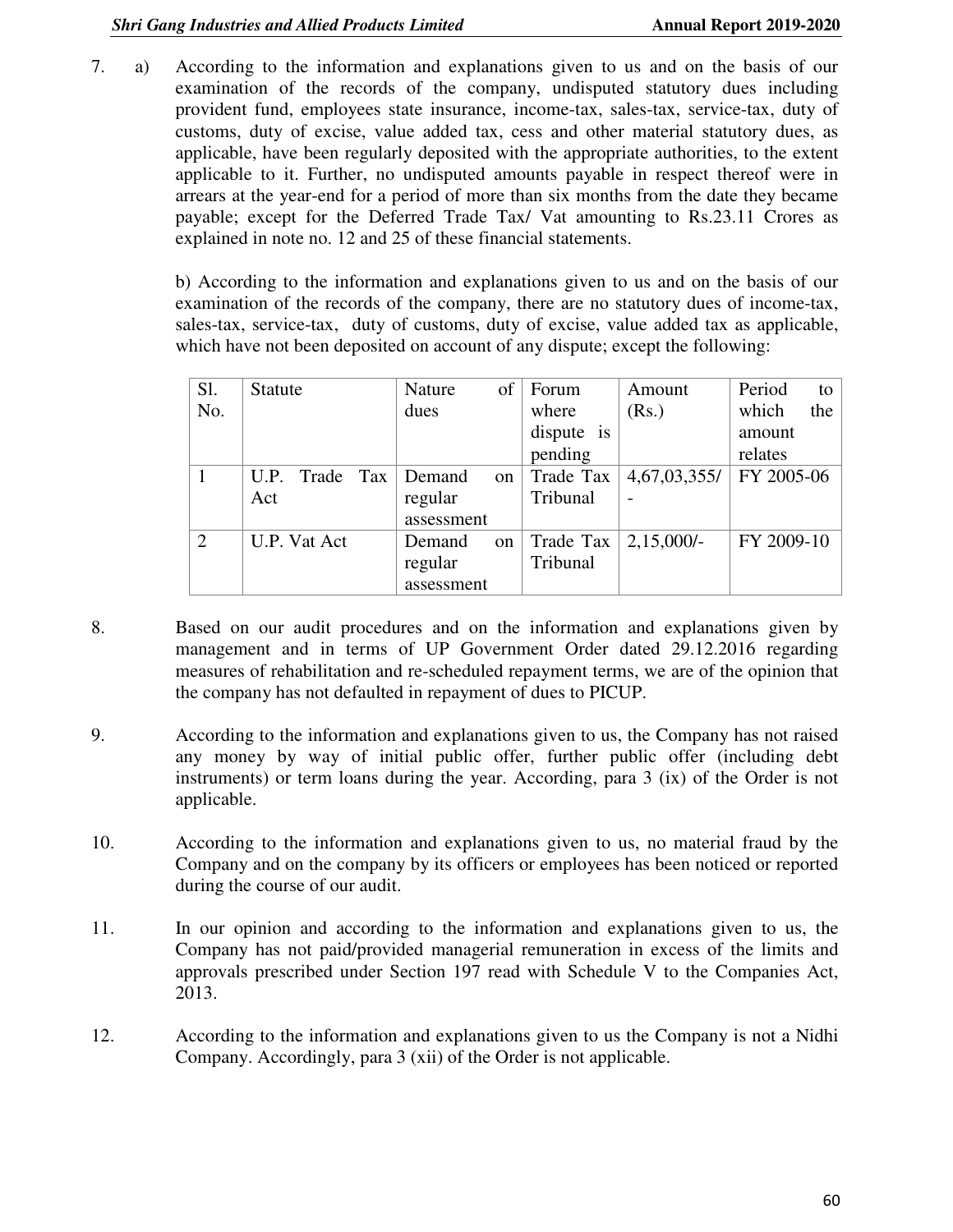7. a) According to the information and explanations given to us and on the basis of our examination of the records of the company, undisputed statutory dues including provident fund, employees state insurance, income-tax, sales-tax, service-tax, duty of customs, duty of excise, value added tax, cess and other material statutory dues, as applicable, have been regularly deposited with the appropriate authorities, to the extent applicable to it. Further, no undisputed amounts payable in respect thereof were in arrears at the year-end for a period of more than six months from the date they became payable; except for the Deferred Trade Tax/ Vat amounting to Rs.23.11 Crores as explained in note no. 12 and 25 of these financial statements.

   b) According to the information and explanations given to us and on the basis of our examination of the records of the company, there are no statutory dues of income-tax, sales-tax, service-tax, duty of customs, duty of excise, value added tax as applicable, which have not been deposited on account of any dispute; except the following:

| Sl. No. | Statute | Nature of dues | Forum where dispute is pending | Amount (Rs.) | Period to which the amount relates |
|---|---|---|---|---|---|
| 1 | U.P. Trade Tax Act | Demand on regular assessment | Trade Tax Tribunal | 4,67,03,355/- | FY 2005-06 |
| 2 | U.P. Vat Act | Demand on regular assessment | Trade Tax Tribunal | 2,15,000/- | FY 2009-10 |

8. Based on our audit procedures and on the information and explanations given by management and in terms of UP Government Order dated 29.12.2016 regarding measures of rehabilitation and re-scheduled repayment terms, we are of the opinion that the company has not defaulted in repayment of dues to PICUP.

9. According to the information and explanations given to us, the Company has not raised any money by way of initial public offer, further public offer (including debt instruments) or term loans during the year. According, para 3 (ix) of the Order is not applicable.

10. According to the information and explanations given to us, no material fraud by the Company and on the company by its officers or employees has been noticed or reported during the course of our audit.

11. In our opinion and according to the information and explanations given to us, the Company has not paid/provided managerial remuneration in excess of the limits and approvals prescribed under Section 197 read with Schedule V to the Companies Act, 2013.

12. According to the information and explanations given to us the Company is not a Nidhi Company. Accordingly, para 3 (xii) of the Order is not applicable.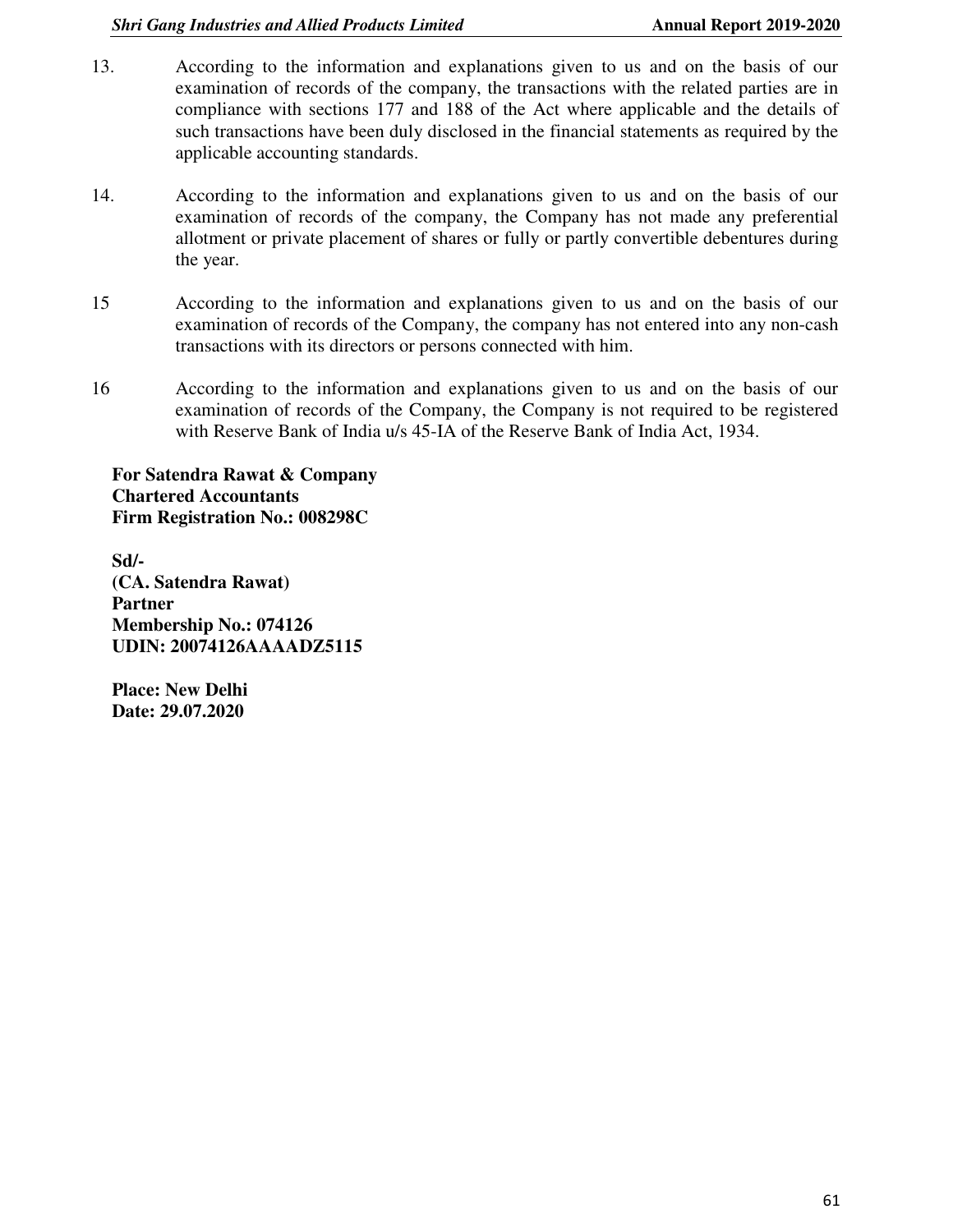13. According to the information and explanations given to us and on the basis of our examination of records of the company, the transactions with the related parties are in compliance with sections 177 and 188 of the Act where applicable and the details of such transactions have been duly disclosed in the financial statements as required by the applicable accounting standards.

14. According to the information and explanations given to us and on the basis of our examination of records of the company, the Company has not made any preferential allotment or private placement of shares or fully or partly convertible debentures during the year.

15 According to the information and explanations given to us and on the basis of our examination of records of the Company, the company has not entered into any non-cash transactions with its directors or persons connected with him.

16 According to the information and explanations given to us and on the basis of our examination of records of the Company, the Company is not required to be registered with Reserve Bank of India u/s 45-IA of the Reserve Bank of India Act, 1934.

**For Satendra Rawat & Company**
**Chartered Accountants**
**Firm Registration No.: 008298C**

**Sd/-**
**(CA. Satendra Rawat)**
**Partner**
**Membership No.: 074126**
**UDIN: 20074126AAAADZ5115**

**Place: New Delhi**
**Date: 29.07.2020**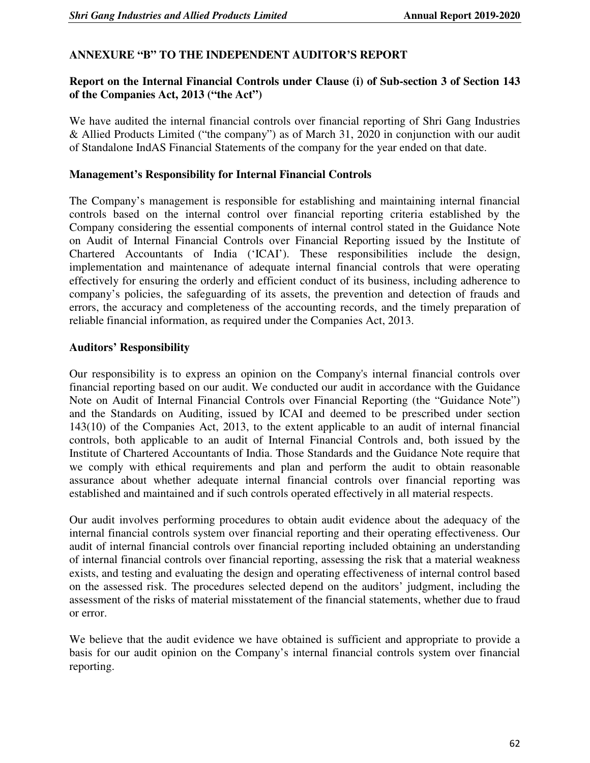## ANNEXURE "B" TO THE INDEPENDENT AUDITOR'S REPORT

### Report on the Internal Financial Controls under Clause (i) of Sub-section 3 of Section 143 of the Companies Act, 2013 ("the Act")

We have audited the internal financial controls over financial reporting of Shri Gang Industries & Allied Products Limited ("the company") as of March 31, 2020 in conjunction with our audit of Standalone IndAS Financial Statements of the company for the year ended on that date.

### Management's Responsibility for Internal Financial Controls

The Company's management is responsible for establishing and maintaining internal financial controls based on the internal control over financial reporting criteria established by the Company considering the essential components of internal control stated in the Guidance Note on Audit of Internal Financial Controls over Financial Reporting issued by the Institute of Chartered Accountants of India ('ICAI'). These responsibilities include the design, implementation and maintenance of adequate internal financial controls that were operating effectively for ensuring the orderly and efficient conduct of its business, including adherence to company's policies, the safeguarding of its assets, the prevention and detection of frauds and errors, the accuracy and completeness of the accounting records, and the timely preparation of reliable financial information, as required under the Companies Act, 2013.

### Auditors' Responsibility

Our responsibility is to express an opinion on the Company's internal financial controls over financial reporting based on our audit. We conducted our audit in accordance with the Guidance Note on Audit of Internal Financial Controls over Financial Reporting (the "Guidance Note") and the Standards on Auditing, issued by ICAI and deemed to be prescribed under section 143(10) of the Companies Act, 2013, to the extent applicable to an audit of internal financial controls, both applicable to an audit of Internal Financial Controls and, both issued by the Institute of Chartered Accountants of India. Those Standards and the Guidance Note require that we comply with ethical requirements and plan and perform the audit to obtain reasonable assurance about whether adequate internal financial controls over financial reporting was established and maintained and if such controls operated effectively in all material respects.

Our audit involves performing procedures to obtain audit evidence about the adequacy of the internal financial controls system over financial reporting and their operating effectiveness. Our audit of internal financial controls over financial reporting included obtaining an understanding of internal financial controls over financial reporting, assessing the risk that a material weakness exists, and testing and evaluating the design and operating effectiveness of internal control based on the assessed risk. The procedures selected depend on the auditors' judgment, including the assessment of the risks of material misstatement of the financial statements, whether due to fraud or error.

We believe that the audit evidence we have obtained is sufficient and appropriate to provide a basis for our audit opinion on the Company's internal financial controls system over financial reporting.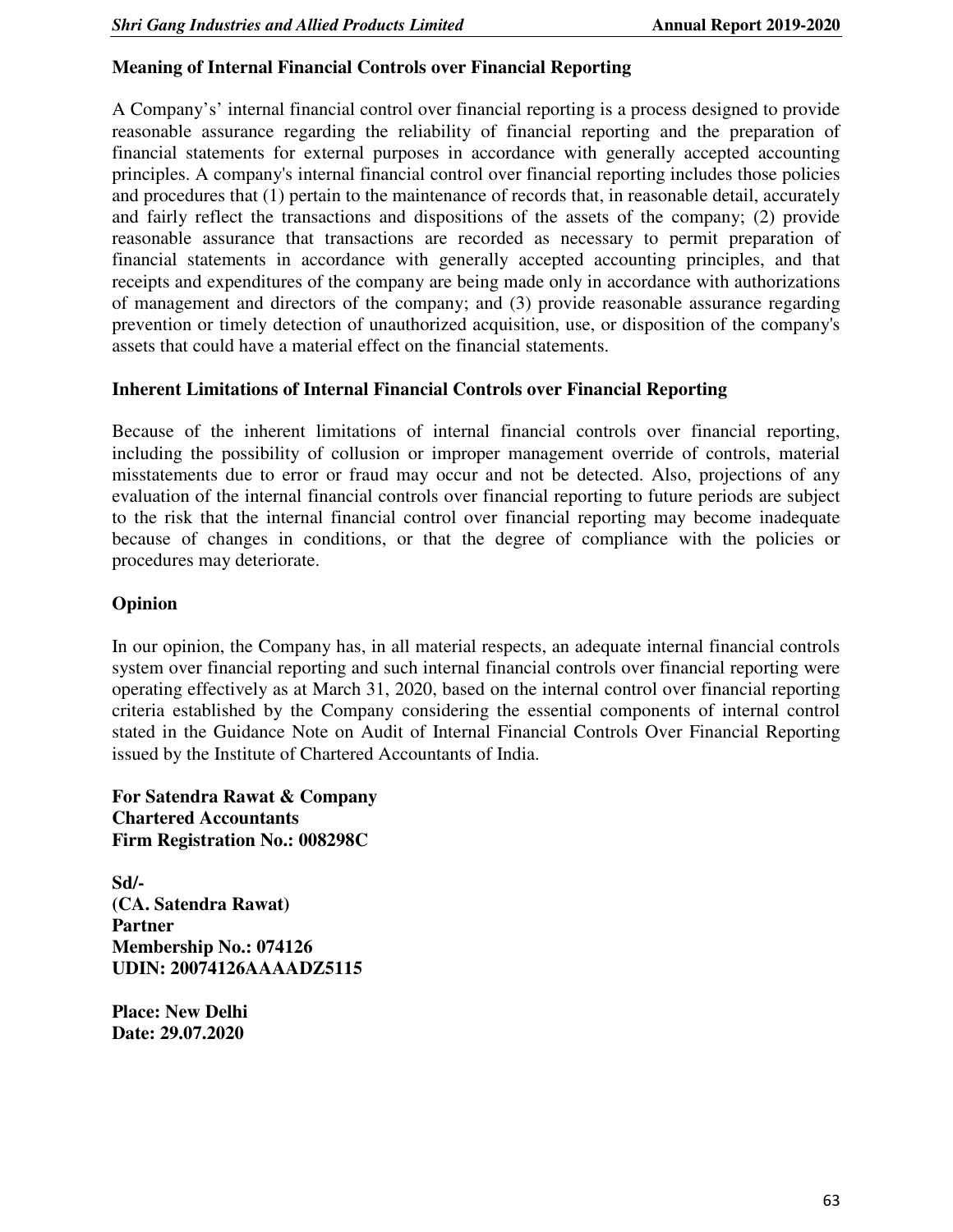### Meaning of Internal Financial Controls over Financial Reporting

A Company's' internal financial control over financial reporting is a process designed to provide reasonable assurance regarding the reliability of financial reporting and the preparation of financial statements for external purposes in accordance with generally accepted accounting principles. A company's internal financial control over financial reporting includes those policies and procedures that (1) pertain to the maintenance of records that, in reasonable detail, accurately and fairly reflect the transactions and dispositions of the assets of the company; (2) provide reasonable assurance that transactions are recorded as necessary to permit preparation of financial statements in accordance with generally accepted accounting principles, and that receipts and expenditures of the company are being made only in accordance with authorizations of management and directors of the company; and (3) provide reasonable assurance regarding prevention or timely detection of unauthorized acquisition, use, or disposition of the company's assets that could have a material effect on the financial statements.

### Inherent Limitations of Internal Financial Controls over Financial Reporting

Because of the inherent limitations of internal financial controls over financial reporting, including the possibility of collusion or improper management override of controls, material misstatements due to error or fraud may occur and not be detected. Also, projections of any evaluation of the internal financial controls over financial reporting to future periods are subject to the risk that the internal financial control over financial reporting may become inadequate because of changes in conditions, or that the degree of compliance with the policies or procedures may deteriorate.

### Opinion

In our opinion, the Company has, in all material respects, an adequate internal financial controls system over financial reporting and such internal financial controls over financial reporting were operating effectively as at March 31, 2020, based on the internal control over financial reporting criteria established by the Company considering the essential components of internal control stated in the Guidance Note on Audit of Internal Financial Controls Over Financial Reporting issued by the Institute of Chartered Accountants of India.

**For Satendra Rawat & Company**
**Chartered Accountants**
**Firm Registration No.: 008298C**

**Sd/-**
**(CA. Satendra Rawat)**
**Partner**
**Membership No.: 074126**
**UDIN: 20074126AAAADZ5115**

**Place: New Delhi**
**Date: 29.07.2020**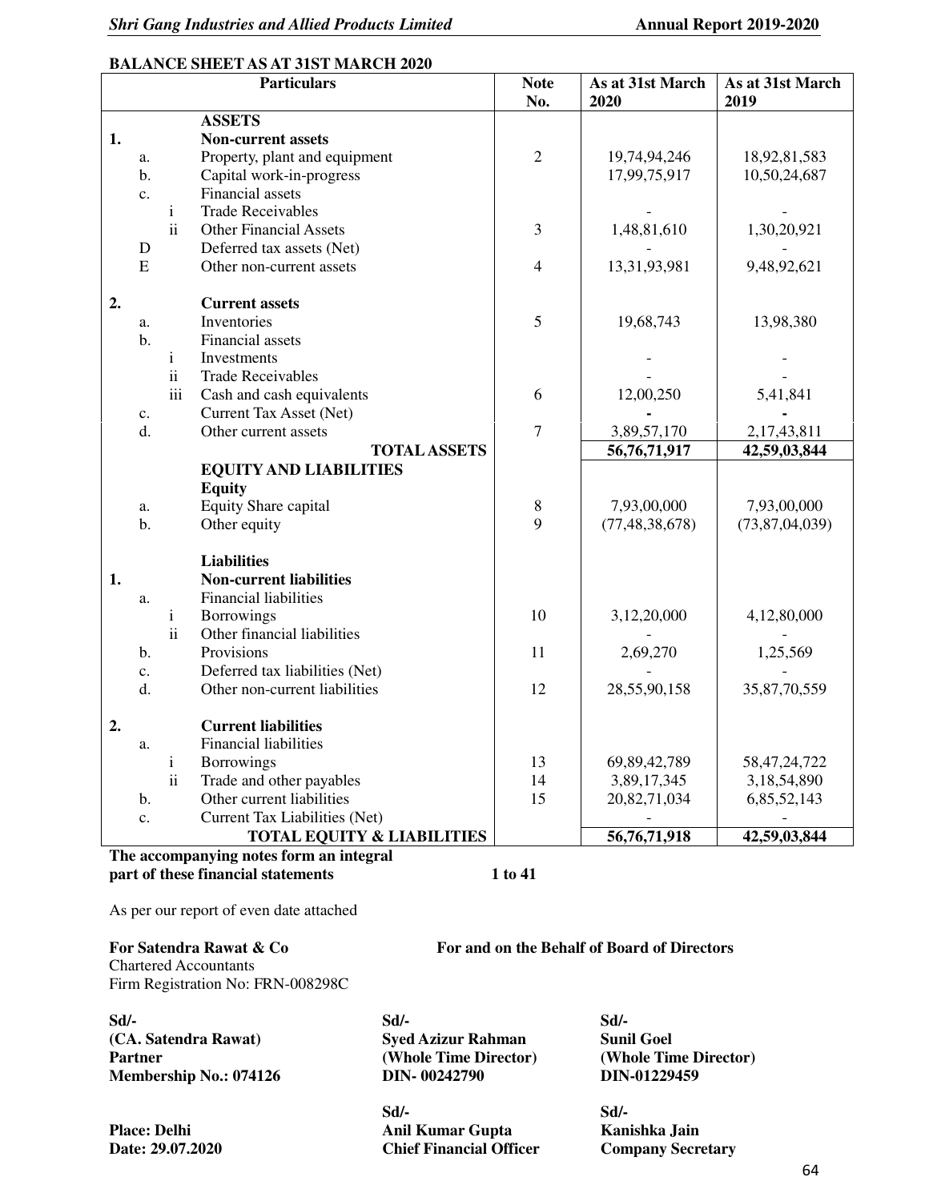## BALANCE SHEET AS AT 31ST MARCH 2020

| | | | Particulars | Note No. | As at 31st March 2020 | As at 31st March 2019 |
|---|---|---|---|---|---|---|
| | | | **ASSETS** | | | |
| **1.** | | | **Non-current assets** | | | |
| | a. | | Property, plant and equipment | 2 | 19,74,94,246 | 18,92,81,583 |
| | b. | | Capital work-in-progress | | 17,99,75,917 | 10,50,24,687 |
| | c. | | Financial assets | | | |
| | | i | Trade Receivables | | - | - |
| | | ii | Other Financial Assets | 3 | 1,48,81,610 | 1,30,20,921 |
| | D | | Deferred tax assets (Net) | | - | - |
| | E | | Other non-current assets | 4 | 13,31,93,981 | 9,48,92,621 |
| **2.** | | | **Current assets** | | | |
| | a. | | Inventories | 5 | 19,68,743 | 13,98,380 |
| | b. | | Financial assets | | | |
| | | i | Investments | | - | - |
| | | ii | Trade Receivables | | - | - |
| | | iii | Cash and cash equivalents | 6 | 12,00,250 | 5,41,841 |
| | c. | | Current Tax Asset (Net) | | - | - |
| | d. | | Other current assets | 7 | 3,89,57,170 | 2,17,43,811 |
| | | | **TOTAL ASSETS** | | **56,76,71,917** | **42,59,03,844** |
| | | | **EQUITY AND LIABILITIES** | | | |
| | | | **Equity** | | | |
| | a. | | Equity Share capital | 8 | 7,93,00,000 | 7,93,00,000 |
| | b. | | Other equity | 9 | (77,48,38,678) | (73,87,04,039) |
| | | | **Liabilities** | | | |
| **1.** | | | **Non-current liabilities** | | | |
| | a. | | Financial liabilities | | | |
| | | i | Borrowings | 10 | 3,12,20,000 | 4,12,80,000 |
| | | ii | Other financial liabilities | | - | - |
| | b. | | Provisions | 11 | 2,69,270 | 1,25,569 |
| | c. | | Deferred tax liabilities (Net) | | - | - |
| | d. | | Other non-current liabilities | 12 | 28,55,90,158 | 35,87,70,559 |
| **2.** | | | **Current liabilities** | | | |
| | a. | | Financial liabilities | | | |
| | | i | Borrowings | 13 | 69,89,42,789 | 58,47,24,722 |
| | | ii | Trade and other payables | 14 | 3,89,17,345 | 3,18,54,890 |
| | b. | | Other current liabilities | 15 | 20,82,71,034 | 6,85,52,143 |
| | c. | | Current Tax Liabilities (Net) | | - | - |
| | | | **TOTAL EQUITY & LIABILITIES** | | **56,76,71,918** | **42,59,03,844** |

**The accompanying notes form an integral part of these financial statements** **1 to 41**

As per our report of even date attached

**For Satendra Rawat & Co**
Chartered Accountants
Firm Registration No: FRN-008298C

**For and on the Behalf of Board of Directors**

**Sd/-**
**(CA. Satendra Rawat)**
**Partner**
**Membership No.: 074126**

**Sd/-**
**Syed Azizur Rahman**
**(Whole Time Director)**
**DIN- 00242790**

**Sd/-**
**Sunil Goel**
**(Whole Time Director)**
**DIN-01229459**

**Place: Delhi**
**Date: 29.07.2020**

**Sd/-**
**Anil Kumar Gupta**
**Chief Financial Officer**

**Sd/-**
**Kanishka Jain**
**Company Secretary**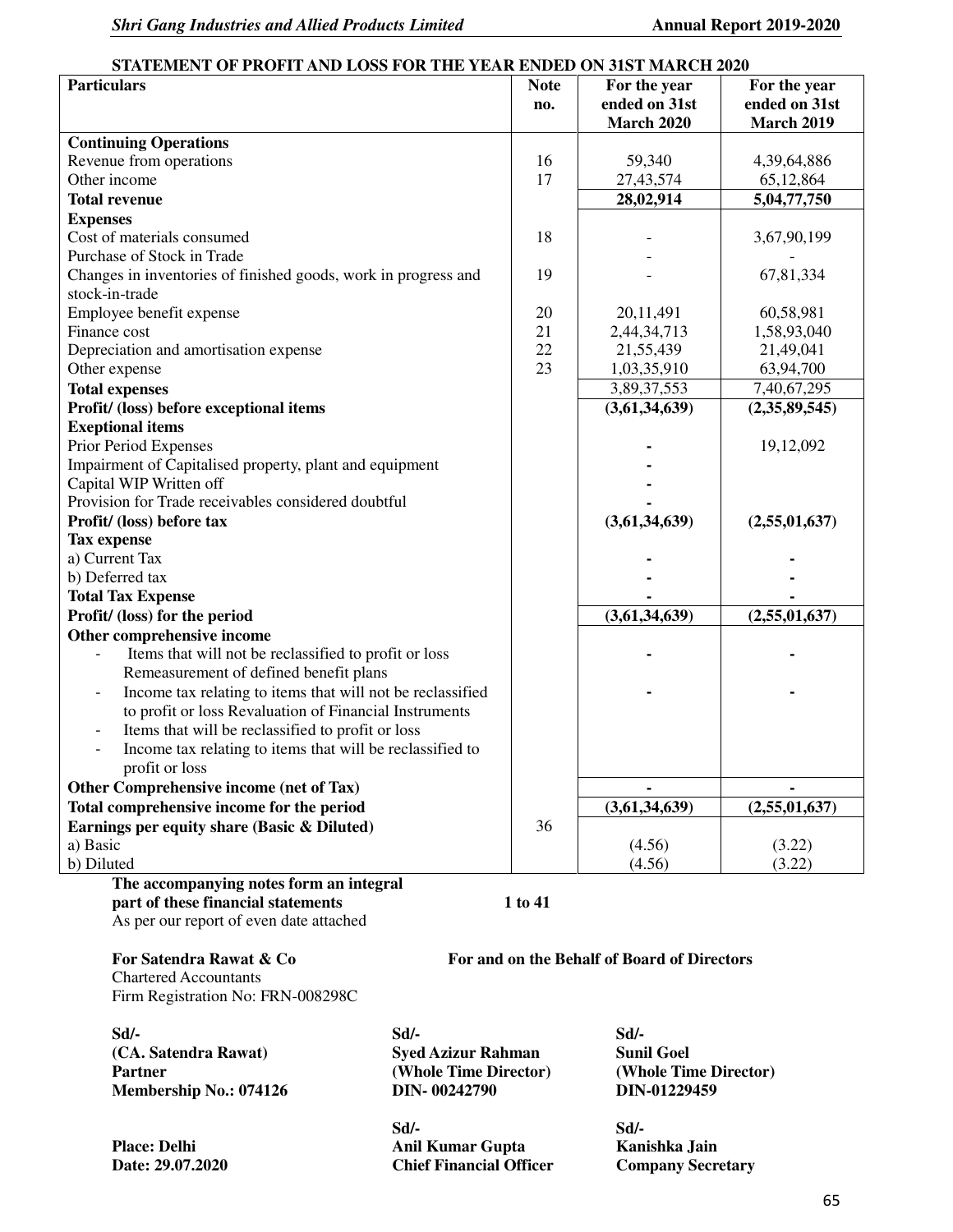## STATEMENT OF PROFIT AND LOSS FOR THE YEAR ENDED ON 31ST MARCH 2020

| Particulars | Note no. | For the year ended on 31st March 2020 | For the year ended on 31st March 2019 |
|---|---|---|---|
| **Continuing Operations** | | | |
| Revenue from operations | 16 | 59,340 | 4,39,64,886 |
| Other income | 17 | 27,43,574 | 65,12,864 |
| **Total revenue** | | **28,02,914** | **5,04,77,750** |
| **Expenses** | | | |
| Cost of materials consumed | 18 | - | 3,67,90,199 |
| Purchase of Stock in Trade | | - | - |
| Changes in inventories of finished goods, work in progress and stock-in-trade | 19 | - | 67,81,334 |
| Employee benefit expense | 20 | 20,11,491 | 60,58,981 |
| Finance cost | 21 | 2,44,34,713 | 1,58,93,040 |
| Depreciation and amortisation expense | 22 | 21,55,439 | 21,49,041 |
| Other expense | 23 | 1,03,35,910 | 63,94,700 |
| **Total expenses** | | 3,89,37,553 | 7,40,67,295 |
| **Profit/ (loss) before exceptional items** | | **(3,61,34,639)** | **(2,35,89,545)** |
| **Exeptional items** | | | |
| Prior Period Expenses | | - | 19,12,092 |
| Impairment of Capitalised property, plant and equipment | | - | |
| Capital WIP Written off | | - | |
| Provision for Trade receivables considered doubtful | | - | |
| **Profit/ (loss) before tax** | | **(3,61,34,639)** | **(2,55,01,637)** |
| **Tax expense** | | | |
| a) Current Tax | | - | - |
| b) Deferred tax | | - | - |
| **Total Tax Expense** | | - | - |
| **Profit/ (loss) for the period** | | **(3,61,34,639)** | **(2,55,01,637)** |
| **Other comprehensive income** | | | |
| - Items that will not be reclassified to profit or loss Remeasurement of defined benefit plans | | - | - |
| - Income tax relating to items that will not be reclassified to profit or loss Revaluation of Financial Instruments | | - | - |
| - Items that will be reclassified to profit or loss | | | |
| - Income tax relating to items that will be reclassified to profit or loss | | | |
| **Other Comprehensive income (net of Tax)** | | - | - |
| **Total comprehensive income for the period** | | **(3,61,34,639)** | **(2,55,01,637)** |
| **Earnings per equity share (Basic & Diluted)** | 36 | | |
| a) Basic | | (4.56) | (3.22) |
| b) Diluted | | (4.56) | (3.22) |

**The accompanying notes form an integral part of these financial statements** **1 to 41**

As per our report of even date attached

**For Satendra Rawat & Co**
Chartered Accountants
Firm Registration No: FRN-008298C

**For and on the Behalf of Board of Directors**

**Sd/-**
**(CA. Satendra Rawat)**
**Partner**
**Membership No.: 074126**

**Sd/-**
**Syed Azizur Rahman**
**(Whole Time Director)**
**DIN- 00242790**

**Sd/-**
**Sunil Goel**
**(Whole Time Director)**
**DIN-01229459**

**Place: Delhi**
**Date: 29.07.2020**

**Sd/-**
**Anil Kumar Gupta**
**Chief Financial Officer**

**Sd/-**
**Kanishka Jain**
**Company Secretary**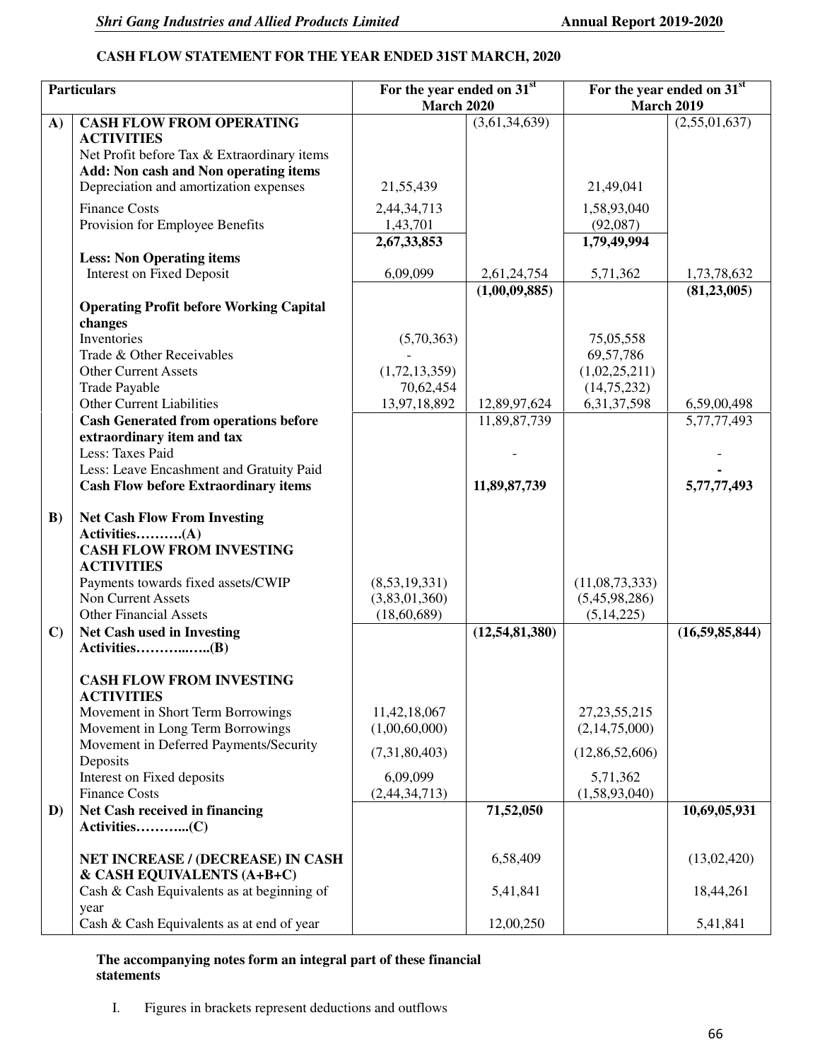## CASH FLOW STATEMENT FOR THE YEAR ENDED 31ST MARCH, 2020

| | Particulars | For the year ended on 31st March 2020 | | For the year ended on 31st March 2019 | |
|---|---|---|---|---|---|
| A) | **CASH FLOW FROM OPERATING ACTIVITIES** | | (3,61,34,639) | | (2,55,01,637) |
| | Net Profit before Tax & Extraordinary items | | | | |
| | **Add: Non cash and Non operating items** | | | | |
| | Depreciation and amortization expenses | 21,55,439 | | 21,49,041 | |
| | Finance Costs | 2,44,34,713 | | 1,58,93,040 | |
| | Provision for Employee Benefits | 1,43,701 | | (92,087) | |
| | | **2,67,33,853** | | **1,79,49,994** | |
| | **Less: Non Operating items** | | | | |
| | Interest on Fixed Deposit | 6,09,099 | 2,61,24,754 | 5,71,362 | 1,73,78,632 |
| | | | **(1,00,09,885)** | | **(81,23,005)** |
| | **Operating Profit before Working Capital changes** | | | | |
| | Inventories | (5,70,363) | | 75,05,558 | |
| | Trade & Other Receivables | - | | 69,57,786 | |
| | Other Current Assets | (1,72,13,359) | | (1,02,25,211) | |
| | Trade Payable | 70,62,454 | | (14,75,232) | |
| | Other Current Liabilities | 13,97,18,892 | 12,89,97,624 | 6,31,37,598 | 6,59,00,498 |
| | **Cash Generated from operations before extraordinary item and tax** | | 11,89,87,739 | | 5,77,77,493 |
| | Less: Taxes Paid | | - | | - |
| | Less: Leave Encashment and Gratuity Paid | | | | - |
| | **Cash Flow before Extraordinary items** | | **11,89,87,739** | | **5,77,77,493** |
| B) | **Net Cash Flow From Investing Activities……….(A)** | | | | |
| | **CASH FLOW FROM INVESTING ACTIVITIES** | | | | |
| | Payments towards fixed assets/CWIP | (8,53,19,331) | | (11,08,73,333) | |
| | Non Current Assets | (3,83,01,360) | | (5,45,98,286) | |
| | Other Financial Assets | (18,60,689) | | (5,14,225) | |
| C) | **Net Cash used in Investing Activities………..…..(B)** | | **(12,54,81,380)** | | **(16,59,85,844)** |
| | **CASH FLOW FROM INVESTING ACTIVITIES** | | | | |
| | Movement in Short Term Borrowings | 11,42,18,067 | | 27,23,55,215 | |
| | Movement in Long Term Borrowings | (1,00,60,000) | | (2,14,75,000) | |
| | Movement in Deferred Payments/Security Deposits | (7,31,80,403) | | (12,86,52,606) | |
| | Interest on Fixed deposits | 6,09,099 | | 5,71,362 | |
| | Finance Costs | (2,44,34,713) | | (1,58,93,040) | |
| D) | **Net Cash received in financing Activities………..(C)** | | **71,52,050** | | **10,69,05,931** |
| | **NET INCREASE / (DECREASE) IN CASH & CASH EQUIVALENTS (A+B+C)** | | 6,58,409 | | (13,02,420) |
| | Cash & Cash Equivalents as at beginning of year | | 5,41,841 | | 18,44,261 |
| | Cash & Cash Equivalents as at end of year | | 12,00,250 | | 5,41,841 |

**The accompanying notes form an integral part of these financial statements**

I. Figures in brackets represent deductions and outflows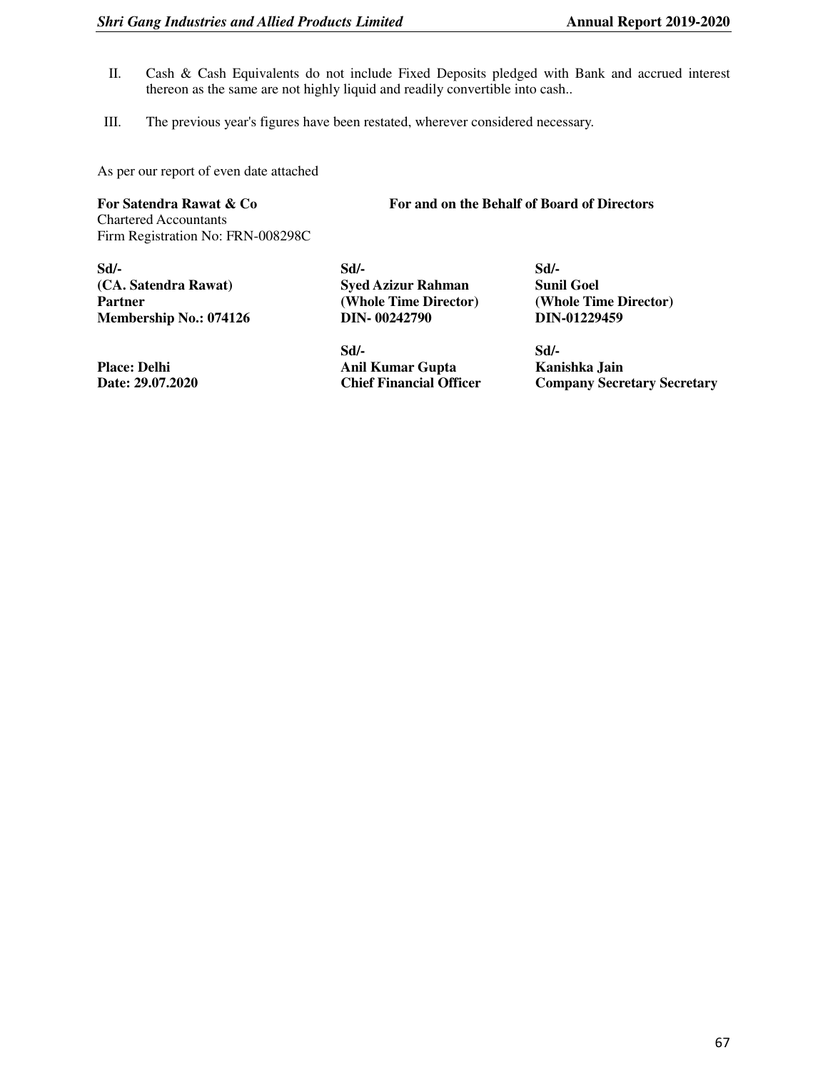II. Cash & Cash Equivalents do not include Fixed Deposits pledged with Bank and accrued interest thereon as the same are not highly liquid and readily convertible into cash..

III. The previous year's figures have been restated, wherever considered necessary.

As per our report of even date attached

| **For Satendra Rawat & Co**<br>Chartered Accountants<br>Firm Registration No: FRN-008298C | **For and on the Behalf of Board of Directors** | |
|---|---|---|
| **Sd/-**<br>**(CA. Satendra Rawat)**<br>**Partner**<br>**Membership No.: 074126** | **Sd/-**<br>**Syed Azizur Rahman**<br>**(Whole Time Director)**<br>**DIN- 00242790** | **Sd/-**<br>**Sunil Goel**<br>**(Whole Time Director)**<br>**DIN-01229459** |
| **Place: Delhi**<br>**Date: 29.07.2020** | **Sd/-**<br>**Anil Kumar Gupta**<br>**Chief Financial Officer** | **Sd/-**<br>**Kanishka Jain**<br>**Company Secretary Secretary** |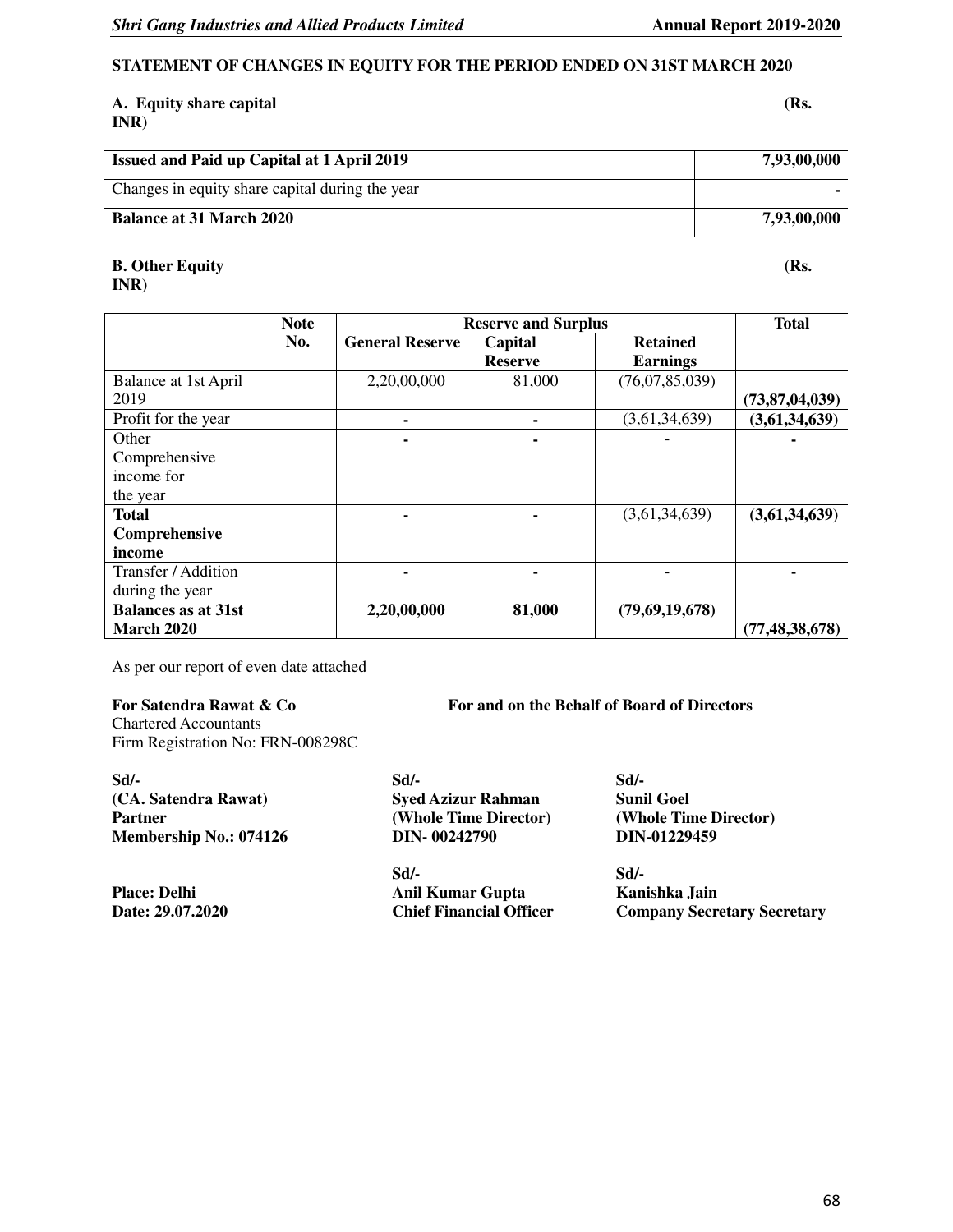## STATEMENT OF CHANGES IN EQUITY FOR THE PERIOD ENDED ON 31ST MARCH 2020

**A. Equity share capital** **(Rs. INR)**

| **Issued and Paid up Capital at 1 April 2019** | **7,93,00,000** |
|---|---|
| Changes in equity share capital during the year | - |
| **Balance at 31 March 2020** | **7,93,00,000** |

**B. Other Equity** **(Rs. INR)**

| | **Note No.** | **Reserve and Surplus** | | | **Total** |
|---|---|---|---|---|---|
| | | **General Reserve** | **Capital Reserve** | **Retained Earnings** | |
| Balance at 1st April 2019 | | 2,20,00,000 | 81,000 | (76,07,85,039) | **(73,87,04,039)** |
| Profit for the year | | - | - | (3,61,34,639) | **(3,61,34,639)** |
| Other Comprehensive income for the year | | - | - | - | - |
| **Total Comprehensive income** | | - | - | (3,61,34,639) | **(3,61,34,639)** |
| Transfer / Addition during the year | | - | - | - | - |
| **Balances as at 31st March 2020** | | **2,20,00,000** | **81,000** | **(79,69,19,678)** | **(77,48,38,678)** |

As per our report of even date attached

**For Satendra Rawat & Co**
Chartered Accountants
Firm Registration No: FRN-008298C

**For and on the Behalf of Board of Directors**

**Sd/-**
**(CA. Satendra Rawat)**
**Partner**
**Membership No.: 074126**

**Sd/-**
**Syed Azizur Rahman**
**(Whole Time Director)**
**DIN- 00242790**

**Sd/-**
**Sunil Goel**
**(Whole Time Director)**
**DIN-01229459**

**Place: Delhi**
**Date: 29.07.2020**

**Sd/-**
**Anil Kumar Gupta**
**Chief Financial Officer**

**Sd/-**
**Kanishka Jain**
**Company Secretary Secretary**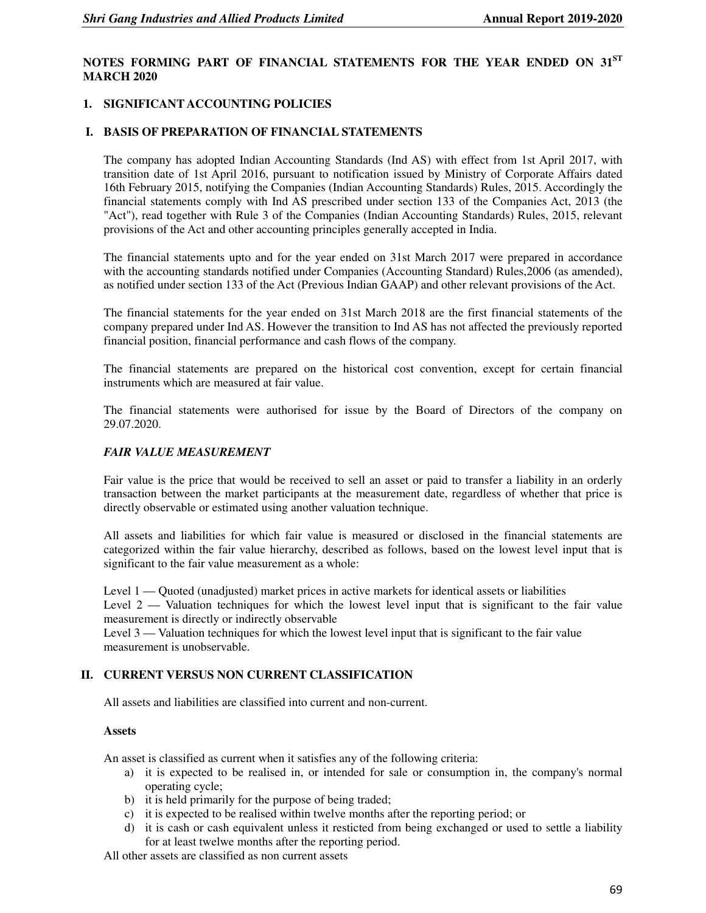## NOTES FORMING PART OF FINANCIAL STATEMENTS FOR THE YEAR ENDED ON 31ST MARCH 2020

### 1. SIGNIFICANT ACCOUNTING POLICIES

### I. BASIS OF PREPARATION OF FINANCIAL STATEMENTS

The company has adopted Indian Accounting Standards (Ind AS) with effect from 1st April 2017, with transition date of 1st April 2016, pursuant to notification issued by Ministry of Corporate Affairs dated 16th February 2015, notifying the Companies (Indian Accounting Standards) Rules, 2015. Accordingly the financial statements comply with Ind AS prescribed under section 133 of the Companies Act, 2013 (the "Act"), read together with Rule 3 of the Companies (Indian Accounting Standards) Rules, 2015, relevant provisions of the Act and other accounting principles generally accepted in India.

The financial statements upto and for the year ended on 31st March 2017 were prepared in accordance with the accounting standards notified under Companies (Accounting Standard) Rules,2006 (as amended), as notified under section 133 of the Act (Previous Indian GAAP) and other relevant provisions of the Act.

The financial statements for the year ended on 31st March 2018 are the first financial statements of the company prepared under Ind AS. However the transition to Ind AS has not affected the previously reported financial position, financial performance and cash flows of the company.

The financial statements are prepared on the historical cost convention, except for certain financial instruments which are measured at fair value.

The financial statements were authorised for issue by the Board of Directors of the company on 29.07.2020.

***FAIR VALUE MEASUREMENT***

Fair value is the price that would be received to sell an asset or paid to transfer a liability in an orderly transaction between the market participants at the measurement date, regardless of whether that price is directly observable or estimated using another valuation technique.

All assets and liabilities for which fair value is measured or disclosed in the financial statements are categorized within the fair value hierarchy, described as follows, based on the lowest level input that is significant to the fair value measurement as a whole:

Level 1 — Quoted (unadjusted) market prices in active markets for identical assets or liabilities
Level 2 — Valuation techniques for which the lowest level input that is significant to the fair value measurement is directly or indirectly observable
Level 3 — Valuation techniques for which the lowest level input that is significant to the fair value measurement is unobservable.

### II. CURRENT VERSUS NON CURRENT CLASSIFICATION

All assets and liabilities are classified into current and non-current.

**Assets**

An asset is classified as current when it satisfies any of the following criteria:

a) it is expected to be realised in, or intended for sale or consumption in, the company's normal operating cycle;
b) it is held primarily for the purpose of being traded;
c) it is expected to be realised within twelve months after the reporting period; or
d) it is cash or cash equivalent unless it resticted from being exchanged or used to settle a liability for at least twelwe months after the reporting period.

All other assets are classified as non current assets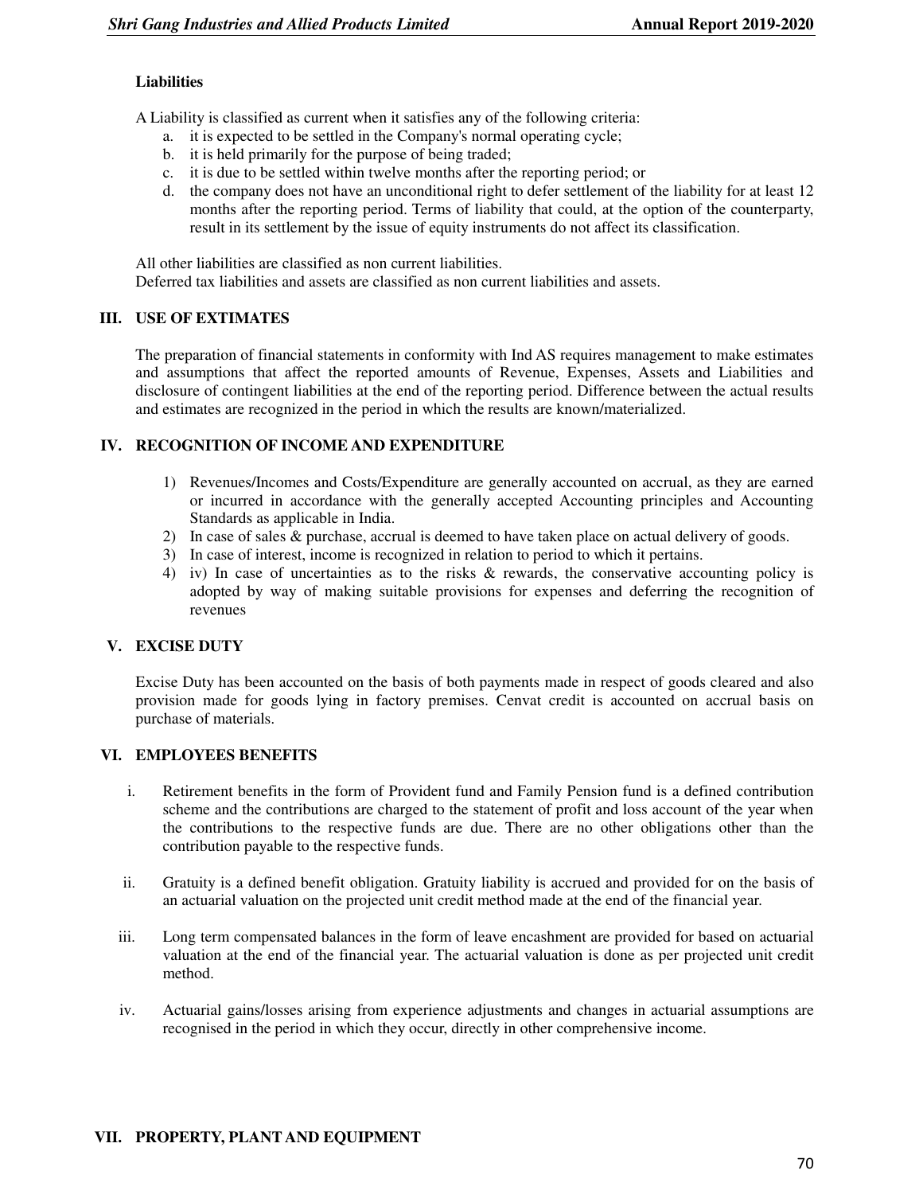**Liabilities**

A Liability is classified as current when it satisfies any of the following criteria:

a. it is expected to be settled in the Company's normal operating cycle;
b. it is held primarily for the purpose of being traded;
c. it is due to be settled within twelve months after the reporting period; or
d. the company does not have an unconditional right to defer settlement of the liability for at least 12 months after the reporting period. Terms of liability that could, at the option of the counterparty, result in its settlement by the issue of equity instruments do not affect its classification.

All other liabilities are classified as non current liabilities.
Deferred tax liabilities and assets are classified as non current liabilities and assets.

## III. USE OF EXTIMATES

The preparation of financial statements in conformity with Ind AS requires management to make estimates and assumptions that affect the reported amounts of Revenue, Expenses, Assets and Liabilities and disclosure of contingent liabilities at the end of the reporting period. Difference between the actual results and estimates are recognized in the period in which the results are known/materialized.

## IV. RECOGNITION OF INCOME AND EXPENDITURE

1) Revenues/Incomes and Costs/Expenditure are generally accounted on accrual, as they are earned or incurred in accordance with the generally accepted Accounting principles and Accounting Standards as applicable in India.
2) In case of sales & purchase, accrual is deemed to have taken place on actual delivery of goods.
3) In case of interest, income is recognized in relation to period to which it pertains.
4) iv) In case of uncertainties as to the risks & rewards, the conservative accounting policy is adopted by way of making suitable provisions for expenses and deferring the recognition of revenues

## V. EXCISE DUTY

Excise Duty has been accounted on the basis of both payments made in respect of goods cleared and also provision made for goods lying in factory premises. Cenvat credit is accounted on accrual basis on purchase of materials.

## VI. EMPLOYEES BENEFITS

i. Retirement benefits in the form of Provident fund and Family Pension fund is a defined contribution scheme and the contributions are charged to the statement of profit and loss account of the year when the contributions to the respective funds are due. There are no other obligations other than the contribution payable to the respective funds.

ii. Gratuity is a defined benefit obligation. Gratuity liability is accrued and provided for on the basis of an actuarial valuation on the projected unit credit method made at the end of the financial year.

iii. Long term compensated balances in the form of leave encashment are provided for based on actuarial valuation at the end of the financial year. The actuarial valuation is done as per projected unit credit method.

iv. Actuarial gains/losses arising from experience adjustments and changes in actuarial assumptions are recognised in the period in which they occur, directly in other comprehensive income.

## VII. PROPERTY, PLANT AND EQUIPMENT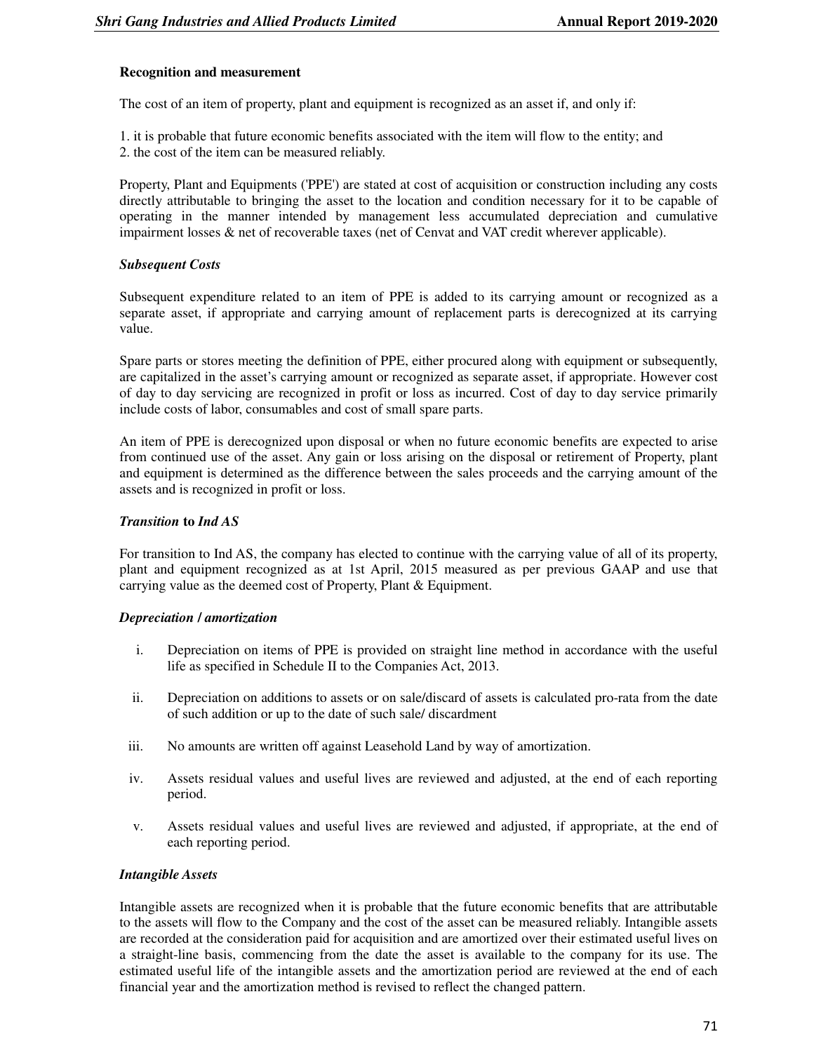**Recognition and measurement**

The cost of an item of property, plant and equipment is recognized as an asset if, and only if:

1. it is probable that future economic benefits associated with the item will flow to the entity; and
2. the cost of the item can be measured reliably.

Property, Plant and Equipments ('PPE') are stated at cost of acquisition or construction including any costs directly attributable to bringing the asset to the location and condition necessary for it to be capable of operating in the manner intended by management less accumulated depreciation and cumulative impairment losses & net of recoverable taxes (net of Cenvat and VAT credit wherever applicable).

***Subsequent Costs***

Subsequent expenditure related to an item of PPE is added to its carrying amount or recognized as a separate asset, if appropriate and carrying amount of replacement parts is derecognized at its carrying value.

Spare parts or stores meeting the definition of PPE, either procured along with equipment or subsequently, are capitalized in the asset's carrying amount or recognized as separate asset, if appropriate. However cost of day to day servicing are recognized in profit or loss as incurred. Cost of day to day service primarily include costs of labor, consumables and cost of small spare parts.

An item of PPE is derecognized upon disposal or when no future economic benefits are expected to arise from continued use of the asset. Any gain or loss arising on the disposal or retirement of Property, plant and equipment is determined as the difference between the sales proceeds and the carrying amount of the assets and is recognized in profit or loss.

***Transition* to *Ind AS***

For transition to Ind AS, the company has elected to continue with the carrying value of all of its property, plant and equipment recognized as at 1st April, 2015 measured as per previous GAAP and use that carrying value as the deemed cost of Property, Plant & Equipment.

***Depreciation / amortization***

i. Depreciation on items of PPE is provided on straight line method in accordance with the useful life as specified in Schedule II to the Companies Act, 2013.

ii. Depreciation on additions to assets or on sale/discard of assets is calculated pro-rata from the date of such addition or up to the date of such sale/ discardment

iii. No amounts are written off against Leasehold Land by way of amortization.

iv. Assets residual values and useful lives are reviewed and adjusted, at the end of each reporting period.

v. Assets residual values and useful lives are reviewed and adjusted, if appropriate, at the end of each reporting period.

***Intangible Assets***

Intangible assets are recognized when it is probable that the future economic benefits that are attributable to the assets will flow to the Company and the cost of the asset can be measured reliably. Intangible assets are recorded at the consideration paid for acquisition and are amortized over their estimated useful lives on a straight-line basis, commencing from the date the asset is available to the company for its use. The estimated useful life of the intangible assets and the amortization period are reviewed at the end of each financial year and the amortization method is revised to reflect the changed pattern.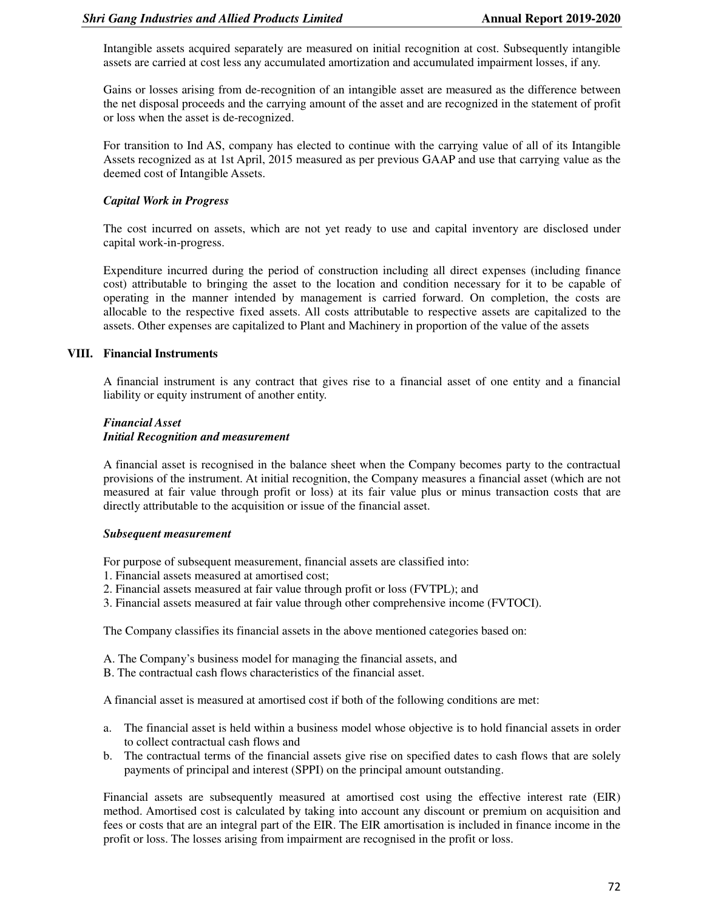Intangible assets acquired separately are measured on initial recognition at cost. Subsequently intangible assets are carried at cost less any accumulated amortization and accumulated impairment losses, if any.

Gains or losses arising from de-recognition of an intangible asset are measured as the difference between the net disposal proceeds and the carrying amount of the asset and are recognized in the statement of profit or loss when the asset is de-recognized.

For transition to Ind AS, company has elected to continue with the carrying value of all of its Intangible Assets recognized as at 1st April, 2015 measured as per previous GAAP and use that carrying value as the deemed cost of Intangible Assets.

***Capital Work in Progress***

The cost incurred on assets, which are not yet ready to use and capital inventory are disclosed under capital work-in-progress.

Expenditure incurred during the period of construction including all direct expenses (including finance cost) attributable to bringing the asset to the location and condition necessary for it to be capable of operating in the manner intended by management is carried forward. On completion, the costs are allocable to the respective fixed assets. All costs attributable to respective assets are capitalized to the assets. Other expenses are capitalized to Plant and Machinery in proportion of the value of the assets

## VIII. Financial Instruments

A financial instrument is any contract that gives rise to a financial asset of one entity and a financial liability or equity instrument of another entity.

***Financial Asset***
***Initial Recognition and measurement***

A financial asset is recognised in the balance sheet when the Company becomes party to the contractual provisions of the instrument. At initial recognition, the Company measures a financial asset (which are not measured at fair value through profit or loss) at its fair value plus or minus transaction costs that are directly attributable to the acquisition or issue of the financial asset.

***Subsequent measurement***

For purpose of subsequent measurement, financial assets are classified into:
1. Financial assets measured at amortised cost;
2. Financial assets measured at fair value through profit or loss (FVTPL); and
3. Financial assets measured at fair value through other comprehensive income (FVTOCI).

The Company classifies its financial assets in the above mentioned categories based on:

A. The Company's business model for managing the financial assets, and
B. The contractual cash flows characteristics of the financial asset.

A financial asset is measured at amortised cost if both of the following conditions are met:

a. The financial asset is held within a business model whose objective is to hold financial assets in order to collect contractual cash flows and
b. The contractual terms of the financial assets give rise on specified dates to cash flows that are solely payments of principal and interest (SPPI) on the principal amount outstanding.

Financial assets are subsequently measured at amortised cost using the effective interest rate (EIR) method. Amortised cost is calculated by taking into account any discount or premium on acquisition and fees or costs that are an integral part of the EIR. The EIR amortisation is included in finance income in the profit or loss. The losses arising from impairment are recognised in the profit or loss.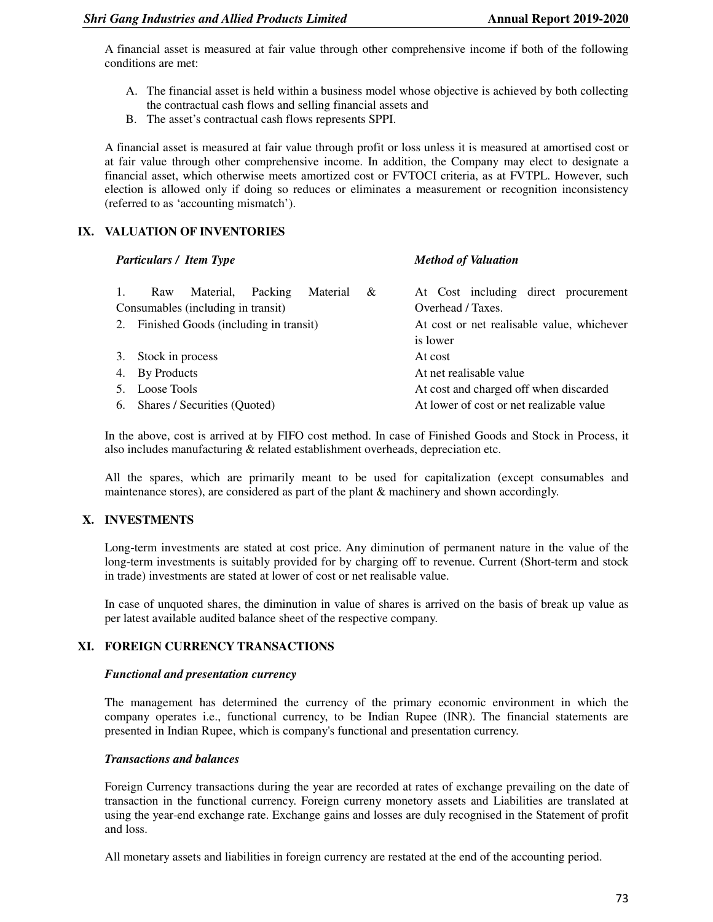A financial asset is measured at fair value through other comprehensive income if both of the following conditions are met:

A. The financial asset is held within a business model whose objective is achieved by both collecting the contractual cash flows and selling financial assets and
B. The asset's contractual cash flows represents SPPI.

A financial asset is measured at fair value through profit or loss unless it is measured at amortised cost or at fair value through other comprehensive income. In addition, the Company may elect to designate a financial asset, which otherwise meets amortized cost or FVTOCI criteria, as at FVTPL. However, such election is allowed only if doing so reduces or eliminates a measurement or recognition inconsistency (referred to as 'accounting mismatch').

## IX. VALUATION OF INVENTORIES

| *Particulars / Item Type* | *Method of Valuation* |
|---|---|
| 1. Raw Material, Packing Material & Consumables (including in transit) | At Cost including direct procurement Overhead / Taxes. |
| 2. Finished Goods (including in transit) | At cost or net realisable value, whichever is lower |
| 3. Stock in process | At cost |
| 4. By Products | At net realisable value |
| 5. Loose Tools | At cost and charged off when discarded |
| 6. Shares / Securities (Quoted) | At lower of cost or net realizable value |

In the above, cost is arrived at by FIFO cost method. In case of Finished Goods and Stock in Process, it also includes manufacturing & related establishment overheads, depreciation etc.

All the spares, which are primarily meant to be used for capitalization (except consumables and maintenance stores), are considered as part of the plant & machinery and shown accordingly.

## X. INVESTMENTS

Long-term investments are stated at cost price. Any diminution of permanent nature in the value of the long-term investments is suitably provided for by charging off to revenue. Current (Short-term and stock in trade) investments are stated at lower of cost or net realisable value.

In case of unquoted shares, the diminution in value of shares is arrived on the basis of break up value as per latest available audited balance sheet of the respective company.

## XI. FOREIGN CURRENCY TRANSACTIONS

***Functional and presentation currency***

The management has determined the currency of the primary economic environment in which the company operates i.e., functional currency, to be Indian Rupee (INR). The financial statements are presented in Indian Rupee, which is company's functional and presentation currency.

***Transactions and balances***

Foreign Currency transactions during the year are recorded at rates of exchange prevailing on the date of transaction in the functional currency. Foreign curreny monetory assets and Liabilities are translated at using the year-end exchange rate. Exchange gains and losses are duly recognised in the Statement of profit and loss.

All monetary assets and liabilities in foreign currency are restated at the end of the accounting period.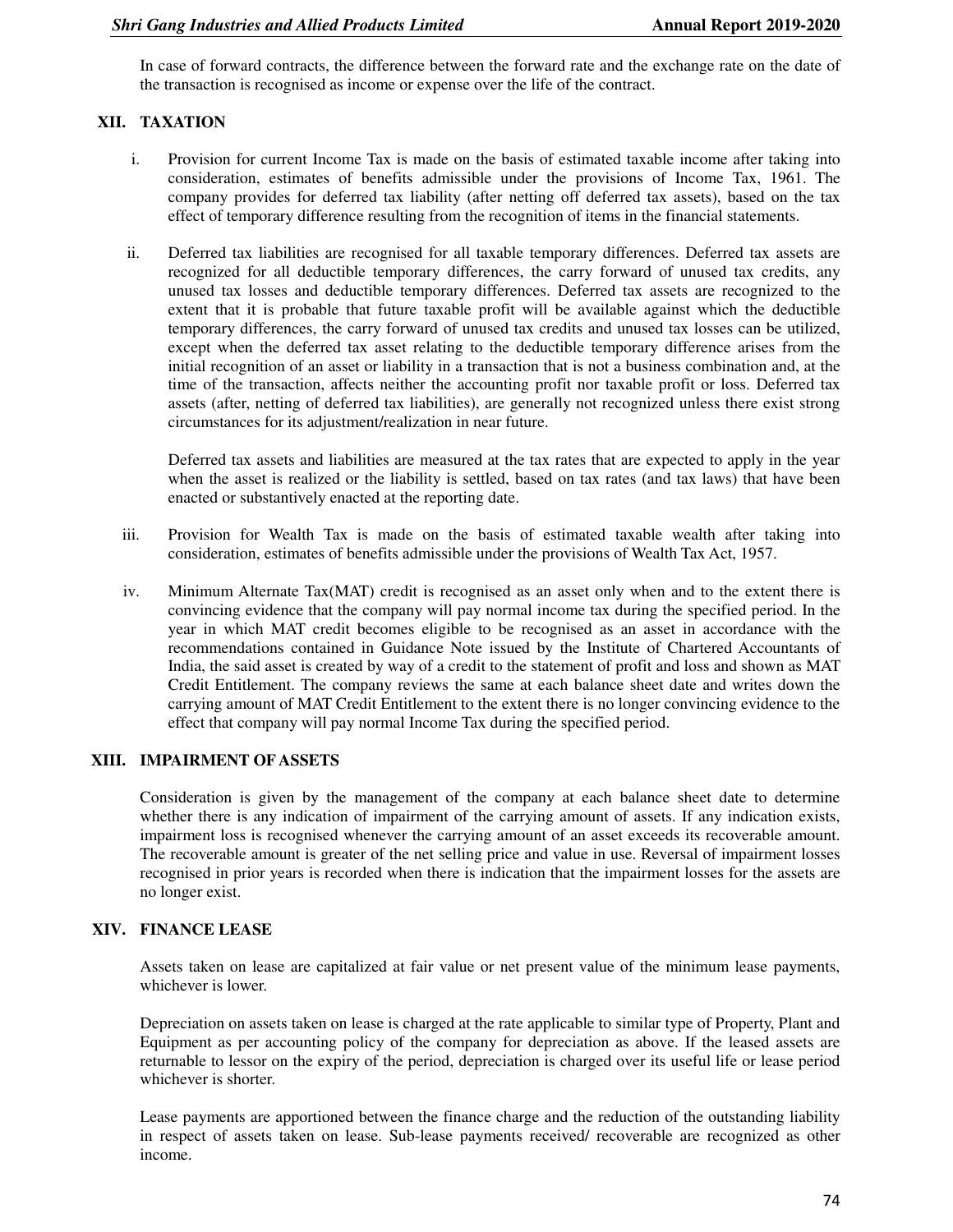In case of forward contracts, the difference between the forward rate and the exchange rate on the date of the transaction is recognised as income or expense over the life of the contract.

## XII. TAXATION

i. Provision for current Income Tax is made on the basis of estimated taxable income after taking into consideration, estimates of benefits admissible under the provisions of Income Tax, 1961. The company provides for deferred tax liability (after netting off deferred tax assets), based on the tax effect of temporary difference resulting from the recognition of items in the financial statements.

ii. Deferred tax liabilities are recognised for all taxable temporary differences. Deferred tax assets are recognized for all deductible temporary differences, the carry forward of unused tax credits, any unused tax losses and deductible temporary differences. Deferred tax assets are recognized to the extent that it is probable that future taxable profit will be available against which the deductible temporary differences, the carry forward of unused tax credits and unused tax losses can be utilized, except when the deferred tax asset relating to the deductible temporary difference arises from the initial recognition of an asset or liability in a transaction that is not a business combination and, at the time of the transaction, affects neither the accounting profit nor taxable profit or loss. Deferred tax assets (after, netting of deferred tax liabilities), are generally not recognized unless there exist strong circumstances for its adjustment/realization in near future.

   Deferred tax assets and liabilities are measured at the tax rates that are expected to apply in the year when the asset is realized or the liability is settled, based on tax rates (and tax laws) that have been enacted or substantively enacted at the reporting date.

iii. Provision for Wealth Tax is made on the basis of estimated taxable wealth after taking into consideration, estimates of benefits admissible under the provisions of Wealth Tax Act, 1957.

iv. Minimum Alternate Tax(MAT) credit is recognised as an asset only when and to the extent there is convincing evidence that the company will pay normal income tax during the specified period. In the year in which MAT credit becomes eligible to be recognised as an asset in accordance with the recommendations contained in Guidance Note issued by the Institute of Chartered Accountants of India, the said asset is created by way of a credit to the statement of profit and loss and shown as MAT Credit Entitlement. The company reviews the same at each balance sheet date and writes down the carrying amount of MAT Credit Entitlement to the extent there is no longer convincing evidence to the effect that company will pay normal Income Tax during the specified period.

## XIII. IMPAIRMENT OF ASSETS

Consideration is given by the management of the company at each balance sheet date to determine whether there is any indication of impairment of the carrying amount of assets. If any indication exists, impairment loss is recognised whenever the carrying amount of an asset exceeds its recoverable amount. The recoverable amount is greater of the net selling price and value in use. Reversal of impairment losses recognised in prior years is recorded when there is indication that the impairment losses for the assets are no longer exist.

## XIV. FINANCE LEASE

Assets taken on lease are capitalized at fair value or net present value of the minimum lease payments, whichever is lower.

Depreciation on assets taken on lease is charged at the rate applicable to similar type of Property, Plant and Equipment as per accounting policy of the company for depreciation as above. If the leased assets are returnable to lessor on the expiry of the period, depreciation is charged over its useful life or lease period whichever is shorter.

Lease payments are apportioned between the finance charge and the reduction of the outstanding liability in respect of assets taken on lease. Sub-lease payments received/ recoverable are recognized as other income.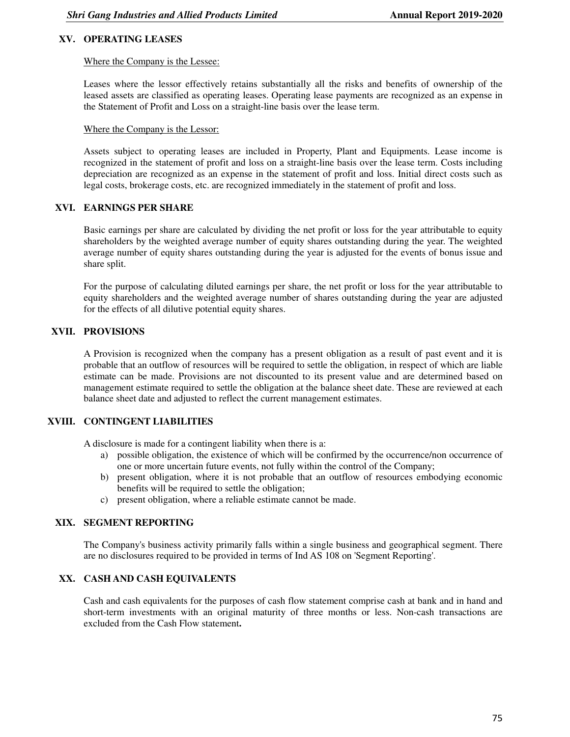## XV. OPERATING LEASES

Where the Company is the Lessee:

Leases where the lessor effectively retains substantially all the risks and benefits of ownership of the leased assets are classified as operating leases. Operating lease payments are recognized as an expense in the Statement of Profit and Loss on a straight-line basis over the lease term.

Where the Company is the Lessor:

Assets subject to operating leases are included in Property, Plant and Equipments. Lease income is recognized in the statement of profit and loss on a straight-line basis over the lease term. Costs including depreciation are recognized as an expense in the statement of profit and loss. Initial direct costs such as legal costs, brokerage costs, etc. are recognized immediately in the statement of profit and loss.

## XVI. EARNINGS PER SHARE

Basic earnings per share are calculated by dividing the net profit or loss for the year attributable to equity shareholders by the weighted average number of equity shares outstanding during the year. The weighted average number of equity shares outstanding during the year is adjusted for the events of bonus issue and share split.

For the purpose of calculating diluted earnings per share, the net profit or loss for the year attributable to equity shareholders and the weighted average number of shares outstanding during the year are adjusted for the effects of all dilutive potential equity shares.

## XVII. PROVISIONS

A Provision is recognized when the company has a present obligation as a result of past event and it is probable that an outflow of resources will be required to settle the obligation, in respect of which are liable estimate can be made. Provisions are not discounted to its present value and are determined based on management estimate required to settle the obligation at the balance sheet date. These are reviewed at each balance sheet date and adjusted to reflect the current management estimates.

## XVIII. CONTINGENT LIABILITIES

A disclosure is made for a contingent liability when there is a:

a) possible obligation, the existence of which will be confirmed by the occurrence/non occurrence of one or more uncertain future events, not fully within the control of the Company;
b) present obligation, where it is not probable that an outflow of resources embodying economic benefits will be required to settle the obligation;
c) present obligation, where a reliable estimate cannot be made.

## XIX. SEGMENT REPORTING

The Company's business activity primarily falls within a single business and geographical segment. There are no disclosures required to be provided in terms of Ind AS 108 on 'Segment Reporting'.

## XX. CASH AND CASH EQUIVALENTS

Cash and cash equivalents for the purposes of cash flow statement comprise cash at bank and in hand and short-term investments with an original maturity of three months or less. Non-cash transactions are excluded from the Cash Flow statement**.**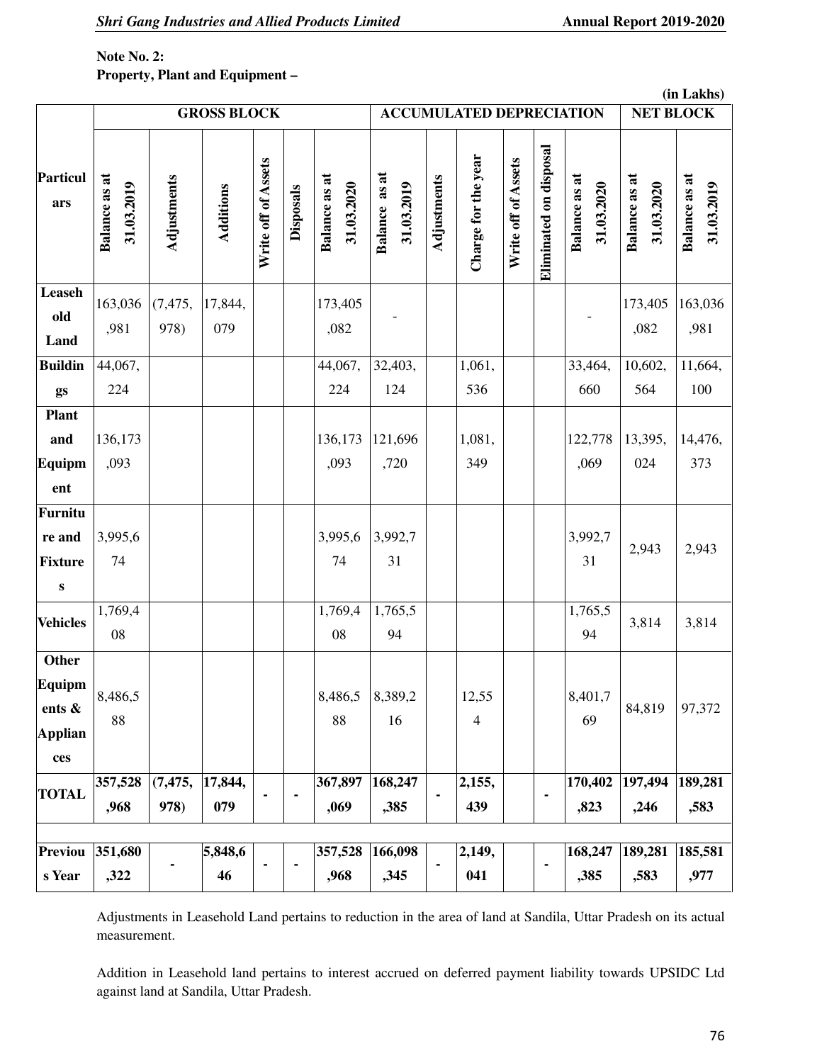**Note No. 2:**
**Property, Plant and Equipment –**

**(in Lakhs)**

| Particulars | GROSS BLOCK | | | | | | ACCUMULATED DEPRECIATION | | | | | | NET BLOCK | |
|---|---|---|---|---|---|---|---|---|---|---|---|---|---|---|
| | Balance as at 31.03.2019 | Adjustments | Additions | Write off of Assets | Disposals | Balance as at 31.03.2020 | Balance as at 31.03.2019 | Adjustments | Charge for the year | Write off of Assets | Eliminated on disposal | Balance as at 31.03.2020 | Balance as at 31.03.2020 | Balance as at 31.03.2019 |
| **Leasehold Land** | 163,036,981 | (7,475,978) | 17,844,079 | | | 173,405,082 | - | | | | | - | 173,405,082 | 163,036,981 |
| **Buildings** | 44,067,224 | | | | | 44,067,224 | 32,403,124 | | 1,061,536 | | | 33,464,660 | 10,602,564 | 11,664,100 |
| **Plant and Equipment** | 136,173,093 | | | | | 136,173,093 | 121,696,720 | | 1,081,349 | | | 122,778,069 | 13,395,024 | 14,476,373 |
| **Furniture and Fixtures** | 3,995,674 | | | | | 3,995,674 | 3,992,731 | | | | | 3,992,731 | 2,943 | 2,943 |
| **Vehicles** | 1,769,408 | | | | | 1,769,408 | 1,765,594 | | | | | 1,765,594 | 3,814 | 3,814 |
| **Other Equipments & Appliances** | 8,486,588 | | | | | 8,486,588 | 8,389,216 | | 12,554 | | | 8,401,769 | 84,819 | 97,372 |
| **TOTAL** | **357,528,968** | **(7,475,978)** | **17,844,079** | **-** | **-** | **367,897,069** | **168,247,385** | **-** | **2,155,439** | | **-** | **170,402,823** | **197,494,246** | **189,281,583** |
| | | | | | | | | | | | | | | |
| **Previous Year** | **351,680,322** | **-** | **5,848,646** | **-** | **-** | **357,528,968** | **166,098,345** | **-** | **2,149,041** | | **-** | **168,247,385** | **189,281,583** | **185,581,977** |

Adjustments in Leasehold Land pertains to reduction in the area of land at Sandila, Uttar Pradesh on its actual measurement.

Addition in Leasehold land pertains to interest accrued on deferred payment liability towards UPSIDC Ltd against land at Sandila, Uttar Pradesh.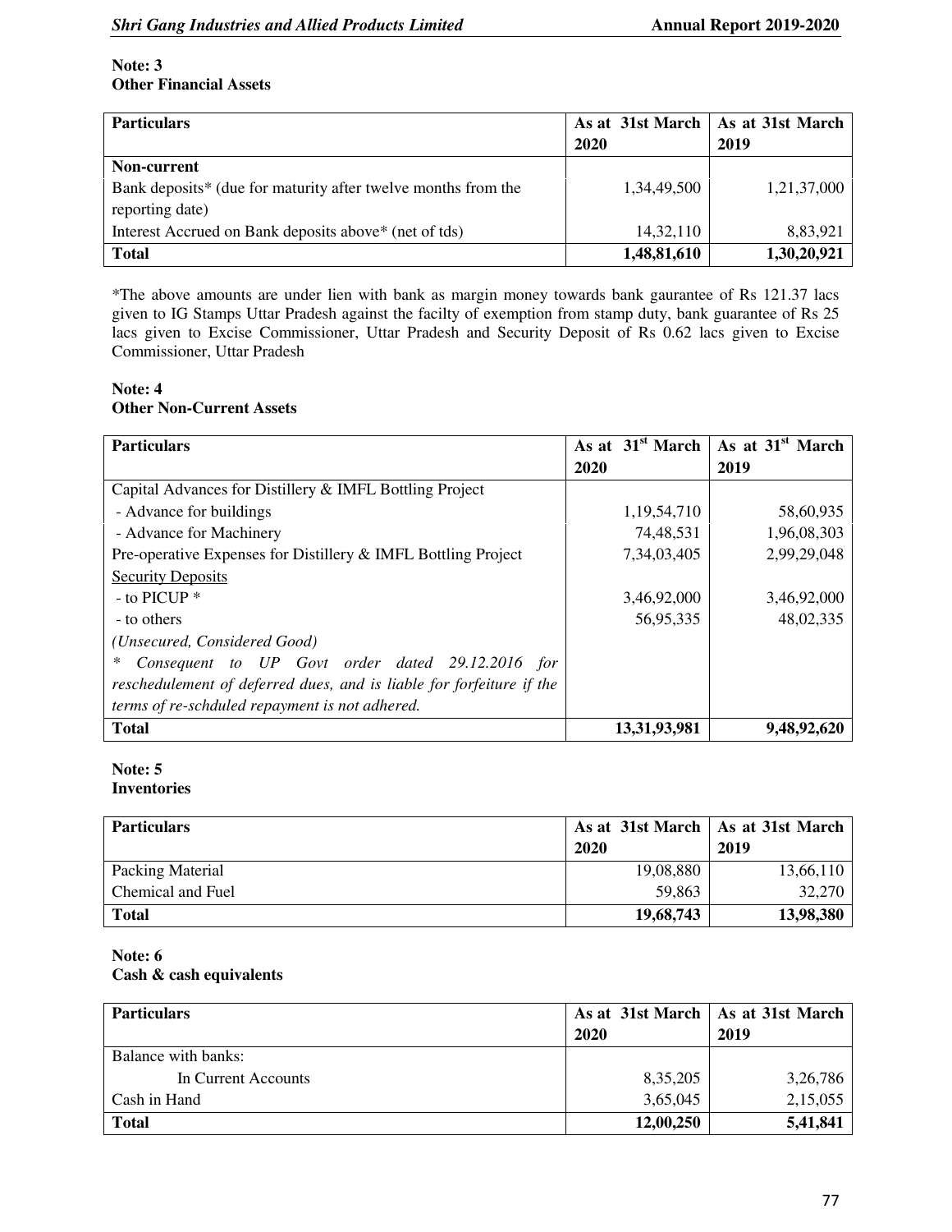**Note: 3**
**Other Financial Assets**

| Particulars | As at 31st March 2020 | As at 31st March 2019 |
|---|---|---|
| **Non-current** | | |
| Bank deposits* (due for maturity after twelve months from the reporting date) | 1,34,49,500 | 1,21,37,000 |
| Interest Accrued on Bank deposits above* (net of tds) | 14,32,110 | 8,83,921 |
| **Total** | **1,48,81,610** | **1,30,20,921** |

*The above amounts are under lien with bank as margin money towards bank gaurantee of Rs 121.37 lacs given to IG Stamps Uttar Pradesh against the facilty of exemption from stamp duty, bank guarantee of Rs 25 lacs given to Excise Commissioner, Uttar Pradesh and Security Deposit of Rs 0.62 lacs given to Excise Commissioner, Uttar Pradesh

**Note: 4**
**Other Non-Current Assets**

| Particulars | As at 31st March 2020 | As at 31st March 2019 |
|---|---|---|
| Capital Advances for Distillery & IMFL Bottling Project | | |
| - Advance for buildings | 1,19,54,710 | 58,60,935 |
| - Advance for Machinery | 74,48,531 | 1,96,08,303 |
| Pre-operative Expenses for Distillery & IMFL Bottling Project | 7,34,03,405 | 2,99,29,048 |
| Security Deposits | | |
| - to PICUP * | 3,46,92,000 | 3,46,92,000 |
| - to others | 56,95,335 | 48,02,335 |
| *(Unsecured, Considered Good)* | | |
| * *Consequent to UP Govt order dated 29.12.2016 for reschedulement of deferred dues, and is liable for forfeiture if the terms of re-schduled repayment is not adhered.* | | |
| **Total** | **13,31,93,981** | **9,48,92,620** |

**Note: 5**
**Inventories**

| Particulars | As at 31st March 2020 | As at 31st March 2019 |
|---|---|---|
| Packing Material | 19,08,880 | 13,66,110 |
| Chemical and Fuel | 59,863 | 32,270 |
| **Total** | **19,68,743** | **13,98,380** |

**Note: 6**
**Cash & cash equivalents**

| Particulars | As at 31st March 2020 | As at 31st March 2019 |
|---|---|---|
| Balance with banks: | | |
| In Current Accounts | 8,35,205 | 3,26,786 |
| Cash in Hand | 3,65,045 | 2,15,055 |
| **Total** | **12,00,250** | **5,41,841** |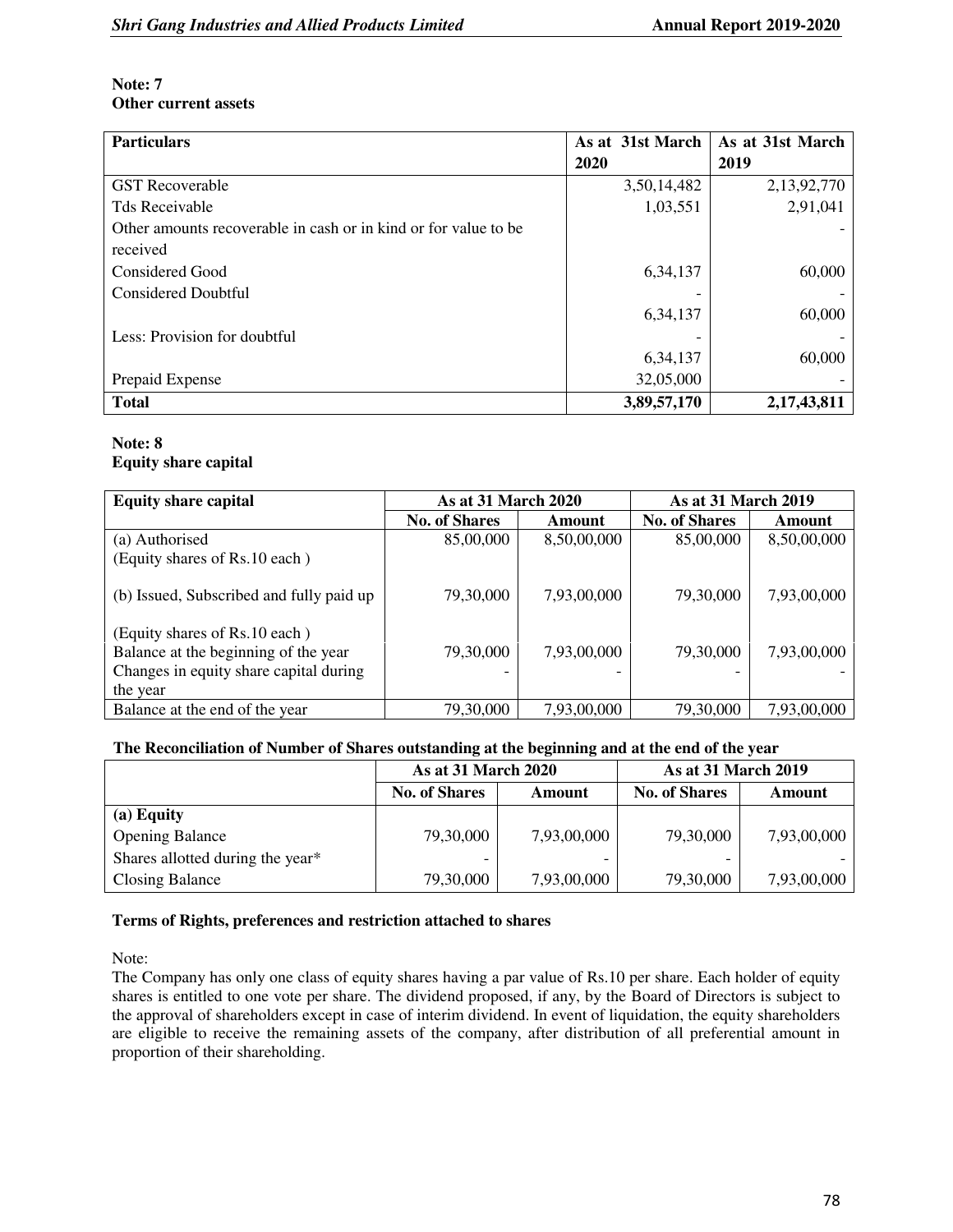**Note: 7**
**Other current assets**

| Particulars | As at 31st March 2020 | As at 31st March 2019 |
|---|---|---|
| GST Recoverable | 3,50,14,482 | 2,13,92,770 |
| Tds Receivable | 1,03,551 | 2,91,041 |
| Other amounts recoverable in cash or in kind or for value to be received | | - |
| Considered Good | 6,34,137 | 60,000 |
| Considered Doubtful | - | - |
| | 6,34,137 | 60,000 |
| Less: Provision for doubtful | - | - |
| | 6,34,137 | 60,000 |
| Prepaid Expense | 32,05,000 | - |
| **Total** | **3,89,57,170** | **2,17,43,811** |

**Note: 8**
**Equity share capital**

| Equity share capital | As at 31 March 2020 | | As at 31 March 2019 | |
|---|---|---|---|---|
| | No. of Shares | Amount | No. of Shares | Amount |
| (a) Authorised (Equity shares of Rs.10 each ) | 85,00,000 | 8,50,00,000 | 85,00,000 | 8,50,00,000 |
| (b) Issued, Subscribed and fully paid up | 79,30,000 | 7,93,00,000 | 79,30,000 | 7,93,00,000 |
| (Equity shares of Rs.10 each ) | | | | |
| Balance at the beginning of the year | 79,30,000 | 7,93,00,000 | 79,30,000 | 7,93,00,000 |
| Changes in equity share capital during the year | - | - | - | - |
| Balance at the end of the year | 79,30,000 | 7,93,00,000 | 79,30,000 | 7,93,00,000 |

**The Reconciliation of Number of Shares outstanding at the beginning and at the end of the year**

| | As at 31 March 2020 | | As at 31 March 2019 | |
|---|---|---|---|---|
| | No. of Shares | Amount | No. of Shares | Amount |
| **(a) Equity** | | | | |
| Opening Balance | 79,30,000 | 7,93,00,000 | 79,30,000 | 7,93,00,000 |
| Shares allotted during the year* | - | - | - | - |
| Closing Balance | 79,30,000 | 7,93,00,000 | 79,30,000 | 7,93,00,000 |

**Terms of Rights, preferences and restriction attached to shares**

Note:
The Company has only one class of equity shares having a par value of Rs.10 per share. Each holder of equity shares is entitled to one vote per share. The dividend proposed, if any, by the Board of Directors is subject to the approval of shareholders except in case of interim dividend. In event of liquidation, the equity shareholders are eligible to receive the remaining assets of the company, after distribution of all preferential amount in proportion of their shareholding.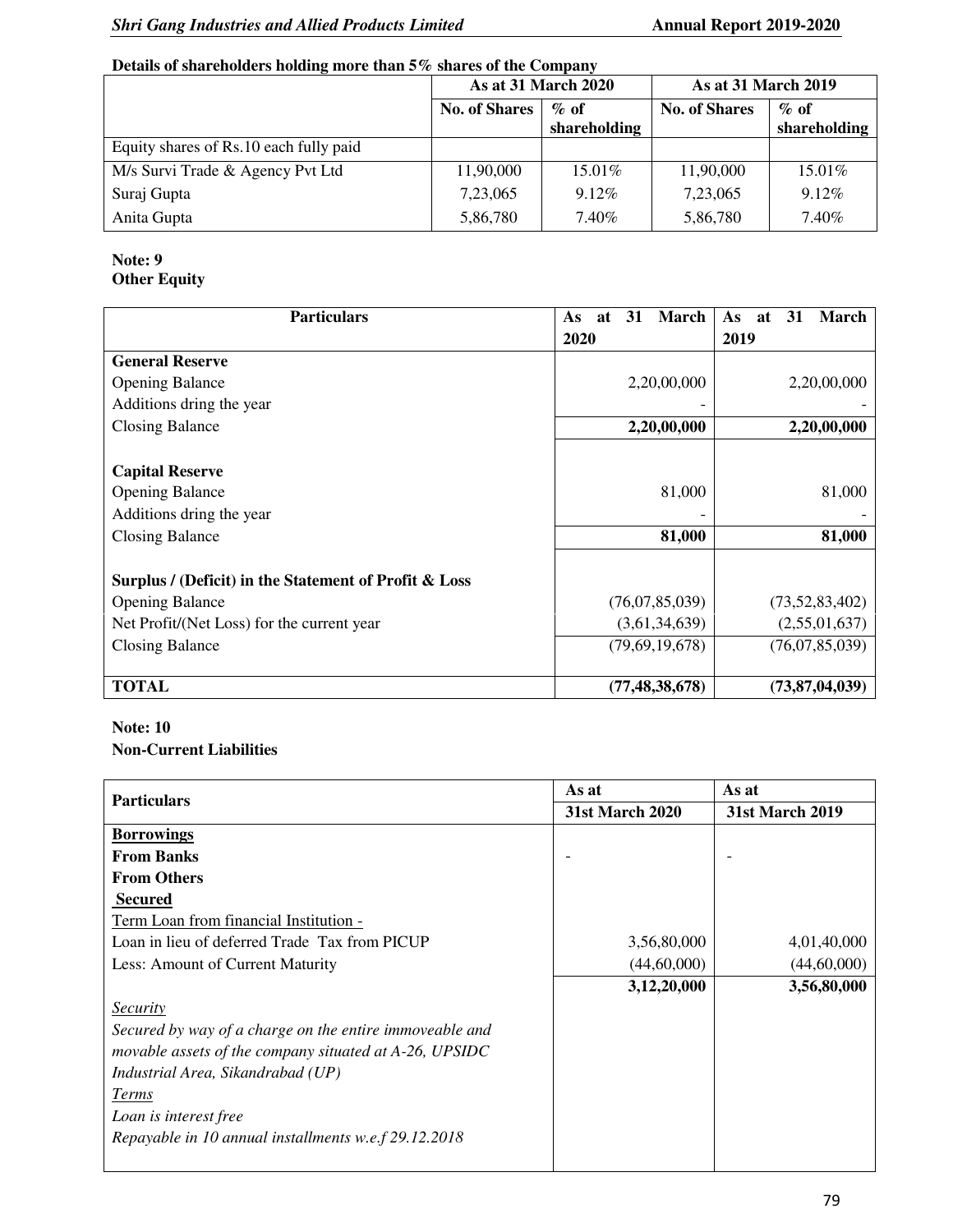**Details of shareholders holding more than 5% shares of the Company**

| | As at 31 March 2020 | | As at 31 March 2019 | |
|---|---|---|---|---|
| | No. of Shares | % of shareholding | No. of Shares | % of shareholding |
| Equity shares of Rs.10 each fully paid | | | | |
| M/s Survi Trade & Agency Pvt Ltd | 11,90,000 | 15.01% | 11,90,000 | 15.01% |
| Suraj Gupta | 7,23,065 | 9.12% | 7,23,065 | 9.12% |
| Anita Gupta | 5,86,780 | 7.40% | 5,86,780 | 7.40% |

**Note: 9**
**Other Equity**

| Particulars | As at 31 March 2020 | As at 31 March 2019 |
|---|---|---|
| **General Reserve** | | |
| Opening Balance | 2,20,00,000 | 2,20,00,000 |
| Additions dring the year | - | - |
| Closing Balance | **2,20,00,000** | **2,20,00,000** |
| | | |
| **Capital Reserve** | | |
| Opening Balance | 81,000 | 81,000 |
| Additions dring the year | - | - |
| Closing Balance | **81,000** | **81,000** |
| | | |
| **Surplus / (Deficit) in the Statement of Profit & Loss** | | |
| Opening Balance | (76,07,85,039) | (73,52,83,402) |
| Net Profit/(Net Loss) for the current year | (3,61,34,639) | (2,55,01,637) |
| Closing Balance | (79,69,19,678) | (76,07,85,039) |
| | | |
| **TOTAL** | **(77,48,38,678)** | **(73,87,04,039)** |

**Note: 10**
**Non-Current Liabilities**

| Particulars | As at 31st March 2020 | As at 31st March 2019 |
|---|---|---|
| **Borrowings** | | |
| **From Banks** | - | - |
| **From Others** | | |
| **Secured** | | |
| Term Loan from financial Institution - | | |
| Loan in lieu of deferred Trade Tax from PICUP | 3,56,80,000 | 4,01,40,000 |
| Less: Amount of Current Maturity | (44,60,000) | (44,60,000) |
| | **3,12,20,000** | **3,56,80,000** |
| *Security* | | |
| *Secured by way of a charge on the entire immoveable and movable assets of the company situated at A-26, UPSIDC Industrial Area, Sikandrabad (UP)* | | |
| *Terms* | | |
| *Loan is interest free* | | |
| *Repayable in 10 annual installments w.e.f 29.12.2018* | | |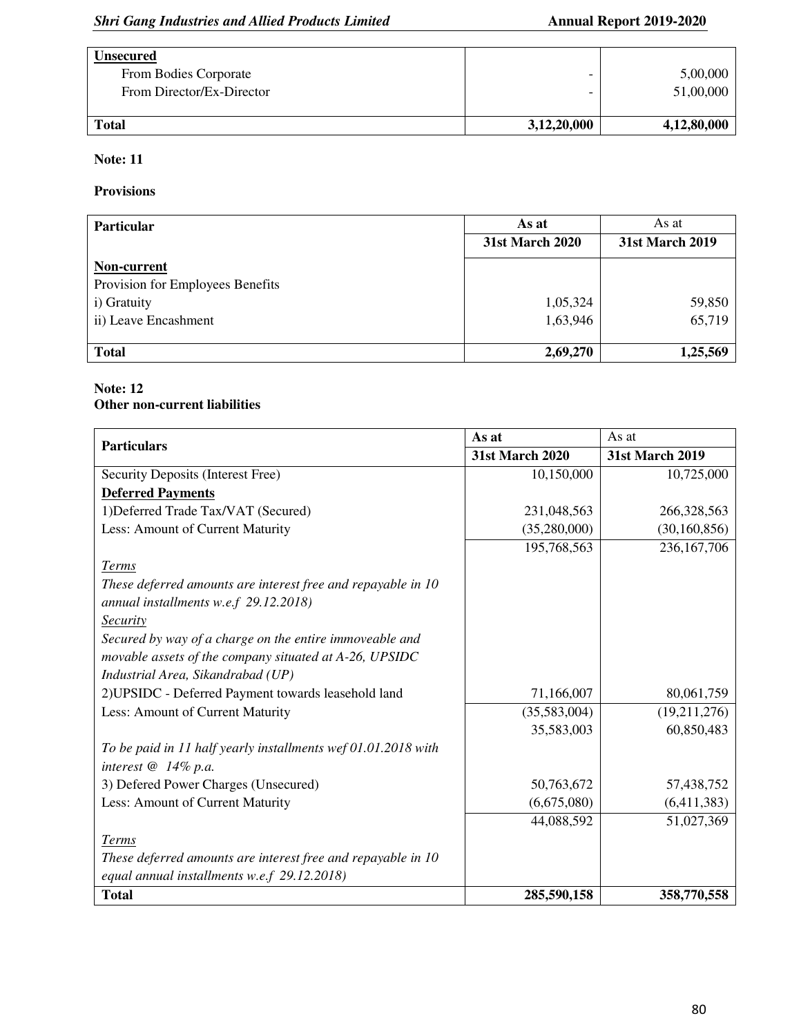| **Unsecured** | | |
|---|---|---|
| From Bodies Corporate | - | 5,00,000 |
| From Director/Ex-Director | - | 51,00,000 |
| **Total** | **3,12,20,000** | **4,12,80,000** |

**Note: 11**

**Provisions**

| **Particular** | **As at 31st March 2020** | As at **31st March 2019** |
|---|---|---|
| **Non-current** | | |
| Provision for Employees Benefits | | |
| i) Gratuity | 1,05,324 | 59,850 |
| ii) Leave Encashment | 1,63,946 | 65,719 |
| **Total** | **2,69,270** | **1,25,569** |

**Note: 12**
**Other non-current liabilities**

| **Particulars** | **As at 31st March 2020** | As at **31st March 2019** |
|---|---|---|
| Security Deposits (Interest Free) | 10,150,000 | 10,725,000 |
| **Deferred Payments** | | |
| 1)Deferred Trade Tax/VAT (Secured) | 231,048,563 | 266,328,563 |
| Less: Amount of Current Maturity | (35,280,000) | (30,160,856) |
| | 195,768,563 | 236,167,706 |
| *Terms* | | |
| *These deferred amounts are interest free and repayable in 10 annual installments w.e.f 29.12.2018)* | | |
| *Security* | | |
| *Secured by way of a charge on the entire immoveable and movable assets of the company situated at A-26, UPSIDC Industrial Area, Sikandrabad (UP)* | | |
| 2)UPSIDC - Deferred Payment towards leasehold land | 71,166,007 | 80,061,759 |
| Less: Amount of Current Maturity | (35,583,004) | (19,211,276) |
| | 35,583,003 | 60,850,483 |
| *To be paid in 11 half yearly installments wef 01.01.2018 with interest @ 14% p.a.* | | |
| 3) Defered Power Charges (Unsecured) | 50,763,672 | 57,438,752 |
| Less: Amount of Current Maturity | (6,675,080) | (6,411,383) |
| | 44,088,592 | 51,027,369 |
| *Terms* | | |
| *These deferred amounts are interest free and repayable in 10 equal annual installments w.e.f 29.12.2018)* | | |
| **Total** | **285,590,158** | **358,770,558** |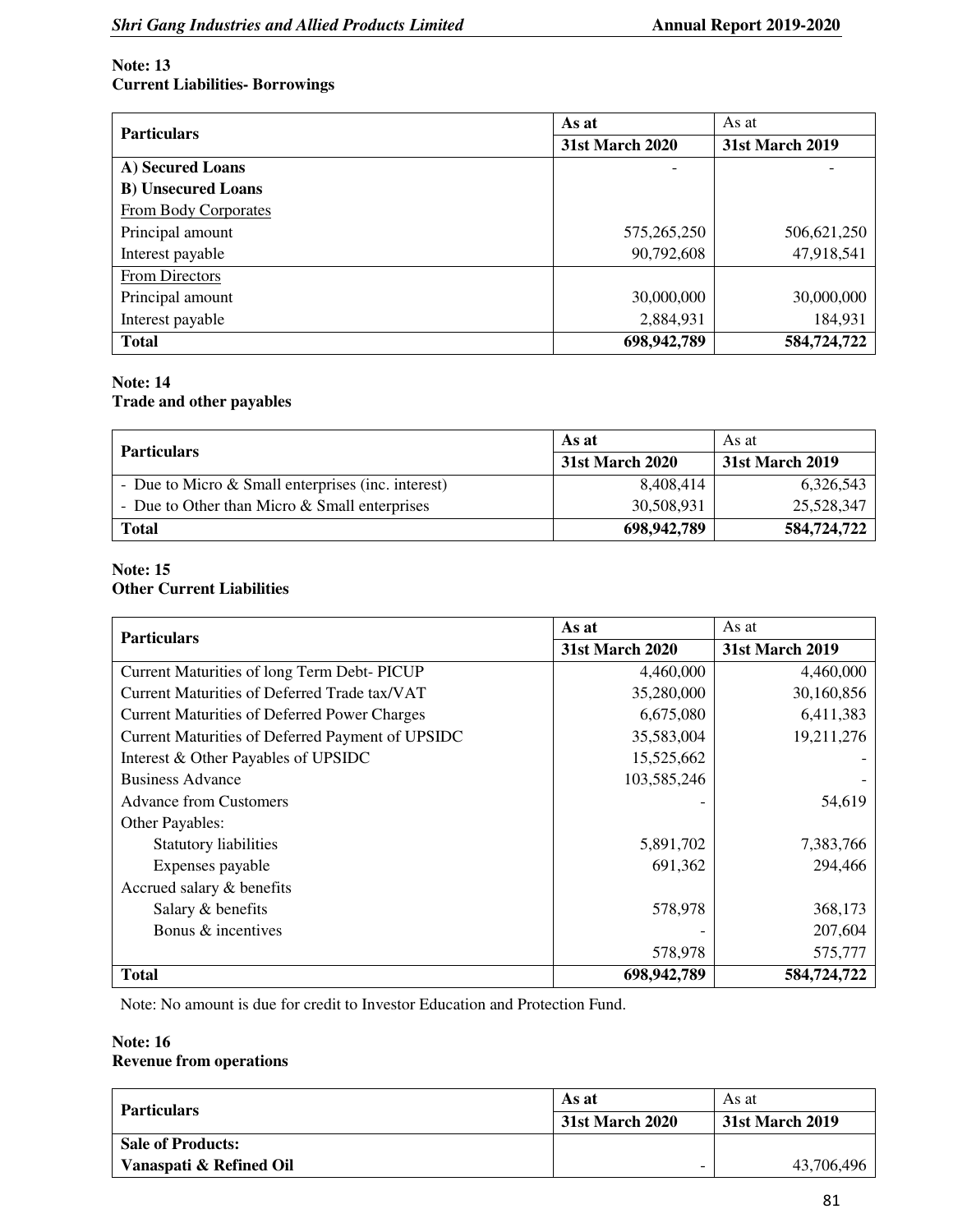**Note: 13**
**Current Liabilities- Borrowings**

| Particulars | As at 31st March 2020 | As at 31st March 2019 |
|---|---|---|
| **A) Secured Loans** | - | - |
| **B) Unsecured Loans** | | |
| From Body Corporates | | |
| Principal amount | 575,265,250 | 506,621,250 |
| Interest payable | 90,792,608 | 47,918,541 |
| From Directors | | |
| Principal amount | 30,000,000 | 30,000,000 |
| Interest payable | 2,884,931 | 184,931 |
| **Total** | **698,942,789** | **584,724,722** |

**Note: 14**
**Trade and other payables**

| Particulars | As at 31st March 2020 | As at 31st March 2019 |
|---|---|---|
| - Due to Micro & Small enterprises (inc. interest) | 8,408,414 | 6,326,543 |
| - Due to Other than Micro & Small enterprises | 30,508,931 | 25,528,347 |
| **Total** | **698,942,789** | **584,724,722** |

**Note: 15**
**Other Current Liabilities**

| Particulars | As at 31st March 2020 | As at 31st March 2019 |
|---|---|---|
| Current Maturities of long Term Debt- PICUP | 4,460,000 | 4,460,000 |
| Current Maturities of Deferred Trade tax/VAT | 35,280,000 | 30,160,856 |
| Current Maturities of Deferred Power Charges | 6,675,080 | 6,411,383 |
| Current Maturities of Deferred Payment of UPSIDC | 35,583,004 | 19,211,276 |
| Interest & Other Payables of UPSIDC | 15,525,662 | - |
| Business Advance | 103,585,246 | - |
| Advance from Customers | - | 54,619 |
| Other Payables: | | |
| Statutory liabilities | 5,891,702 | 7,383,766 |
| Expenses payable | 691,362 | 294,466 |
| Accrued salary & benefits | | |
| Salary & benefits | 578,978 | 368,173 |
| Bonus & incentives | - | 207,604 |
| | 578,978 | 575,777 |
| **Total** | **698,942,789** | **584,724,722** |

Note: No amount is due for credit to Investor Education and Protection Fund.

**Note: 16**
**Revenue from operations**

| Particulars | As at 31st March 2020 | As at 31st March 2019 |
|---|---|---|
| **Sale of Products:** | | |
| **Vanaspati & Refined Oil** | - | 43,706,496 |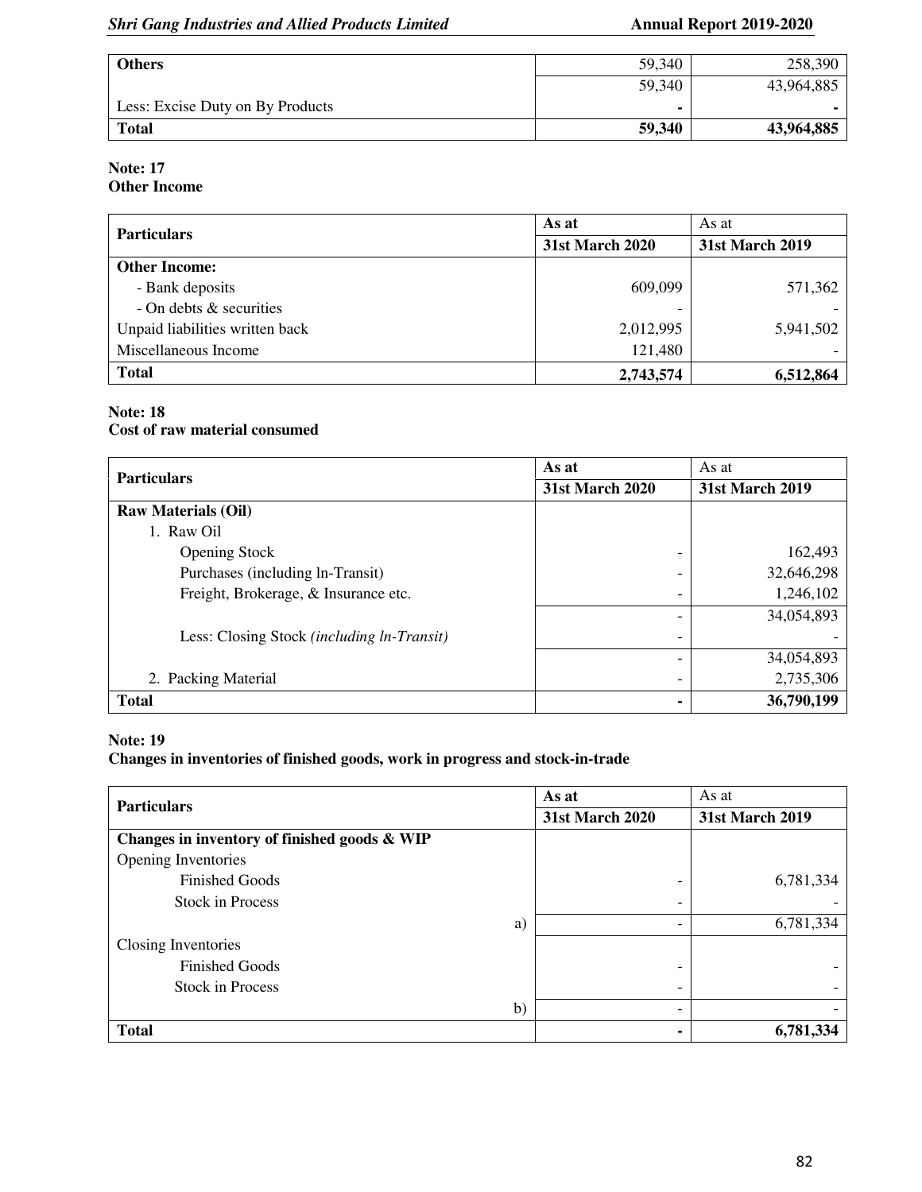| Others | 59,340 | 258,390 |
| --- | --- | --- |
| | 59,340 | 43,964,885 |
| Less: Excise Duty on By Products | - | - |
| **Total** | **59,340** | **43,964,885** |

**Note: 17**
**Other Income**

| Particulars | As at | As at |
| --- | --- | --- |
| | **31st March 2020** | **31st March 2019** |
| **Other Income:** | | |
| - Bank deposits | 609,099 | 571,362 |
| - On debts & securities | - | - |
| Unpaid liabilities written back | 2,012,995 | 5,941,502 |
| Miscellaneous Income | 121,480 | - |
| **Total** | **2,743,574** | **6,512,864** |

**Note: 18**
**Cost of raw material consumed**

| Particulars | As at | As at |
| --- | --- | --- |
| | **31st March 2020** | **31st March 2019** |
| **Raw Materials (Oil)** | | |
| 1. Raw Oil | | |
| Opening Stock | - | 162,493 |
| Purchases (including In-Transit) | - | 32,646,298 |
| Freight, Brokerage, & Insurance etc. | - | 1,246,102 |
| | - | 34,054,893 |
| Less: Closing Stock *(including In-Transit)* | - | - |
| | - | 34,054,893 |
| 2. Packing Material | - | 2,735,306 |
| **Total** | **-** | **36,790,199** |

**Note: 19**
**Changes in inventories of finished goods, work in progress and stock-in-trade**

| Particulars | As at | As at |
| --- | --- | --- |
| | **31st March 2020** | **31st March 2019** |
| **Changes in inventory of finished goods & WIP** | | |
| Opening Inventories | | |
| Finished Goods | - | 6,781,334 |
| Stock in Process | - | - |
| a) | - | 6,781,334 |
| Closing Inventories | | |
| Finished Goods | - | - |
| Stock in Process | - | - |
| b) | - | - |
| **Total** | **-** | **6,781,334** |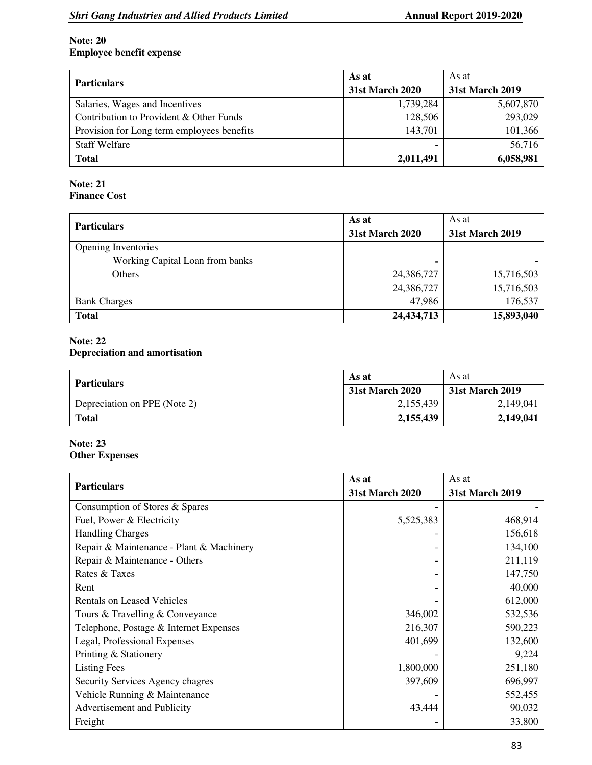**Note: 20**
**Employee benefit expense**

| Particulars | As at 31st March 2020 | As at 31st March 2019 |
|---|---|---|
| Salaries, Wages and Incentives | 1,739,284 | 5,607,870 |
| Contribution to Provident & Other Funds | 128,506 | 293,029 |
| Provision for Long term employees benefits | 143,701 | 101,366 |
| Staff Welfare | - | 56,716 |
| **Total** | **2,011,491** | **6,058,981** |

**Note: 21**
**Finance Cost**

| Particulars | As at 31st March 2020 | As at 31st March 2019 |
|---|---|---|
| Opening Inventories | | |
| Working Capital Loan from banks | - | - |
| Others | 24,386,727 | 15,716,503 |
| | 24,386,727 | 15,716,503 |
| Bank Charges | 47,986 | 176,537 |
| **Total** | **24,434,713** | **15,893,040** |

**Note: 22**
**Depreciation and amortisation**

| Particulars | As at 31st March 2020 | As at 31st March 2019 |
|---|---|---|
| Depreciation on PPE (Note 2) | 2,155,439 | 2,149,041 |
| **Total** | **2,155,439** | **2,149,041** |

**Note: 23**
**Other Expenses**

| Particulars | As at 31st March 2020 | As at 31st March 2019 |
|---|---|---|
| Consumption of Stores & Spares | - | - |
| Fuel, Power & Electricity | 5,525,383 | 468,914 |
| Handling Charges | - | 156,618 |
| Repair & Maintenance - Plant & Machinery | - | 134,100 |
| Repair & Maintenance - Others | - | 211,119 |
| Rates & Taxes | - | 147,750 |
| Rent | - | 40,000 |
| Rentals on Leased Vehicles | - | 612,000 |
| Tours & Travelling & Conveyance | 346,002 | 532,536 |
| Telephone, Postage & Internet Expenses | 216,307 | 590,223 |
| Legal, Professional Expenses | 401,699 | 132,600 |
| Printing & Stationery | - | 9,224 |
| Listing Fees | 1,800,000 | 251,180 |
| Security Services Agency chagres | 397,609 | 696,997 |
| Vehicle Running & Maintenance | - | 552,455 |
| Advertisement and Publicity | 43,444 | 90,032 |
| Freight | - | 33,800 |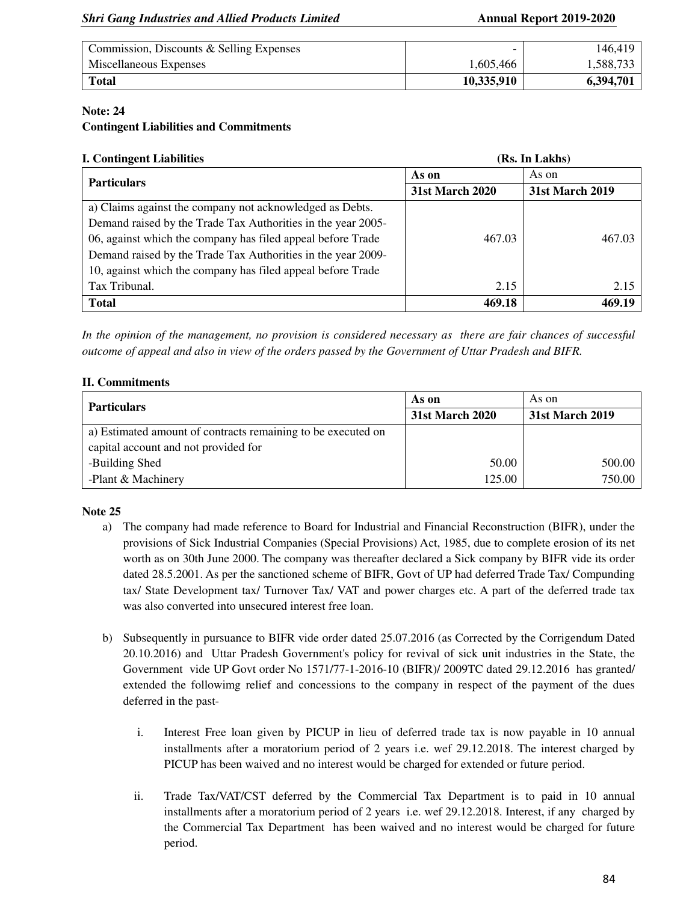| | | |
|---|---|---|
| Commission, Discounts & Selling Expenses | - | 146,419 |
| Miscellaneous Expenses | 1,605,466 | 1,588,733 |
| **Total** | **10,335,910** | **6,394,701** |

**Note: 24**
**Contingent Liabilities and Commitments**

**I. Contingent Liabilities** **(Rs. In Lakhs)**

| **Particulars** | **As on** | As on |
|---|---|---|
| | **31st March 2020** | **31st March 2019** |
| a) Claims against the company not acknowledged as Debts. Demand raised by the Trade Tax Authorities in the year 2005-06, against which the company has filed appeal before Trade | 467.03 | 467.03 |
| Demand raised by the Trade Tax Authorities in the year 2009-10, against which the company has filed appeal before Trade Tax Tribunal. | 2.15 | 2.15 |
| **Total** | **469.18** | **469.19** |

*In the opinion of the management, no provision is considered necessary as there are fair chances of successful outcome of appeal and also in view of the orders passed by the Government of Uttar Pradesh and BIFR.*

**II. Commitments**

| **Particulars** | **As on** | As on |
|---|---|---|
| | **31st March 2020** | **31st March 2019** |
| a) Estimated amount of contracts remaining to be executed on capital account and not provided for | | |
| -Building Shed | 50.00 | 500.00 |
| -Plant & Machinery | 125.00 | 750.00 |

**Note 25**

a) The company had made reference to Board for Industrial and Financial Reconstruction (BIFR), under the provisions of Sick Industrial Companies (Special Provisions) Act, 1985, due to complete erosion of its net worth as on 30th June 2000. The company was thereafter declared a Sick company by BIFR vide its order dated 28.5.2001. As per the sanctioned scheme of BIFR, Govt of UP had deferred Trade Tax/ Compunding tax/ State Development tax/ Turnover Tax/ VAT and power charges etc. A part of the deferred trade tax was also converted into unsecured interest free loan.

b) Subsequently in pursuance to BIFR vide order dated 25.07.2016 (as Corrected by the Corrigendum Dated 20.10.2016) and Uttar Pradesh Government's policy for revival of sick unit industries in the State, the Government vide UP Govt order No 1571/77-1-2016-10 (BIFR)/ 2009TC dated 29.12.2016 has granted/ extended the followimg relief and concessions to the company in respect of the payment of the dues deferred in the past-

   i. Interest Free loan given by PICUP in lieu of deferred trade tax is now payable in 10 annual installments after a moratorium period of 2 years i.e. wef 29.12.2018. The interest charged by PICUP has been waived and no interest would be charged for extended or future period.

   ii. Trade Tax/VAT/CST deferred by the Commercial Tax Department is to paid in 10 annual installments after a moratorium period of 2 years i.e. wef 29.12.2018. Interest, if any charged by the Commercial Tax Department has been waived and no interest would be charged for future period.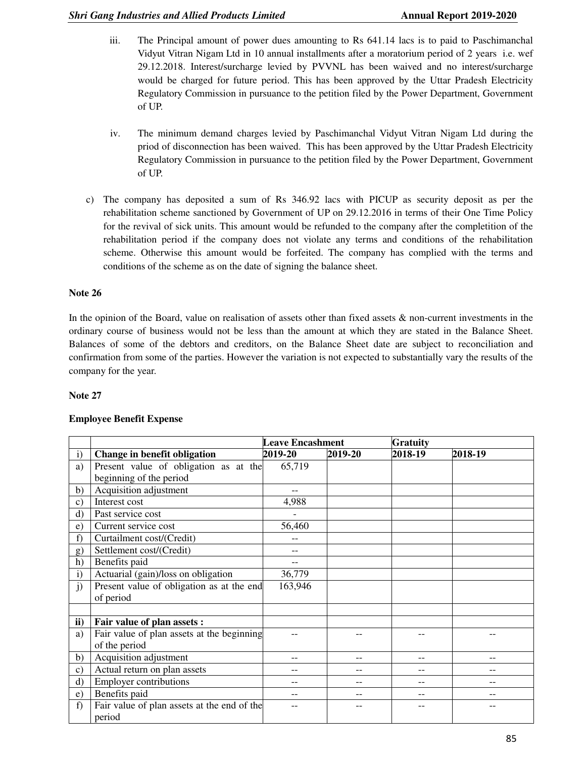iii. The Principal amount of power dues amounting to Rs 641.14 lacs is to paid to Paschimanchal Vidyut Vitran Nigam Ltd in 10 annual installments after a moratorium period of 2 years i.e. wef 29.12.2018. Interest/surcharge levied by PVVNL has been waived and no interest/surcharge would be charged for future period. This has been approved by the Uttar Pradesh Electricity Regulatory Commission in pursuance to the petition filed by the Power Department, Government of UP.

iv. The minimum demand charges levied by Paschimanchal Vidyut Vitran Nigam Ltd during the priod of disconnection has been waived. This has been approved by the Uttar Pradesh Electricity Regulatory Commission in pursuance to the petition filed by the Power Department, Government of UP.

c) The company has deposited a sum of Rs 346.92 lacs with PICUP as security deposit as per the rehabilitation scheme sanctioned by Government of UP on 29.12.2016 in terms of their One Time Policy for the revival of sick units. This amount would be refunded to the company after the completition of the rehabilitation period if the company does not violate any terms and conditions of the rehabilitation scheme. Otherwise this amount would be forfeited. The company has complied with the terms and conditions of the scheme as on the date of signing the balance sheet.

**Note 26**

In the opinion of the Board, value on realisation of assets other than fixed assets & non-current investments in the ordinary course of business would not be less than the amount at which they are stated in the Balance Sheet. Balances of some of the debtors and creditors, on the Balance Sheet date are subject to reconciliation and confirmation from some of the parties. However the variation is not expected to substantially vary the results of the company for the year.

**Note 27**

**Employee Benefit Expense**

| | | **Leave Encashment** | | **Gratuity** | |
|---|---|---|---|---|---|
| i) | **Change in benefit obligation** | **2019-20** | **2019-20** | **2018-19** | **2018-19** |
| a) | Present value of obligation as at the beginning of the period | 65,719 | | | |
| b) | Acquisition adjustment | -- | | | |
| c) | Interest cost | 4,988 | | | |
| d) | Past service cost | - | | | |
| e) | Current service cost | 56,460 | | | |
| f) | Curtailment cost/(Credit) | -- | | | |
| g) | Settlement cost/(Credit) | -- | | | |
| h) | Benefits paid | -- | | | |
| i) | Actuarial (gain)/loss on obligation | 36,779 | | | |
| j) | Present value of obligation as at the end of period | 163,946 | | | |
| | | | | | |
| **ii)** | **Fair value of plan assets :** | | | | |
| a) | Fair value of plan assets at the beginning of the period | -- | -- | -- | -- |
| b) | Acquisition adjustment | -- | -- | -- | -- |
| c) | Actual return on plan assets | -- | -- | -- | -- |
| d) | Employer contributions | -- | -- | -- | -- |
| e) | Benefits paid | -- | -- | -- | -- |
| f) | Fair value of plan assets at the end of the period | -- | -- | -- | -- |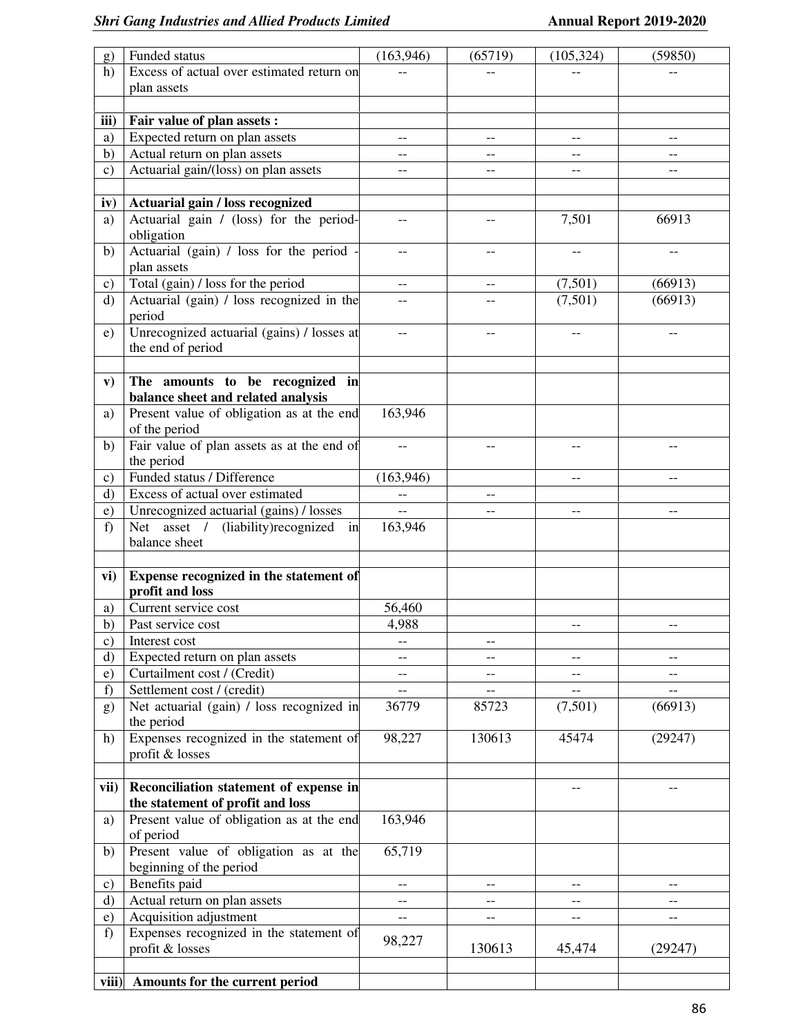| | | | | | |
|---|---|---|---|---|---|
| g) | Funded status | (163,946) | (65719) | (105,324) | (59850) |
| h) | Excess of actual over estimated return on plan assets | -- | -- | -- | -- |
| | | | | | |
| **iii)** | **Fair value of plan assets :** | | | | |
| a) | Expected return on plan assets | -- | -- | -- | -- |
| b) | Actual return on plan assets | -- | -- | -- | -- |
| c) | Actuarial gain/(loss) on plan assets | -- | -- | -- | -- |
| | | | | | |
| **iv)** | **Actuarial gain / loss recognized** | | | | |
| a) | Actuarial gain / (loss) for the period-obligation | -- | -- | 7,501 | 66913 |
| b) | Actuarial (gain) / loss for the period - plan assets | -- | -- | -- | -- |
| c) | Total (gain) / loss for the period | -- | -- | (7,501) | (66913) |
| d) | Actuarial (gain) / loss recognized in the period | -- | -- | (7,501) | (66913) |
| e) | Unrecognized actuarial (gains) / losses at the end of period | -- | -- | -- | -- |
| | | | | | |
| **v)** | **The amounts to be recognized in balance sheet and related analysis** | | | | |
| a) | Present value of obligation as at the end of the period | 163,946 | | | |
| b) | Fair value of plan assets as at the end of the period | -- | -- | -- | -- |
| c) | Funded status / Difference | (163,946) | | -- | -- |
| d) | Excess of actual over estimated | -- | -- | | |
| e) | Unrecognized actuarial (gains) / losses | -- | -- | -- | -- |
| f) | Net asset / (liability)recognized in balance sheet | 163,946 | | | |
| | | | | | |
| **vi)** | **Expense recognized in the statement of profit and loss** | | | | |
| a) | Current service cost | 56,460 | | | |
| b) | Past service cost | 4,988 | | -- | -- |
| c) | Interest cost | -- | -- | | |
| d) | Expected return on plan assets | -- | -- | -- | -- |
| e) | Curtailment cost / (Credit) | -- | -- | -- | -- |
| f) | Settlement cost / (credit) | -- | -- | -- | -- |
| g) | Net actuarial (gain) / loss recognized in the period | 36779 | 85723 | (7,501) | (66913) |
| h) | Expenses recognized in the statement of profit & losses | 98,227 | 130613 | 45474 | (29247) |
| | | | | | |
| **vii)** | **Reconciliation statement of expense in the statement of profit and loss** | | | -- | -- |
| a) | Present value of obligation as at the end of period | 163,946 | | | |
| b) | Present value of obligation as at the beginning of the period | 65,719 | | | |
| c) | Benefits paid | -- | -- | -- | -- |
| d) | Actual return on plan assets | -- | -- | -- | -- |
| e) | Acquisition adjustment | -- | -- | -- | -- |
| f) | Expenses recognized in the statement of profit & losses | 98,227 | 130613 | 45,474 | (29247) |
| | | | | | |
| **viii)** | **Amounts for the current period** | | | | |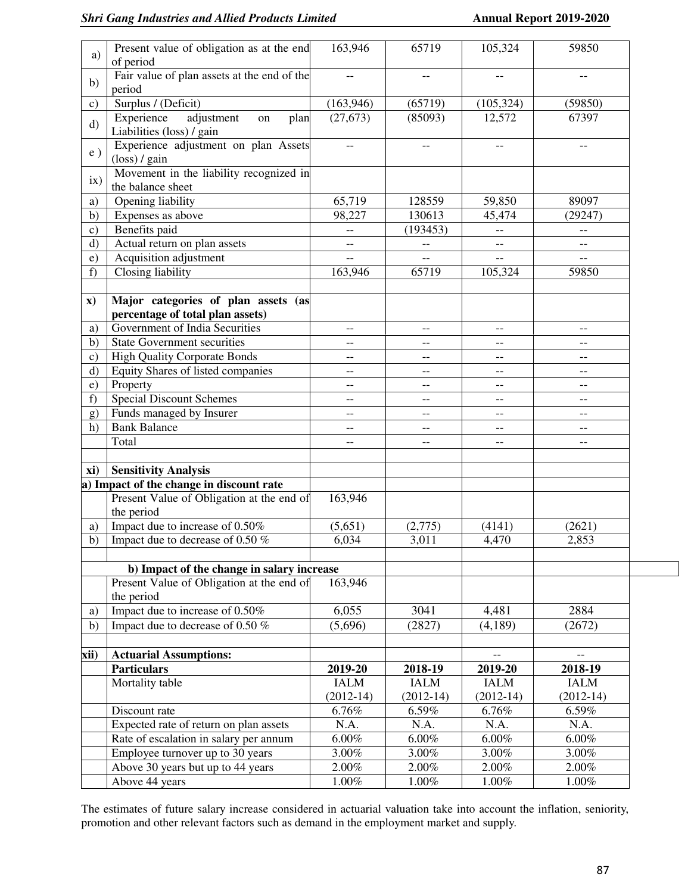| | | | | | |
|---|---|---|---|---|---|
| a) | Present value of obligation as at the end of period | 163,946 | 65719 | 105,324 | 59850 |
| b) | Fair value of plan assets at the end of the period | -- | -- | -- | -- |
| c) | Surplus / (Deficit) | (163,946) | (65719) | (105,324) | (59850) |
| d) | Experience adjustment on plan Liabilities (loss) / gain | (27,673) | (85093) | 12,572 | 67397 |
| e ) | Experience adjustment on plan Assets (loss) / gain | -- | -- | -- | -- |
| ix) | Movement in the liability recognized in the balance sheet | | | | |
| a) | Opening liability | 65,719 | 128559 | 59,850 | 89097 |
| b) | Expenses as above | 98,227 | 130613 | 45,474 | (29247) |
| c) | Benefits paid | -- | (193453) | -- | -- |
| d) | Actual return on plan assets | -- | -- | -- | -- |
| e) | Acquisition adjustment | -- | -- | -- | -- |
| f) | Closing liability | 163,946 | 65719 | 105,324 | 59850 |
| | | | | | |
| **x)** | **Major categories of plan assets (as percentage of total plan assets)** | | | | |
| a) | Government of India Securities | -- | -- | -- | -- |
| b) | State Government securities | -- | -- | -- | -- |
| c) | High Quality Corporate Bonds | -- | -- | -- | -- |
| d) | Equity Shares of listed companies | -- | -- | -- | -- |
| e) | Property | -- | -- | -- | -- |
| f) | Special Discount Schemes | -- | -- | -- | -- |
| g) | Funds managed by Insurer | -- | -- | -- | -- |
| h) | Bank Balance | -- | -- | -- | -- |
| | Total | -- | -- | -- | -- |
| | | | | | |
| **xi)** | **Sensitivity Analysis** | | | | |
| **a) Impact of the change in discount rate** | | | | | |
| | Present Value of Obligation at the end of the period | 163,946 | | | |
| a) | Impact due to increase of 0.50% | (5,651) | (2,775) | (4141) | (2621) |
| b) | Impact due to decrease of 0.50 % | 6,034 | 3,011 | 4,470 | 2,853 |
| | | | | | |
| **b) Impact of the change in salary increase** | | | | | |
| | Present Value of Obligation at the end of the period | 163,946 | | | |
| a) | Impact due to increase of 0.50% | 6,055 | 3041 | 4,481 | 2884 |
| b) | Impact due to decrease of 0.50 % | (5,696) | (2827) | (4,189) | (2672) |
| | | | | | |
| **xii)** | **Actuarial Assumptions:** | | | -- | -- |
| | **Particulars** | **2019-20** | **2018-19** | **2019-20** | **2018-19** |
| | Mortality table | IALM (2012-14) | IALM (2012-14) | IALM (2012-14) | IALM (2012-14) |
| | Discount rate | 6.76% | 6.59% | 6.76% | 6.59% |
| | Expected rate of return on plan assets | N.A. | N.A. | N.A. | N.A. |
| | Rate of escalation in salary per annum | 6.00% | 6.00% | 6.00% | 6.00% |
| | Employee turnover up to 30 years | 3.00% | 3.00% | 3.00% | 3.00% |
| | Above 30 years but up to 44 years | 2.00% | 2.00% | 2.00% | 2.00% |
| | Above 44 years | 1.00% | 1.00% | 1.00% | 1.00% |

The estimates of future salary increase considered in actuarial valuation take into account the inflation, seniority, promotion and other relevant factors such as demand in the employment market and supply.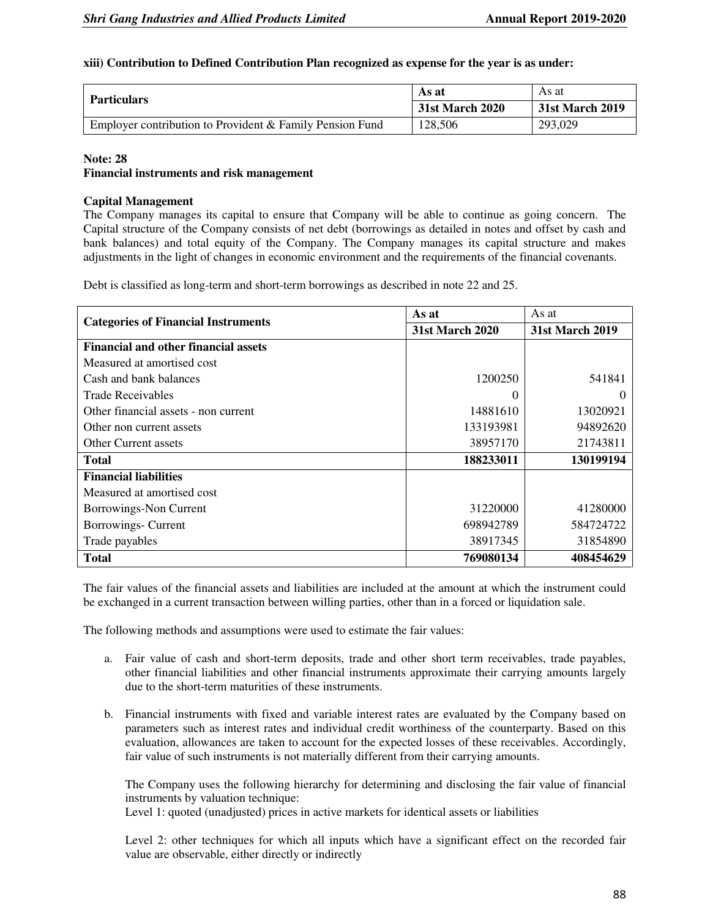**xiii) Contribution to Defined Contribution Plan recognized as expense for the year is as under:**

| Particulars | As at 31st March 2020 | As at 31st March 2019 |
|---|---|---|
| Employer contribution to Provident & Family Pension Fund | 128,506 | 293,029 |

**Note: 28**
**Financial instruments and risk management**

**Capital Management**
The Company manages its capital to ensure that Company will be able to continue as going concern. The Capital structure of the Company consists of net debt (borrowings as detailed in notes and offset by cash and bank balances) and total equity of the Company. The Company manages its capital structure and makes adjustments in the light of changes in economic environment and the requirements of the financial covenants.

Debt is classified as long-term and short-term borrowings as described in note 22 and 25.

| Categories of Financial Instruments | As at 31st March 2020 | As at 31st March 2019 |
|---|---|---|
| **Financial and other financial assets** | | |
| Measured at amortised cost | | |
| Cash and bank balances | 1200250 | 541841 |
| Trade Receivables | 0 | 0 |
| Other financial assets - non current | 14881610 | 13020921 |
| Other non current assets | 133193981 | 94892620 |
| Other Current assets | 38957170 | 21743811 |
| **Total** | **188233011** | **130199194** |
| **Financial liabilities** | | |
| Measured at amortised cost | | |
| Borrowings-Non Current | 31220000 | 41280000 |
| Borrowings- Current | 698942789 | 584724722 |
| Trade payables | 38917345 | 31854890 |
| **Total** | **769080134** | **408454629** |

The fair values of the financial assets and liabilities are included at the amount at which the instrument could be exchanged in a current transaction between willing parties, other than in a forced or liquidation sale.

The following methods and assumptions were used to estimate the fair values:

a. Fair value of cash and short-term deposits, trade and other short term receivables, trade payables, other financial liabilities and other financial instruments approximate their carrying amounts largely due to the short-term maturities of these instruments.

b. Financial instruments with fixed and variable interest rates are evaluated by the Company based on parameters such as interest rates and individual credit worthiness of the counterparty. Based on this evaluation, allowances are taken to account for the expected losses of these receivables. Accordingly, fair value of such instruments is not materially different from their carrying amounts.

   The Company uses the following hierarchy for determining and disclosing the fair value of financial instruments by valuation technique:
   Level 1: quoted (unadjusted) prices in active markets for identical assets or liabilities

   Level 2: other techniques for which all inputs which have a significant effect on the recorded fair value are observable, either directly or indirectly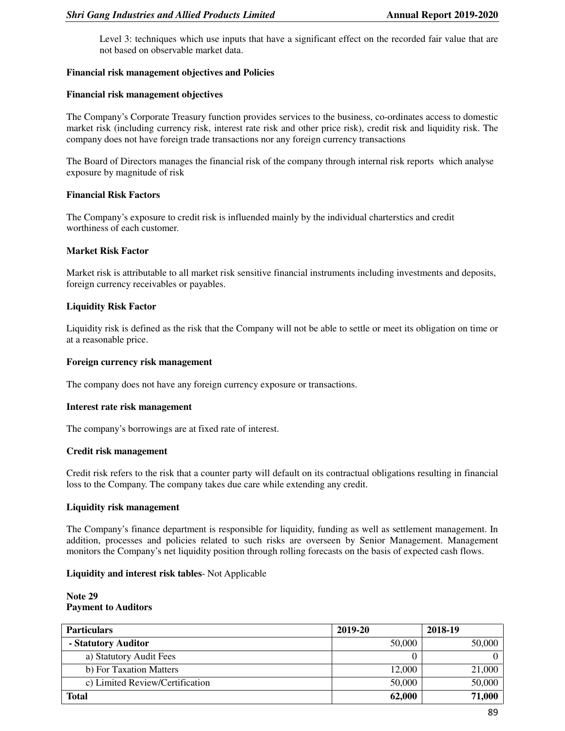Level 3: techniques which use inputs that have a significant effect on the recorded fair value that are not based on observable market data.

**Financial risk management objectives and Policies**

**Financial risk management objectives**

The Company's Corporate Treasury function provides services to the business, co-ordinates access to domestic market risk (including currency risk, interest rate risk and other price risk), credit risk and liquidity risk. The company does not have foreign trade transactions nor any foreign currency transactions

The Board of Directors manages the financial risk of the company through internal risk reports which analyse exposure by magnitude of risk

**Financial Risk Factors**

The Company's exposure to credit risk is influended mainly by the individual charterstics and credit worthiness of each customer.

**Market Risk Factor**

Market risk is attributable to all market risk sensitive financial instruments including investments and deposits, foreign currency receivables or payables.

**Liquidity Risk Factor**

Liquidity risk is defined as the risk that the Company will not be able to settle or meet its obligation on time or at a reasonable price.

**Foreign currency risk management**

The company does not have any foreign currency exposure or transactions.

**Interest rate risk management**

The company's borrowings are at fixed rate of interest.

**Credit risk management**

Credit risk refers to the risk that a counter party will default on its contractual obligations resulting in financial loss to the Company. The company takes due care while extending any credit.

**Liquidity risk management**

The Company's finance department is responsible for liquidity, funding as well as settlement management. In addition, processes and policies related to such risks are overseen by Senior Management. Management monitors the Company's net liquidity position through rolling forecasts on the basis of expected cash flows.

**Liquidity and interest risk tables**- Not Applicable

**Note 29**
**Payment to Auditors**

| Particulars | 2019-20 | 2018-19 |
|---|---|---|
| **- Statutory Auditor** | 50,000 | 50,000 |
| a) Statutory Audit Fees | 0 | 0 |
| b) For Taxation Matters | 12,000 | 21,000 |
| c) Limited Review/Certification | 50,000 | 50,000 |
| **Total** | **62,000** | **71,000** |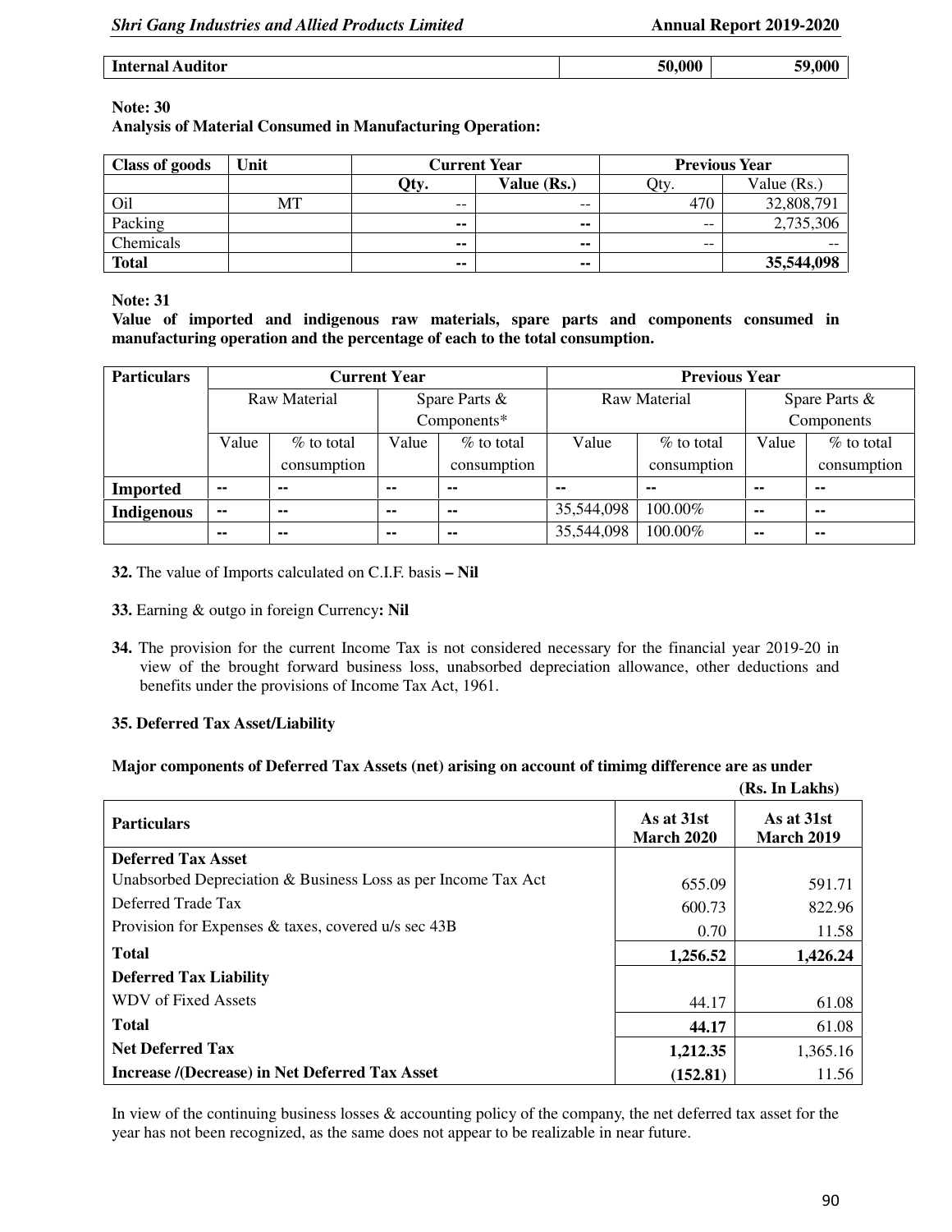| Internal Auditor | 50,000 | 59,000 |
|---|---|---|

**Note: 30**

**Analysis of Material Consumed in Manufacturing Operation:**

| Class of goods | Unit | Current Year | | Previous Year | |
|---|---|---|---|---|---|
| | | Qty. | Value (Rs.) | Qty. | Value (Rs.) |
| Oil | MT | -- | -- | 470 | 32,808,791 |
| Packing | | -- | -- | -- | 2,735,306 |
| Chemicals | | -- | -- | -- | -- |
| **Total** | | -- | -- | | **35,544,098** |

**Note: 31**

**Value of imported and indigenous raw materials, spare parts and components consumed in manufacturing operation and the percentage of each to the total consumption.**

| Particulars | Current Year | | | | Previous Year | | | |
|---|---|---|---|---|---|---|---|---|
| | Raw Material | | Spare Parts & Components* | | Raw Material | | Spare Parts & Components | |
| | Value | % to total consumption | Value | % to total consumption | Value | % to total consumption | Value | % to total consumption |
| **Imported** | -- | -- | -- | -- | -- | -- | -- | -- |
| **Indigenous** | -- | -- | -- | -- | 35,544,098 | 100.00% | -- | -- |
| | -- | -- | -- | -- | 35,544,098 | 100.00% | -- | -- |

**32.** The value of Imports calculated on C.I.F. basis **– Nil**

**33.** Earning & outgo in foreign Currency**: Nil**

**34.** The provision for the current Income Tax is not considered necessary for the financial year 2019-20 in view of the brought forward business loss, unabsorbed depreciation allowance, other deductions and benefits under the provisions of Income Tax Act, 1961.

**35. Deferred Tax Asset/Liability**

**Major components of Deferred Tax Assets (net) arising on account of timimg difference are as under**

**(Rs. In Lakhs)**

| Particulars | As at 31st March 2020 | As at 31st March 2019 |
|---|---|---|
| **Deferred Tax Asset** | | |
| Unabsorbed Depreciation & Business Loss as per Income Tax Act | 655.09 | 591.71 |
| Deferred Trade Tax | 600.73 | 822.96 |
| Provision for Expenses & taxes, covered u/s sec 43B | 0.70 | 11.58 |
| **Total** | **1,256.52** | **1,426.24** |
| **Deferred Tax Liability** | | |
| WDV of Fixed Assets | 44.17 | 61.08 |
| **Total** | **44.17** | 61.08 |
| **Net Deferred Tax** | **1,212.35** | 1,365.16 |
| **Increase /(Decrease) in Net Deferred Tax Asset** | **(152.81)** | 11.56 |

In view of the continuing business losses & accounting policy of the company, the net deferred tax asset for the year has not been recognized, as the same does not appear to be realizable in near future.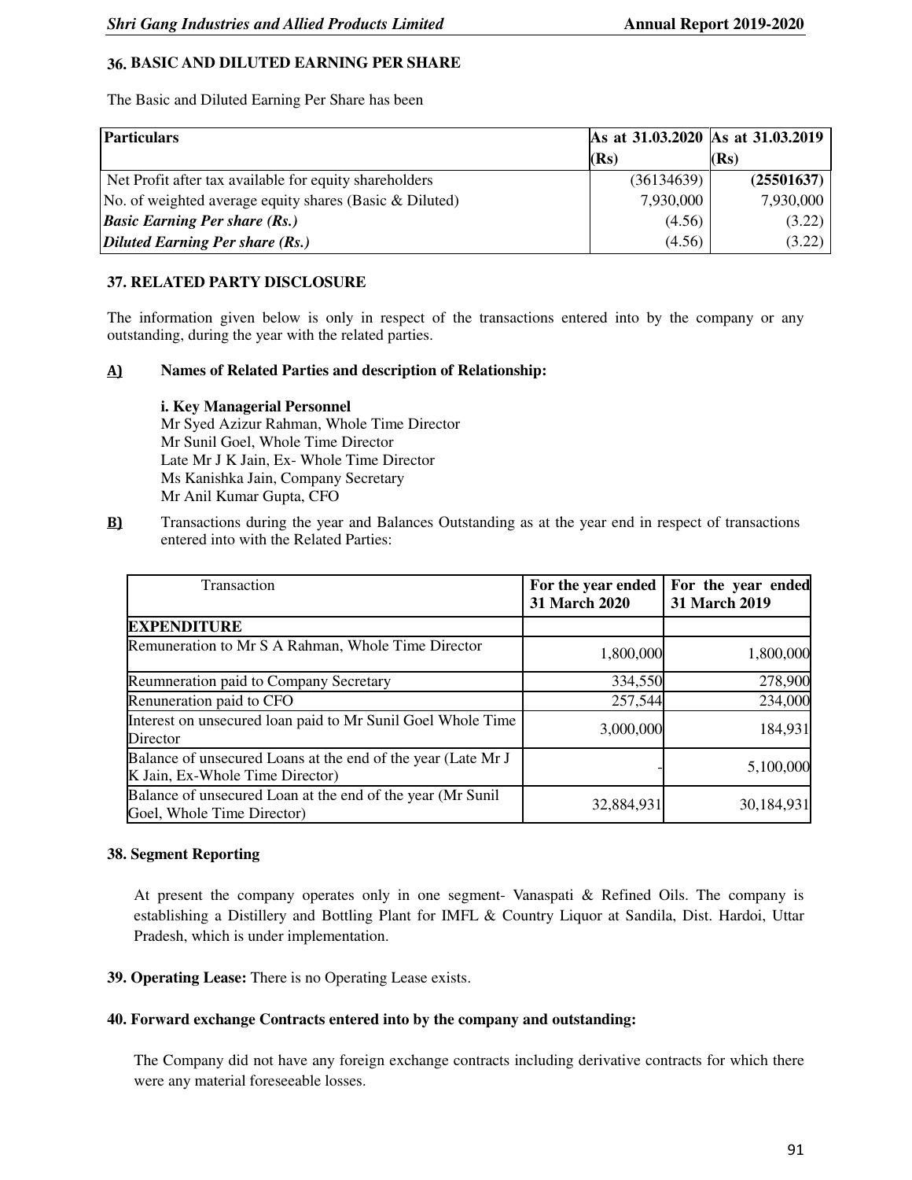## 36. BASIC AND DILUTED EARNING PER SHARE

The Basic and Diluted Earning Per Share has been

| Particulars | As at 31.03.2020 (Rs) | As at 31.03.2019 (Rs) |
|---|---|---|
| Net Profit after tax available for equity shareholders | (36134639) | **(25501637)** |
| No. of weighted average equity shares (Basic & Diluted) | 7,930,000 | 7,930,000 |
| ***Basic Earning Per share (Rs.)*** | (4.56) | (3.22) |
| ***Diluted Earning Per share (Rs.)*** | (4.56) | (3.22) |

## 37. RELATED PARTY DISCLOSURE

The information given below is only in respect of the transactions entered into by the company or any outstanding, during the year with the related parties.

**A) Names of Related Parties and description of Relationship:**

**i. Key Managerial Personnel**
Mr Syed Azizur Rahman, Whole Time Director
Mr Sunil Goel, Whole Time Director
Late Mr J K Jain, Ex- Whole Time Director
Ms Kanishka Jain, Company Secretary
Mr Anil Kumar Gupta, CFO

**B)** Transactions during the year and Balances Outstanding as at the year end in respect of transactions entered into with the Related Parties:

| Transaction | For the year ended 31 March 2020 | For the year ended 31 March 2019 |
|---|---|---|
| **EXPENDITURE** | | |
| Remuneration to Mr S A Rahman, Whole Time Director | 1,800,000 | 1,800,000 |
| Reumneration paid to Company Secretary | 334,550 | 278,900 |
| Renuneration paid to CFO | 257,544 | 234,000 |
| Interest on unsecured loan paid to Mr Sunil Goel Whole Time Director | 3,000,000 | 184,931 |
| Balance of unsecured Loans at the end of the year (Late Mr J K Jain, Ex-Whole Time Director) | - | 5,100,000 |
| Balance of unsecured Loan at the end of the year (Mr Sunil Goel, Whole Time Director) | 32,884,931 | 30,184,931 |

## 38. Segment Reporting

At present the company operates only in one segment- Vanaspati & Refined Oils. The company is establishing a Distillery and Bottling Plant for IMFL & Country Liquor at Sandila, Dist. Hardoi, Uttar Pradesh, which is under implementation.

**39. Operating Lease:** There is no Operating Lease exists.

**40. Forward exchange Contracts entered into by the company and outstanding:**

The Company did not have any foreign exchange contracts including derivative contracts for which there were any material foreseeable losses.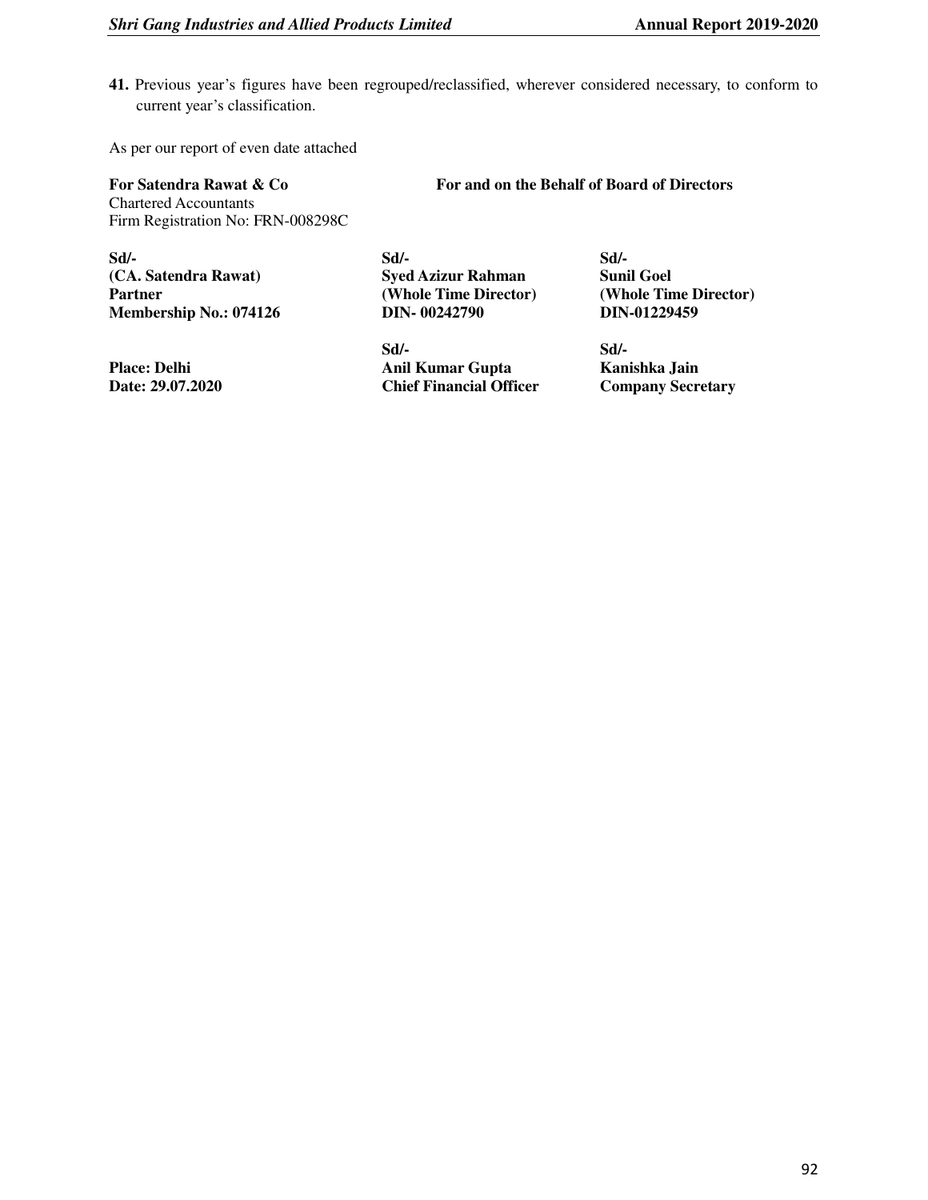**41.** Previous year's figures have been regrouped/reclassified, wherever considered necessary, to conform to current year's classification.

As per our report of even date attached

**For Satendra Rawat & Co**
Chartered Accountants
Firm Registration No: FRN-008298C

**For and on the Behalf of Board of Directors**

**Sd/-**
**(CA. Satendra Rawat)**
**Partner**
**Membership No.: 074126**

**Sd/-**
**Syed Azizur Rahman**
**(Whole Time Director)**
**DIN- 00242790**

**Sd/-**
**Sunil Goel**
**(Whole Time Director)**
**DIN-01229459**

**Place: Delhi**
**Date: 29.07.2020**

**Sd/-**
**Anil Kumar Gupta**
**Chief Financial Officer**

**Sd/-**
**Kanishka Jain**
**Company Secretary**